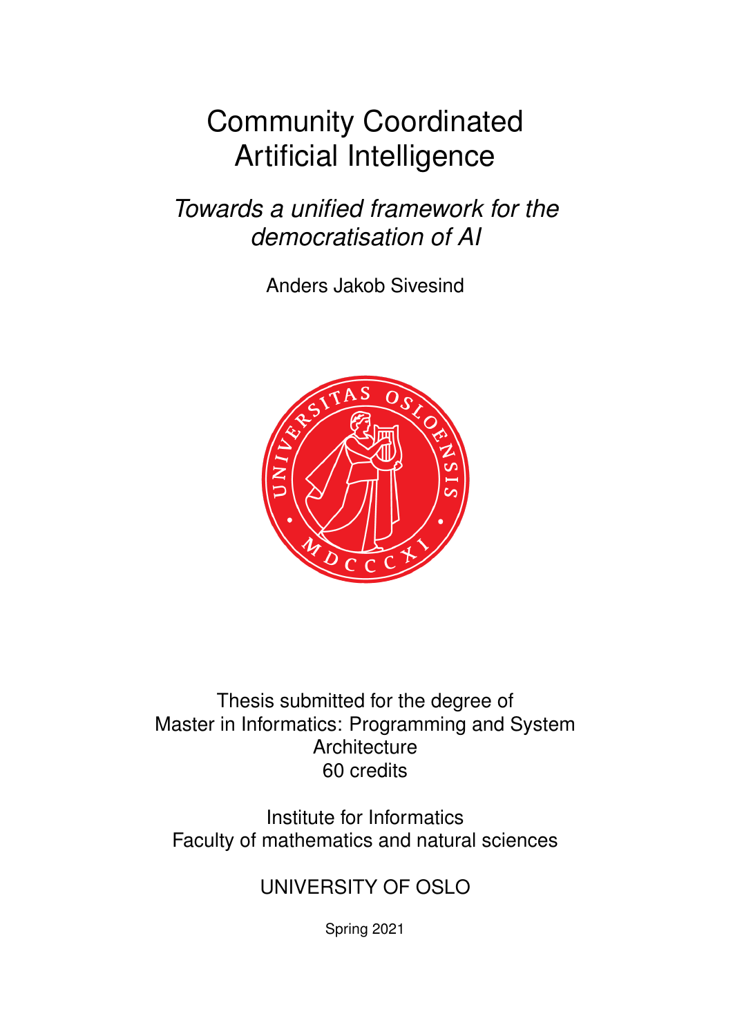# Community Coordinated Artificial Intelligence

## *Towards a unified framework for the democratisation of AI*

Anders Jakob Sivesind

Thesis submitted for the degree of
Master in Informatics: Programming and System Architecture
60 credits

Institute for Informatics
Faculty of mathematics and natural sciences

UNIVERSITY OF OSLO

Spring 2021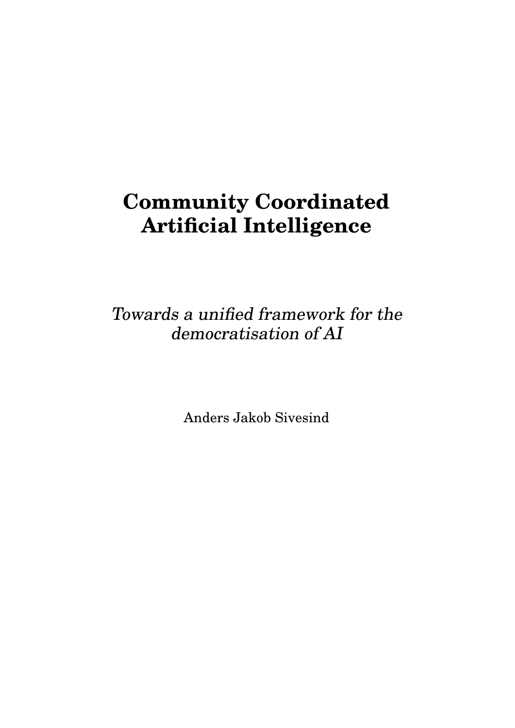# Community Coordinated Artificial Intelligence

*Towards a unified framework for the democratisation of AI*

Anders Jakob Sivesind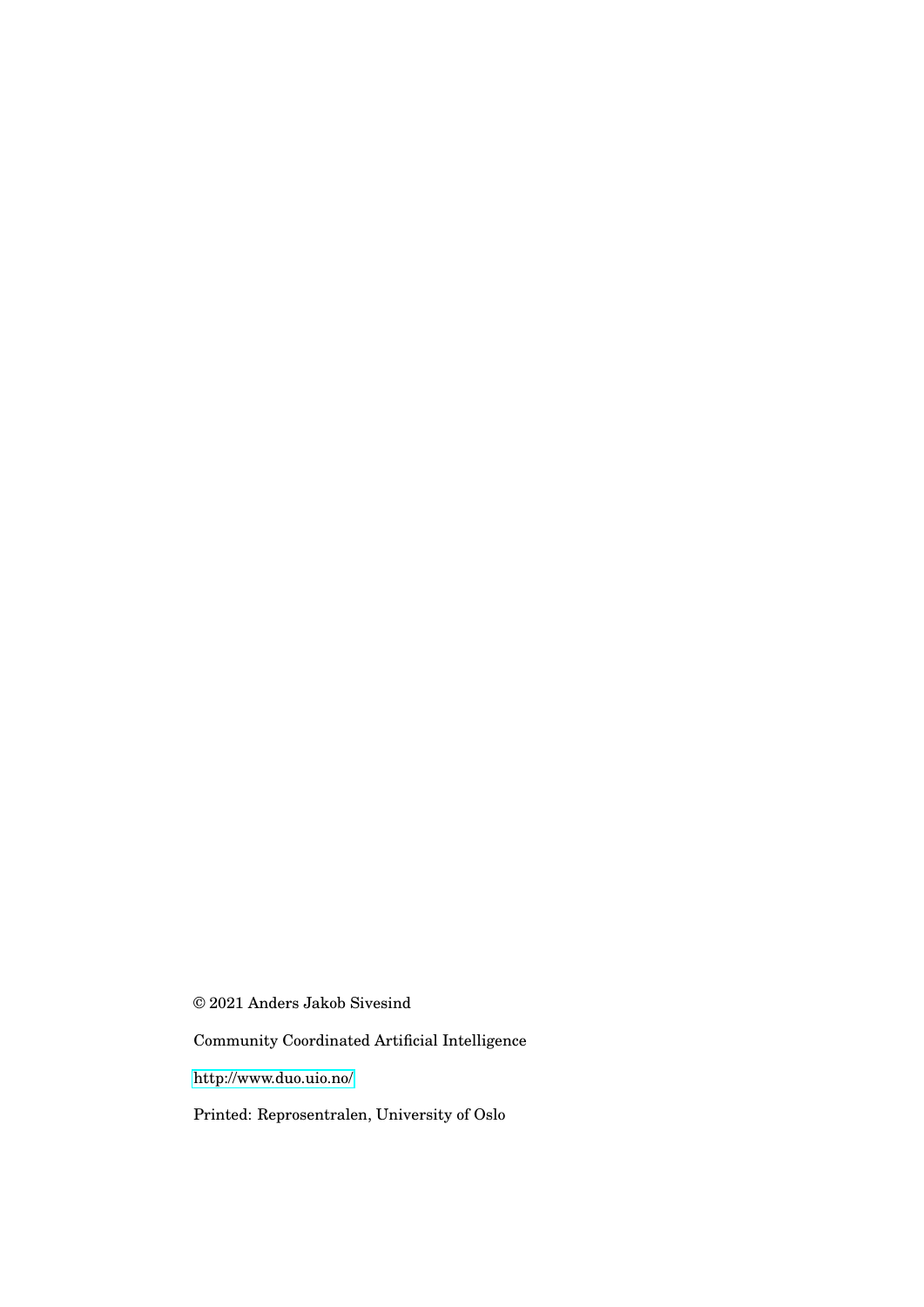© 2021 Anders Jakob Sivesind

Community Coordinated Artificial Intelligence

http://www.duo.uio.no/

Printed: Reprosentralen, University of Oslo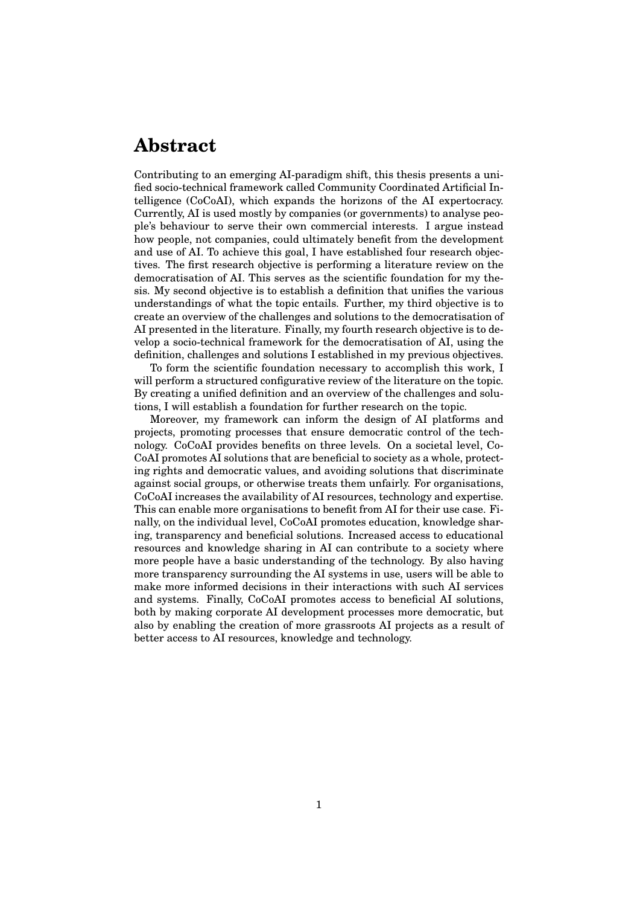# Abstract

Contributing to an emerging AI-paradigm shift, this thesis presents a unified socio-technical framework called Community Coordinated Artificial Intelligence (CoCoAI), which expands the horizons of the AI expertocracy. Currently, AI is used mostly by companies (or governments) to analyse people's behaviour to serve their own commercial interests. I argue instead how people, not companies, could ultimately benefit from the development and use of AI. To achieve this goal, I have established four research objectives. The first research objective is performing a literature review on the democratisation of AI. This serves as the scientific foundation for my thesis. My second objective is to establish a definition that unifies the various understandings of what the topic entails. Further, my third objective is to create an overview of the challenges and solutions to the democratisation of AI presented in the literature. Finally, my fourth research objective is to develop a socio-technical framework for the democratisation of AI, using the definition, challenges and solutions I established in my previous objectives.

To form the scientific foundation necessary to accomplish this work, I will perform a structured configurative review of the literature on the topic. By creating a unified definition and an overview of the challenges and solutions, I will establish a foundation for further research on the topic.

Moreover, my framework can inform the design of AI platforms and projects, promoting processes that ensure democratic control of the technology. CoCoAI provides benefits on three levels. On a societal level, CoCoAI promotes AI solutions that are beneficial to society as a whole, protecting rights and democratic values, and avoiding solutions that discriminate against social groups, or otherwise treats them unfairly. For organisations, CoCoAI increases the availability of AI resources, technology and expertise. This can enable more organisations to benefit from AI for their use case. Finally, on the individual level, CoCoAI promotes education, knowledge sharing, transparency and beneficial solutions. Increased access to educational resources and knowledge sharing in AI can contribute to a society where more people have a basic understanding of the technology. By also having more transparency surrounding the AI systems in use, users will be able to make more informed decisions in their interactions with such AI services and systems. Finally, CoCoAI promotes access to beneficial AI solutions, both by making corporate AI development processes more democratic, but also by enabling the creation of more grassroots AI projects as a result of better access to AI resources, knowledge and technology.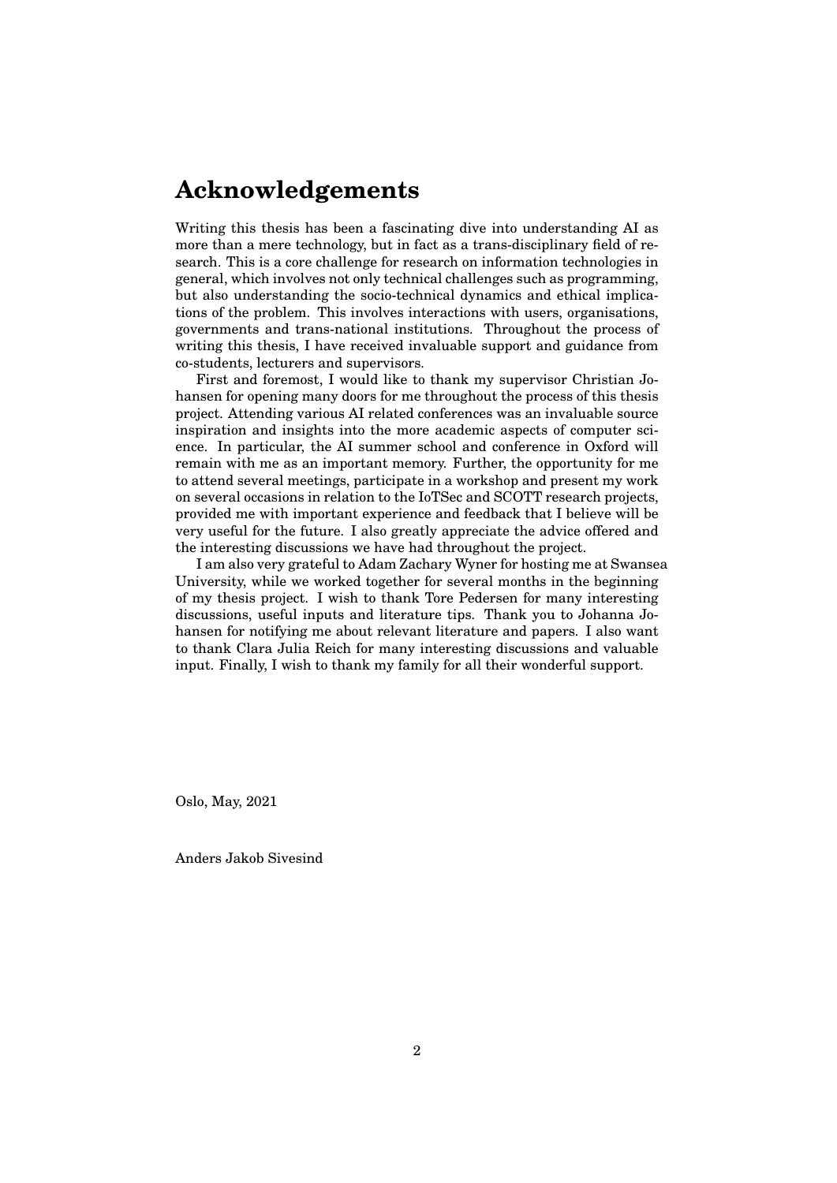# Acknowledgements

Writing this thesis has been a fascinating dive into understanding AI as more than a mere technology, but in fact as a trans-disciplinary field of research. This is a core challenge for research on information technologies in general, which involves not only technical challenges such as programming, but also understanding the socio-technical dynamics and ethical implications of the problem. This involves interactions with users, organisations, governments and trans-national institutions. Throughout the process of writing this thesis, I have received invaluable support and guidance from co-students, lecturers and supervisors.

First and foremost, I would like to thank my supervisor Christian Johansen for opening many doors for me throughout the process of this thesis project. Attending various AI related conferences was an invaluable source inspiration and insights into the more academic aspects of computer science. In particular, the AI summer school and conference in Oxford will remain with me as an important memory. Further, the opportunity for me to attend several meetings, participate in a workshop and present my work on several occasions in relation to the IoTSec and SCOTT research projects, provided me with important experience and feedback that I believe will be very useful for the future. I also greatly appreciate the advice offered and the interesting discussions we have had throughout the project.

I am also very grateful to Adam Zachary Wyner for hosting me at Swansea University, while we worked together for several months in the beginning of my thesis project. I wish to thank Tore Pedersen for many interesting discussions, useful inputs and literature tips. Thank you to Johanna Johansen for notifying me about relevant literature and papers. I also want to thank Clara Julia Reich for many interesting discussions and valuable input. Finally, I wish to thank my family for all their wonderful support.

Oslo, May, 2021

Anders Jakob Sivesind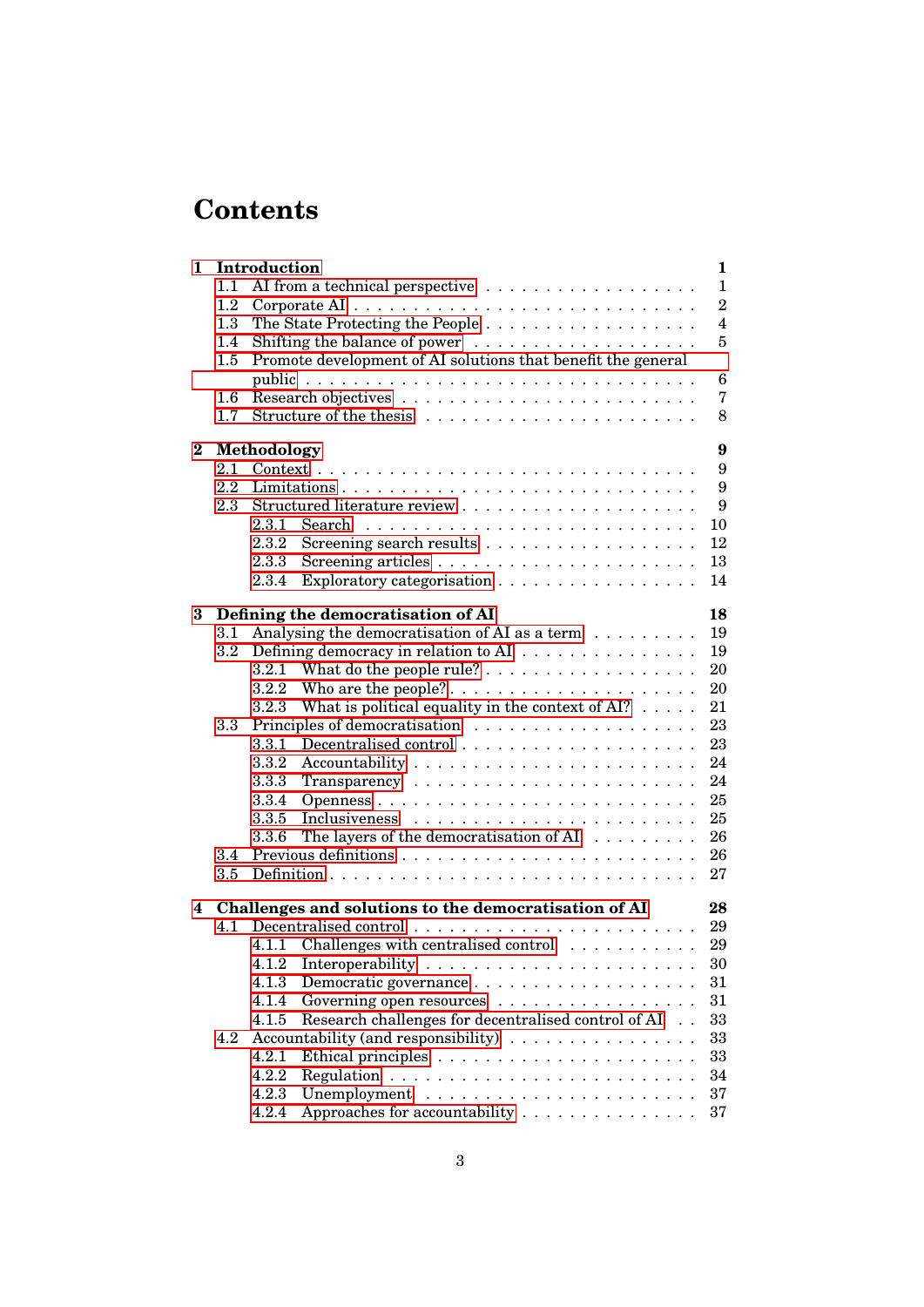# Contents

| | |
|---|---|
| **1 Introduction** | **1** |
| 1.1 AI from a technical perspective | 1 |
| 1.2 Corporate AI | 2 |
| 1.3 The State Protecting the People | 4 |
| 1.4 Shifting the balance of power | 5 |
| 1.5 Promote development of AI solutions that benefit the general public | 6 |
| 1.6 Research objectives | 7 |
| 1.7 Structure of the thesis | 8 |
| **2 Methodology** | **9** |
| 2.1 Context | 9 |
| 2.2 Limitations | 9 |
| 2.3 Structured literature review | 9 |
| 2.3.1 Search | 10 |
| 2.3.2 Screening search results | 12 |
| 2.3.3 Screening articles | 13 |
| 2.3.4 Exploratory categorisation | 14 |
| **3 Defining the democratisation of AI** | **18** |
| 3.1 Analysing the democratisation of AI as a term | 19 |
| 3.2 Defining democracy in relation to AI | 19 |
| 3.2.1 What do the people rule? | 20 |
| 3.2.2 Who are the people? | 20 |
| 3.2.3 What is political equality in the context of AI? | 21 |
| 3.3 Principles of democratisation | 23 |
| 3.3.1 Decentralised control | 23 |
| 3.3.2 Accountability | 24 |
| 3.3.3 Transparency | 24 |
| 3.3.4 Openness | 25 |
| 3.3.5 Inclusiveness | 25 |
| 3.3.6 The layers of the democratisation of AI | 26 |
| 3.4 Previous definitions | 26 |
| 3.5 Definition | 27 |
| **4 Challenges and solutions to the democratisation of AI** | **28** |
| 4.1 Decentralised control | 29 |
| 4.1.1 Challenges with centralised control | 29 |
| 4.1.2 Interoperability | 30 |
| 4.1.3 Democratic governance | 31 |
| 4.1.4 Governing open resources | 31 |
| 4.1.5 Research challenges for decentralised control of AI | 33 |
| 4.2 Accountability (and responsibility) | 33 |
| 4.2.1 Ethical principles | 33 |
| 4.2.2 Regulation | 34 |
| 4.2.3 Unemployment | 37 |
| 4.2.4 Approaches for accountability | 37 |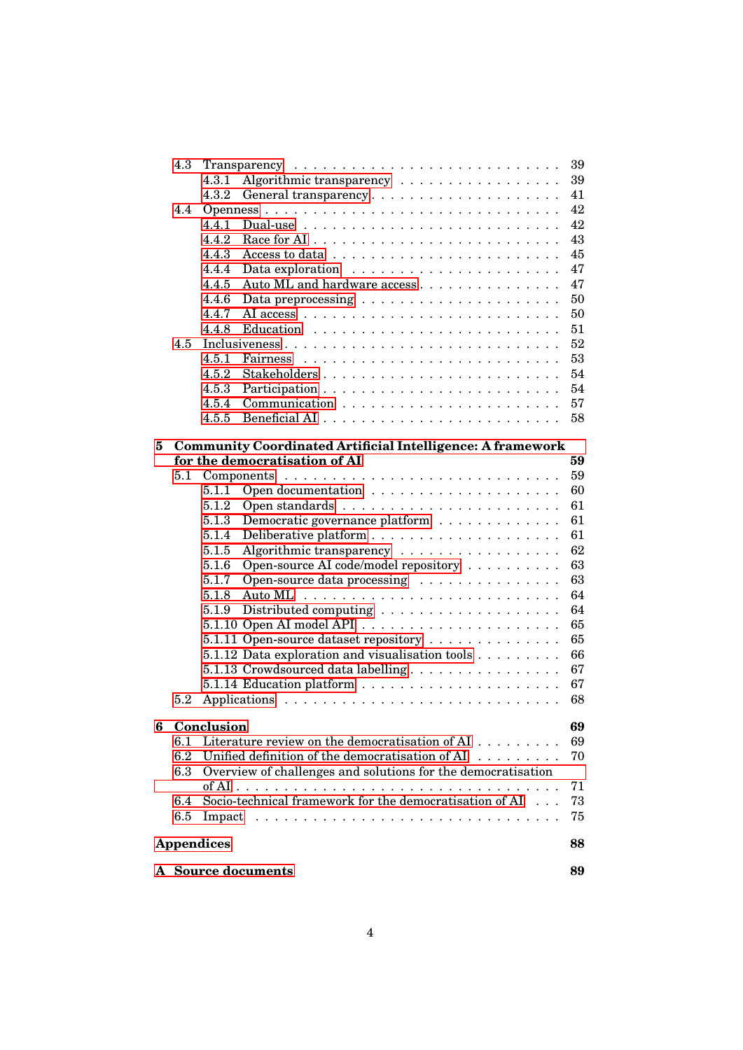- 4.3 Transparency . . . 39
  - 4.3.1 Algorithmic transparency . . . 39
  - 4.3.2 General transparency . . . 41
- 4.4 Openness . . . 42
  - 4.4.1 Dual-use . . . 42
  - 4.4.2 Race for AI . . . 43
  - 4.4.3 Access to data . . . 45
  - 4.4.4 Data exploration . . . 47
  - 4.4.5 Auto ML and hardware access . . . 47
  - 4.4.6 Data preprocessing . . . 50
  - 4.4.7 AI access . . . 50
  - 4.4.8 Education . . . 51
- 4.5 Inclusiveness . . . 52
  - 4.5.1 Fairness . . . 53
  - 4.5.2 Stakeholders . . . 54
  - 4.5.3 Participation . . . 54
  - 4.5.4 Communication . . . 57
  - 4.5.5 Beneficial AI . . . 58

**5 Community Coordinated Artificial Intelligence: A framework for the democratisation of AI** **59**

- 5.1 Components . . . 59
  - 5.1.1 Open documentation . . . 60
  - 5.1.2 Open standards . . . 61
  - 5.1.3 Democratic governance platform . . . 61
  - 5.1.4 Deliberative platform . . . 61
  - 5.1.5 Algorithmic transparency . . . 62
  - 5.1.6 Open-source AI code/model repository . . . 63
  - 5.1.7 Open-source data processing . . . 63
  - 5.1.8 Auto ML . . . 64
  - 5.1.9 Distributed computing . . . 64
  - 5.1.10 Open AI model API . . . 65
  - 5.1.11 Open-source dataset repository . . . 65
  - 5.1.12 Data exploration and visualisation tools . . . 66
  - 5.1.13 Crowdsourced data labelling . . . 67
  - 5.1.14 Education platform . . . 67
- 5.2 Applications . . . 68

**6 Conclusion** **69**

- 6.1 Literature review on the democratisation of AI . . . 69
- 6.2 Unified definition of the democratisation of AI . . . 70
- 6.3 Overview of challenges and solutions for the democratisation of AI . . . 71
- 6.4 Socio-technical framework for the democratisation of AI . . . 73
- 6.5 Impact . . . 75

**Appendices** **88**

**A Source documents** **89**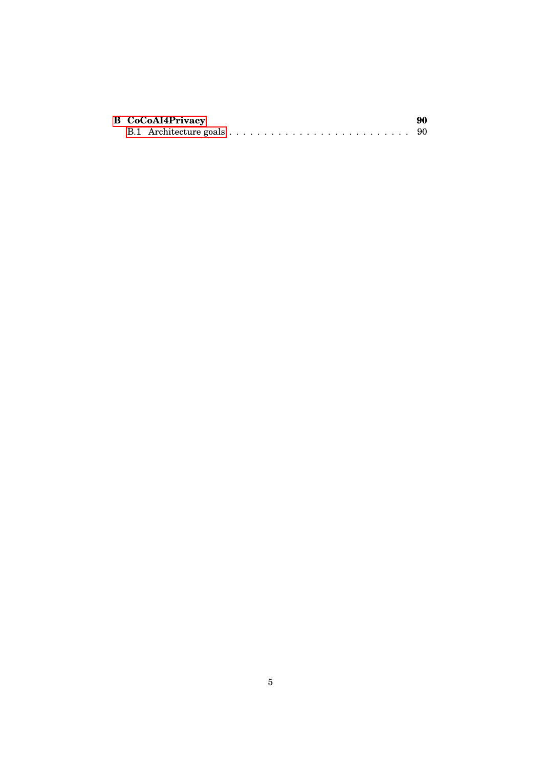**B CoCoAI4Privacy** **90**

B.1 Architecture goals . . . . . . . . . . . . . . . . . . . . . . . . . . 90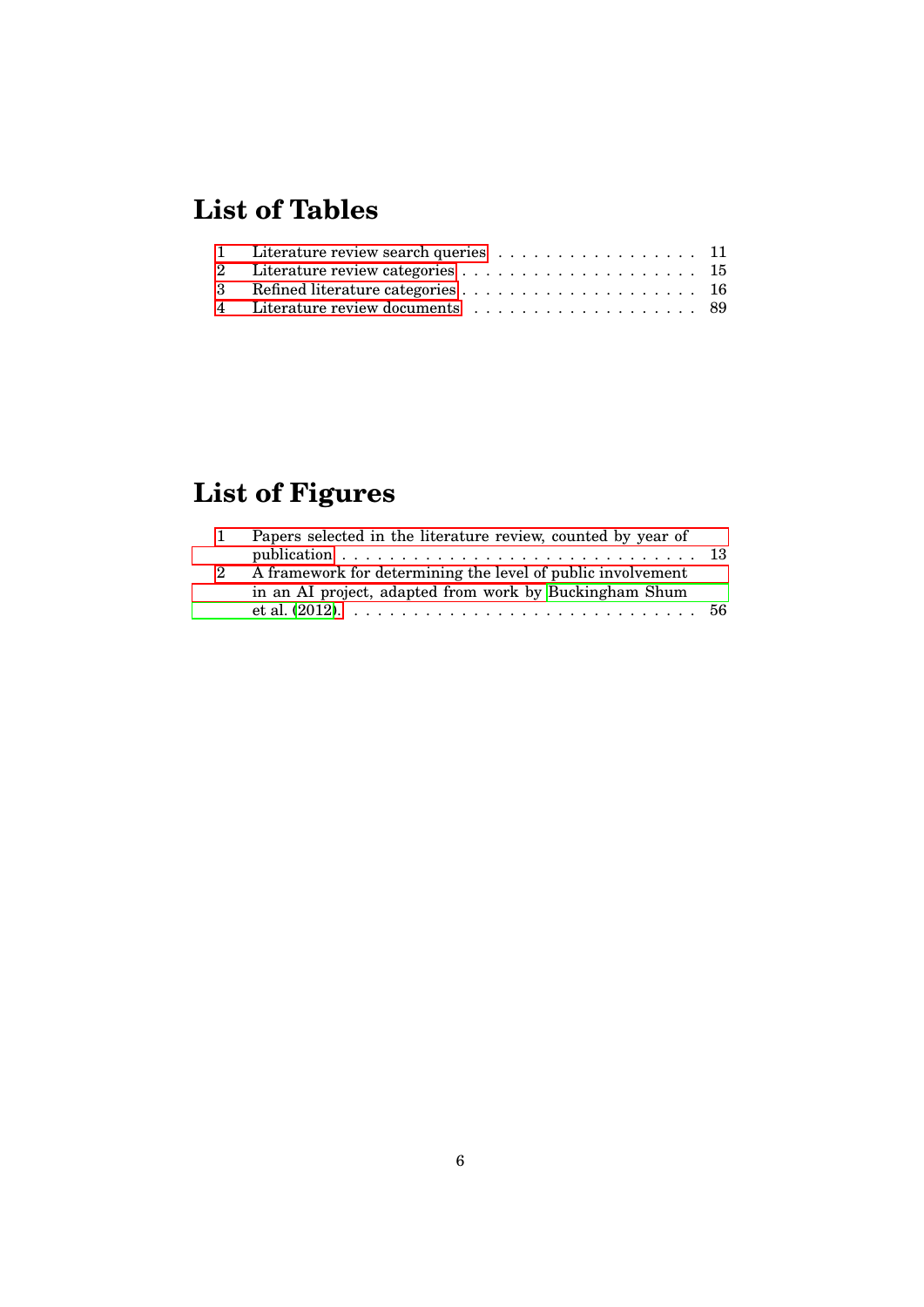# List of Tables

| | | |
|---|---|---|
| 1 | Literature review search queries | 11 |
| 2 | Literature review categories | 15 |
| 3 | Refined literature categories | 16 |
| 4 | Literature review documents | 89 |

# List of Figures

| | | |
|---|---|---|
| 1 | Papers selected in the literature review, counted by year of publication | 13 |
| 2 | A framework for determining the level of public involvement in an AI project, adapted from work by Buckingham Shum et al. (2012). | 56 |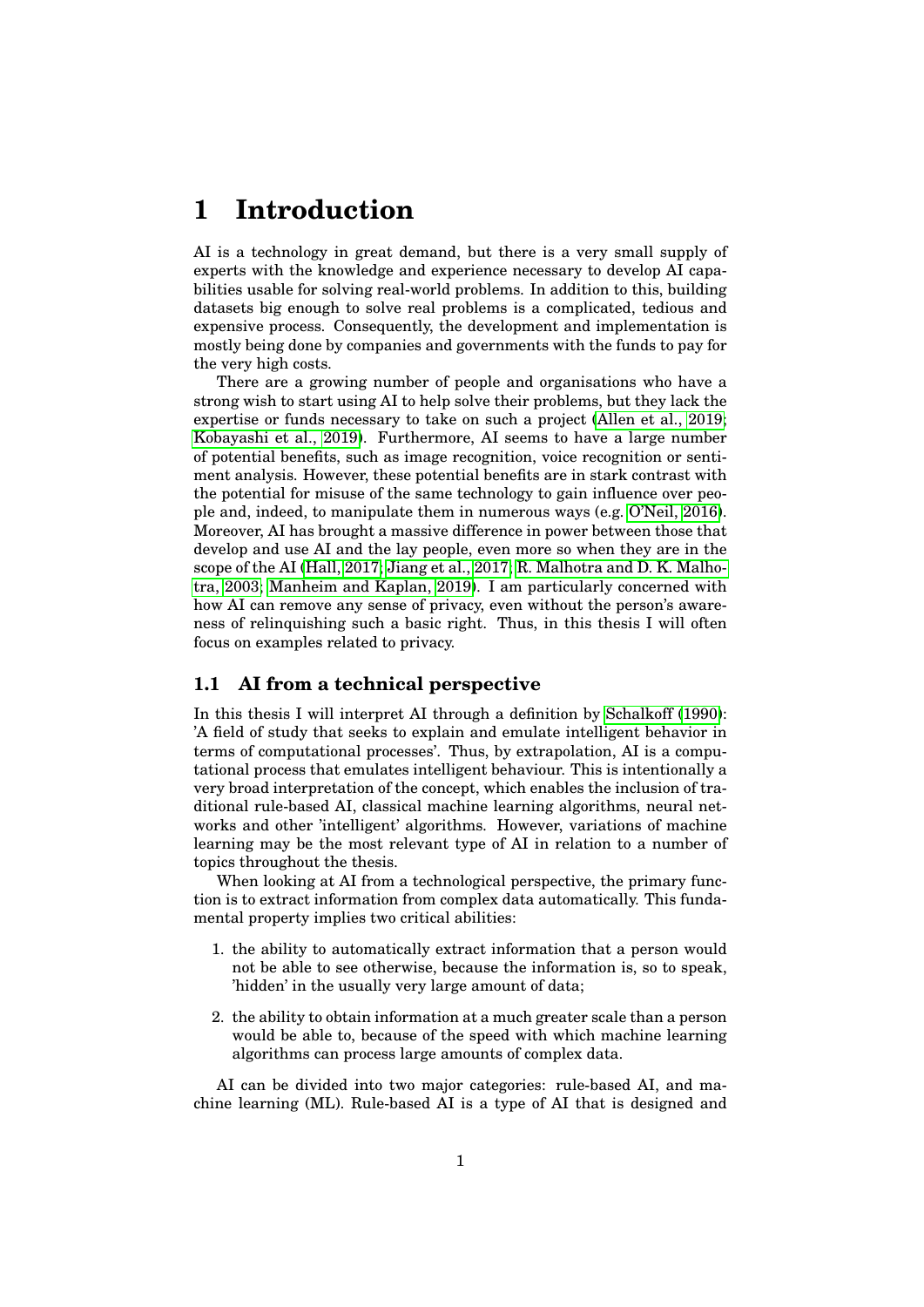# 1 Introduction

AI is a technology in great demand, but there is a very small supply of experts with the knowledge and experience necessary to develop AI capabilities usable for solving real-world problems. In addition to this, building datasets big enough to solve real problems is a complicated, tedious and expensive process. Consequently, the development and implementation is mostly being done by companies and governments with the funds to pay for the very high costs.

There are a growing number of people and organisations who have a strong wish to start using AI to help solve their problems, but they lack the expertise or funds necessary to take on such a project (Allen et al., 2019; Kobayashi et al., 2019). Furthermore, AI seems to have a large number of potential benefits, such as image recognition, voice recognition or sentiment analysis. However, these potential benefits are in stark contrast with the potential for misuse of the same technology to gain influence over people and, indeed, to manipulate them in numerous ways (e.g. O'Neil, 2016). Moreover, AI has brought a massive difference in power between those that develop and use AI and the lay people, even more so when they are in the scope of the AI (Hall, 2017; Jiang et al., 2017; R. Malhotra and D. K. Malhotra, 2003; Manheim and Kaplan, 2019). I am particularly concerned with how AI can remove any sense of privacy, even without the person's awareness of relinquishing such a basic right. Thus, in this thesis I will often focus on examples related to privacy.

## 1.1 AI from a technical perspective

In this thesis I will interpret AI through a definition by Schalkoff (1990): 'A field of study that seeks to explain and emulate intelligent behavior in terms of computational processes'. Thus, by extrapolation, AI is a computational process that emulates intelligent behaviour. This is intentionally a very broad interpretation of the concept, which enables the inclusion of traditional rule-based AI, classical machine learning algorithms, neural networks and other 'intelligent' algorithms. However, variations of machine learning may be the most relevant type of AI in relation to a number of topics throughout the thesis.

When looking at AI from a technological perspective, the primary function is to extract information from complex data automatically. This fundamental property implies two critical abilities:

1. the ability to automatically extract information that a person would not be able to see otherwise, because the information is, so to speak, 'hidden' in the usually very large amount of data;
2. the ability to obtain information at a much greater scale than a person would be able to, because of the speed with which machine learning algorithms can process large amounts of complex data.

AI can be divided into two major categories: rule-based AI, and machine learning (ML). Rule-based AI is a type of AI that is designed and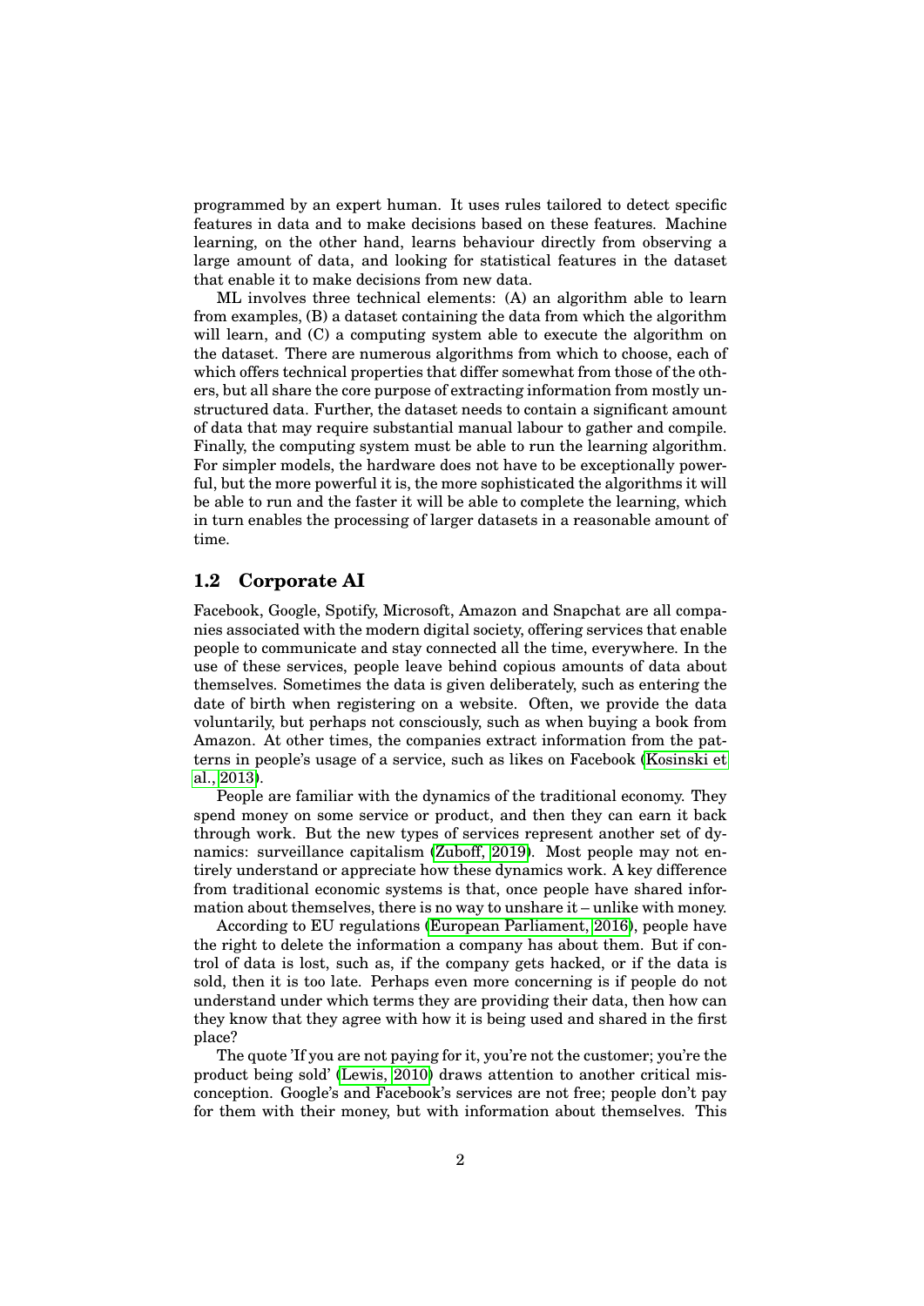programmed by an expert human. It uses rules tailored to detect specific features in data and to make decisions based on these features. Machine learning, on the other hand, learns behaviour directly from observing a large amount of data, and looking for statistical features in the dataset that enable it to make decisions from new data.

ML involves three technical elements: (A) an algorithm able to learn from examples, (B) a dataset containing the data from which the algorithm will learn, and (C) a computing system able to execute the algorithm on the dataset. There are numerous algorithms from which to choose, each of which offers technical properties that differ somewhat from those of the others, but all share the core purpose of extracting information from mostly unstructured data. Further, the dataset needs to contain a significant amount of data that may require substantial manual labour to gather and compile. Finally, the computing system must be able to run the learning algorithm. For simpler models, the hardware does not have to be exceptionally powerful, but the more powerful it is, the more sophisticated the algorithms it will be able to run and the faster it will be able to complete the learning, which in turn enables the processing of larger datasets in a reasonable amount of time.

## 1.2 Corporate AI

Facebook, Google, Spotify, Microsoft, Amazon and Snapchat are all companies associated with the modern digital society, offering services that enable people to communicate and stay connected all the time, everywhere. In the use of these services, people leave behind copious amounts of data about themselves. Sometimes the data is given deliberately, such as entering the date of birth when registering on a website. Often, we provide the data voluntarily, but perhaps not consciously, such as when buying a book from Amazon. At other times, the companies extract information from the patterns in people's usage of a service, such as likes on Facebook (Kosinski et al., 2013).

People are familiar with the dynamics of the traditional economy. They spend money on some service or product, and then they can earn it back through work. But the new types of services represent another set of dynamics: surveillance capitalism (Zuboff, 2019). Most people may not entirely understand or appreciate how these dynamics work. A key difference from traditional economic systems is that, once people have shared information about themselves, there is no way to unshare it – unlike with money.

According to EU regulations (European Parliament, 2016), people have the right to delete the information a company has about them. But if control of data is lost, such as, if the company gets hacked, or if the data is sold, then it is too late. Perhaps even more concerning is if people do not understand under which terms they are providing their data, then how can they know that they agree with how it is being used and shared in the first place?

The quote 'If you are not paying for it, you're not the customer; you're the product being sold' (Lewis, 2010) draws attention to another critical misconception. Google's and Facebook's services are not free; people don't pay for them with their money, but with information about themselves. This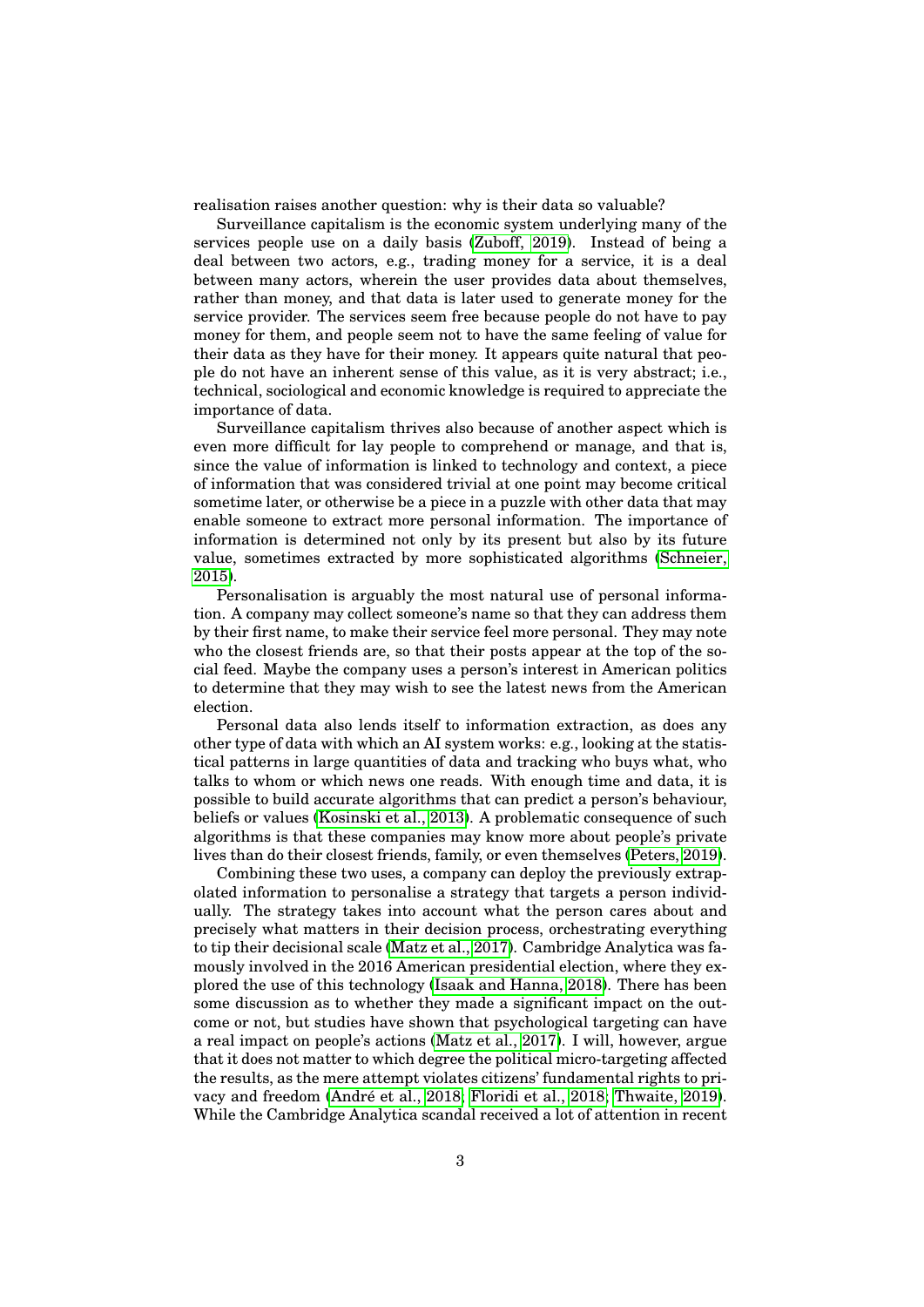realisation raises another question: why is their data so valuable?

Surveillance capitalism is the economic system underlying many of the services people use on a daily basis (Zuboff, 2019). Instead of being a deal between two actors, e.g., trading money for a service, it is a deal between many actors, wherein the user provides data about themselves, rather than money, and that data is later used to generate money for the service provider. The services seem free because people do not have to pay money for them, and people seem not to have the same feeling of value for their data as they have for their money. It appears quite natural that people do not have an inherent sense of this value, as it is very abstract; i.e., technical, sociological and economic knowledge is required to appreciate the importance of data.

Surveillance capitalism thrives also because of another aspect which is even more difficult for lay people to comprehend or manage, and that is, since the value of information is linked to technology and context, a piece of information that was considered trivial at one point may become critical sometime later, or otherwise be a piece in a puzzle with other data that may enable someone to extract more personal information. The importance of information is determined not only by its present but also by its future value, sometimes extracted by more sophisticated algorithms (Schneier, 2015).

Personalisation is arguably the most natural use of personal information. A company may collect someone's name so that they can address them by their first name, to make their service feel more personal. They may note who the closest friends are, so that their posts appear at the top of the social feed. Maybe the company uses a person's interest in American politics to determine that they may wish to see the latest news from the American election.

Personal data also lends itself to information extraction, as does any other type of data with which an AI system works: e.g., looking at the statistical patterns in large quantities of data and tracking who buys what, who talks to whom or which news one reads. With enough time and data, it is possible to build accurate algorithms that can predict a person's behaviour, beliefs or values (Kosinski et al., 2013). A problematic consequence of such algorithms is that these companies may know more about people's private lives than do their closest friends, family, or even themselves (Peters, 2019).

Combining these two uses, a company can deploy the previously extrapolated information to personalise a strategy that targets a person individually. The strategy takes into account what the person cares about and precisely what matters in their decision process, orchestrating everything to tip their decisional scale (Matz et al., 2017). Cambridge Analytica was famously involved in the 2016 American presidential election, where they explored the use of this technology (Isaak and Hanna, 2018). There has been some discussion as to whether they made a significant impact on the outcome or not, but studies have shown that psychological targeting can have a real impact on people's actions (Matz et al., 2017). I will, however, argue that it does not matter to which degree the political micro-targeting affected the results, as the mere attempt violates citizens' fundamental rights to privacy and freedom (André et al., 2018; Floridi et al., 2018; Thwaite, 2019). While the Cambridge Analytica scandal received a lot of attention in recent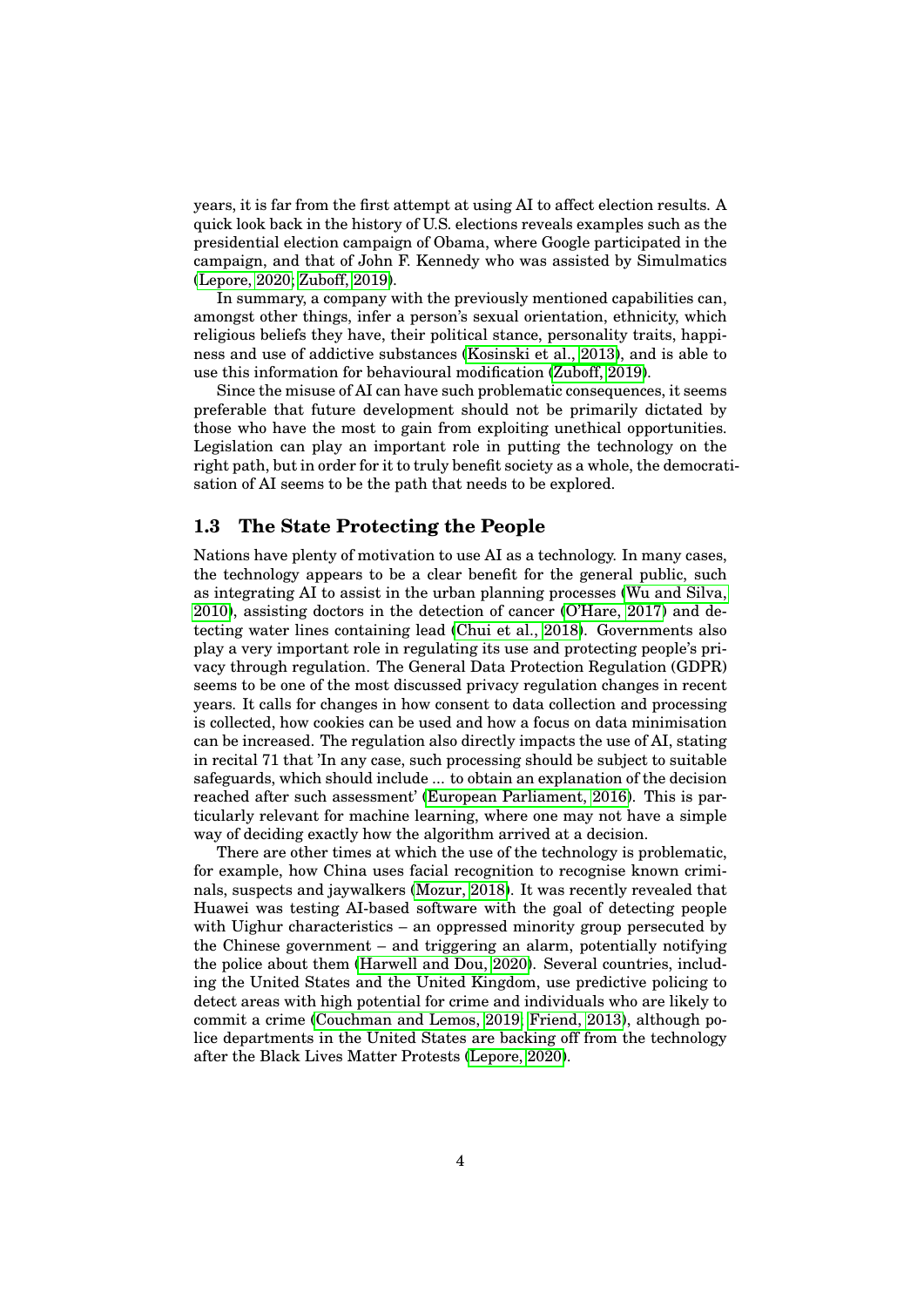years, it is far from the first attempt at using AI to affect election results. A quick look back in the history of U.S. elections reveals examples such as the presidential election campaign of Obama, where Google participated in the campaign, and that of John F. Kennedy who was assisted by Simulmatics (Lepore, 2020; Zuboff, 2019).

In summary, a company with the previously mentioned capabilities can, amongst other things, infer a person's sexual orientation, ethnicity, which religious beliefs they have, their political stance, personality traits, happiness and use of addictive substances (Kosinski et al., 2013), and is able to use this information for behavioural modification (Zuboff, 2019).

Since the misuse of AI can have such problematic consequences, it seems preferable that future development should not be primarily dictated by those who have the most to gain from exploiting unethical opportunities. Legislation can play an important role in putting the technology on the right path, but in order for it to truly benefit society as a whole, the democratisation of AI seems to be the path that needs to be explored.

## 1.3 The State Protecting the People

Nations have plenty of motivation to use AI as a technology. In many cases, the technology appears to be a clear benefit for the general public, such as integrating AI to assist in the urban planning processes (Wu and Silva, 2010), assisting doctors in the detection of cancer (O'Hare, 2017) and detecting water lines containing lead (Chui et al., 2018). Governments also play a very important role in regulating its use and protecting people's privacy through regulation. The General Data Protection Regulation (GDPR) seems to be one of the most discussed privacy regulation changes in recent years. It calls for changes in how consent to data collection and processing is collected, how cookies can be used and how a focus on data minimisation can be increased. The regulation also directly impacts the use of AI, stating in recital 71 that 'In any case, such processing should be subject to suitable safeguards, which should include ... to obtain an explanation of the decision reached after such assessment' (European Parliament, 2016). This is particularly relevant for machine learning, where one may not have a simple way of deciding exactly how the algorithm arrived at a decision.

There are other times at which the use of the technology is problematic, for example, how China uses facial recognition to recognise known criminals, suspects and jaywalkers (Mozur, 2018). It was recently revealed that Huawei was testing AI-based software with the goal of detecting people with Uighur characteristics – an oppressed minority group persecuted by the Chinese government – and triggering an alarm, potentially notifying the police about them (Harwell and Dou, 2020). Several countries, including the United States and the United Kingdom, use predictive policing to detect areas with high potential for crime and individuals who are likely to commit a crime (Couchman and Lemos, 2019; Friend, 2013), although police departments in the United States are backing off from the technology after the Black Lives Matter Protests (Lepore, 2020).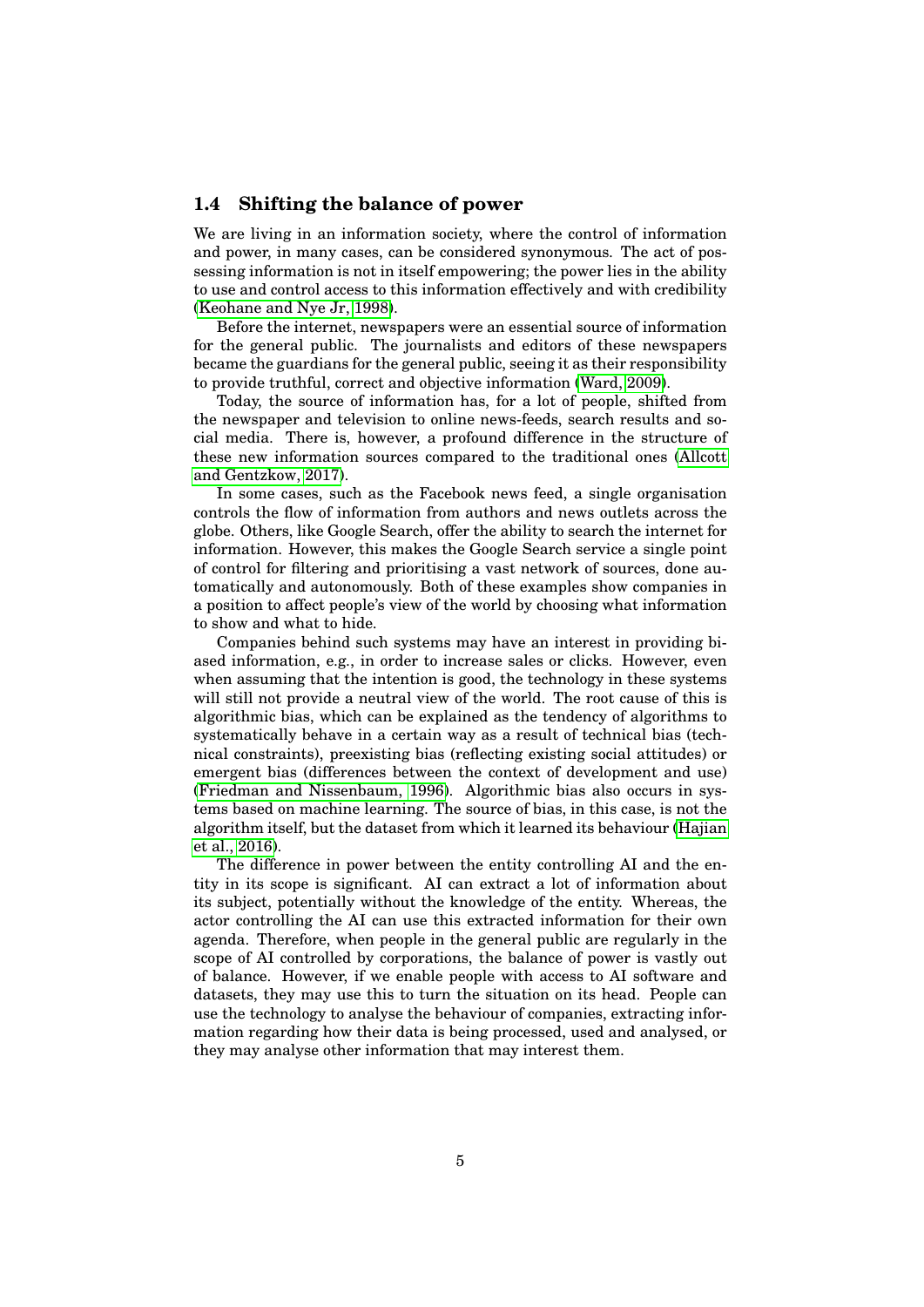## 1.4 Shifting the balance of power

We are living in an information society, where the control of information and power, in many cases, can be considered synonymous. The act of possessing information is not in itself empowering; the power lies in the ability to use and control access to this information effectively and with credibility (Keohane and Nye Jr, 1998).

Before the internet, newspapers were an essential source of information for the general public. The journalists and editors of these newspapers became the guardians for the general public, seeing it as their responsibility to provide truthful, correct and objective information (Ward, 2009).

Today, the source of information has, for a lot of people, shifted from the newspaper and television to online news-feeds, search results and social media. There is, however, a profound difference in the structure of these new information sources compared to the traditional ones (Allcott and Gentzkow, 2017).

In some cases, such as the Facebook news feed, a single organisation controls the flow of information from authors and news outlets across the globe. Others, like Google Search, offer the ability to search the internet for information. However, this makes the Google Search service a single point of control for filtering and prioritising a vast network of sources, done automatically and autonomously. Both of these examples show companies in a position to affect people's view of the world by choosing what information to show and what to hide.

Companies behind such systems may have an interest in providing biased information, e.g., in order to increase sales or clicks. However, even when assuming that the intention is good, the technology in these systems will still not provide a neutral view of the world. The root cause of this is algorithmic bias, which can be explained as the tendency of algorithms to systematically behave in a certain way as a result of technical bias (technical constraints), preexisting bias (reflecting existing social attitudes) or emergent bias (differences between the context of development and use) (Friedman and Nissenbaum, 1996). Algorithmic bias also occurs in systems based on machine learning. The source of bias, in this case, is not the algorithm itself, but the dataset from which it learned its behaviour (Hajian et al., 2016).

The difference in power between the entity controlling AI and the entity in its scope is significant. AI can extract a lot of information about its subject, potentially without the knowledge of the entity. Whereas, the actor controlling the AI can use this extracted information for their own agenda. Therefore, when people in the general public are regularly in the scope of AI controlled by corporations, the balance of power is vastly out of balance. However, if we enable people with access to AI software and datasets, they may use this to turn the situation on its head. People can use the technology to analyse the behaviour of companies, extracting information regarding how their data is being processed, used and analysed, or they may analyse other information that may interest them.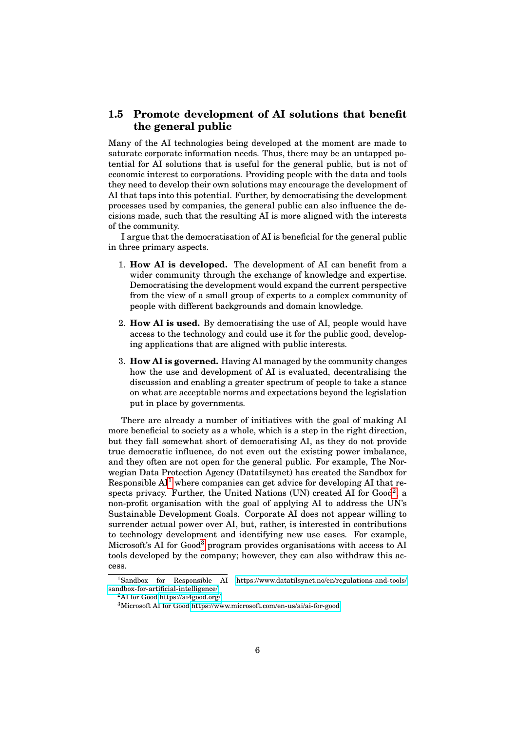## 1.5 Promote development of AI solutions that benefit the general public

Many of the AI technologies being developed at the moment are made to saturate corporate information needs. Thus, there may be an untapped potential for AI solutions that is useful for the general public, but is not of economic interest to corporations. Providing people with the data and tools they need to develop their own solutions may encourage the development of AI that taps into this potential. Further, by democratising the development processes used by companies, the general public can also influence the decisions made, such that the resulting AI is more aligned with the interests of the community.

I argue that the democratisation of AI is beneficial for the general public in three primary aspects.

1. **How AI is developed.** The development of AI can benefit from a wider community through the exchange of knowledge and expertise. Democratising the development would expand the current perspective from the view of a small group of experts to a complex community of people with different backgrounds and domain knowledge.
2. **How AI is used.** By democratising the use of AI, people would have access to the technology and could use it for the public good, developing applications that are aligned with public interests.
3. **How AI is governed.** Having AI managed by the community changes how the use and development of AI is evaluated, decentralising the discussion and enabling a greater spectrum of people to take a stance on what are acceptable norms and expectations beyond the legislation put in place by governments.

There are already a number of initiatives with the goal of making AI more beneficial to society as a whole, which is a step in the right direction, but they fall somewhat short of democratising AI, as they do not provide true democratic influence, do not even out the existing power imbalance, and they often are not open for the general public. For example, The Norwegian Data Protection Agency (Datatilsynet) has created the Sandbox for Responsible AI[1] where companies can get advice for developing AI that respects privacy. Further, the United Nations (UN) created AI for Good[2], a non-profit organisation with the goal of applying AI to address the UN's Sustainable Development Goals. Corporate AI does not appear willing to surrender actual power over AI, but, rather, is interested in contributions to technology development and identifying new use cases. For example, Microsoft's AI for Good[3] program provides organisations with access to AI tools developed by the company; however, they can also withdraw this access.

[1] Sandbox for Responsible AI https://www.datatilsynet.no/en/regulations-and-tools/sandbox-for-artificial-intelligence/

[2] AI for Good https://ai4good.org/

[3] Microsoft AI for Good https://www.microsoft.com/en-us/ai/ai-for-good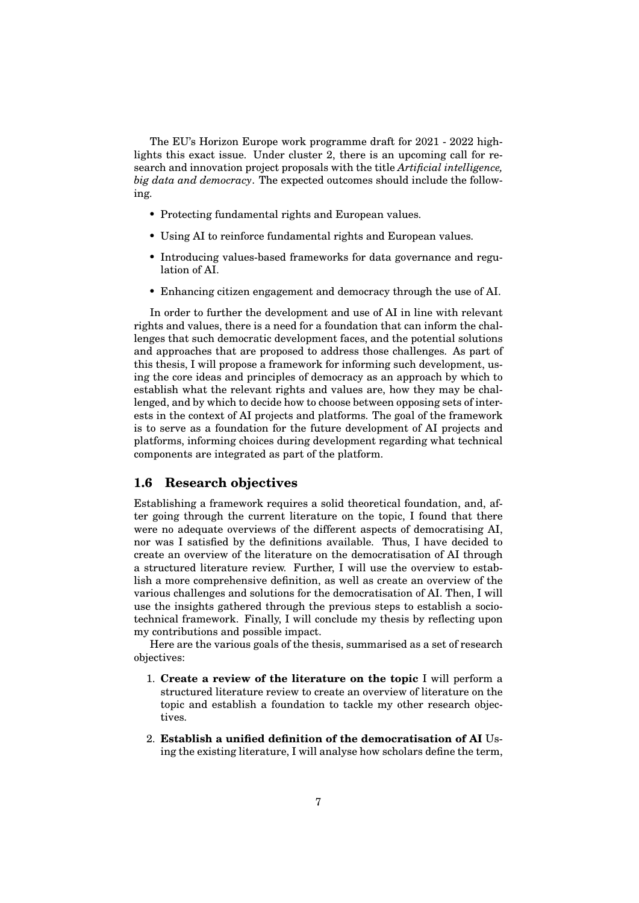The EU's Horizon Europe work programme draft for 2021 - 2022 highlights this exact issue. Under cluster 2, there is an upcoming call for research and innovation project proposals with the title *Artificial intelligence, big data and democracy*. The expected outcomes should include the following.

- Protecting fundamental rights and European values.
- Using AI to reinforce fundamental rights and European values.
- Introducing values-based frameworks for data governance and regulation of AI.
- Enhancing citizen engagement and democracy through the use of AI.

In order to further the development and use of AI in line with relevant rights and values, there is a need for a foundation that can inform the challenges that such democratic development faces, and the potential solutions and approaches that are proposed to address those challenges. As part of this thesis, I will propose a framework for informing such development, using the core ideas and principles of democracy as an approach by which to establish what the relevant rights and values are, how they may be challenged, and by which to decide how to choose between opposing sets of interests in the context of AI projects and platforms. The goal of the framework is to serve as a foundation for the future development of AI projects and platforms, informing choices during development regarding what technical components are integrated as part of the platform.

## 1.6 Research objectives

Establishing a framework requires a solid theoretical foundation, and, after going through the current literature on the topic, I found that there were no adequate overviews of the different aspects of democratising AI, nor was I satisfied by the definitions available. Thus, I have decided to create an overview of the literature on the democratisation of AI through a structured literature review. Further, I will use the overview to establish a more comprehensive definition, as well as create an overview of the various challenges and solutions for the democratisation of AI. Then, I will use the insights gathered through the previous steps to establish a sociotechnical framework. Finally, I will conclude my thesis by reflecting upon my contributions and possible impact.

Here are the various goals of the thesis, summarised as a set of research objectives:

1. **Create a review of the literature on the topic** I will perform a structured literature review to create an overview of literature on the topic and establish a foundation to tackle my other research objectives.
2. **Establish a unified definition of the democratisation of AI** Using the existing literature, I will analyse how scholars define the term,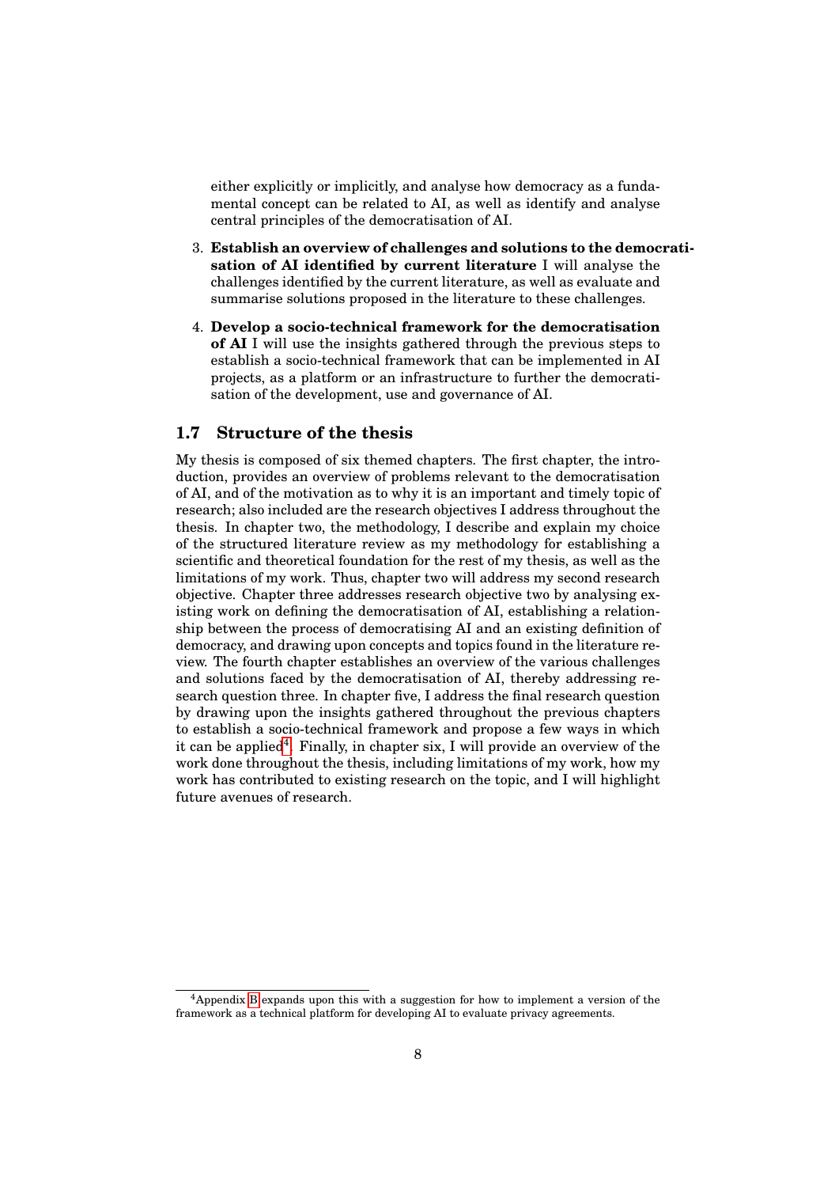either explicitly or implicitly, and analyse how democracy as a fundamental concept can be related to AI, as well as identify and analyse central principles of the democratisation of AI.

3. **Establish an overview of challenges and solutions to the democratisation of AI identified by current literature** I will analyse the challenges identified by the current literature, as well as evaluate and summarise solutions proposed in the literature to these challenges.

4. **Develop a socio-technical framework for the democratisation of AI** I will use the insights gathered through the previous steps to establish a socio-technical framework that can be implemented in AI projects, as a platform or an infrastructure to further the democratisation of the development, use and governance of AI.

## 1.7 Structure of the thesis

My thesis is composed of six themed chapters. The first chapter, the introduction, provides an overview of problems relevant to the democratisation of AI, and of the motivation as to why it is an important and timely topic of research; also included are the research objectives I address throughout the thesis. In chapter two, the methodology, I describe and explain my choice of the structured literature review as my methodology for establishing a scientific and theoretical foundation for the rest of my thesis, as well as the limitations of my work. Thus, chapter two will address my second research objective. Chapter three addresses research objective two by analysing existing work on defining the democratisation of AI, establishing a relationship between the process of democratising AI and an existing definition of democracy, and drawing upon concepts and topics found in the literature review. The fourth chapter establishes an overview of the various challenges and solutions faced by the democratisation of AI, thereby addressing research question three. In chapter five, I address the final research question by drawing upon the insights gathered throughout the previous chapters to establish a socio-technical framework and propose a few ways in which it can be applied[4]. Finally, in chapter six, I will provide an overview of the work done throughout the thesis, including limitations of my work, how my work has contributed to existing research on the topic, and I will highlight future avenues of research.

[4] Appendix B expands upon this with a suggestion for how to implement a version of the framework as a technical platform for developing AI to evaluate privacy agreements.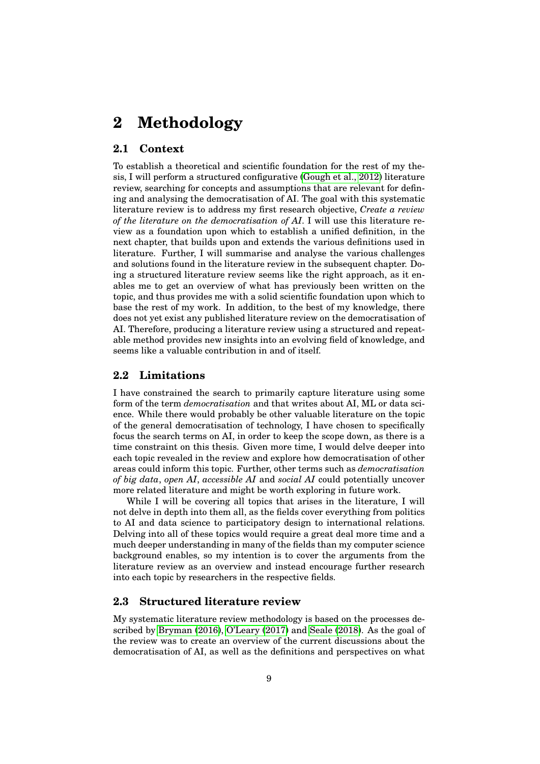# 2 Methodology

## 2.1 Context

To establish a theoretical and scientific foundation for the rest of my thesis, I will perform a structured configurative (Gough et al., 2012) literature review, searching for concepts and assumptions that are relevant for defining and analysing the democratisation of AI. The goal with this systematic literature review is to address my first research objective, *Create a review of the literature on the democratisation of AI*. I will use this literature review as a foundation upon which to establish a unified definition, in the next chapter, that builds upon and extends the various definitions used in literature. Further, I will summarise and analyse the various challenges and solutions found in the literature review in the subsequent chapter. Doing a structured literature review seems like the right approach, as it enables me to get an overview of what has previously been written on the topic, and thus provides me with a solid scientific foundation upon which to base the rest of my work. In addition, to the best of my knowledge, there does not yet exist any published literature review on the democratisation of AI. Therefore, producing a literature review using a structured and repeatable method provides new insights into an evolving field of knowledge, and seems like a valuable contribution in and of itself.

## 2.2 Limitations

I have constrained the search to primarily capture literature using some form of the term *democratisation* and that writes about AI, ML or data science. While there would probably be other valuable literature on the topic of the general democratisation of technology, I have chosen to specifically focus the search terms on AI, in order to keep the scope down, as there is a time constraint on this thesis. Given more time, I would delve deeper into each topic revealed in the review and explore how democratisation of other areas could inform this topic. Further, other terms such as *democratisation of big data*, *open AI*, *accessible AI* and *social AI* could potentially uncover more related literature and might be worth exploring in future work.

While I will be covering all topics that arises in the literature, I will not delve in depth into them all, as the fields cover everything from politics to AI and data science to participatory design to international relations. Delving into all of these topics would require a great deal more time and a much deeper understanding in many of the fields than my computer science background enables, so my intention is to cover the arguments from the literature review as an overview and instead encourage further research into each topic by researchers in the respective fields.

## 2.3 Structured literature review

My systematic literature review methodology is based on the processes described by Bryman (2016), O'Leary (2017) and Seale (2018). As the goal of the review was to create an overview of the current discussions about the democratisation of AI, as well as the definitions and perspectives on what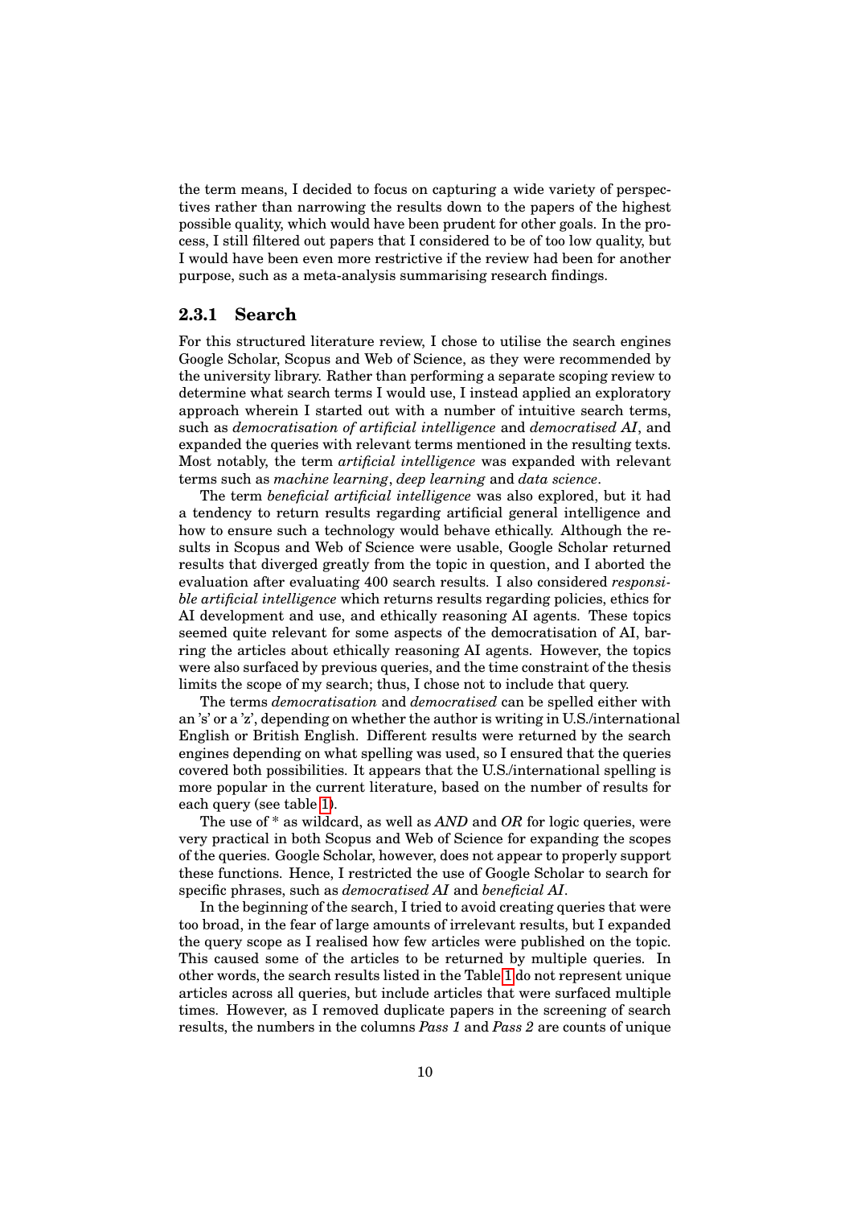the term means, I decided to focus on capturing a wide variety of perspectives rather than narrowing the results down to the papers of the highest possible quality, which would have been prudent for other goals. In the process, I still filtered out papers that I considered to be of too low quality, but I would have been even more restrictive if the review had been for another purpose, such as a meta-analysis summarising research findings.

### 2.3.1 Search

For this structured literature review, I chose to utilise the search engines Google Scholar, Scopus and Web of Science, as they were recommended by the university library. Rather than performing a separate scoping review to determine what search terms I would use, I instead applied an exploratory approach wherein I started out with a number of intuitive search terms, such as *democratisation of artificial intelligence* and *democratised AI*, and expanded the queries with relevant terms mentioned in the resulting texts. Most notably, the term *artificial intelligence* was expanded with relevant terms such as *machine learning*, *deep learning* and *data science*.

The term *beneficial artificial intelligence* was also explored, but it had a tendency to return results regarding artificial general intelligence and how to ensure such a technology would behave ethically. Although the results in Scopus and Web of Science were usable, Google Scholar returned results that diverged greatly from the topic in question, and I aborted the evaluation after evaluating 400 search results. I also considered *responsible artificial intelligence* which returns results regarding policies, ethics for AI development and use, and ethically reasoning AI agents. These topics seemed quite relevant for some aspects of the democratisation of AI, barring the articles about ethically reasoning AI agents. However, the topics were also surfaced by previous queries, and the time constraint of the thesis limits the scope of my search; thus, I chose not to include that query.

The terms *democratisation* and *democratised* can be spelled either with an 's' or a 'z', depending on whether the author is writing in U.S./international English or British English. Different results were returned by the search engines depending on what spelling was used, so I ensured that the queries covered both possibilities. It appears that the U.S./international spelling is more popular in the current literature, based on the number of results for each query (see table 1).

The use of * as wildcard, as well as *AND* and *OR* for logic queries, were very practical in both Scopus and Web of Science for expanding the scopes of the queries. Google Scholar, however, does not appear to properly support these functions. Hence, I restricted the use of Google Scholar to search for specific phrases, such as *democratised AI* and *beneficial AI*.

In the beginning of the search, I tried to avoid creating queries that were too broad, in the fear of large amounts of irrelevant results, but I expanded the query scope as I realised how few articles were published on the topic. This caused some of the articles to be returned by multiple queries. In other words, the search results listed in the Table 1 do not represent unique articles across all queries, but include articles that were surfaced multiple times. However, as I removed duplicate papers in the screening of search results, the numbers in the columns *Pass 1* and *Pass 2* are counts of unique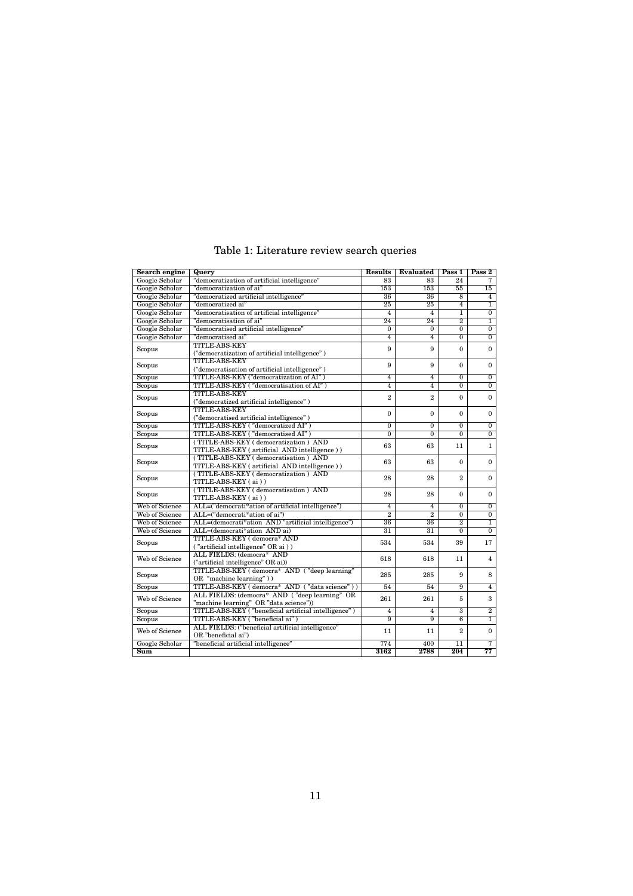Table 1: Literature review search queries

| Search engine | Query | Results | Evaluated | Pass 1 | Pass 2 |
|---|---|---|---|---|---|
| Google Scholar | "democratization of artificial intelligence" | 83 | 83 | 24 | 7 |
| Google Scholar | "democratization of ai" | 153 | 153 | 55 | 15 |
| Google Scholar | "democratized artificial intelligence" | 36 | 36 | 8 | 4 |
| Google Scholar | "democratized ai" | 25 | 25 | 4 | 1 |
| Google Scholar | "democratisation of artificial intelligence" | 4 | 4 | 1 | 0 |
| Google Scholar | "democratisation of ai" | 24 | 24 | 2 | 1 |
| Google Scholar | "democratised artificial intelligence" | 0 | 0 | 0 | 0 |
| Google Scholar | "democratised ai" | 4 | 4 | 0 | 0 |
| Scopus | TITLE-ABS-KEY ("democratization of artificial intelligence" ) | 9 | 9 | 0 | 0 |
| Scopus | TITLE-ABS-KEY ("democratisation of artificial intelligence" ) | 9 | 9 | 0 | 0 |
| Scopus | TITLE-ABS-KEY ("democratization of AI" ) | 4 | 4 | 0 | 0 |
| Scopus | TITLE-ABS-KEY ( "democratisation of AI" ) | 4 | 4 | 0 | 0 |
| Scopus | TITLE-ABS-KEY ("democratized artificial intelligence" ) | 2 | 2 | 0 | 0 |
| Scopus | TITLE-ABS-KEY ("democratised artificial intelligence" ) | 0 | 0 | 0 | 0 |
| Scopus | TITLE-ABS-KEY ( "democratized AI" ) | 0 | 0 | 0 | 0 |
| Scopus | TITLE-ABS-KEY ( "democratised AI" ) | 0 | 0 | 0 | 0 |
| Scopus | ( TITLE-ABS-KEY ( democratization ) AND TITLE-ABS-KEY ( artificial AND intelligence ) ) | 63 | 63 | 11 | 1 |
| Scopus | ( TITLE-ABS-KEY ( democratisation ) AND TITLE-ABS-KEY ( artificial AND intelligence ) ) | 63 | 63 | 0 | 0 |
| Scopus | ( TITLE-ABS-KEY ( democratization ) AND TITLE-ABS-KEY ( ai ) ) | 28 | 28 | 2 | 0 |
| Scopus | ( TITLE-ABS-KEY ( democratisation ) AND TITLE-ABS-KEY ( ai ) ) | 28 | 28 | 0 | 0 |
| Web of Science | ALL=("democrati*ation of artificial intelligence") | 4 | 4 | 0 | 0 |
| Web of Science | ALL=("democrati*ation of ai") | 2 | 2 | 0 | 0 |
| Web of Science | ALL=(democrati*ation AND "artificial intelligence") | 36 | 36 | 2 | 1 |
| Web of Science | ALL=(democrati*ation AND ai) | 31 | 31 | 0 | 0 |
| Scopus | TITLE-ABS-KEY ( democra* AND ( "artificial intelligence" OR ai ) ) | 534 | 534 | 39 | 17 |
| Web of Science | ALL FIELDS: (democra* AND ("artificial intelligence" OR ai)) | 618 | 618 | 11 | 4 |
| Scopus | TITLE-ABS-KEY ( democra* AND ( "deep learning" OR "machine learning" ) ) | 285 | 285 | 9 | 8 |
| Scopus | TITLE-ABS-KEY ( democra* AND ( "data science" ) ) | 54 | 54 | 9 | 4 |
| Web of Science | ALL FIELDS: (democra* AND ( "deep learning" OR "machine learning" OR "data science")) | 261 | 261 | 5 | 3 |
| Scopus | TITLE-ABS-KEY ( "beneficial artificial intelligence" ) | 4 | 4 | 3 | 2 |
| Scopus | TITLE-ABS-KEY ( "beneficial ai" ) | 9 | 9 | 6 | 1 |
| Web of Science | ALL FIELDS: ("beneficial artificial intelligence" OR "beneficial ai") | 11 | 11 | 2 | 0 |
| Google Scholar | "beneficial artificial intelligence" | 774 | 400 | 11 | 7 |
| **Sum** | | **3162** | **2788** | **204** | **77** |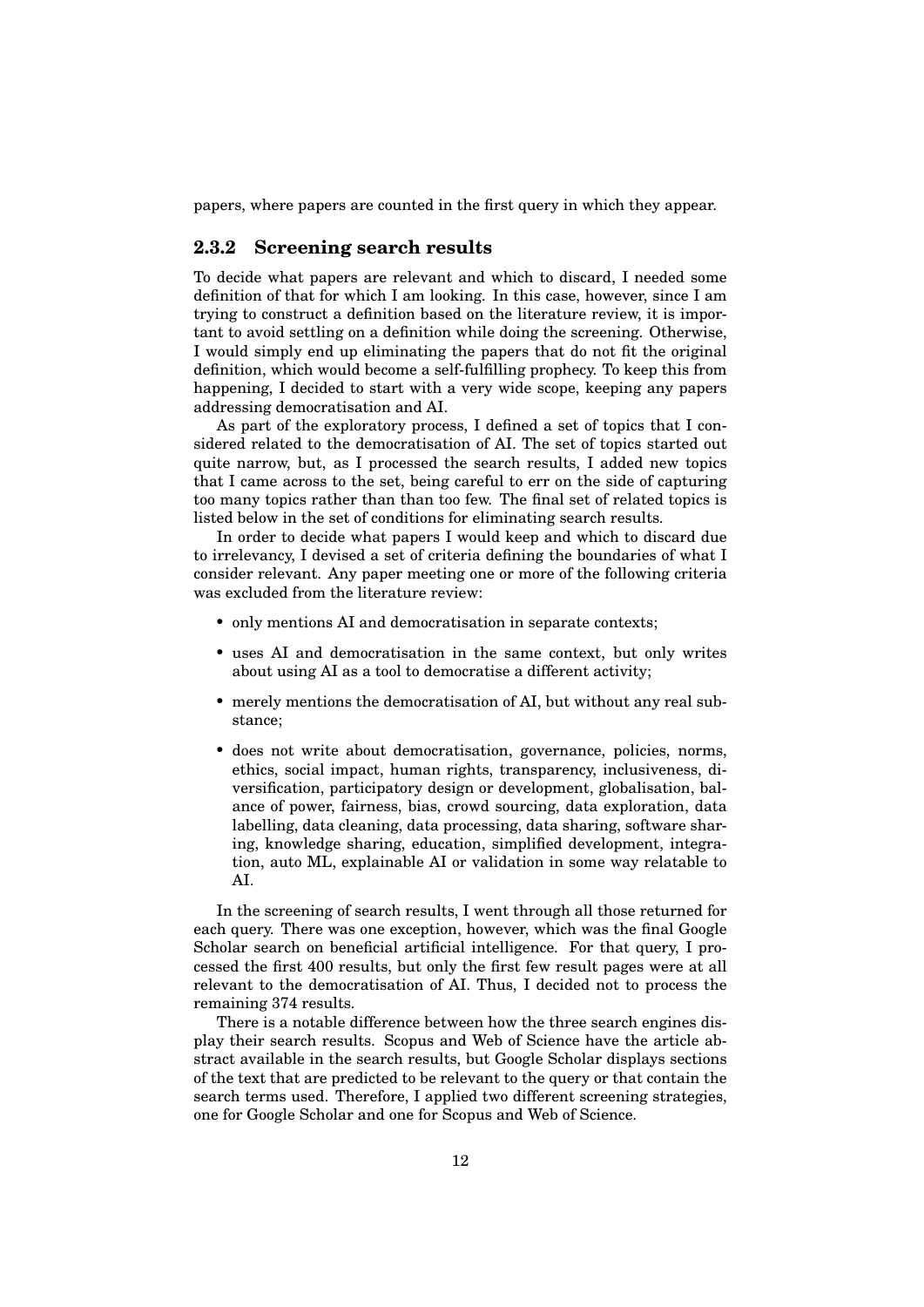papers, where papers are counted in the first query in which they appear.

### 2.3.2 Screening search results

To decide what papers are relevant and which to discard, I needed some definition of that for which I am looking. In this case, however, since I am trying to construct a definition based on the literature review, it is important to avoid settling on a definition while doing the screening. Otherwise, I would simply end up eliminating the papers that do not fit the original definition, which would become a self-fulfilling prophecy. To keep this from happening, I decided to start with a very wide scope, keeping any papers addressing democratisation and AI.

As part of the exploratory process, I defined a set of topics that I considered related to the democratisation of AI. The set of topics started out quite narrow, but, as I processed the search results, I added new topics that I came across to the set, being careful to err on the side of capturing too many topics rather than than too few. The final set of related topics is listed below in the set of conditions for eliminating search results.

In order to decide what papers I would keep and which to discard due to irrelevancy, I devised a set of criteria defining the boundaries of what I consider relevant. Any paper meeting one or more of the following criteria was excluded from the literature review:

- only mentions AI and democratisation in separate contexts;
- uses AI and democratisation in the same context, but only writes about using AI as a tool to democratise a different activity;
- merely mentions the democratisation of AI, but without any real substance;
- does not write about democratisation, governance, policies, norms, ethics, social impact, human rights, transparency, inclusiveness, diversification, participatory design or development, globalisation, balance of power, fairness, bias, crowd sourcing, data exploration, data labelling, data cleaning, data processing, data sharing, software sharing, knowledge sharing, education, simplified development, integration, auto ML, explainable AI or validation in some way relatable to AI.

In the screening of search results, I went through all those returned for each query. There was one exception, however, which was the final Google Scholar search on beneficial artificial intelligence. For that query, I processed the first 400 results, but only the first few result pages were at all relevant to the democratisation of AI. Thus, I decided not to process the remaining 374 results.

There is a notable difference between how the three search engines display their search results. Scopus and Web of Science have the article abstract available in the search results, but Google Scholar displays sections of the text that are predicted to be relevant to the query or that contain the search terms used. Therefore, I applied two different screening strategies, one for Google Scholar and one for Scopus and Web of Science.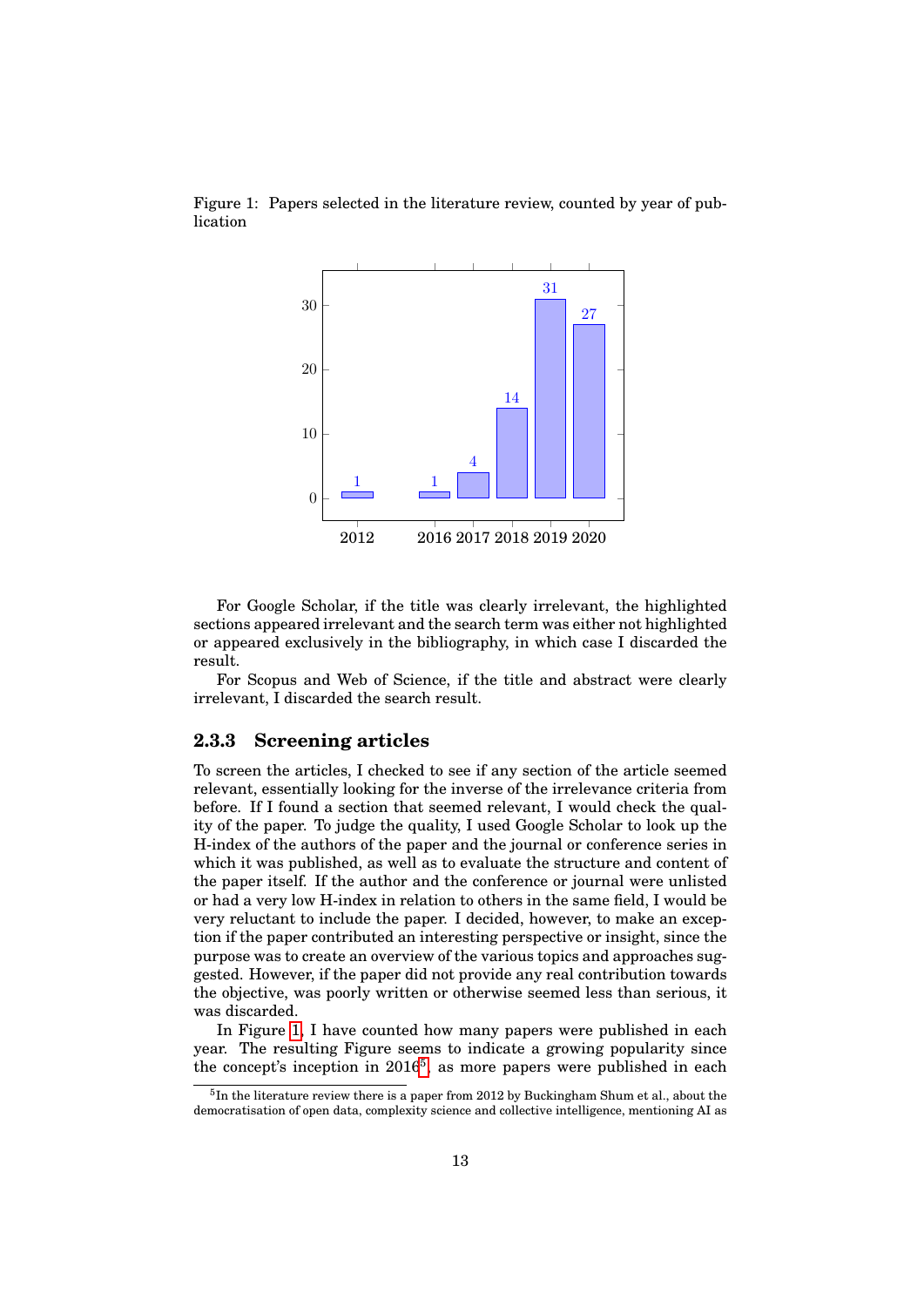Figure 1: Papers selected in the literature review, counted by year of publication

| Year | Papers |
| --- | --- |
| 2012 | 1 |
| 2016 | 1 |
| 2017 | 4 |
| 2018 | 14 |
| 2019 | 31 |
| 2020 | 27 |

For Google Scholar, if the title was clearly irrelevant, the highlighted sections appeared irrelevant and the search term was either not highlighted or appeared exclusively in the bibliography, in which case I discarded the result.

For Scopus and Web of Science, if the title and abstract were clearly irrelevant, I discarded the search result.

### 2.3.3 Screening articles

To screen the articles, I checked to see if any section of the article seemed relevant, essentially looking for the inverse of the irrelevance criteria from before. If I found a section that seemed relevant, I would check the quality of the paper. To judge the quality, I used Google Scholar to look up the H-index of the authors of the paper and the journal or conference series in which it was published, as well as to evaluate the structure and content of the paper itself. If the author and the conference or journal were unlisted or had a very low H-index in relation to others in the same field, I would be very reluctant to include the paper. I decided, however, to make an exception if the paper contributed an interesting perspective or insight, since the purpose was to create an overview of the various topics and approaches suggested. However, if the paper did not provide any real contribution towards the objective, was poorly written or otherwise seemed less than serious, it was discarded.

In Figure 1, I have counted how many papers were published in each year. The resulting Figure seems to indicate a growing popularity since the concept's inception in 2016[5], as more papers were published in each

[5] In the literature review there is a paper from 2012 by Buckingham Shum et al., about the democratisation of open data, complexity science and collective intelligence, mentioning AI as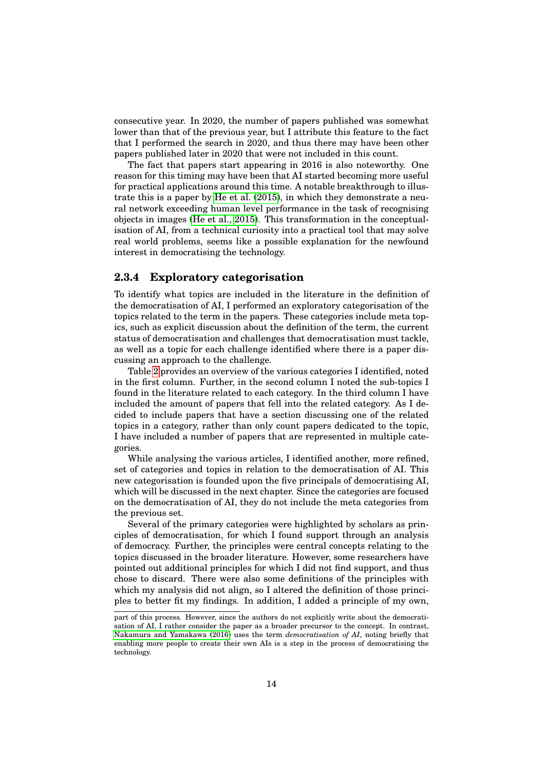consecutive year. In 2020, the number of papers published was somewhat lower than that of the previous year, but I attribute this feature to the fact that I performed the search in 2020, and thus there may have been other papers published later in 2020 that were not included in this count.

The fact that papers start appearing in 2016 is also noteworthy. One reason for this timing may have been that AI started becoming more useful for practical applications around this time. A notable breakthrough to illustrate this is a paper by He et al. (2015), in which they demonstrate a neural network exceeding human level performance in the task of recognising objects in images (He et al., 2015). This transformation in the conceptualisation of AI, from a technical curiosity into a practical tool that may solve real world problems, seems like a possible explanation for the newfound interest in democratising the technology.

### 2.3.4 Exploratory categorisation

To identify what topics are included in the literature in the definition of the democratisation of AI, I performed an exploratory categorisation of the topics related to the term in the papers. These categories include meta topics, such as explicit discussion about the definition of the term, the current status of democratisation and challenges that democratisation must tackle, as well as a topic for each challenge identified where there is a paper discussing an approach to the challenge.

Table 2 provides an overview of the various categories I identified, noted in the first column. Further, in the second column I noted the sub-topics I found in the literature related to each category. In the third column I have included the amount of papers that fell into the related category. As I decided to include papers that have a section discussing one of the related topics in a category, rather than only count papers dedicated to the topic, I have included a number of papers that are represented in multiple categories.

While analysing the various articles, I identified another, more refined, set of categories and topics in relation to the democratisation of AI. This new categorisation is founded upon the five principals of democratising AI, which will be discussed in the next chapter. Since the categories are focused on the democratisation of AI, they do not include the meta categories from the previous set.

Several of the primary categories were highlighted by scholars as principles of democratisation, for which I found support through an analysis of democracy. Further, the principles were central concepts relating to the topics discussed in the broader literature. However, some researchers have pointed out additional principles for which I did not find support, and thus chose to discard. There were also some definitions of the principles with which my analysis did not align, so I altered the definition of those principles to better fit my findings. In addition, I added a principle of my own,

---

part of this process. However, since the authors do not explicitly write about the democratisation of AI, I rather consider the paper as a broader precursor to the concept. In contrast, Nakamura and Yamakawa (2016) uses the term *democratisation of AI*, noting briefly that enabling more people to create their own AIs is a step in the process of democratising the technology.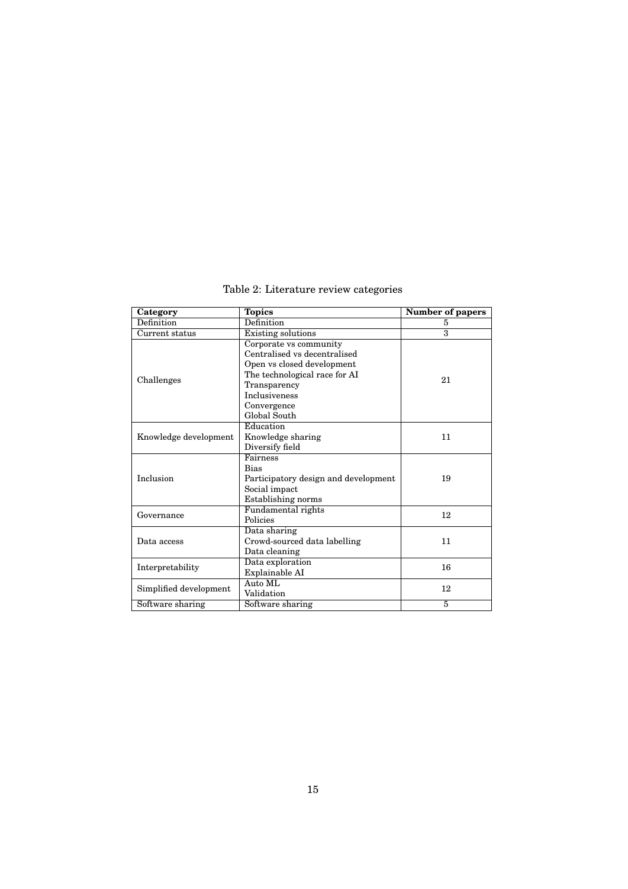Table 2: Literature review categories

| Category | Topics | Number of papers |
|---|---|---|
| Definition | Definition | 5 |
| Current status | Existing solutions | 3 |
| Challenges | Corporate vs community<br>Centralised vs decentralised<br>Open vs closed development<br>The technological race for AI<br>Transparency<br>Inclusiveness<br>Convergence<br>Global South | 21 |
| Knowledge development | Education<br>Knowledge sharing<br>Diversify field | 11 |
| Inclusion | Fairness<br>Bias<br>Participatory design and development<br>Social impact<br>Establishing norms | 19 |
| Governance | Fundamental rights<br>Policies | 12 |
| Data access | Data sharing<br>Crowd-sourced data labelling<br>Data cleaning | 11 |
| Interpretability | Data exploration<br>Explainable AI | 16 |
| Simplified development | Auto ML<br>Validation | 12 |
| Software sharing | Software sharing | 5 |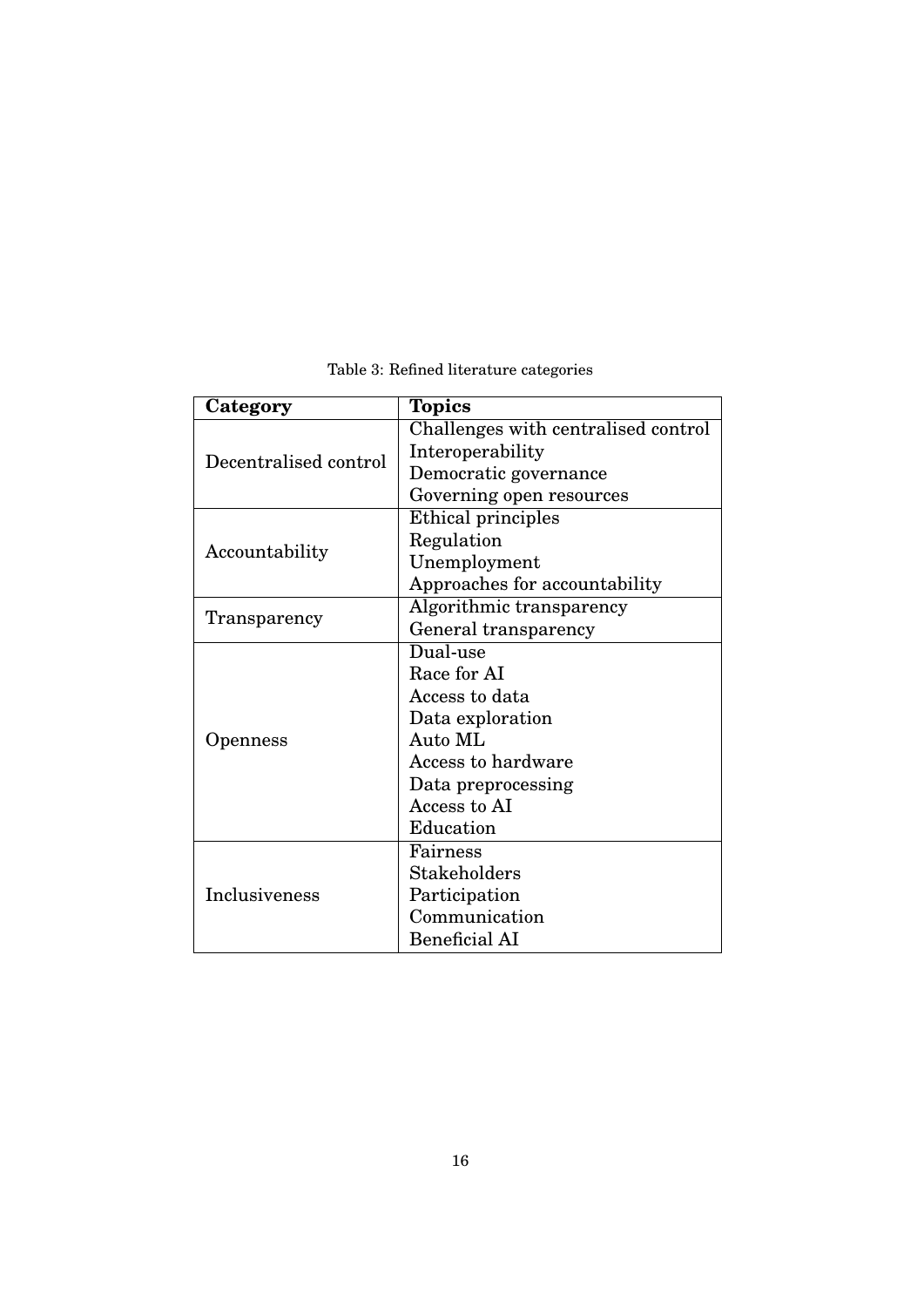Table 3: Refined literature categories

| Category | Topics |
|---|---|
| Decentralised control | Challenges with centralised control |
| | Interoperability |
| | Democratic governance |
| | Governing open resources |
| Accountability | Ethical principles |
| | Regulation |
| | Unemployment |
| | Approaches for accountability |
| Transparency | Algorithmic transparency |
| | General transparency |
| Openness | Dual-use |
| | Race for AI |
| | Access to data |
| | Data exploration |
| | Auto ML |
| | Access to hardware |
| | Data preprocessing |
| | Access to AI |
| | Education |
| Inclusiveness | Fairness |
| | Stakeholders |
| | Participation |
| | Communication |
| | Beneficial AI |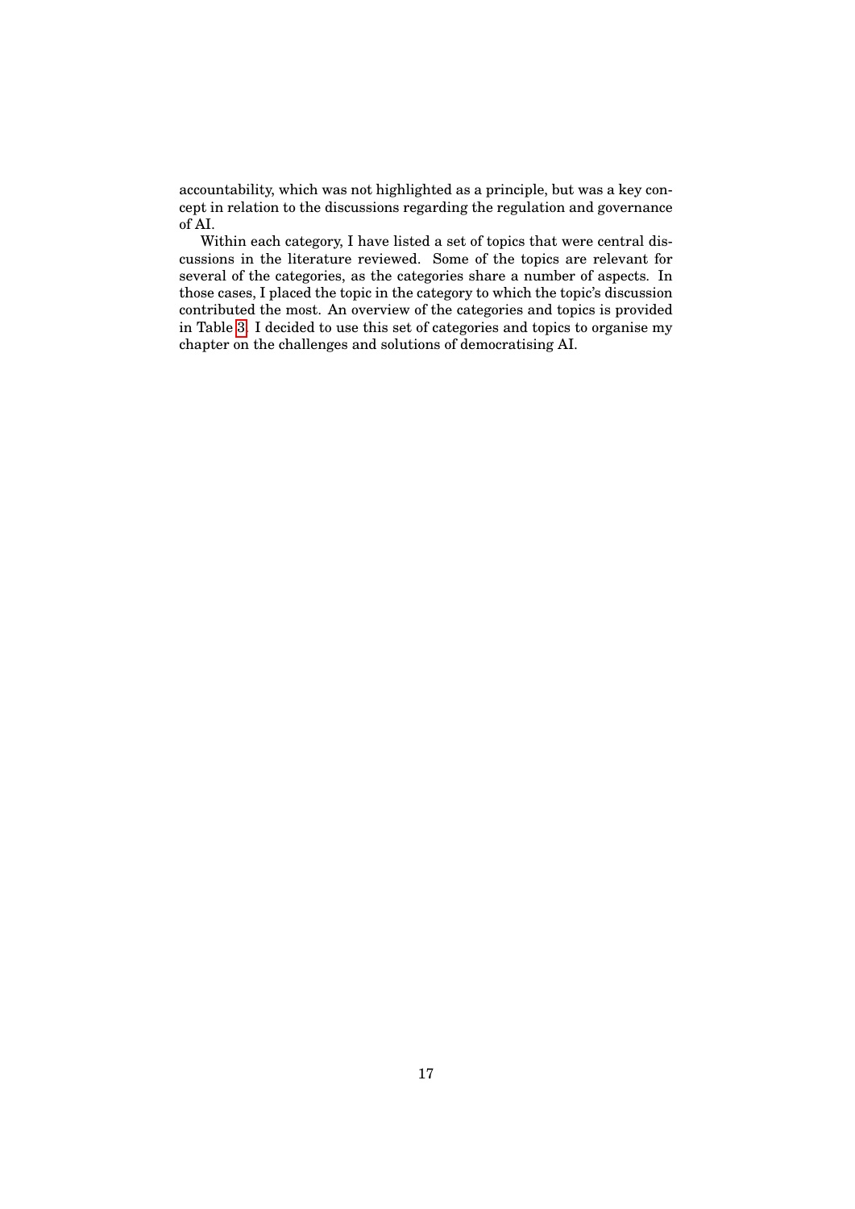accountability, which was not highlighted as a principle, but was a key concept in relation to the discussions regarding the regulation and governance of AI.

Within each category, I have listed a set of topics that were central discussions in the literature reviewed. Some of the topics are relevant for several of the categories, as the categories share a number of aspects. In those cases, I placed the topic in the category to which the topic's discussion contributed the most. An overview of the categories and topics is provided in Table 3. I decided to use this set of categories and topics to organise my chapter on the challenges and solutions of democratising AI.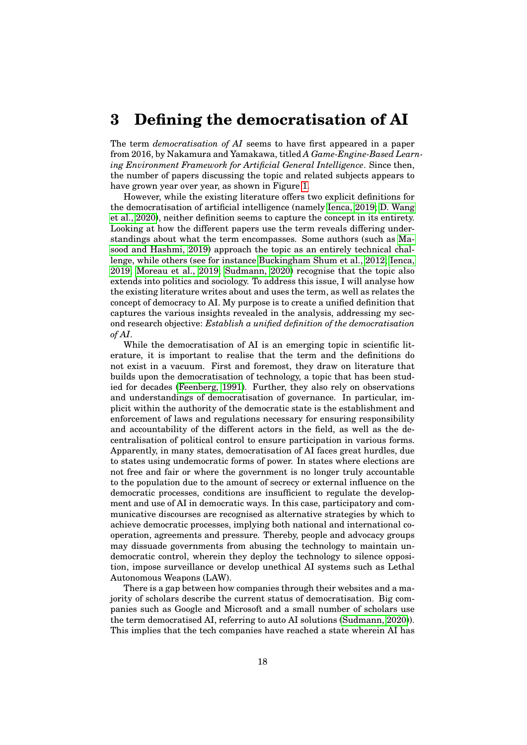# 3 Defining the democratisation of AI

The term *democratisation of AI* seems to have first appeared in a paper from 2016, by Nakamura and Yamakawa, titled *A Game-Engine-Based Learning Environment Framework for Artificial General Intelligence*. Since then, the number of papers discussing the topic and related subjects appears to have grown year over year, as shown in Figure 1.

However, while the existing literature offers two explicit definitions for the democratisation of artificial intelligence (namely Ienca, 2019; D. Wang et al., 2020), neither definition seems to capture the concept in its entirety. Looking at how the different papers use the term reveals differing understandings about what the term encompasses. Some authors (such as Masood and Hashmi, 2019) approach the topic as an entirely technical challenge, while others (see for instance Buckingham Shum et al., 2012; Ienca, 2019; Moreau et al., 2019; Sudmann, 2020) recognise that the topic also extends into politics and sociology. To address this issue, I will analyse how the existing literature writes about and uses the term, as well as relates the concept of democracy to AI. My purpose is to create a unified definition that captures the various insights revealed in the analysis, addressing my second research objective: *Establish a unified definition of the democratisation of AI*.

While the democratisation of AI is an emerging topic in scientific literature, it is important to realise that the term and the definitions do not exist in a vacuum. First and foremost, they draw on literature that builds upon the democratisation of technology, a topic that has been studied for decades (Feenberg, 1991). Further, they also rely on observations and understandings of democratisation of governance. In particular, implicit within the authority of the democratic state is the establishment and enforcement of laws and regulations necessary for ensuring responsibility and accountability of the different actors in the field, as well as the decentralisation of political control to ensure participation in various forms. Apparently, in many states, democratisation of AI faces great hurdles, due to states using undemocratic forms of power. In states where elections are not free and fair or where the government is no longer truly accountable to the population due to the amount of secrecy or external influence on the democratic processes, conditions are insufficient to regulate the development and use of AI in democratic ways. In this case, participatory and communicative discourses are recognised as alternative strategies by which to achieve democratic processes, implying both national and international cooperation, agreements and pressure. Thereby, people and advocacy groups may dissuade governments from abusing the technology to maintain undemocratic control, wherein they deploy the technology to silence opposition, impose surveillance or develop unethical AI systems such as Lethal Autonomous Weapons (LAW).

There is a gap between how companies through their websites and a majority of scholars describe the current status of democratisation. Big companies such as Google and Microsoft and a small number of scholars use the term democratised AI, referring to auto AI solutions (Sudmann, 2020)). This implies that the tech companies have reached a state wherein AI has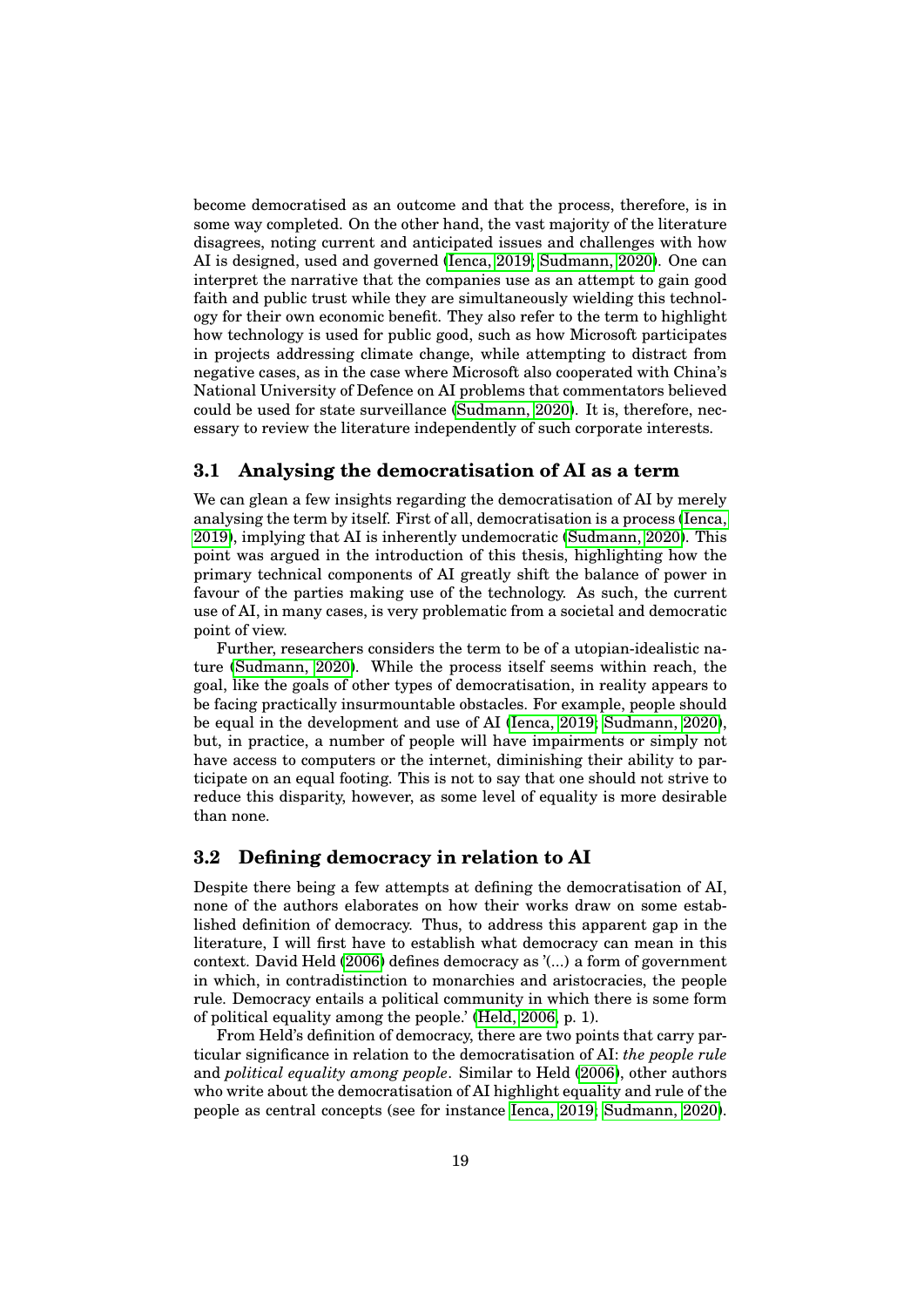become democratised as an outcome and that the process, therefore, is in some way completed. On the other hand, the vast majority of the literature disagrees, noting current and anticipated issues and challenges with how AI is designed, used and governed (Ienca, 2019; Sudmann, 2020). One can interpret the narrative that the companies use as an attempt to gain good faith and public trust while they are simultaneously wielding this technology for their own economic benefit. They also refer to the term to highlight how technology is used for public good, such as how Microsoft participates in projects addressing climate change, while attempting to distract from negative cases, as in the case where Microsoft also cooperated with China's National University of Defence on AI problems that commentators believed could be used for state surveillance (Sudmann, 2020). It is, therefore, necessary to review the literature independently of such corporate interests.

## 3.1 Analysing the democratisation of AI as a term

We can glean a few insights regarding the democratisation of AI by merely analysing the term by itself. First of all, democratisation is a process (Ienca, 2019), implying that AI is inherently undemocratic (Sudmann, 2020). This point was argued in the introduction of this thesis, highlighting how the primary technical components of AI greatly shift the balance of power in favour of the parties making use of the technology. As such, the current use of AI, in many cases, is very problematic from a societal and democratic point of view.

Further, researchers considers the term to be of a utopian-idealistic nature (Sudmann, 2020). While the process itself seems within reach, the goal, like the goals of other types of democratisation, in reality appears to be facing practically insurmountable obstacles. For example, people should be equal in the development and use of AI (Ienca, 2019; Sudmann, 2020), but, in practice, a number of people will have impairments or simply not have access to computers or the internet, diminishing their ability to participate on an equal footing. This is not to say that one should not strive to reduce this disparity, however, as some level of equality is more desirable than none.

## 3.2 Defining democracy in relation to AI

Despite there being a few attempts at defining the democratisation of AI, none of the authors elaborates on how their works draw on some established definition of democracy. Thus, to address this apparent gap in the literature, I will first have to establish what democracy can mean in this context. David Held (2006) defines democracy as '(...) a form of government in which, in contradistinction to monarchies and aristocracies, the people rule. Democracy entails a political community in which there is some form of political equality among the people.' (Held, 2006, p. 1).

From Held's definition of democracy, there are two points that carry particular significance in relation to the democratisation of AI: *the people rule* and *political equality among people*. Similar to Held (2006), other authors who write about the democratisation of AI highlight equality and rule of the people as central concepts (see for instance Ienca, 2019; Sudmann, 2020).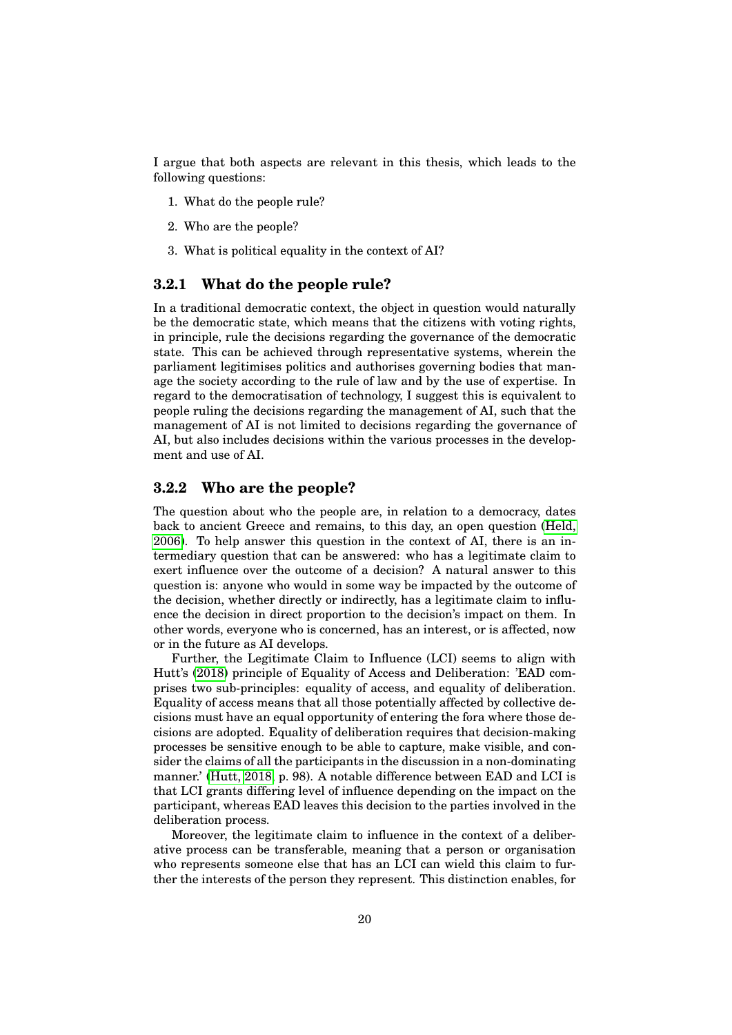I argue that both aspects are relevant in this thesis, which leads to the following questions:

1. What do the people rule?
2. Who are the people?
3. What is political equality in the context of AI?

### 3.2.1 What do the people rule?

In a traditional democratic context, the object in question would naturally be the democratic state, which means that the citizens with voting rights, in principle, rule the decisions regarding the governance of the democratic state. This can be achieved through representative systems, wherein the parliament legitimises politics and authorises governing bodies that manage the society according to the rule of law and by the use of expertise. In regard to the democratisation of technology, I suggest this is equivalent to people ruling the decisions regarding the management of AI, such that the management of AI is not limited to decisions regarding the governance of AI, but also includes decisions within the various processes in the development and use of AI.

### 3.2.2 Who are the people?

The question about who the people are, in relation to a democracy, dates back to ancient Greece and remains, to this day, an open question (Held, 2006). To help answer this question in the context of AI, there is an intermediary question that can be answered: who has a legitimate claim to exert influence over the outcome of a decision? A natural answer to this question is: anyone who would in some way be impacted by the outcome of the decision, whether directly or indirectly, has a legitimate claim to influence the decision in direct proportion to the decision's impact on them. In other words, everyone who is concerned, has an interest, or is affected, now or in the future as AI develops.

Further, the Legitimate Claim to Influence (LCI) seems to align with Hutt's (2018) principle of Equality of Access and Deliberation: 'EAD comprises two sub-principles: equality of access, and equality of deliberation. Equality of access means that all those potentially affected by collective decisions must have an equal opportunity of entering the fora where those decisions are adopted. Equality of deliberation requires that decision-making processes be sensitive enough to be able to capture, make visible, and consider the claims of all the participants in the discussion in a non-dominating manner.' (Hutt, 2018, p. 98). A notable difference between EAD and LCI is that LCI grants differing level of influence depending on the impact on the participant, whereas EAD leaves this decision to the parties involved in the deliberation process.

Moreover, the legitimate claim to influence in the context of a deliberative process can be transferable, meaning that a person or organisation who represents someone else that has an LCI can wield this claim to further the interests of the person they represent. This distinction enables, for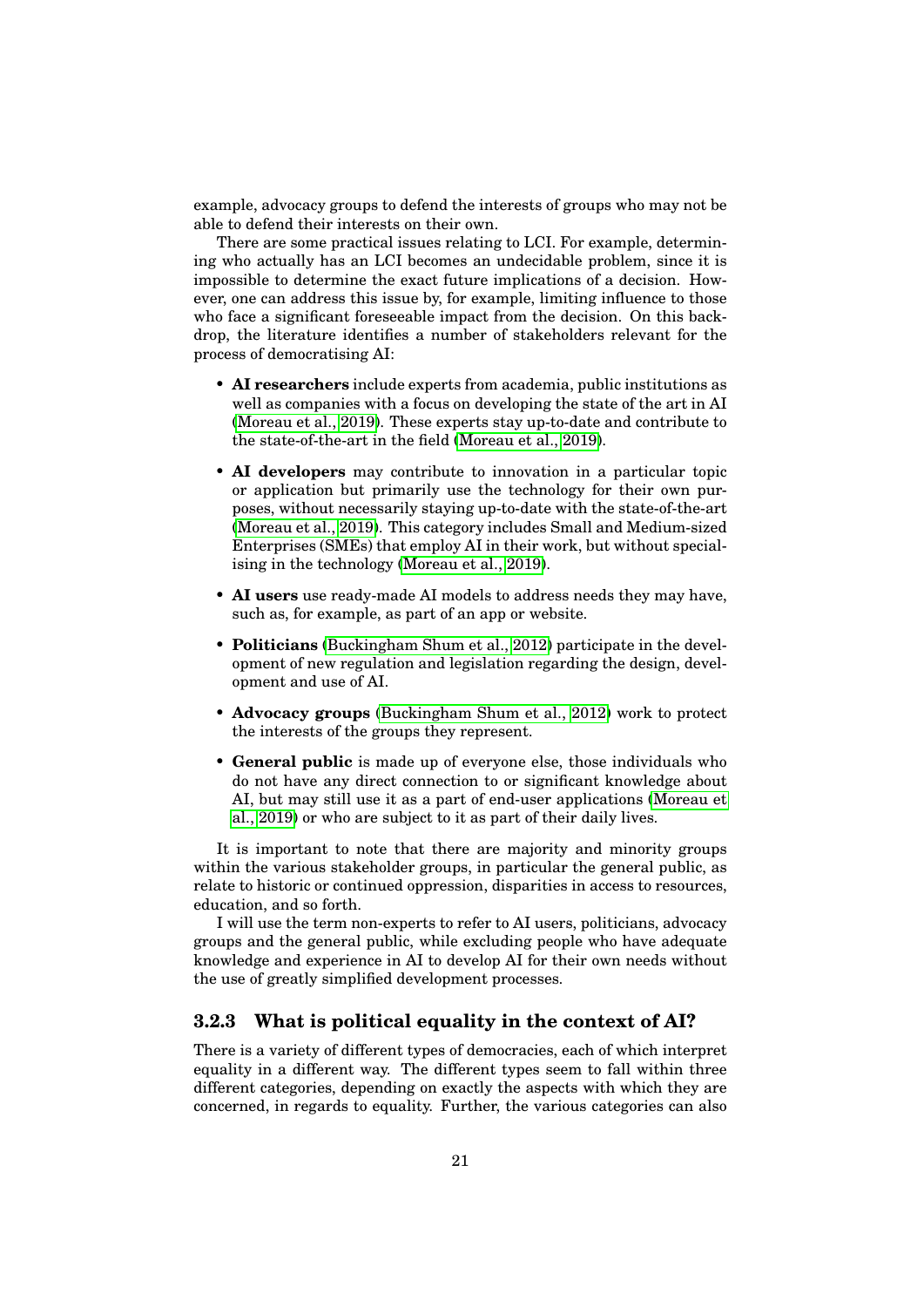example, advocacy groups to defend the interests of groups who may not be able to defend their interests on their own.

There are some practical issues relating to LCI. For example, determining who actually has an LCI becomes an undecidable problem, since it is impossible to determine the exact future implications of a decision. However, one can address this issue by, for example, limiting influence to those who face a significant foreseeable impact from the decision. On this backdrop, the literature identifies a number of stakeholders relevant for the process of democratising AI:

- **AI researchers** include experts from academia, public institutions as well as companies with a focus on developing the state of the art in AI (Moreau et al., 2019). These experts stay up-to-date and contribute to the state-of-the-art in the field (Moreau et al., 2019).
- **AI developers** may contribute to innovation in a particular topic or application but primarily use the technology for their own purposes, without necessarily staying up-to-date with the state-of-the-art (Moreau et al., 2019). This category includes Small and Medium-sized Enterprises (SMEs) that employ AI in their work, but without specialising in the technology (Moreau et al., 2019).
- **AI users** use ready-made AI models to address needs they may have, such as, for example, as part of an app or website.
- **Politicians** (Buckingham Shum et al., 2012) participate in the development of new regulation and legislation regarding the design, development and use of AI.
- **Advocacy groups** (Buckingham Shum et al., 2012) work to protect the interests of the groups they represent.
- **General public** is made up of everyone else, those individuals who do not have any direct connection to or significant knowledge about AI, but may still use it as a part of end-user applications (Moreau et al., 2019) or who are subject to it as part of their daily lives.

It is important to note that there are majority and minority groups within the various stakeholder groups, in particular the general public, as relate to historic or continued oppression, disparities in access to resources, education, and so forth.

I will use the term non-experts to refer to AI users, politicians, advocacy groups and the general public, while excluding people who have adequate knowledge and experience in AI to develop AI for their own needs without the use of greatly simplified development processes.

### 3.2.3 What is political equality in the context of AI?

There is a variety of different types of democracies, each of which interpret equality in a different way. The different types seem to fall within three different categories, depending on exactly the aspects with which they are concerned, in regards to equality. Further, the various categories can also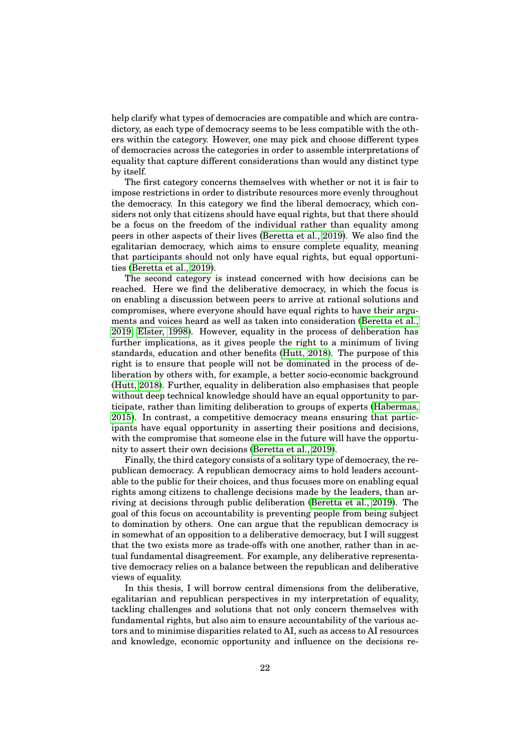help clarify what types of democracies are compatible and which are contradictory, as each type of democracy seems to be less compatible with the others within the category. However, one may pick and choose different types of democracies across the categories in order to assemble interpretations of equality that capture different considerations than would any distinct type by itself.

The first category concerns themselves with whether or not it is fair to impose restrictions in order to distribute resources more evenly throughout the democracy. In this category we find the liberal democracy, which considers not only that citizens should have equal rights, but that there should be a focus on the freedom of the individual rather than equality among peers in other aspects of their lives (Beretta et al., 2019). We also find the egalitarian democracy, which aims to ensure complete equality, meaning that participants should not only have equal rights, but equal opportunities (Beretta et al., 2019).

The second category is instead concerned with how decisions can be reached. Here we find the deliberative democracy, in which the focus is on enabling a discussion between peers to arrive at rational solutions and compromises, where everyone should have equal rights to have their arguments and voices heard as well as taken into consideration (Beretta et al., 2019; Elster, 1998). However, equality in the process of deliberation has further implications, as it gives people the right to a minimum of living standards, education and other benefits (Hutt, 2018). The purpose of this right is to ensure that people will not be dominated in the process of deliberation by others with, for example, a better socio-economic background (Hutt, 2018). Further, equality in deliberation also emphasises that people without deep technical knowledge should have an equal opportunity to participate, rather than limiting deliberation to groups of experts (Habermas, 2015). In contrast, a competitive democracy means ensuring that participants have equal opportunity in asserting their positions and decisions, with the compromise that someone else in the future will have the opportunity to assert their own decisions (Beretta et al., 2019).

Finally, the third category consists of a solitary type of democracy, the republican democracy. A republican democracy aims to hold leaders accountable to the public for their choices, and thus focuses more on enabling equal rights among citizens to challenge decisions made by the leaders, than arriving at decisions through public deliberation (Beretta et al., 2019). The goal of this focus on accountability is preventing people from being subject to domination by others. One can argue that the republican democracy is in somewhat of an opposition to a deliberative democracy, but I will suggest that the two exists more as trade-offs with one another, rather than in actual fundamental disagreement. For example, any deliberative representative democracy relies on a balance between the republican and deliberative views of equality.

In this thesis, I will borrow central dimensions from the deliberative, egalitarian and republican perspectives in my interpretation of equality, tackling challenges and solutions that not only concern themselves with fundamental rights, but also aim to ensure accountability of the various actors and to minimise disparities related to AI, such as access to AI resources and knowledge, economic opportunity and influence on the decisions re-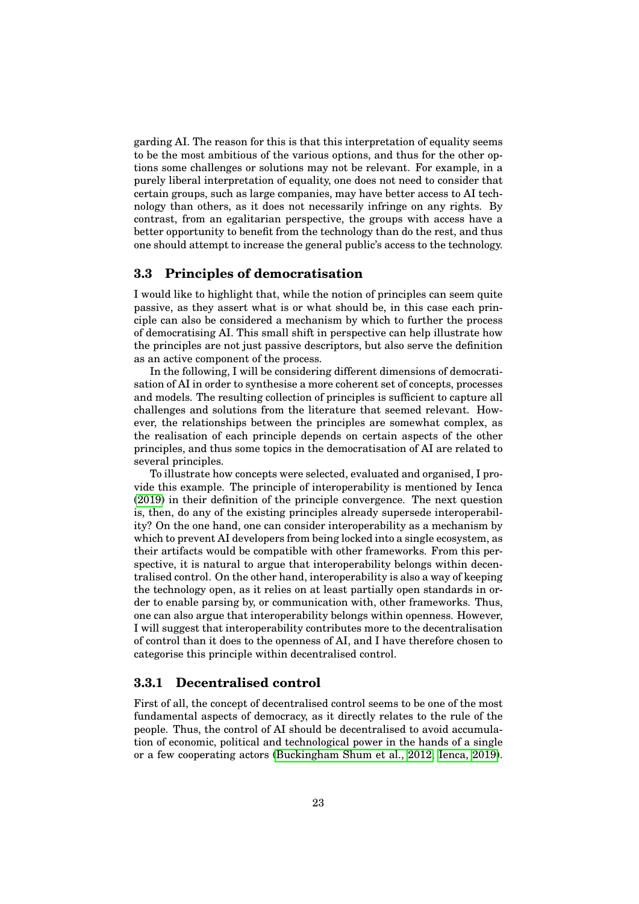garding AI. The reason for this is that this interpretation of equality seems to be the most ambitious of the various options, and thus for the other options some challenges or solutions may not be relevant. For example, in a purely liberal interpretation of equality, one does not need to consider that certain groups, such as large companies, may have better access to AI technology than others, as it does not necessarily infringe on any rights. By contrast, from an egalitarian perspective, the groups with access have a better opportunity to benefit from the technology than do the rest, and thus one should attempt to increase the general public's access to the technology.

### 3.3 Principles of democratisation

I would like to highlight that, while the notion of principles can seem quite passive, as they assert what is or what should be, in this case each principle can also be considered a mechanism by which to further the process of democratising AI. This small shift in perspective can help illustrate how the principles are not just passive descriptors, but also serve the definition as an active component of the process.

In the following, I will be considering different dimensions of democratisation of AI in order to synthesise a more coherent set of concepts, processes and models. The resulting collection of principles is sufficient to capture all challenges and solutions from the literature that seemed relevant. However, the relationships between the principles are somewhat complex, as the realisation of each principle depends on certain aspects of the other principles, and thus some topics in the democratisation of AI are related to several principles.

To illustrate how concepts were selected, evaluated and organised, I provide this example. The principle of interoperability is mentioned by Ienca (2019) in their definition of the principle convergence. The next question is, then, do any of the existing principles already supersede interoperability? On the one hand, one can consider interoperability as a mechanism by which to prevent AI developers from being locked into a single ecosystem, as their artifacts would be compatible with other frameworks. From this perspective, it is natural to argue that interoperability belongs within decentralised control. On the other hand, interoperability is also a way of keeping the technology open, as it relies on at least partially open standards in order to enable parsing by, or communication with, other frameworks. Thus, one can also argue that interoperability belongs within openness. However, I will suggest that interoperability contributes more to the decentralisation of control than it does to the openness of AI, and I have therefore chosen to categorise this principle within decentralised control.

#### 3.3.1 Decentralised control

First of all, the concept of decentralised control seems to be one of the most fundamental aspects of democracy, as it directly relates to the rule of the people. Thus, the control of AI should be decentralised to avoid accumulation of economic, political and technological power in the hands of a single or a few cooperating actors (Buckingham Shum et al., 2012; Ienca, 2019).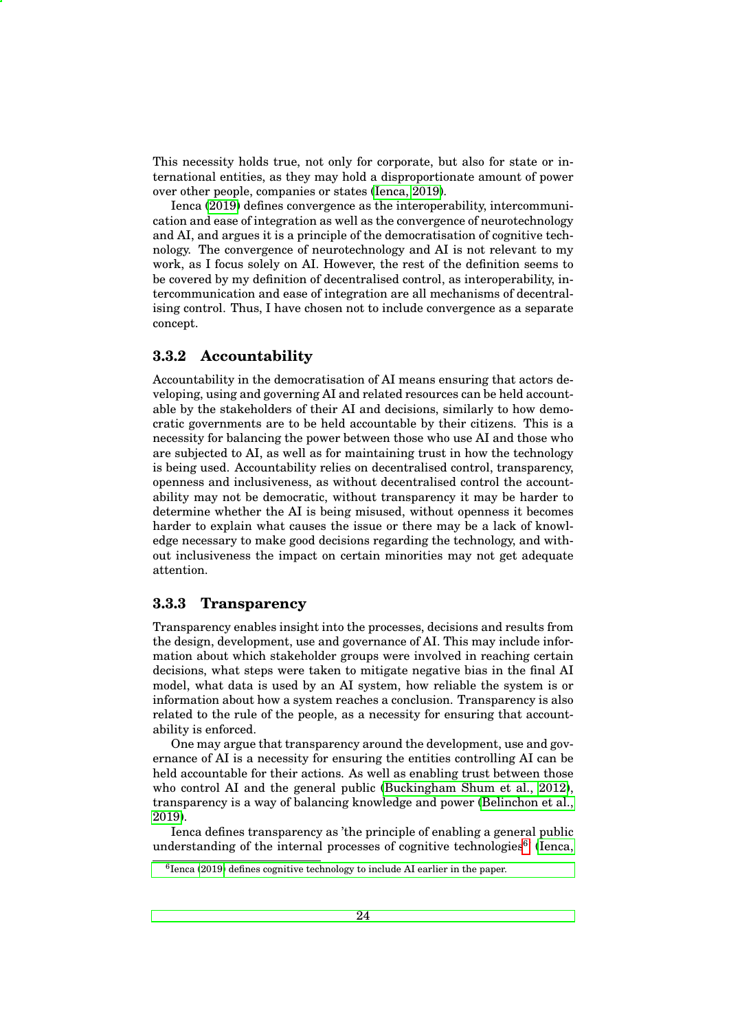This necessity holds true, not only for corporate, but also for state or international entities, as they may hold a disproportionate amount of power over other people, companies or states (Ienca, 2019).

Ienca (2019) defines convergence as the interoperability, intercommunication and ease of integration as well as the convergence of neurotechnology and AI, and argues it is a principle of the democratisation of cognitive technology. The convergence of neurotechnology and AI is not relevant to my work, as I focus solely on AI. However, the rest of the definition seems to be covered by my definition of decentralised control, as interoperability, intercommunication and ease of integration are all mechanisms of decentralising control. Thus, I have chosen not to include convergence as a separate concept.

### 3.3.2 Accountability

Accountability in the democratisation of AI means ensuring that actors developing, using and governing AI and related resources can be held accountable by the stakeholders of their AI and decisions, similarly to how democratic governments are to be held accountable by their citizens. This is a necessity for balancing the power between those who use AI and those who are subjected to AI, as well as for maintaining trust in how the technology is being used. Accountability relies on decentralised control, transparency, openness and inclusiveness, as without decentralised control the accountability may not be democratic, without transparency it may be harder to determine whether the AI is being misused, without openness it becomes harder to explain what causes the issue or there may be a lack of knowledge necessary to make good decisions regarding the technology, and without inclusiveness the impact on certain minorities may not get adequate attention.

### 3.3.3 Transparency

Transparency enables insight into the processes, decisions and results from the design, development, use and governance of AI. This may include information about which stakeholder groups were involved in reaching certain decisions, what steps were taken to mitigate negative bias in the final AI model, what data is used by an AI system, how reliable the system is or information about how a system reaches a conclusion. Transparency is also related to the rule of the people, as a necessity for ensuring that accountability is enforced.

One may argue that transparency around the development, use and governance of AI is a necessity for ensuring the entities controlling AI can be held accountable for their actions. As well as enabling trust between those who control AI and the general public (Buckingham Shum et al., 2012), transparency is a way of balancing knowledge and power (Belinchon et al., 2019).

Ienca defines transparency as 'the principle of enabling a general public understanding of the internal processes of cognitive technologies[6] (Ienca,

[6]Ienca (2019) defines cognitive technology to include AI earlier in the paper.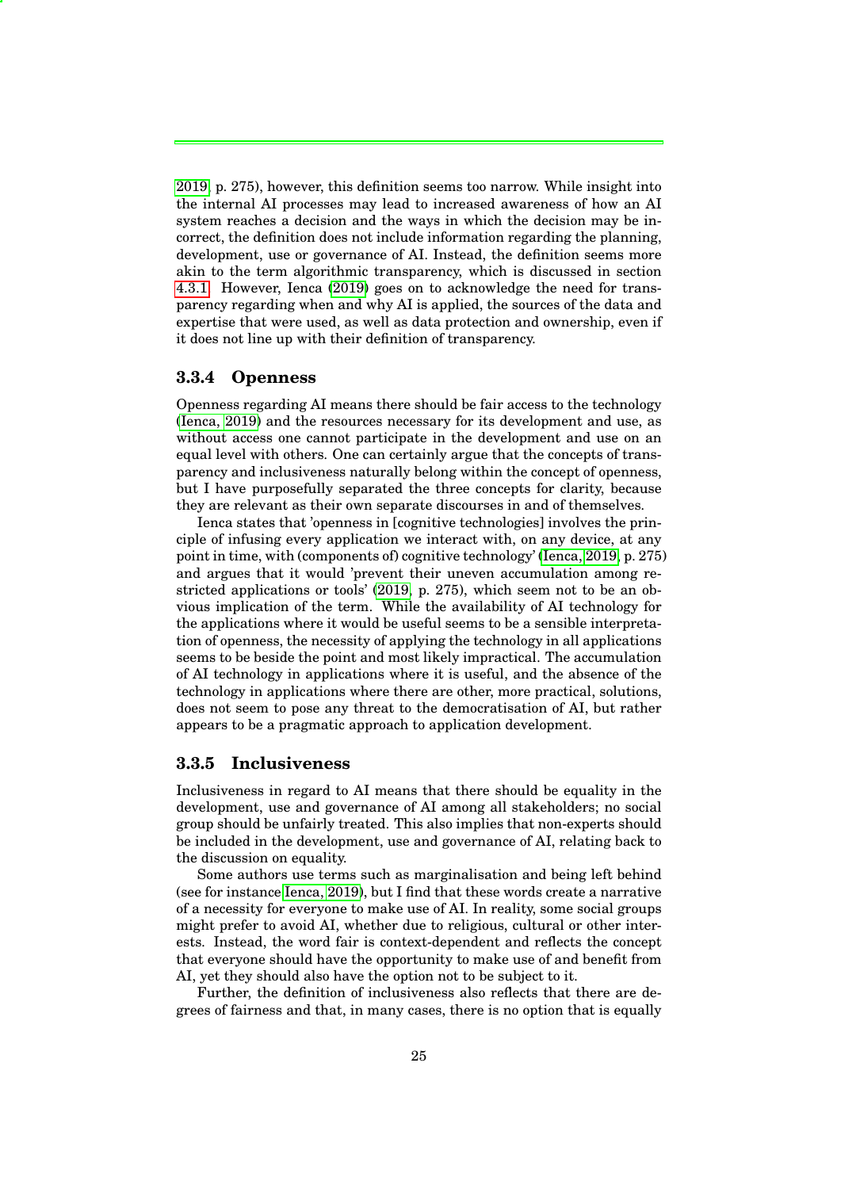2019, p. 275), however, this definition seems too narrow. While insight into the internal AI processes may lead to increased awareness of how an AI system reaches a decision and the ways in which the decision may be incorrect, the definition does not include information regarding the planning, development, use or governance of AI. Instead, the definition seems more akin to the term algorithmic transparency, which is discussed in section 4.3.1. However, Ienca (2019) goes on to acknowledge the need for transparency regarding when and why AI is applied, the sources of the data and expertise that were used, as well as data protection and ownership, even if it does not line up with their definition of transparency.

### 3.3.4 Openness

Openness regarding AI means there should be fair access to the technology (Ienca, 2019) and the resources necessary for its development and use, as without access one cannot participate in the development and use on an equal level with others. One can certainly argue that the concepts of transparency and inclusiveness naturally belong within the concept of openness, but I have purposefully separated the three concepts for clarity, because they are relevant as their own separate discourses in and of themselves.

Ienca states that 'openness in [cognitive technologies] involves the principle of infusing every application we interact with, on any device, at any point in time, with (components of) cognitive technology' (Ienca, 2019, p. 275) and argues that it would 'prevent their uneven accumulation among restricted applications or tools' (2019, p. 275), which seem not to be an obvious implication of the term. While the availability of AI technology for the applications where it would be useful seems to be a sensible interpretation of openness, the necessity of applying the technology in all applications seems to be beside the point and most likely impractical. The accumulation of AI technology in applications where it is useful, and the absence of the technology in applications where there are other, more practical, solutions, does not seem to pose any threat to the democratisation of AI, but rather appears to be a pragmatic approach to application development.

### 3.3.5 Inclusiveness

Inclusiveness in regard to AI means that there should be equality in the development, use and governance of AI among all stakeholders; no social group should be unfairly treated. This also implies that non-experts should be included in the development, use and governance of AI, relating back to the discussion on equality.

Some authors use terms such as marginalisation and being left behind (see for instance Ienca, 2019), but I find that these words create a narrative of a necessity for everyone to make use of AI. In reality, some social groups might prefer to avoid AI, whether due to religious, cultural or other interests. Instead, the word fair is context-dependent and reflects the concept that everyone should have the opportunity to make use of and benefit from AI, yet they should also have the option not to be subject to it.

Further, the definition of inclusiveness also reflects that there are degrees of fairness and that, in many cases, there is no option that is equally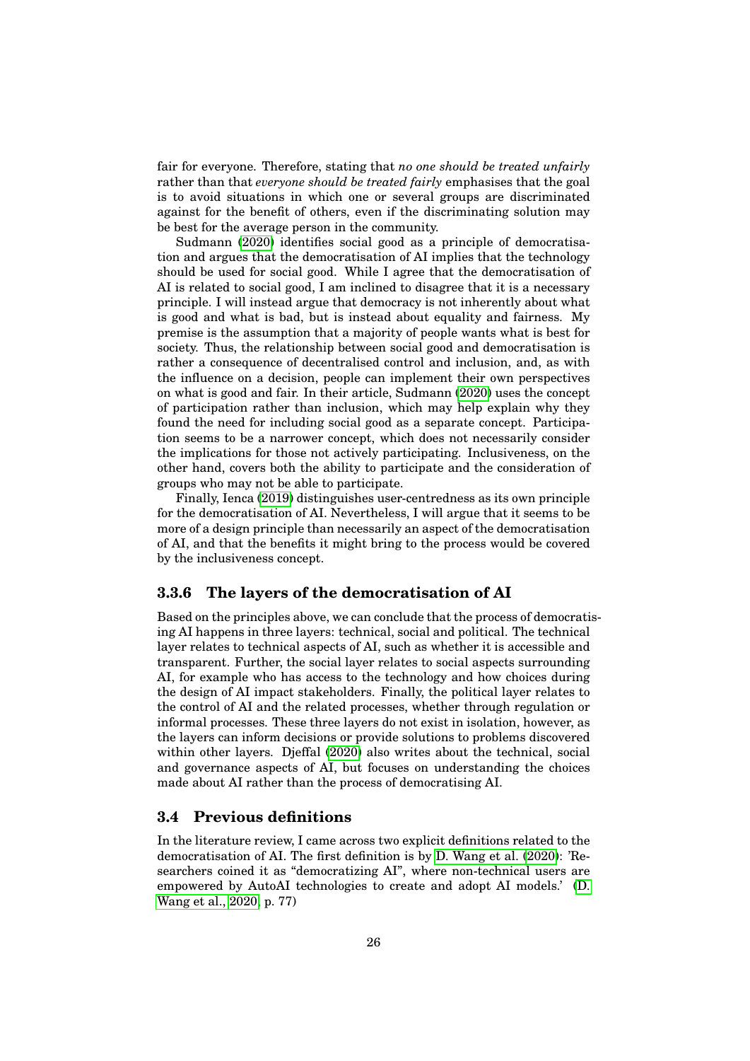fair for everyone. Therefore, stating that *no one should be treated unfairly* rather than that *everyone should be treated fairly* emphasises that the goal is to avoid situations in which one or several groups are discriminated against for the benefit of others, even if the discriminating solution may be best for the average person in the community.

Sudmann (2020) identifies social good as a principle of democratisation and argues that the democratisation of AI implies that the technology should be used for social good. While I agree that the democratisation of AI is related to social good, I am inclined to disagree that it is a necessary principle. I will instead argue that democracy is not inherently about what is good and what is bad, but is instead about equality and fairness. My premise is the assumption that a majority of people wants what is best for society. Thus, the relationship between social good and democratisation is rather a consequence of decentralised control and inclusion, and, as with the influence on a decision, people can implement their own perspectives on what is good and fair. In their article, Sudmann (2020) uses the concept of participation rather than inclusion, which may help explain why they found the need for including social good as a separate concept. Participation seems to be a narrower concept, which does not necessarily consider the implications for those not actively participating. Inclusiveness, on the other hand, covers both the ability to participate and the consideration of groups who may not be able to participate.

Finally, Ienca (2019) distinguishes user-centredness as its own principle for the democratisation of AI. Nevertheless, I will argue that it seems to be more of a design principle than necessarily an aspect of the democratisation of AI, and that the benefits it might bring to the process would be covered by the inclusiveness concept.

### 3.3.6 The layers of the democratisation of AI

Based on the principles above, we can conclude that the process of democratising AI happens in three layers: technical, social and political. The technical layer relates to technical aspects of AI, such as whether it is accessible and transparent. Further, the social layer relates to social aspects surrounding AI, for example who has access to the technology and how choices during the design of AI impact stakeholders. Finally, the political layer relates to the control of AI and the related processes, whether through regulation or informal processes. These three layers do not exist in isolation, however, as the layers can inform decisions or provide solutions to problems discovered within other layers. Djeffal (2020) also writes about the technical, social and governance aspects of AI, but focuses on understanding the choices made about AI rather than the process of democratising AI.

## 3.4 Previous definitions

In the literature review, I came across two explicit definitions related to the democratisation of AI. The first definition is by D. Wang et al. (2020): 'Researchers coined it as "democratizing AI", where non-technical users are empowered by AutoAI technologies to create and adopt AI models.' (D. Wang et al., 2020, p. 77)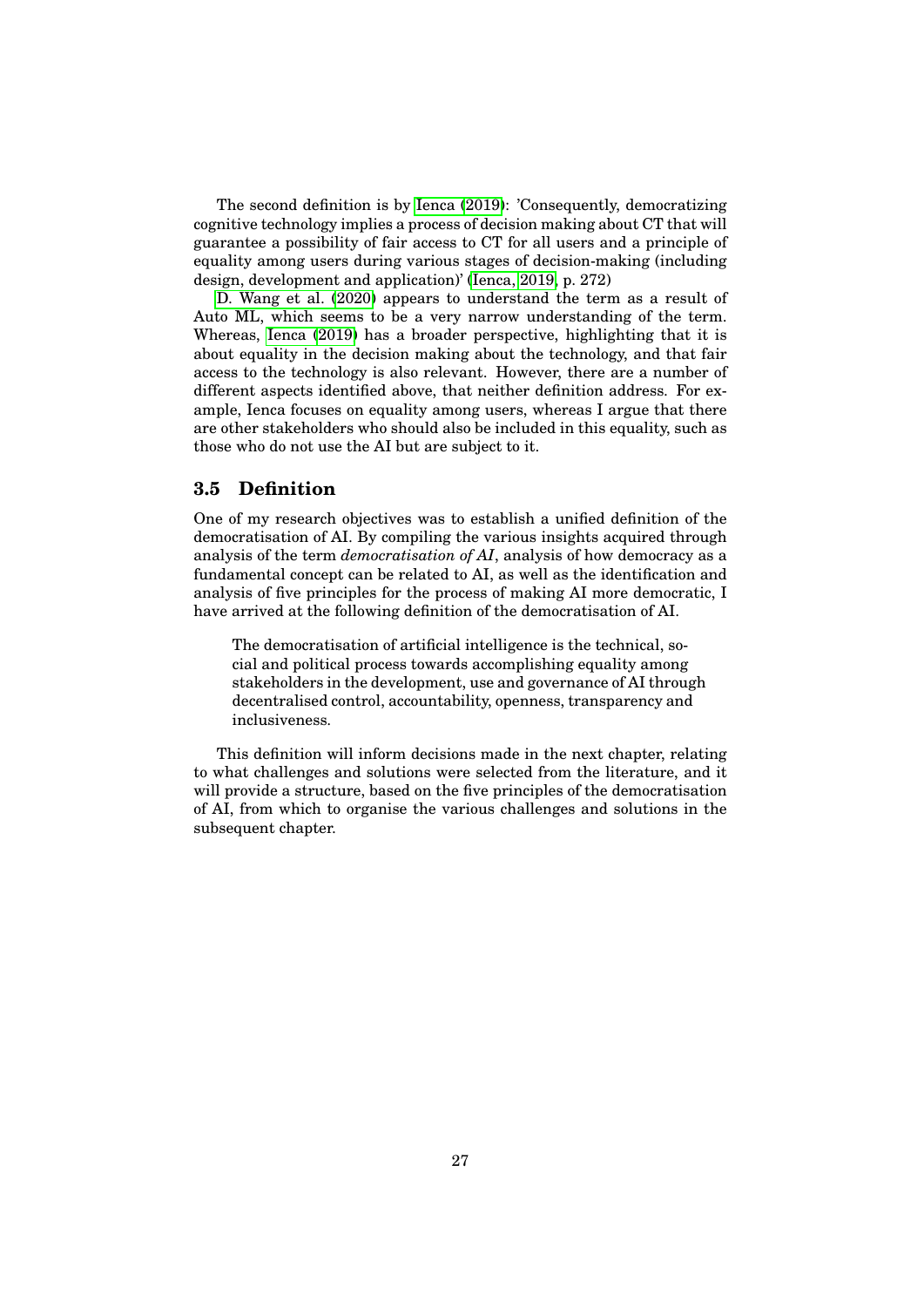The second definition is by Ienca (2019): 'Consequently, democratizing cognitive technology implies a process of decision making about CT that will guarantee a possibility of fair access to CT for all users and a principle of equality among users during various stages of decision-making (including design, development and application)' (Ienca, 2019, p. 272)

D. Wang et al. (2020) appears to understand the term as a result of Auto ML, which seems to be a very narrow understanding of the term. Whereas, Ienca (2019) has a broader perspective, highlighting that it is about equality in the decision making about the technology, and that fair access to the technology is also relevant. However, there are a number of different aspects identified above, that neither definition address. For example, Ienca focuses on equality among users, whereas I argue that there are other stakeholders who should also be included in this equality, such as those who do not use the AI but are subject to it.

## 3.5 Definition

One of my research objectives was to establish a unified definition of the democratisation of AI. By compiling the various insights acquired through analysis of the term *democratisation of AI*, analysis of how democracy as a fundamental concept can be related to AI, as well as the identification and analysis of five principles for the process of making AI more democratic, I have arrived at the following definition of the democratisation of AI.

> The democratisation of artificial intelligence is the technical, social and political process towards accomplishing equality among stakeholders in the development, use and governance of AI through decentralised control, accountability, openness, transparency and inclusiveness.

This definition will inform decisions made in the next chapter, relating to what challenges and solutions were selected from the literature, and it will provide a structure, based on the five principles of the democratisation of AI, from which to organise the various challenges and solutions in the subsequent chapter.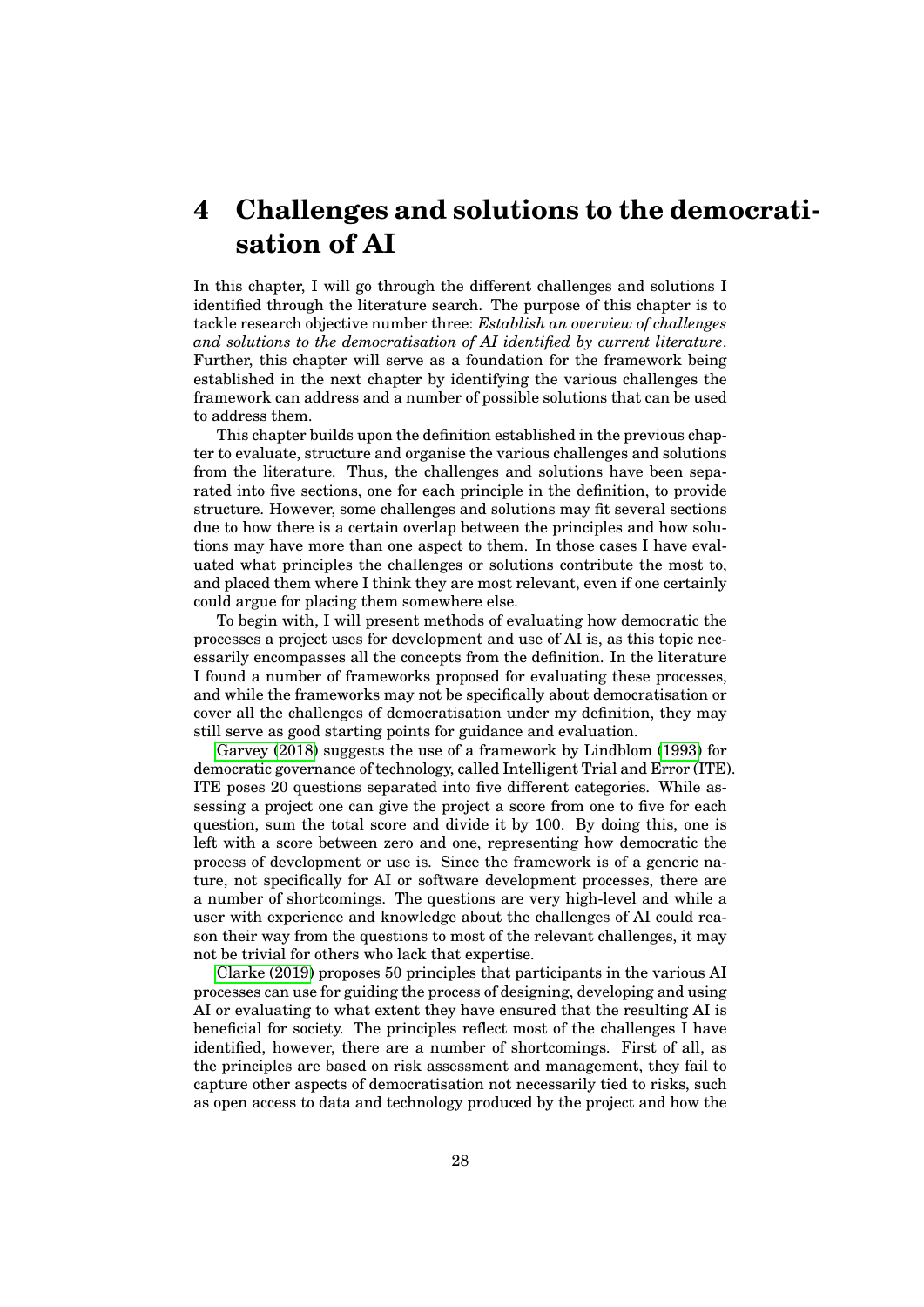# 4 Challenges and solutions to the democratisation of AI

In this chapter, I will go through the different challenges and solutions I identified through the literature search. The purpose of this chapter is to tackle research objective number three: ***Establish an overview of challenges and solutions to the democratisation of AI identified by current literature***. Further, this chapter will serve as a foundation for the framework being established in the next chapter by identifying the various challenges the framework can address and a number of possible solutions that can be used to address them.

This chapter builds upon the definition established in the previous chapter to evaluate, structure and organise the various challenges and solutions from the literature. Thus, the challenges and solutions have been separated into five sections, one for each principle in the definition, to provide structure. However, some challenges and solutions may fit several sections due to how there is a certain overlap between the principles and how solutions may have more than one aspect to them. In those cases I have evaluated what principles the challenges or solutions contribute the most to, and placed them where I think they are most relevant, even if one certainly could argue for placing them somewhere else.

To begin with, I will present methods of evaluating how democratic the processes a project uses for development and use of AI is, as this topic necessarily encompasses all the concepts from the definition. In the literature I found a number of frameworks proposed for evaluating these processes, and while the frameworks may not be specifically about democratisation or cover all the challenges of democratisation under my definition, they may still serve as good starting points for guidance and evaluation.

Garvey (2018) suggests the use of a framework by Lindblom (1993) for democratic governance of technology, called Intelligent Trial and Error (ITE). ITE poses 20 questions separated into five different categories. While assessing a project one can give the project a score from one to five for each question, sum the total score and divide it by 100. By doing this, one is left with a score between zero and one, representing how democratic the process of development or use is. Since the framework is of a generic nature, not specifically for AI or software development processes, there are a number of shortcomings. The questions are very high-level and while a user with experience and knowledge about the challenges of AI could reason their way from the questions to most of the relevant challenges, it may not be trivial for others who lack that expertise.

Clarke (2019) proposes 50 principles that participants in the various AI processes can use for guiding the process of designing, developing and using AI or evaluating to what extent they have ensured that the resulting AI is beneficial for society. The principles reflect most of the challenges I have identified, however, there are a number of shortcomings. First of all, as the principles are based on risk assessment and management, they fail to capture other aspects of democratisation not necessarily tied to risks, such as open access to data and technology produced by the project and how the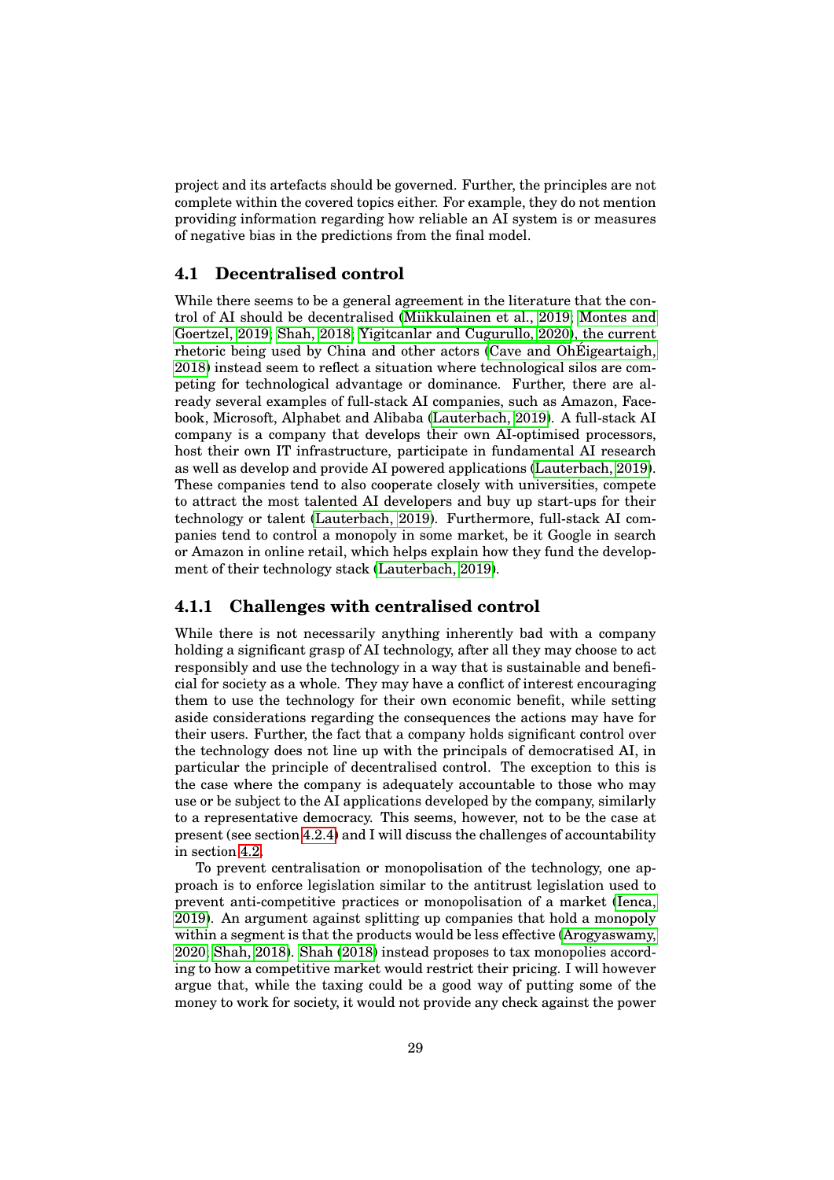project and its artefacts should be governed. Further, the principles are not complete within the covered topics either. For example, they do not mention providing information regarding how reliable an AI system is or measures of negative bias in the predictions from the final model.

### 4.1 Decentralised control

While there seems to be a general agreement in the literature that the control of AI should be decentralised (Miikkulainen et al., 2019; Montes and Goertzel, 2019; Shah, 2018; Yigitcanlar and Cugurullo, 2020), the current rhetoric being used by China and other actors (Cave and OhÉigeartaigh, 2018) instead seem to reflect a situation where technological silos are competing for technological advantage or dominance. Further, there are already several examples of full-stack AI companies, such as Amazon, Facebook, Microsoft, Alphabet and Alibaba (Lauterbach, 2019). A full-stack AI company is a company that develops their own AI-optimised processors, host their own IT infrastructure, participate in fundamental AI research as well as develop and provide AI powered applications (Lauterbach, 2019). These companies tend to also cooperate closely with universities, compete to attract the most talented AI developers and buy up start-ups for their technology or talent (Lauterbach, 2019). Furthermore, full-stack AI companies tend to control a monopoly in some market, be it Google in search or Amazon in online retail, which helps explain how they fund the development of their technology stack (Lauterbach, 2019).

#### 4.1.1 Challenges with centralised control

While there is not necessarily anything inherently bad with a company holding a significant grasp of AI technology, after all they may choose to act responsibly and use the technology in a way that is sustainable and beneficial for society as a whole. They may have a conflict of interest encouraging them to use the technology for their own economic benefit, while setting aside considerations regarding the consequences the actions may have for their users. Further, the fact that a company holds significant control over the technology does not line up with the principals of democratised AI, in particular the principle of decentralised control. The exception to this is the case where the company is adequately accountable to those who may use or be subject to the AI applications developed by the company, similarly to a representative democracy. This seems, however, not to be the case at present (see section 4.2.4) and I will discuss the challenges of accountability in section 4.2.

To prevent centralisation or monopolisation of the technology, one approach is to enforce legislation similar to the antitrust legislation used to prevent anti-competitive practices or monopolisation of a market (Ienca, 2019). An argument against splitting up companies that hold a monopoly within a segment is that the products would be less effective (Arogyaswamy, 2020; Shah, 2018). Shah (2018) instead proposes to tax monopolies according to how a competitive market would restrict their pricing. I will however argue that, while the taxing could be a good way of putting some of the money to work for society, it would not provide any check against the power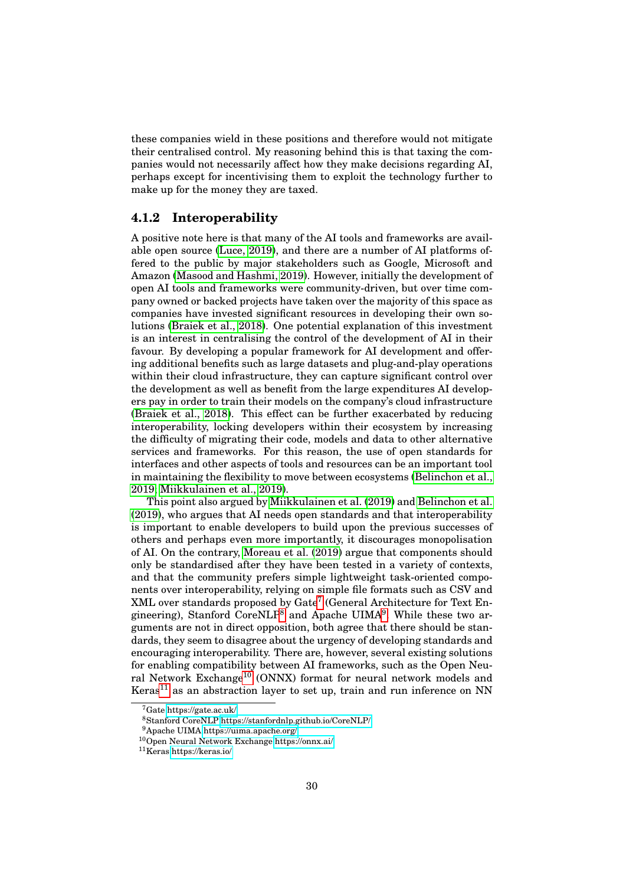these companies wield in these positions and therefore would not mitigate their centralised control. My reasoning behind this is that taxing the companies would not necessarily affect how they make decisions regarding AI, perhaps except for incentivising them to exploit the technology further to make up for the money they are taxed.

### 4.1.2 Interoperability

A positive note here is that many of the AI tools and frameworks are available open source (Luce, 2019), and there are a number of AI platforms offered to the public by major stakeholders such as Google, Microsoft and Amazon (Masood and Hashmi, 2019). However, initially the development of open AI tools and frameworks were community-driven, but over time company owned or backed projects have taken over the majority of this space as companies have invested significant resources in developing their own solutions (Braiek et al., 2018). One potential explanation of this investment is an interest in centralising the control of the development of AI in their favour. By developing a popular framework for AI development and offering additional benefits such as large datasets and plug-and-play operations within their cloud infrastructure, they can capture significant control over the development as well as benefit from the large expenditures AI developers pay in order to train their models on the company's cloud infrastructure (Braiek et al., 2018). This effect can be further exacerbated by reducing interoperability, locking developers within their ecosystem by increasing the difficulty of migrating their code, models and data to other alternative services and frameworks. For this reason, the use of open standards for interfaces and other aspects of tools and resources can be an important tool in maintaining the flexibility to move between ecosystems (Belinchon et al., 2019; Miikkulainen et al., 2019).

This point also argued by Miikkulainen et al. (2019) and Belinchon et al. (2019), who argues that AI needs open standards and that interoperability is important to enable developers to build upon the previous successes of others and perhaps even more importantly, it discourages monopolisation of AI. On the contrary, Moreau et al. (2019) argue that components should only be standardised after they have been tested in a variety of contexts, and that the community prefers simple lightweight task-oriented components over interoperability, relying on simple file formats such as CSV and XML over standards proposed by Gate[7] (General Architecture for Text Engineering), Stanford CoreNLP[8] and Apache UIMA[9]. While these two arguments are not in direct opposition, both agree that there should be standards, they seem to disagree about the urgency of developing standards and encouraging interoperability. There are, however, several existing solutions for enabling compatibility between AI frameworks, such as the Open Neural Network Exchange[10] (ONNX) format for neural network models and Keras[11] as an abstraction layer to set up, train and run inference on NN

[7] Gate https://gate.ac.uk/

[8] Stanford CoreNLP https://stanfordnlp.github.io/CoreNLP/

[9] Apache UIMA https://uima.apache.org/

[10] Open Neural Network Exchange https://onnx.ai/

[11] Keras https://keras.io/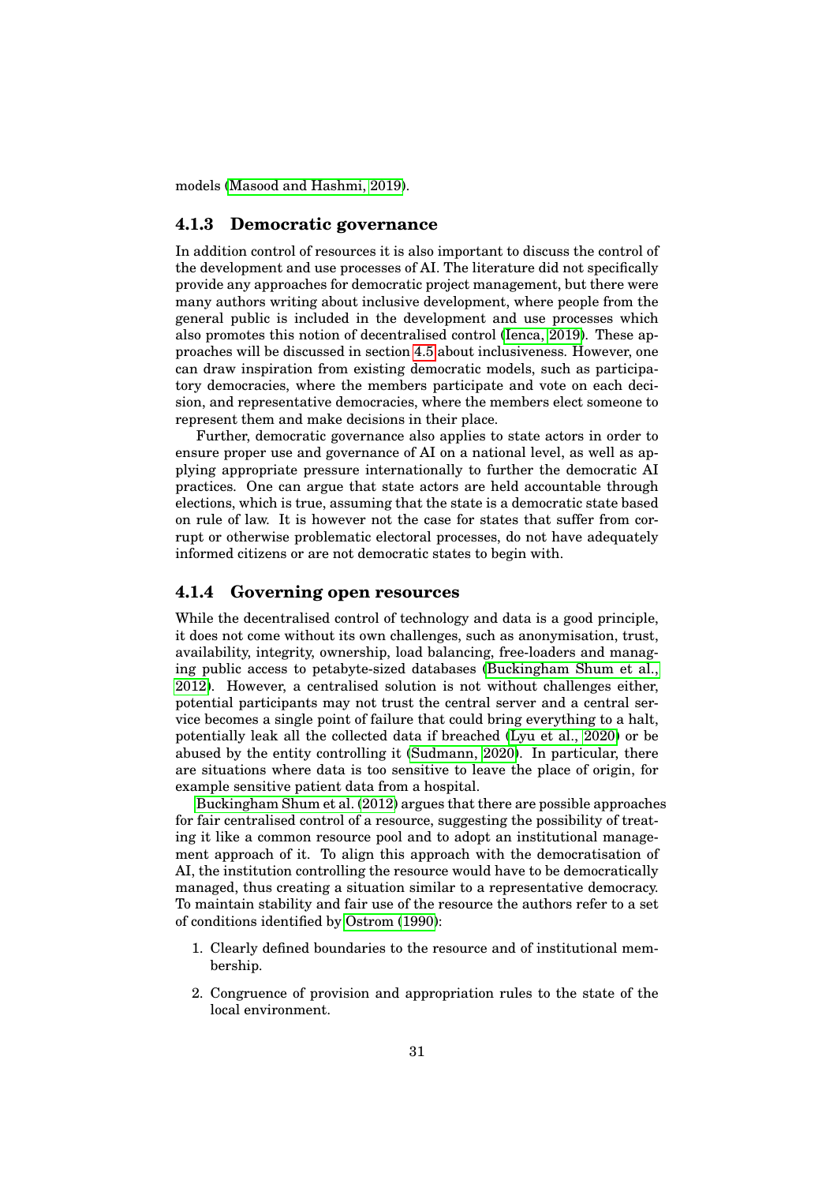models (Masood and Hashmi, 2019).

### 4.1.3 Democratic governance

In addition control of resources it is also important to discuss the control of the development and use processes of AI. The literature did not specifically provide any approaches for democratic project management, but there were many authors writing about inclusive development, where people from the general public is included in the development and use processes which also promotes this notion of decentralised control (Ienca, 2019). These approaches will be discussed in section 4.5 about inclusiveness. However, one can draw inspiration from existing democratic models, such as participatory democracies, where the members participate and vote on each decision, and representative democracies, where the members elect someone to represent them and make decisions in their place.

Further, democratic governance also applies to state actors in order to ensure proper use and governance of AI on a national level, as well as applying appropriate pressure internationally to further the democratic AI practices. One can argue that state actors are held accountable through elections, which is true, assuming that the state is a democratic state based on rule of law. It is however not the case for states that suffer from corrupt or otherwise problematic electoral processes, do not have adequately informed citizens or are not democratic states to begin with.

### 4.1.4 Governing open resources

While the decentralised control of technology and data is a good principle, it does not come without its own challenges, such as anonymisation, trust, availability, integrity, ownership, load balancing, free-loaders and managing public access to petabyte-sized databases (Buckingham Shum et al., 2012). However, a centralised solution is not without challenges either, potential participants may not trust the central server and a central service becomes a single point of failure that could bring everything to a halt, potentially leak all the collected data if breached (Lyu et al., 2020) or be abused by the entity controlling it (Sudmann, 2020). In particular, there are situations where data is too sensitive to leave the place of origin, for example sensitive patient data from a hospital.

Buckingham Shum et al. (2012) argues that there are possible approaches for fair centralised control of a resource, suggesting the possibility of treating it like a common resource pool and to adopt an institutional management approach of it. To align this approach with the democratisation of AI, the institution controlling the resource would have to be democratically managed, thus creating a situation similar to a representative democracy. To maintain stability and fair use of the resource the authors refer to a set of conditions identified by Ostrom (1990):

1. Clearly defined boundaries to the resource and of institutional membership.
2. Congruence of provision and appropriation rules to the state of the local environment.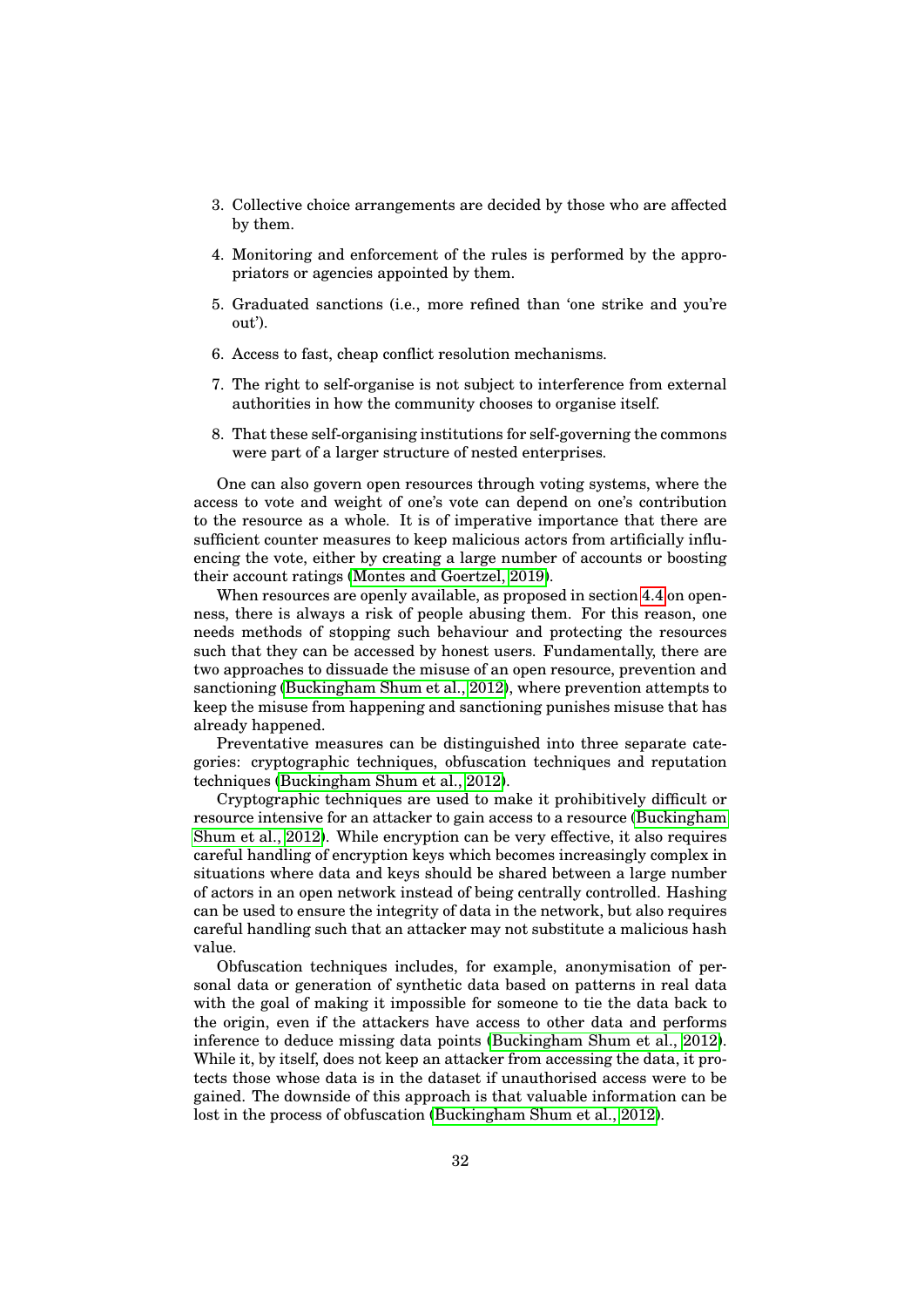3. Collective choice arrangements are decided by those who are affected by them.
4. Monitoring and enforcement of the rules is performed by the appropriators or agencies appointed by them.
5. Graduated sanctions (i.e., more refined than 'one strike and you're out').
6. Access to fast, cheap conflict resolution mechanisms.
7. The right to self-organise is not subject to interference from external authorities in how the community chooses to organise itself.
8. That these self-organising institutions for self-governing the commons were part of a larger structure of nested enterprises.

One can also govern open resources through voting systems, where the access to vote and weight of one's vote can depend on one's contribution to the resource as a whole. It is of imperative importance that there are sufficient counter measures to keep malicious actors from artificially influencing the vote, either by creating a large number of accounts or boosting their account ratings (Montes and Goertzel, 2019).

When resources are openly available, as proposed in section 4.4 on openness, there is always a risk of people abusing them. For this reason, one needs methods of stopping such behaviour and protecting the resources such that they can be accessed by honest users. Fundamentally, there are two approaches to dissuade the misuse of an open resource, prevention and sanctioning (Buckingham Shum et al., 2012), where prevention attempts to keep the misuse from happening and sanctioning punishes misuse that has already happened.

Preventative measures can be distinguished into three separate categories: cryptographic techniques, obfuscation techniques and reputation techniques (Buckingham Shum et al., 2012).

Cryptographic techniques are used to make it prohibitively difficult or resource intensive for an attacker to gain access to a resource (Buckingham Shum et al., 2012). While encryption can be very effective, it also requires careful handling of encryption keys which becomes increasingly complex in situations where data and keys should be shared between a large number of actors in an open network instead of being centrally controlled. Hashing can be used to ensure the integrity of data in the network, but also requires careful handling such that an attacker may not substitute a malicious hash value.

Obfuscation techniques includes, for example, anonymisation of personal data or generation of synthetic data based on patterns in real data with the goal of making it impossible for someone to tie the data back to the origin, even if the attackers have access to other data and performs inference to deduce missing data points (Buckingham Shum et al., 2012). While it, by itself, does not keep an attacker from accessing the data, it protects those whose data is in the dataset if unauthorised access were to be gained. The downside of this approach is that valuable information can be lost in the process of obfuscation (Buckingham Shum et al., 2012).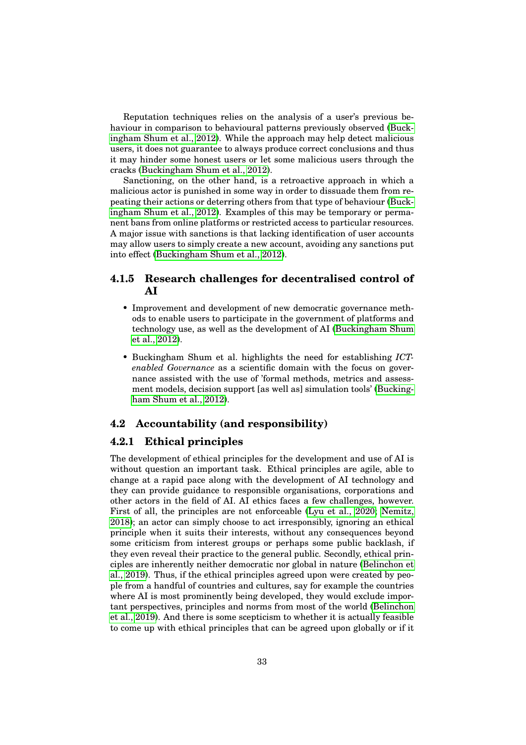Reputation techniques relies on the analysis of a user's previous behaviour in comparison to behavioural patterns previously observed (Buckingham Shum et al., 2012). While the approach may help detect malicious users, it does not guarantee to always produce correct conclusions and thus it may hinder some honest users or let some malicious users through the cracks (Buckingham Shum et al., 2012).

Sanctioning, on the other hand, is a retroactive approach in which a malicious actor is punished in some way in order to dissuade them from repeating their actions or deterring others from that type of behaviour (Buckingham Shum et al., 2012). Examples of this may be temporary or permanent bans from online platforms or restricted access to particular resources. A major issue with sanctions is that lacking identification of user accounts may allow users to simply create a new account, avoiding any sanctions put into effect (Buckingham Shum et al., 2012).

### 4.1.5 Research challenges for decentralised control of AI

- Improvement and development of new democratic governance methods to enable users to participate in the government of platforms and technology use, as well as the development of AI (Buckingham Shum et al., 2012).
- Buckingham Shum et al. highlights the need for establishing *ICT-enabled Governance* as a scientific domain with the focus on governance assisted with the use of 'formal methods, metrics and assessment models, decision support [as well as] simulation tools' (Buckingham Shum et al., 2012).

## 4.2 Accountability (and responsibility)

### 4.2.1 Ethical principles

The development of ethical principles for the development and use of AI is without question an important task. Ethical principles are agile, able to change at a rapid pace along with the development of AI technology and they can provide guidance to responsible organisations, corporations and other actors in the field of AI. AI ethics faces a few challenges, however. First of all, the principles are not enforceable (Lyu et al., 2020; Nemitz, 2018); an actor can simply choose to act irresponsibly, ignoring an ethical principle when it suits their interests, without any consequences beyond some criticism from interest groups or perhaps some public backlash, if they even reveal their practice to the general public. Secondly, ethical principles are inherently neither democratic nor global in nature (Belinchon et al., 2019). Thus, if the ethical principles agreed upon were created by people from a handful of countries and cultures, say for example the countries where AI is most prominently being developed, they would exclude important perspectives, principles and norms from most of the world (Belinchon et al., 2019). And there is some scepticism to whether it is actually feasible to come up with ethical principles that can be agreed upon globally or if it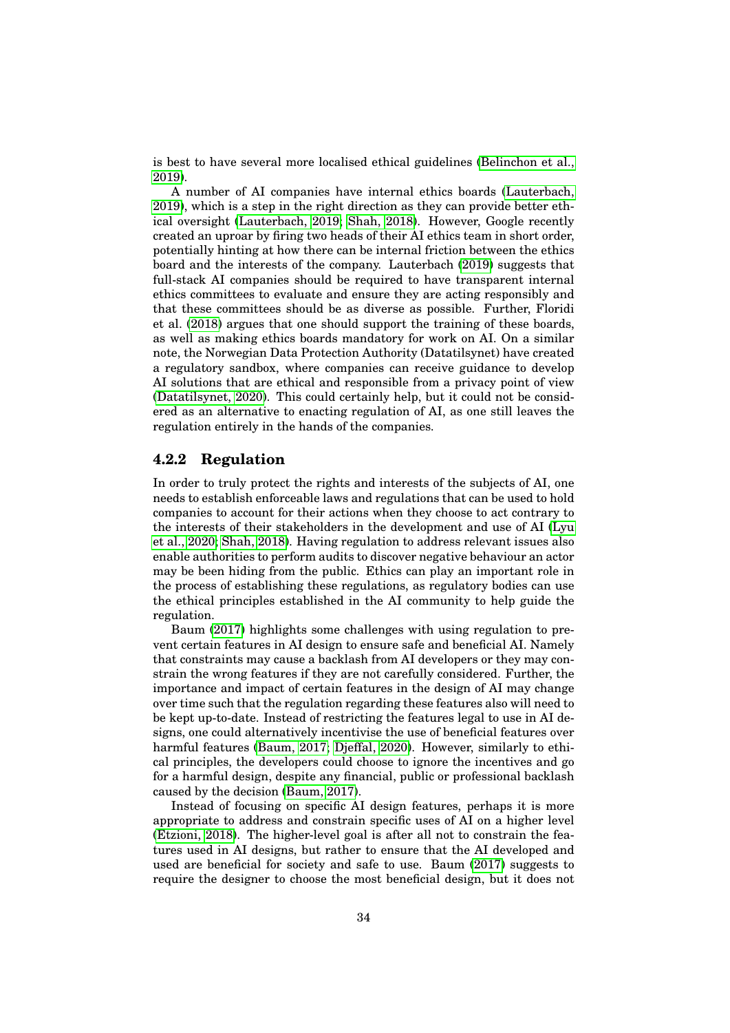is best to have several more localised ethical guidelines (Belinchon et al., 2019).

A number of AI companies have internal ethics boards (Lauterbach, 2019), which is a step in the right direction as they can provide better ethical oversight (Lauterbach, 2019; Shah, 2018). However, Google recently created an uproar by firing two heads of their AI ethics team in short order, potentially hinting at how there can be internal friction between the ethics board and the interests of the company. Lauterbach (2019) suggests that full-stack AI companies should be required to have transparent internal ethics committees to evaluate and ensure they are acting responsibly and that these committees should be as diverse as possible. Further, Floridi et al. (2018) argues that one should support the training of these boards, as well as making ethics boards mandatory for work on AI. On a similar note, the Norwegian Data Protection Authority (Datatilsynet) have created a regulatory sandbox, where companies can receive guidance to develop AI solutions that are ethical and responsible from a privacy point of view (Datatilsynet, 2020). This could certainly help, but it could not be considered as an alternative to enacting regulation of AI, as one still leaves the regulation entirely in the hands of the companies.

### 4.2.2 Regulation

In order to truly protect the rights and interests of the subjects of AI, one needs to establish enforceable laws and regulations that can be used to hold companies to account for their actions when they choose to act contrary to the interests of their stakeholders in the development and use of AI (Lyu et al., 2020; Shah, 2018). Having regulation to address relevant issues also enable authorities to perform audits to discover negative behaviour an actor may be been hiding from the public. Ethics can play an important role in the process of establishing these regulations, as regulatory bodies can use the ethical principles established in the AI community to help guide the regulation.

Baum (2017) highlights some challenges with using regulation to prevent certain features in AI design to ensure safe and beneficial AI. Namely that constraints may cause a backlash from AI developers or they may constrain the wrong features if they are not carefully considered. Further, the importance and impact of certain features in the design of AI may change over time such that the regulation regarding these features also will need to be kept up-to-date. Instead of restricting the features legal to use in AI designs, one could alternatively incentivise the use of beneficial features over harmful features (Baum, 2017; Djeffal, 2020). However, similarly to ethical principles, the developers could choose to ignore the incentives and go for a harmful design, despite any financial, public or professional backlash caused by the decision (Baum, 2017).

Instead of focusing on specific AI design features, perhaps it is more appropriate to address and constrain specific uses of AI on a higher level (Etzioni, 2018). The higher-level goal is after all not to constrain the features used in AI designs, but rather to ensure that the AI developed and used are beneficial for society and safe to use. Baum (2017) suggests to require the designer to choose the most beneficial design, but it does not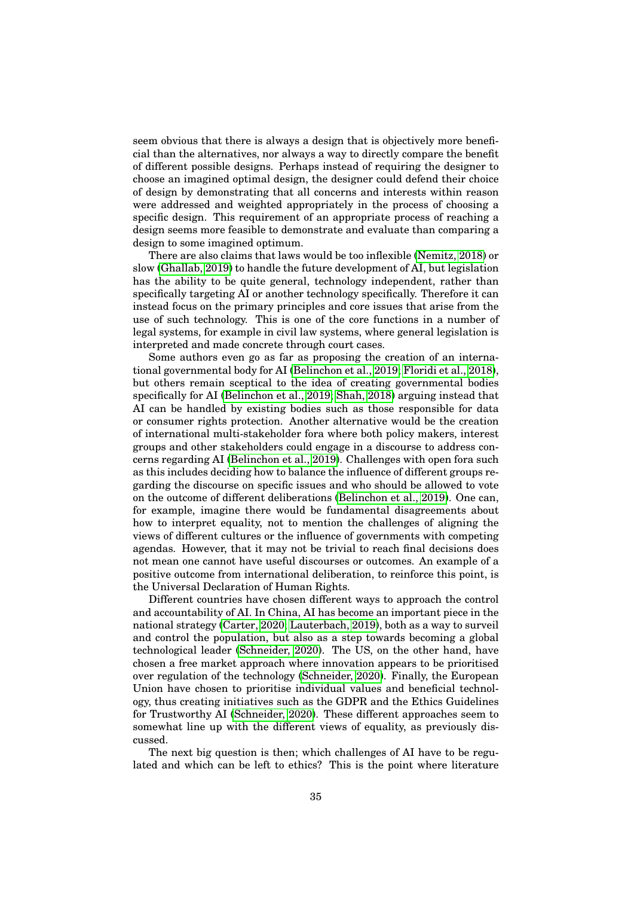seem obvious that there is always a design that is objectively more beneficial than the alternatives, nor always a way to directly compare the benefit of different possible designs. Perhaps instead of requiring the designer to choose an imagined optimal design, the designer could defend their choice of design by demonstrating that all concerns and interests within reason were addressed and weighted appropriately in the process of choosing a specific design. This requirement of an appropriate process of reaching a design seems more feasible to demonstrate and evaluate than comparing a design to some imagined optimum.

There are also claims that laws would be too inflexible (Nemitz, 2018) or slow (Ghallab, 2019) to handle the future development of AI, but legislation has the ability to be quite general, technology independent, rather than specifically targeting AI or another technology specifically. Therefore it can instead focus on the primary principles and core issues that arise from the use of such technology. This is one of the core functions in a number of legal systems, for example in civil law systems, where general legislation is interpreted and made concrete through court cases.

Some authors even go as far as proposing the creation of an international governmental body for AI (Belinchon et al., 2019; Floridi et al., 2018), but others remain sceptical to the idea of creating governmental bodies specifically for AI (Belinchon et al., 2019; Shah, 2018) arguing instead that AI can be handled by existing bodies such as those responsible for data or consumer rights protection. Another alternative would be the creation of international multi-stakeholder fora where both policy makers, interest groups and other stakeholders could engage in a discourse to address concerns regarding AI (Belinchon et al., 2019). Challenges with open fora such as this includes deciding how to balance the influence of different groups regarding the discourse on specific issues and who should be allowed to vote on the outcome of different deliberations (Belinchon et al., 2019). One can, for example, imagine there would be fundamental disagreements about how to interpret equality, not to mention the challenges of aligning the views of different cultures or the influence of governments with competing agendas. However, that it may not be trivial to reach final decisions does not mean one cannot have useful discourses or outcomes. An example of a positive outcome from international deliberation, to reinforce this point, is the Universal Declaration of Human Rights.

Different countries have chosen different ways to approach the control and accountability of AI. In China, AI has become an important piece in the national strategy (Carter, 2020; Lauterbach, 2019), both as a way to surveil and control the population, but also as a step towards becoming a global technological leader (Schneider, 2020). The US, on the other hand, have chosen a free market approach where innovation appears to be prioritised over regulation of the technology (Schneider, 2020). Finally, the European Union have chosen to prioritise individual values and beneficial technology, thus creating initiatives such as the GDPR and the Ethics Guidelines for Trustworthy AI (Schneider, 2020). These different approaches seem to somewhat line up with the different views of equality, as previously discussed.

The next big question is then; which challenges of AI have to be regulated and which can be left to ethics? This is the point where literature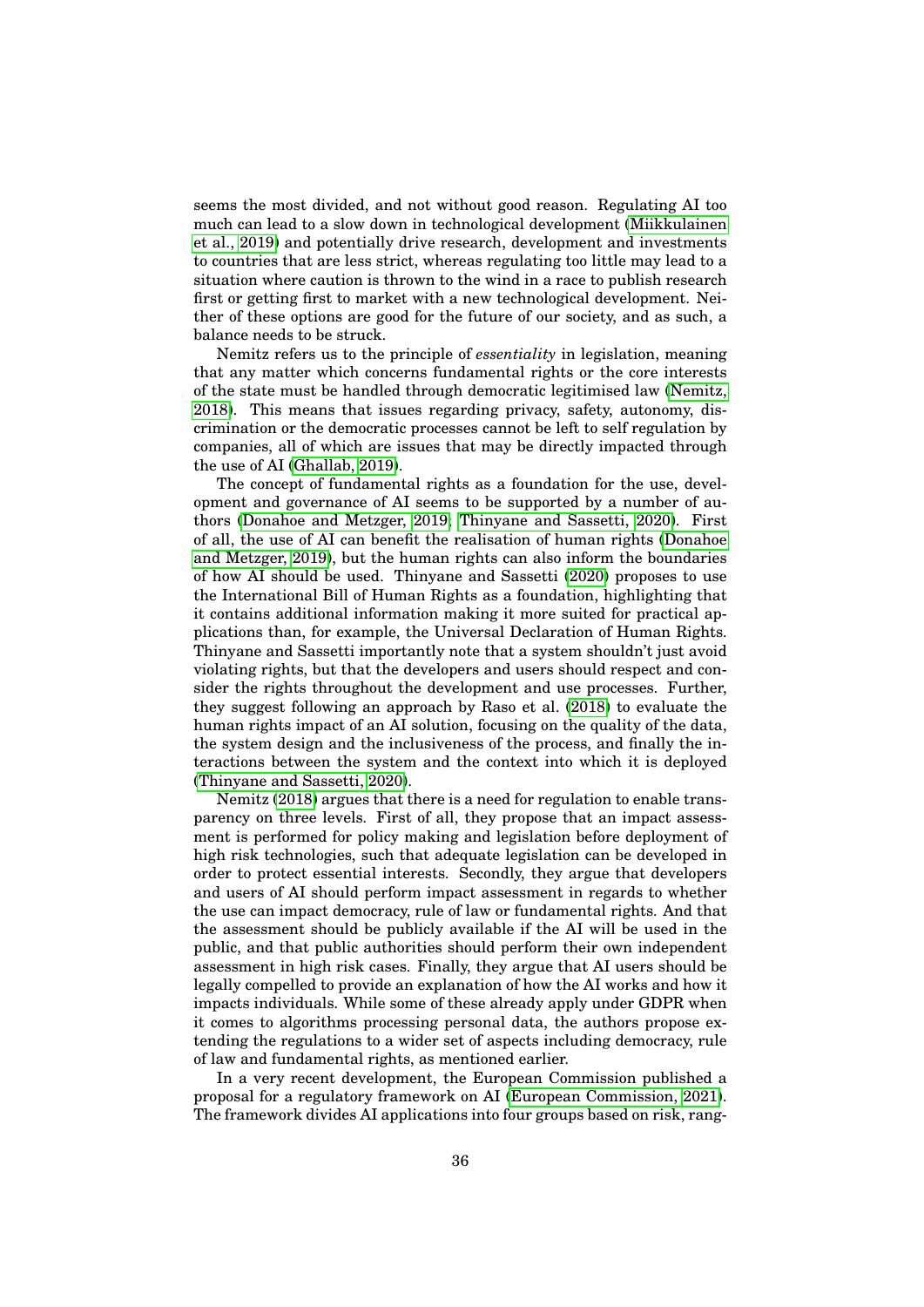seems the most divided, and not without good reason. Regulating AI too much can lead to a slow down in technological development (Miikkulainen et al., 2019) and potentially drive research, development and investments to countries that are less strict, whereas regulating too little may lead to a situation where caution is thrown to the wind in a race to publish research first or getting first to market with a new technological development. Neither of these options are good for the future of our society, and as such, a balance needs to be struck.

Nemitz refers us to the principle of *essentiality* in legislation, meaning that any matter which concerns fundamental rights or the core interests of the state must be handled through democratic legitimised law (Nemitz, 2018). This means that issues regarding privacy, safety, autonomy, discrimination or the democratic processes cannot be left to self regulation by companies, all of which are issues that may be directly impacted through the use of AI (Ghallab, 2019).

The concept of fundamental rights as a foundation for the use, development and governance of AI seems to be supported by a number of authors (Donahoe and Metzger, 2019; Thinyane and Sassetti, 2020). First of all, the use of AI can benefit the realisation of human rights (Donahoe and Metzger, 2019), but the human rights can also inform the boundaries of how AI should be used. Thinyane and Sassetti (2020) proposes to use the International Bill of Human Rights as a foundation, highlighting that it contains additional information making it more suited for practical applications than, for example, the Universal Declaration of Human Rights. Thinyane and Sassetti importantly note that a system shouldn't just avoid violating rights, but that the developers and users should respect and consider the rights throughout the development and use processes. Further, they suggest following an approach by Raso et al. (2018) to evaluate the human rights impact of an AI solution, focusing on the quality of the data, the system design and the inclusiveness of the process, and finally the interactions between the system and the context into which it is deployed (Thinyane and Sassetti, 2020).

Nemitz (2018) argues that there is a need for regulation to enable transparency on three levels. First of all, they propose that an impact assessment is performed for policy making and legislation before deployment of high risk technologies, such that adequate legislation can be developed in order to protect essential interests. Secondly, they argue that developers and users of AI should perform impact assessment in regards to whether the use can impact democracy, rule of law or fundamental rights. And that the assessment should be publicly available if the AI will be used in the public, and that public authorities should perform their own independent assessment in high risk cases. Finally, they argue that AI users should be legally compelled to provide an explanation of how the AI works and how it impacts individuals. While some of these already apply under GDPR when it comes to algorithms processing personal data, the authors propose extending the regulations to a wider set of aspects including democracy, rule of law and fundamental rights, as mentioned earlier.

In a very recent development, the European Commission published a proposal for a regulatory framework on AI (European Commission, 2021). The framework divides AI applications into four groups based on risk, rang-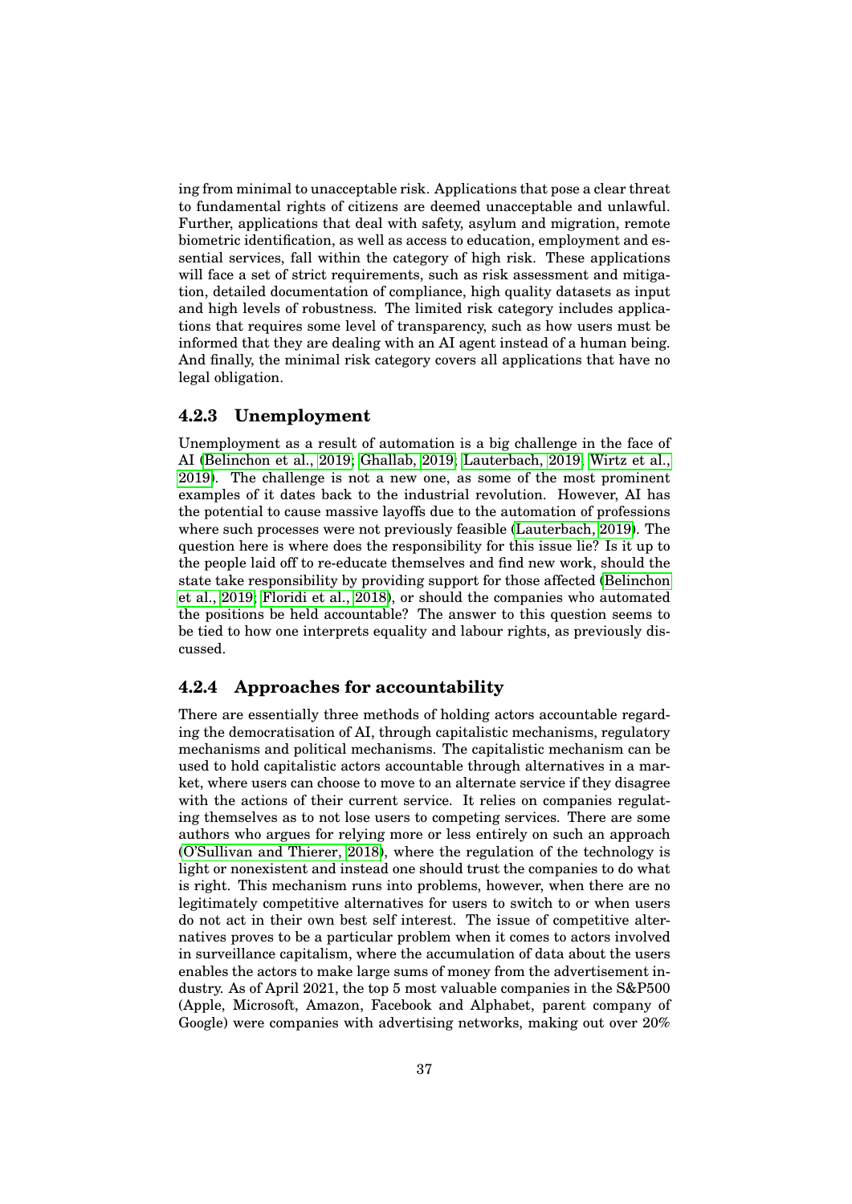ing from minimal to unacceptable risk. Applications that pose a clear threat to fundamental rights of citizens are deemed unacceptable and unlawful. Further, applications that deal with safety, asylum and migration, remote biometric identification, as well as access to education, employment and essential services, fall within the category of high risk. These applications will face a set of strict requirements, such as risk assessment and mitigation, detailed documentation of compliance, high quality datasets as input and high levels of robustness. The limited risk category includes applications that requires some level of transparency, such as how users must be informed that they are dealing with an AI agent instead of a human being. And finally, the minimal risk category covers all applications that have no legal obligation.

### 4.2.3 Unemployment

Unemployment as a result of automation is a big challenge in the face of AI (Belinchon et al., 2019; Ghallab, 2019; Lauterbach, 2019; Wirtz et al., 2019). The challenge is not a new one, as some of the most prominent examples of it dates back to the industrial revolution. However, AI has the potential to cause massive layoffs due to the automation of professions where such processes were not previously feasible (Lauterbach, 2019). The question here is where does the responsibility for this issue lie? Is it up to the people laid off to re-educate themselves and find new work, should the state take responsibility by providing support for those affected (Belinchon et al., 2019; Floridi et al., 2018), or should the companies who automated the positions be held accountable? The answer to this question seems to be tied to how one interprets equality and labour rights, as previously discussed.

### 4.2.4 Approaches for accountability

There are essentially three methods of holding actors accountable regarding the democratisation of AI, through capitalistic mechanisms, regulatory mechanisms and political mechanisms. The capitalistic mechanism can be used to hold capitalistic actors accountable through alternatives in a market, where users can choose to move to an alternate service if they disagree with the actions of their current service. It relies on companies regulating themselves as to not lose users to competing services. There are some authors who argues for relying more or less entirely on such an approach (O'Sullivan and Thierer, 2018), where the regulation of the technology is light or nonexistent and instead one should trust the companies to do what is right. This mechanism runs into problems, however, when there are no legitimately competitive alternatives for users to switch to or when users do not act in their own best self interest. The issue of competitive alternatives proves to be a particular problem when it comes to actors involved in surveillance capitalism, where the accumulation of data about the users enables the actors to make large sums of money from the advertisement industry. As of April 2021, the top 5 most valuable companies in the S&P500 (Apple, Microsoft, Amazon, Facebook and Alphabet, parent company of Google) were companies with advertising networks, making out over 20%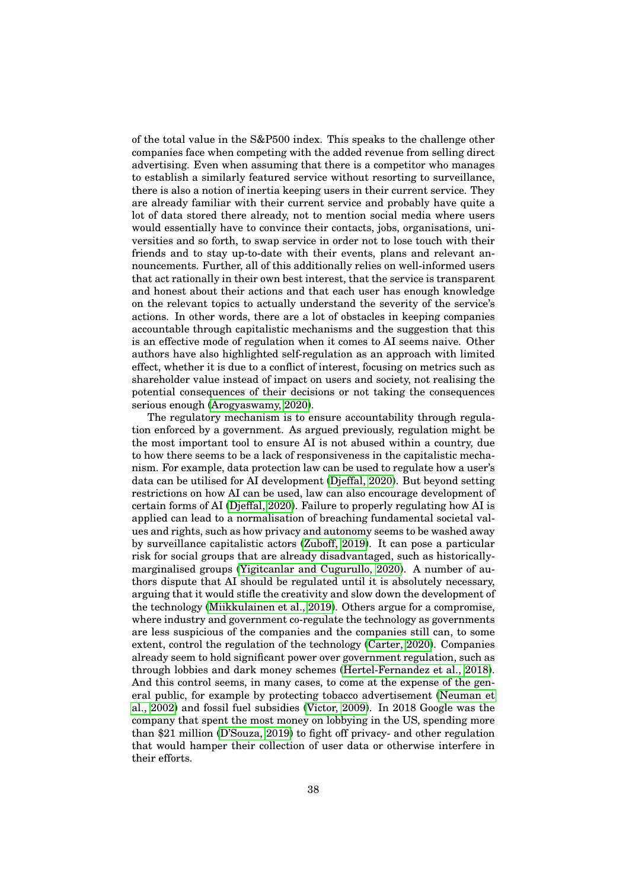of the total value in the S&P500 index. This speaks to the challenge other companies face when competing with the added revenue from selling direct advertising. Even when assuming that there is a competitor who manages to establish a similarly featured service without resorting to surveillance, there is also a notion of inertia keeping users in their current service. They are already familiar with their current service and probably have quite a lot of data stored there already, not to mention social media where users would essentially have to convince their contacts, jobs, organisations, universities and so forth, to swap service in order not to lose touch with their friends and to stay up-to-date with their events, plans and relevant announcements. Further, all of this additionally relies on well-informed users that act rationally in their own best interest, that the service is transparent and honest about their actions and that each user has enough knowledge on the relevant topics to actually understand the severity of the service's actions. In other words, there are a lot of obstacles in keeping companies accountable through capitalistic mechanisms and the suggestion that this is an effective mode of regulation when it comes to AI seems naive. Other authors have also highlighted self-regulation as an approach with limited effect, whether it is due to a conflict of interest, focusing on metrics such as shareholder value instead of impact on users and society, not realising the potential consequences of their decisions or not taking the consequences serious enough (Arogyaswamy, 2020).

The regulatory mechanism is to ensure accountability through regulation enforced by a government. As argued previously, regulation might be the most important tool to ensure AI is not abused within a country, due to how there seems to be a lack of responsiveness in the capitalistic mechanism. For example, data protection law can be used to regulate how a user's data can be utilised for AI development (Djeffal, 2020). But beyond setting restrictions on how AI can be used, law can also encourage development of certain forms of AI (Djeffal, 2020). Failure to properly regulating how AI is applied can lead to a normalisation of breaching fundamental societal values and rights, such as how privacy and autonomy seems to be washed away by surveillance capitalistic actors (Zuboff, 2019). It can pose a particular risk for social groups that are already disadvantaged, such as historically-marginalised groups (Yigitcanlar and Cugurullo, 2020). A number of authors dispute that AI should be regulated until it is absolutely necessary, arguing that it would stifle the creativity and slow down the development of the technology (Miikkulainen et al., 2019). Others argue for a compromise, where industry and government co-regulate the technology as governments are less suspicious of the companies and the companies still can, to some extent, control the regulation of the technology (Carter, 2020). Companies already seem to hold significant power over government regulation, such as through lobbies and dark money schemes (Hertel-Fernandez et al., 2018). And this control seems, in many cases, to come at the expense of the general public, for example by protecting tobacco advertisement (Neuman et al., 2002) and fossil fuel subsidies (Victor, 2009). In 2018 Google was the company that spent the most money on lobbying in the US, spending more than $21 million (D'Souza, 2019) to fight off privacy- and other regulation that would hamper their collection of user data or otherwise interfere in their efforts.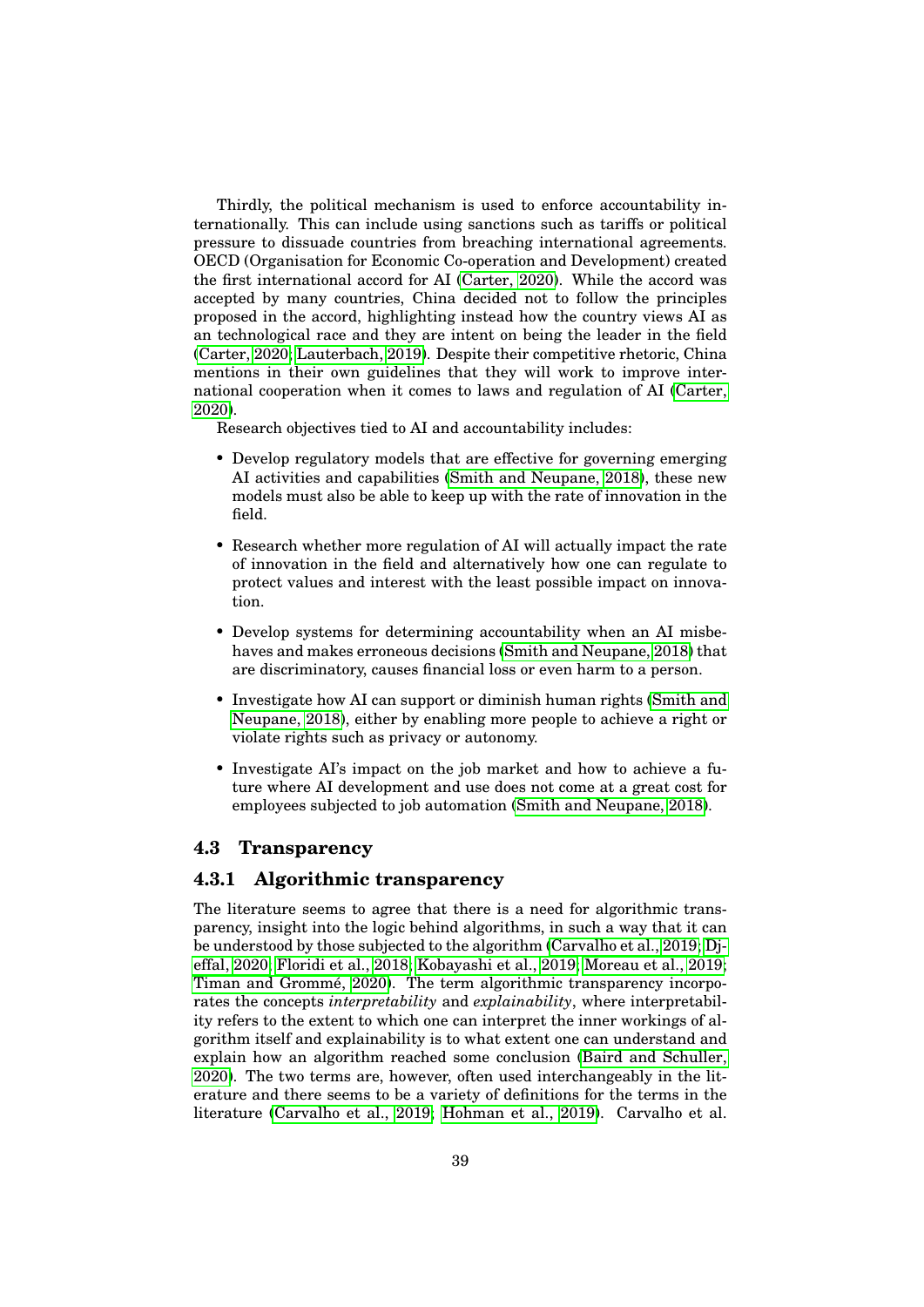Thirdly, the political mechanism is used to enforce accountability internationally. This can include using sanctions such as tariffs or political pressure to dissuade countries from breaching international agreements. OECD (Organisation for Economic Co-operation and Development) created the first international accord for AI (Carter, 2020). While the accord was accepted by many countries, China decided not to follow the principles proposed in the accord, highlighting instead how the country views AI as an technological race and they are intent on being the leader in the field (Carter, 2020; Lauterbach, 2019). Despite their competitive rhetoric, China mentions in their own guidelines that they will work to improve international cooperation when it comes to laws and regulation of AI (Carter, 2020).

Research objectives tied to AI and accountability includes:

- Develop regulatory models that are effective for governing emerging AI activities and capabilities (Smith and Neupane, 2018), these new models must also be able to keep up with the rate of innovation in the field.
- Research whether more regulation of AI will actually impact the rate of innovation in the field and alternatively how one can regulate to protect values and interest with the least possible impact on innovation.
- Develop systems for determining accountability when an AI misbehaves and makes erroneous decisions (Smith and Neupane, 2018) that are discriminatory, causes financial loss or even harm to a person.
- Investigate how AI can support or diminish human rights (Smith and Neupane, 2018), either by enabling more people to achieve a right or violate rights such as privacy or autonomy.
- Investigate AI's impact on the job market and how to achieve a future where AI development and use does not come at a great cost for employees subjected to job automation (Smith and Neupane, 2018).

## 4.3 Transparency

### 4.3.1 Algorithmic transparency

The literature seems to agree that there is a need for algorithmic transparency, insight into the logic behind algorithms, in such a way that it can be understood by those subjected to the algorithm (Carvalho et al., 2019; Djeffal, 2020; Floridi et al., 2018; Kobayashi et al., 2019; Moreau et al., 2019; Timan and Grommé, 2020). The term algorithmic transparency incorporates the concepts *interpretability* and *explainability*, where interpretability refers to the extent to which one can interpret the inner workings of algorithm itself and explainability is to what extent one can understand and explain how an algorithm reached some conclusion (Baird and Schuller, 2020). The two terms are, however, often used interchangeably in the literature and there seems to be a variety of definitions for the terms in the literature (Carvalho et al., 2019; Hohman et al., 2019). Carvalho et al.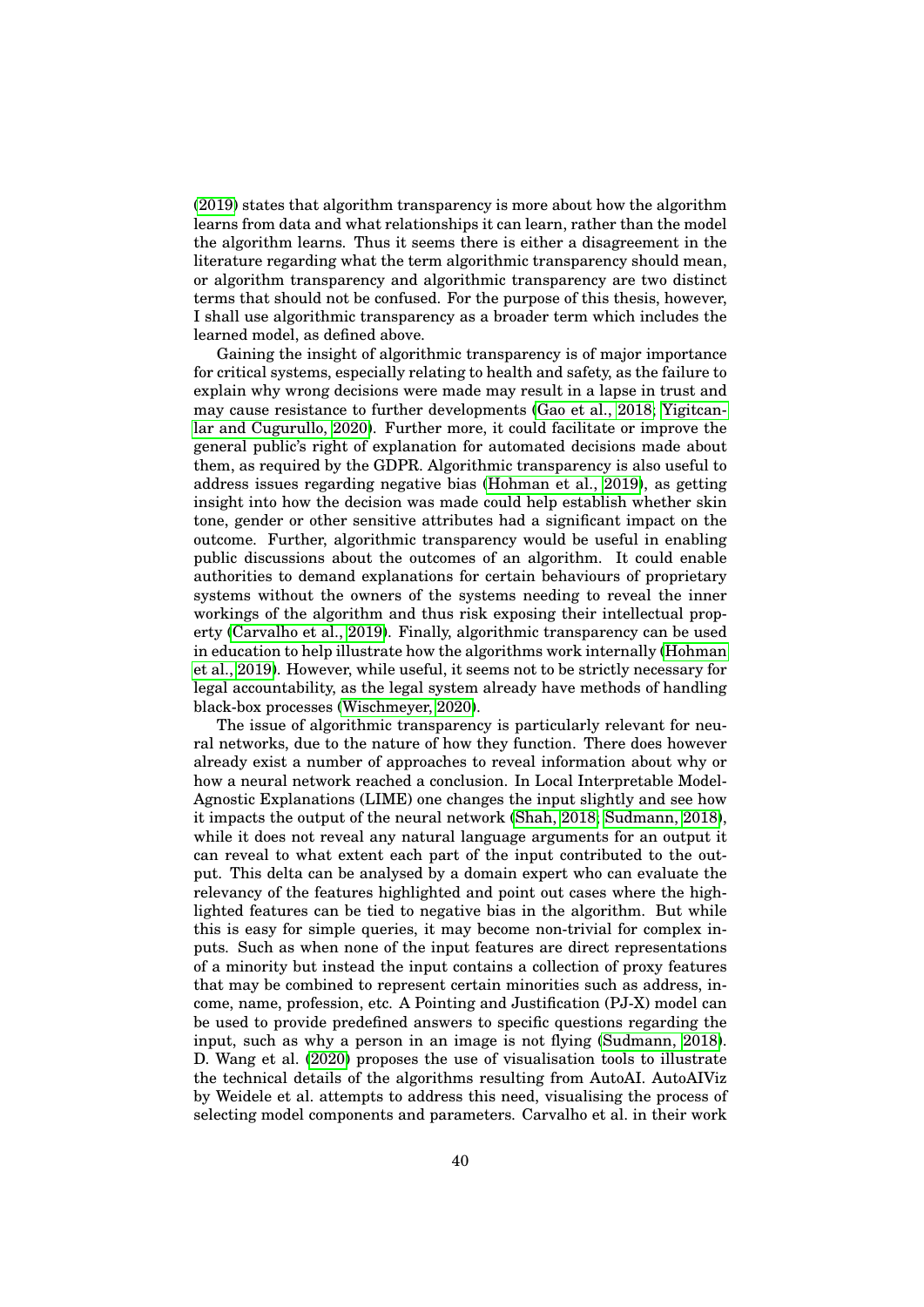(2019) states that algorithm transparency is more about how the algorithm learns from data and what relationships it can learn, rather than the model the algorithm learns. Thus it seems there is either a disagreement in the literature regarding what the term algorithmic transparency should mean, or algorithm transparency and algorithmic transparency are two distinct terms that should not be confused. For the purpose of this thesis, however, I shall use algorithmic transparency as a broader term which includes the learned model, as defined above.

Gaining the insight of algorithmic transparency is of major importance for critical systems, especially relating to health and safety, as the failure to explain why wrong decisions were made may result in a lapse in trust and may cause resistance to further developments (Gao et al., 2018; Yigitcanlar and Cugurullo, 2020). Further more, it could facilitate or improve the general public's right of explanation for automated decisions made about them, as required by the GDPR. Algorithmic transparency is also useful to address issues regarding negative bias (Hohman et al., 2019), as getting insight into how the decision was made could help establish whether skin tone, gender or other sensitive attributes had a significant impact on the outcome. Further, algorithmic transparency would be useful in enabling public discussions about the outcomes of an algorithm. It could enable authorities to demand explanations for certain behaviours of proprietary systems without the owners of the systems needing to reveal the inner workings of the algorithm and thus risk exposing their intellectual property (Carvalho et al., 2019). Finally, algorithmic transparency can be used in education to help illustrate how the algorithms work internally (Hohman et al., 2019). However, while useful, it seems not to be strictly necessary for legal accountability, as the legal system already have methods of handling black-box processes (Wischmeyer, 2020).

The issue of algorithmic transparency is particularly relevant for neural networks, due to the nature of how they function. There does however already exist a number of approaches to reveal information about why or how a neural network reached a conclusion. In Local Interpretable Model-Agnostic Explanations (LIME) one changes the input slightly and see how it impacts the output of the neural network (Shah, 2018; Sudmann, 2018), while it does not reveal any natural language arguments for an output it can reveal to what extent each part of the input contributed to the output. This delta can be analysed by a domain expert who can evaluate the relevancy of the features highlighted and point out cases where the highlighted features can be tied to negative bias in the algorithm. But while this is easy for simple queries, it may become non-trivial for complex inputs. Such as when none of the input features are direct representations of a minority but instead the input contains a collection of proxy features that may be combined to represent certain minorities such as address, income, name, profession, etc. A Pointing and Justification (PJ-X) model can be used to provide predefined answers to specific questions regarding the input, such as why a person in an image is not flying (Sudmann, 2018). D. Wang et al. (2020) proposes the use of visualisation tools to illustrate the technical details of the algorithms resulting from AutoAI. AutoAIViz by Weidele et al. attempts to address this need, visualising the process of selecting model components and parameters. Carvalho et al. in their work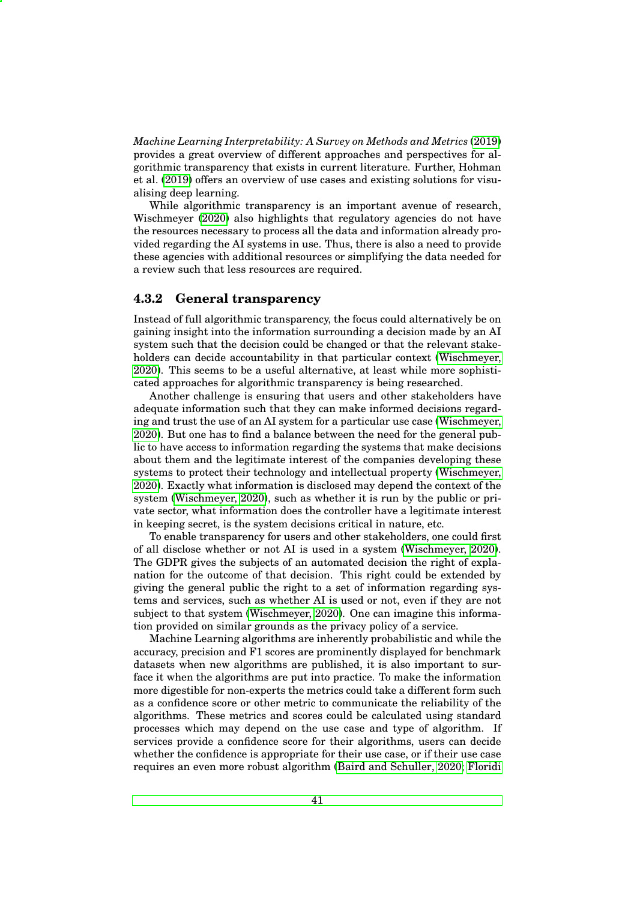*Machine Learning Interpretability: A Survey on Methods and Metrics* (2019) provides a great overview of different approaches and perspectives for algorithmic transparency that exists in current literature. Further, Hohman et al. (2019) offers an overview of use cases and existing solutions for visualising deep learning.

While algorithmic transparency is an important avenue of research, Wischmeyer (2020) also highlights that regulatory agencies do not have the resources necessary to process all the data and information already provided regarding the AI systems in use. Thus, there is also a need to provide these agencies with additional resources or simplifying the data needed for a review such that less resources are required.

### 4.3.2 General transparency

Instead of full algorithmic transparency, the focus could alternatively be on gaining insight into the information surrounding a decision made by an AI system such that the decision could be changed or that the relevant stakeholders can decide accountability in that particular context (Wischmeyer, 2020). This seems to be a useful alternative, at least while more sophisticated approaches for algorithmic transparency is being researched.

Another challenge is ensuring that users and other stakeholders have adequate information such that they can make informed decisions regarding and trust the use of an AI system for a particular use case (Wischmeyer, 2020). But one has to find a balance between the need for the general public to have access to information regarding the systems that make decisions about them and the legitimate interest of the companies developing these systems to protect their technology and intellectual property (Wischmeyer, 2020). Exactly what information is disclosed may depend the context of the system (Wischmeyer, 2020), such as whether it is run by the public or private sector, what information does the controller have a legitimate interest in keeping secret, is the system decisions critical in nature, etc.

To enable transparency for users and other stakeholders, one could first of all disclose whether or not AI is used in a system (Wischmeyer, 2020). The GDPR gives the subjects of an automated decision the right of explanation for the outcome of that decision. This right could be extended by giving the general public the right to a set of information regarding systems and services, such as whether AI is used or not, even if they are not subject to that system (Wischmeyer, 2020). One can imagine this information provided on similar grounds as the privacy policy of a service.

Machine Learning algorithms are inherently probabilistic and while the accuracy, precision and F1 scores are prominently displayed for benchmark datasets when new algorithms are published, it is also important to surface it when the algorithms are put into practice. To make the information more digestible for non-experts the metrics could take a different form such as a confidence score or other metric to communicate the reliability of the algorithms. These metrics and scores could be calculated using standard processes which may depend on the use case and type of algorithm. If services provide a confidence score for their algorithms, users can decide whether the confidence is appropriate for their use case, or if their use case requires an even more robust algorithm (Baird and Schuller, 2020; Floridi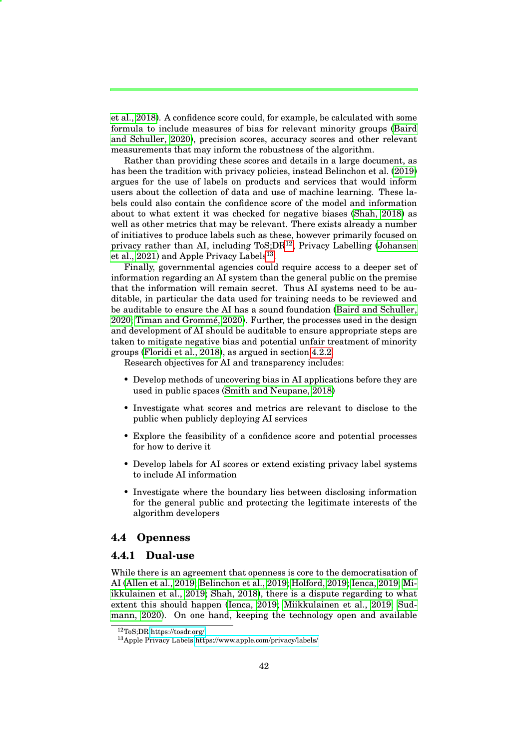et al., 2018). A confidence score could, for example, be calculated with some formula to include measures of bias for relevant minority groups (Baird and Schuller, 2020), precision scores, accuracy scores and other relevant measurements that may inform the robustness of the algorithm.

Rather than providing these scores and details in a large document, as has been the tradition with privacy policies, instead Belinchon et al. (2019) argues for the use of labels on products and services that would inform users about the collection of data and use of machine learning. These labels could also contain the confidence score of the model and information about to what extent it was checked for negative biases (Shah, 2018) as well as other metrics that may be relevant. There exists already a number of initiatives to produce labels such as these, however primarily focused on privacy rather than AI, including ToS;DR[12], Privacy Labelling (Johansen et al., 2021) and Apple Privacy Labels[13].

Finally, governmental agencies could require access to a deeper set of information regarding an AI system than the general public on the premise that the information will remain secret. Thus AI systems need to be auditable, in particular the data used for training needs to be reviewed and be auditable to ensure the AI has a sound foundation (Baird and Schuller, 2020; Timan and Grommé, 2020). Further, the processes used in the design and development of AI should be auditable to ensure appropriate steps are taken to mitigate negative bias and potential unfair treatment of minority groups (Floridi et al., 2018), as argued in section 4.2.2.

Research objectives for AI and transparency includes:

- Develop methods of uncovering bias in AI applications before they are used in public spaces (Smith and Neupane, 2018)
- Investigate what scores and metrics are relevant to disclose to the public when publicly deploying AI services
- Explore the feasibility of a confidence score and potential processes for how to derive it
- Develop labels for AI scores or extend existing privacy label systems to include AI information
- Investigate where the boundary lies between disclosing information for the general public and protecting the legitimate interests of the algorithm developers

## 4.4 Openness

### 4.4.1 Dual-use

While there is an agreement that openness is core to the democratisation of AI (Allen et al., 2019; Belinchon et al., 2019; Holford, 2019; Ienca, 2019; Miikkulainen et al., 2019; Shah, 2018), there is a dispute regarding to what extent this should happen (Ienca, 2019; Miikkulainen et al., 2019; Sudmann, 2020). On one hand, keeping the technology open and available

[12] ToS;DR https://tosdr.org/

[13] Apple Privacy Labels https://www.apple.com/privacy/labels/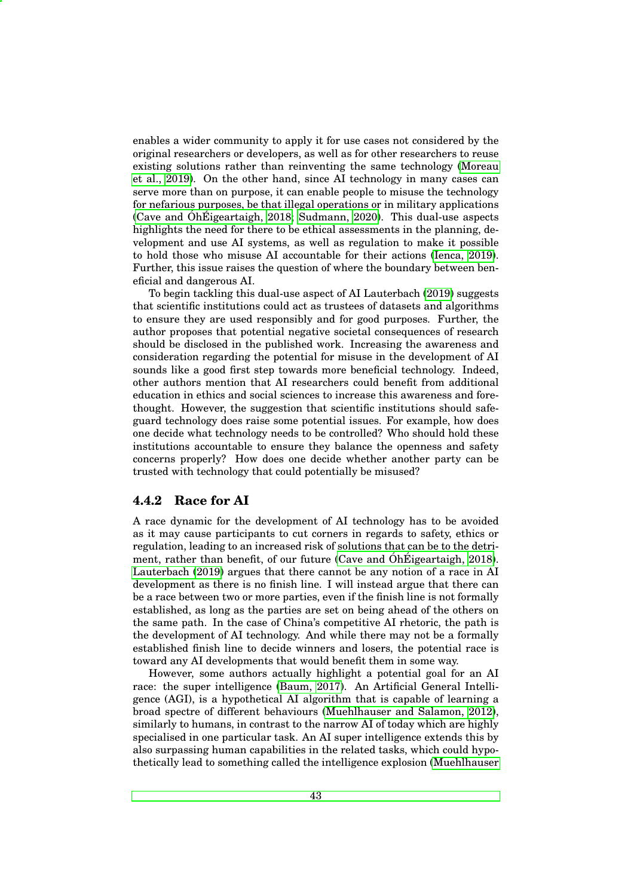enables a wider community to apply it for use cases not considered by the original researchers or developers, as well as for other researchers to reuse existing solutions rather than reinventing the same technology (Moreau et al., 2019). On the other hand, since AI technology in many cases can serve more than on purpose, it can enable people to misuse the technology for nefarious purposes, be that illegal operations or in military applications (Cave and ÓhÉigeartaigh, 2018; Sudmann, 2020). This dual-use aspects highlights the need for there to be ethical assessments in the planning, development and use AI systems, as well as regulation to make it possible to hold those who misuse AI accountable for their actions (Ienca, 2019). Further, this issue raises the question of where the boundary between beneficial and dangerous AI.

To begin tackling this dual-use aspect of AI Lauterbach (2019) suggests that scientific institutions could act as trustees of datasets and algorithms to ensure they are used responsibly and for good purposes. Further, the author proposes that potential negative societal consequences of research should be disclosed in the published work. Increasing the awareness and consideration regarding the potential for misuse in the development of AI sounds like a good first step towards more beneficial technology. Indeed, other authors mention that AI researchers could benefit from additional education in ethics and social sciences to increase this awareness and forethought. However, the suggestion that scientific institutions should safeguard technology does raise some potential issues. For example, how does one decide what technology needs to be controlled? Who should hold these institutions accountable to ensure they balance the openness and safety concerns properly? How does one decide whether another party can be trusted with technology that could potentially be misused?

### 4.4.2 Race for AI

A race dynamic for the development of AI technology has to be avoided as it may cause participants to cut corners in regards to safety, ethics or regulation, leading to an increased risk of solutions that can be to the detriment, rather than benefit, of our future (Cave and ÓhÉigeartaigh, 2018). Lauterbach (2019) argues that there cannot be any notion of a race in AI development as there is no finish line. I will instead argue that there can be a race between two or more parties, even if the finish line is not formally established, as long as the parties are set on being ahead of the others on the same path. In the case of China's competitive AI rhetoric, the path is the development of AI technology. And while there may not be a formally established finish line to decide winners and losers, the potential race is toward any AI developments that would benefit them in some way.

However, some authors actually highlight a potential goal for an AI race: the super intelligence (Baum, 2017). An Artificial General Intelligence (AGI), is a hypothetical AI algorithm that is capable of learning a broad spectre of different behaviours (Muehlhauser and Salamon, 2012), similarly to humans, in contrast to the narrow AI of today which are highly specialised in one particular task. An AI super intelligence extends this by also surpassing human capabilities in the related tasks, which could hypothetically lead to something called the intelligence explosion (Muehlhauser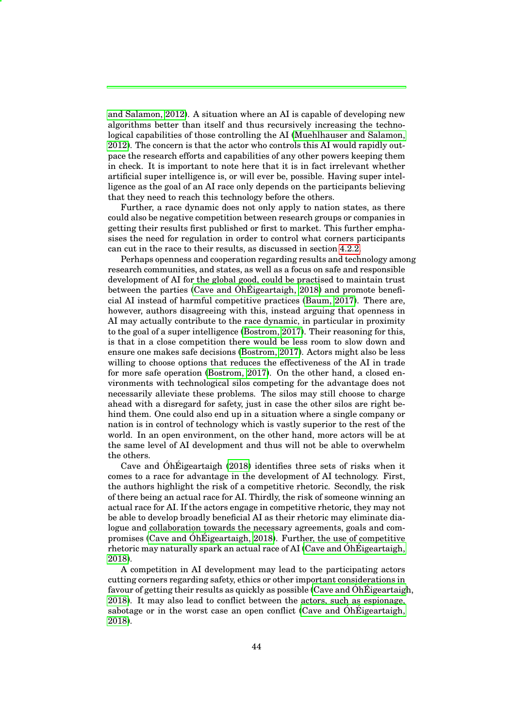and Salamon, 2012). A situation where an AI is capable of developing new algorithms better than itself and thus recursively increasing the technological capabilities of those controlling the AI (Muehlhauser and Salamon, 2012). The concern is that the actor who controls this AI would rapidly outpace the research efforts and capabilities of any other powers keeping them in check. It is important to note here that it is in fact irrelevant whether artificial super intelligence is, or will ever be, possible. Having super intelligence as the goal of an AI race only depends on the participants believing that they need to reach this technology before the others.

Further, a race dynamic does not only apply to nation states, as there could also be negative competition between research groups or companies in getting their results first published or first to market. This further emphasises the need for regulation in order to control what corners participants can cut in the race to their results, as discussed in section 4.2.2.

Perhaps openness and cooperation regarding results and technology among research communities, and states, as well as a focus on safe and responsible development of AI for the global good, could be practised to maintain trust between the parties (Cave and ÓhÉigeartaigh, 2018) and promote beneficial AI instead of harmful competitive practices (Baum, 2017). There are, however, authors disagreeing with this, instead arguing that openness in AI may actually contribute to the race dynamic, in particular in proximity to the goal of a super intelligence (Bostrom, 2017). Their reasoning for this, is that in a close competition there would be less room to slow down and ensure one makes safe decisions (Bostrom, 2017). Actors might also be less willing to choose options that reduces the effectiveness of the AI in trade for more safe operation (Bostrom, 2017). On the other hand, a closed environments with technological silos competing for the advantage does not necessarily alleviate these problems. The silos may still choose to charge ahead with a disregard for safety, just in case the other silos are right behind them. One could also end up in a situation where a single company or nation is in control of technology which is vastly superior to the rest of the world. In an open environment, on the other hand, more actors will be at the same level of AI development and thus will not be able to overwhelm the others.

Cave and ÓhÉigeartaigh (2018) identifies three sets of risks when it comes to a race for advantage in the development of AI technology. First, the authors highlight the risk of a competitive rhetoric. Secondly, the risk of there being an actual race for AI. Thirdly, the risk of someone winning an actual race for AI. If the actors engage in competitive rhetoric, they may not be able to develop broadly beneficial AI as their rhetoric may eliminate dialogue and collaboration towards the necessary agreements, goals and compromises (Cave and ÓhÉigeartaigh, 2018). Further, the use of competitive rhetoric may naturally spark an actual race of AI (Cave and ÓhÉigeartaigh, 2018).

A competition in AI development may lead to the participating actors cutting corners regarding safety, ethics or other important considerations in favour of getting their results as quickly as possible (Cave and ÓhÉigeartaigh, 2018). It may also lead to conflict between the actors, such as espionage, sabotage or in the worst case an open conflict (Cave and ÓhÉigeartaigh, 2018).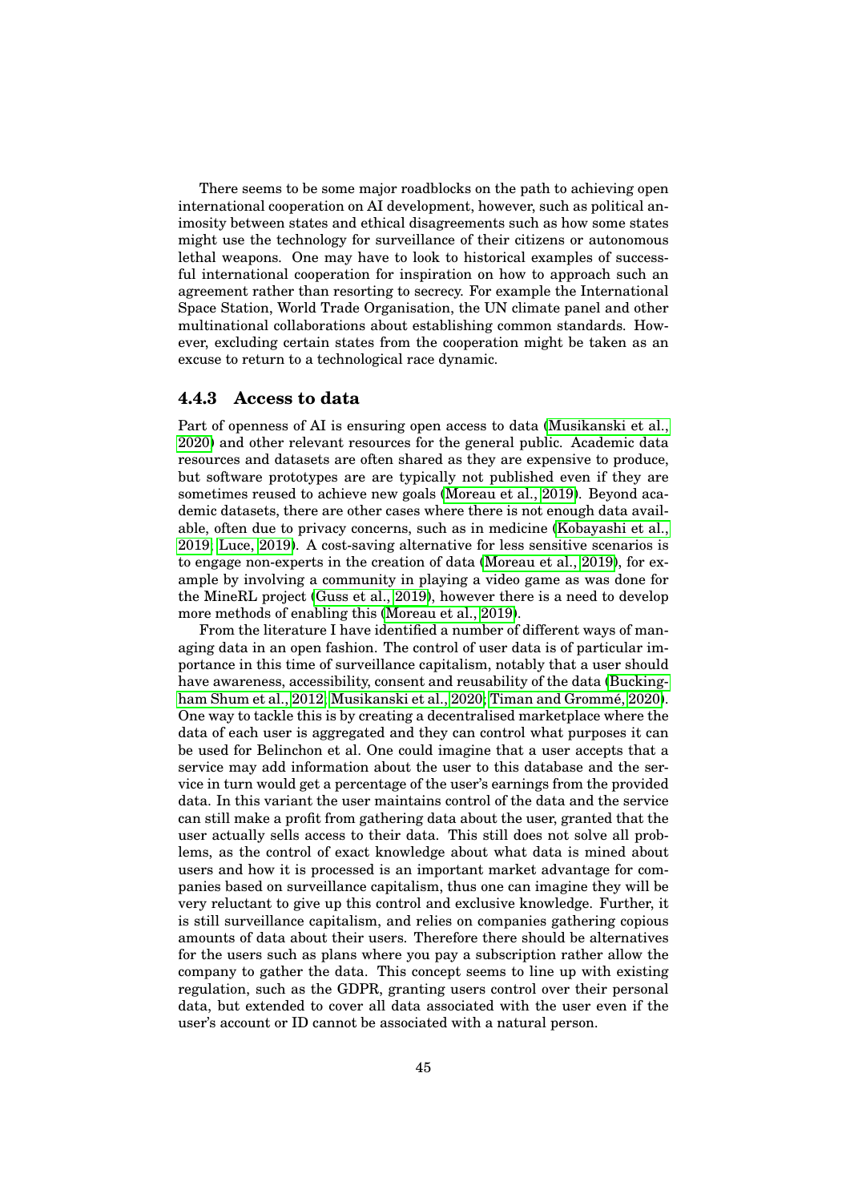There seems to be some major roadblocks on the path to achieving open international cooperation on AI development, however, such as political animosity between states and ethical disagreements such as how some states might use the technology for surveillance of their citizens or autonomous lethal weapons. One may have to look to historical examples of successful international cooperation for inspiration on how to approach such an agreement rather than resorting to secrecy. For example the International Space Station, World Trade Organisation, the UN climate panel and other multinational collaborations about establishing common standards. However, excluding certain states from the cooperation might be taken as an excuse to return to a technological race dynamic.

### 4.4.3 Access to data

Part of openness of AI is ensuring open access to data (Musikanski et al., 2020) and other relevant resources for the general public. Academic data resources and datasets are often shared as they are expensive to produce, but software prototypes are are typically not published even if they are sometimes reused to achieve new goals (Moreau et al., 2019). Beyond academic datasets, there are other cases where there is not enough data available, often due to privacy concerns, such as in medicine (Kobayashi et al., 2019; Luce, 2019). A cost-saving alternative for less sensitive scenarios is to engage non-experts in the creation of data (Moreau et al., 2019), for example by involving a community in playing a video game as was done for the MineRL project (Guss et al., 2019), however there is a need to develop more methods of enabling this (Moreau et al., 2019).

From the literature I have identified a number of different ways of managing data in an open fashion. The control of user data is of particular importance in this time of surveillance capitalism, notably that a user should have awareness, accessibility, consent and reusability of the data (Buckingham Shum et al., 2012; Musikanski et al., 2020; Timan and Grommé, 2020). One way to tackle this is by creating a decentralised marketplace where the data of each user is aggregated and they can control what purposes it can be used for Belinchon et al. One could imagine that a user accepts that a service may add information about the user to this database and the service in turn would get a percentage of the user's earnings from the provided data. In this variant the user maintains control of the data and the service can still make a profit from gathering data about the user, granted that the user actually sells access to their data. This still does not solve all problems, as the control of exact knowledge about what data is mined about users and how it is processed is an important market advantage for companies based on surveillance capitalism, thus one can imagine they will be very reluctant to give up this control and exclusive knowledge. Further, it is still surveillance capitalism, and relies on companies gathering copious amounts of data about their users. Therefore there should be alternatives for the users such as plans where you pay a subscription rather allow the company to gather the data. This concept seems to line up with existing regulation, such as the GDPR, granting users control over their personal data, but extended to cover all data associated with the user even if the user's account or ID cannot be associated with a natural person.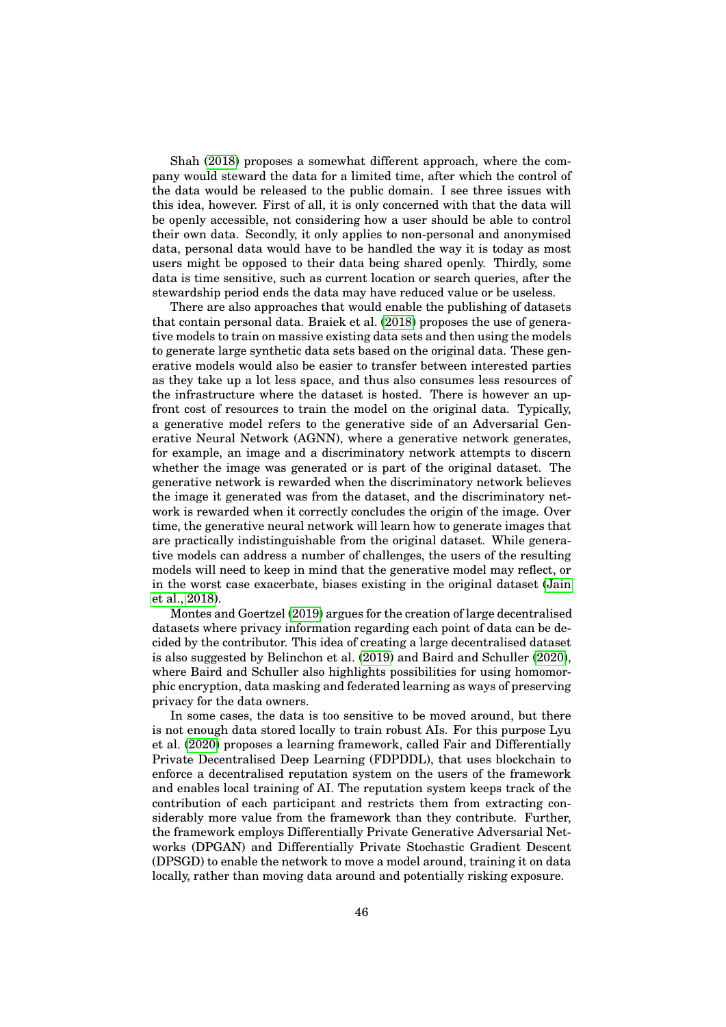Shah (2018) proposes a somewhat different approach, where the company would steward the data for a limited time, after which the control of the data would be released to the public domain. I see three issues with this idea, however. First of all, it is only concerned with that the data will be openly accessible, not considering how a user should be able to control their own data. Secondly, it only applies to non-personal and anonymised data, personal data would have to be handled the way it is today as most users might be opposed to their data being shared openly. Thirdly, some data is time sensitive, such as current location or search queries, after the stewardship period ends the data may have reduced value or be useless.

There are also approaches that would enable the publishing of datasets that contain personal data. Braiek et al. (2018) proposes the use of generative models to train on massive existing data sets and then using the models to generate large synthetic data sets based on the original data. These generative models would also be easier to transfer between interested parties as they take up a lot less space, and thus also consumes less resources of the infrastructure where the dataset is hosted. There is however an upfront cost of resources to train the model on the original data. Typically, a generative model refers to the generative side of an Adversarial Generative Neural Network (AGNN), where a generative network generates, for example, an image and a discriminatory network attempts to discern whether the image was generated or is part of the original dataset. The generative network is rewarded when the discriminatory network believes the image it generated was from the dataset, and the discriminatory network is rewarded when it correctly concludes the origin of the image. Over time, the generative neural network will learn how to generate images that are practically indistinguishable from the original dataset. While generative models can address a number of challenges, the users of the resulting models will need to keep in mind that the generative model may reflect, or in the worst case exacerbate, biases existing in the original dataset (Jain et al., 2018).

Montes and Goertzel (2019) argues for the creation of large decentralised datasets where privacy information regarding each point of data can be decided by the contributor. This idea of creating a large decentralised dataset is also suggested by Belinchon et al. (2019) and Baird and Schuller (2020), where Baird and Schuller also highlights possibilities for using homomorphic encryption, data masking and federated learning as ways of preserving privacy for the data owners.

In some cases, the data is too sensitive to be moved around, but there is not enough data stored locally to train robust AIs. For this purpose Lyu et al. (2020) proposes a learning framework, called Fair and Differentially Private Decentralised Deep Learning (FDPDDL), that uses blockchain to enforce a decentralised reputation system on the users of the framework and enables local training of AI. The reputation system keeps track of the contribution of each participant and restricts them from extracting considerably more value from the framework than they contribute. Further, the framework employs Differentially Private Generative Adversarial Networks (DPGAN) and Differentially Private Stochastic Gradient Descent (DPSGD) to enable the network to move a model around, training it on data locally, rather than moving data around and potentially risking exposure.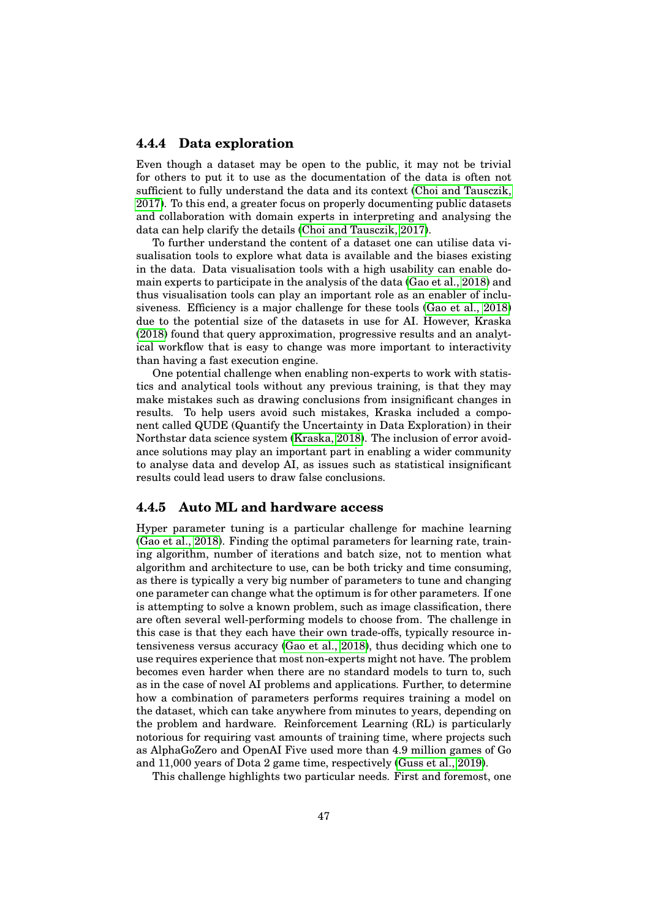### 4.4.4 Data exploration

Even though a dataset may be open to the public, it may not be trivial for others to put it to use as the documentation of the data is often not sufficient to fully understand the data and its context (Choi and Tausczik, 2017). To this end, a greater focus on properly documenting public datasets and collaboration with domain experts in interpreting and analysing the data can help clarify the details (Choi and Tausczik, 2017).

To further understand the content of a dataset one can utilise data visualisation tools to explore what data is available and the biases existing in the data. Data visualisation tools with a high usability can enable domain experts to participate in the analysis of the data (Gao et al., 2018) and thus visualisation tools can play an important role as an enabler of inclusiveness. Efficiency is a major challenge for these tools (Gao et al., 2018) due to the potential size of the datasets in use for AI. However, Kraska (2018) found that query approximation, progressive results and an analytical workflow that is easy to change was more important to interactivity than having a fast execution engine.

One potential challenge when enabling non-experts to work with statistics and analytical tools without any previous training, is that they may make mistakes such as drawing conclusions from insignificant changes in results. To help users avoid such mistakes, Kraska included a component called QUDE (Quantify the Uncertainty in Data Exploration) in their Northstar data science system (Kraska, 2018). The inclusion of error avoidance solutions may play an important part in enabling a wider community to analyse data and develop AI, as issues such as statistical insignificant results could lead users to draw false conclusions.

### 4.4.5 Auto ML and hardware access

Hyper parameter tuning is a particular challenge for machine learning (Gao et al., 2018). Finding the optimal parameters for learning rate, training algorithm, number of iterations and batch size, not to mention what algorithm and architecture to use, can be both tricky and time consuming, as there is typically a very big number of parameters to tune and changing one parameter can change what the optimum is for other parameters. If one is attempting to solve a known problem, such as image classification, there are often several well-performing models to choose from. The challenge in this case is that they each have their own trade-offs, typically resource intensiveness versus accuracy (Gao et al., 2018), thus deciding which one to use requires experience that most non-experts might not have. The problem becomes even harder when there are no standard models to turn to, such as in the case of novel AI problems and applications. Further, to determine how a combination of parameters performs requires training a model on the dataset, which can take anywhere from minutes to years, depending on the problem and hardware. Reinforcement Learning (RL) is particularly notorious for requiring vast amounts of training time, where projects such as AlphaGoZero and OpenAI Five used more than 4.9 million games of Go and 11,000 years of Dota 2 game time, respectively (Guss et al., 2019).

This challenge highlights two particular needs. First and foremost, one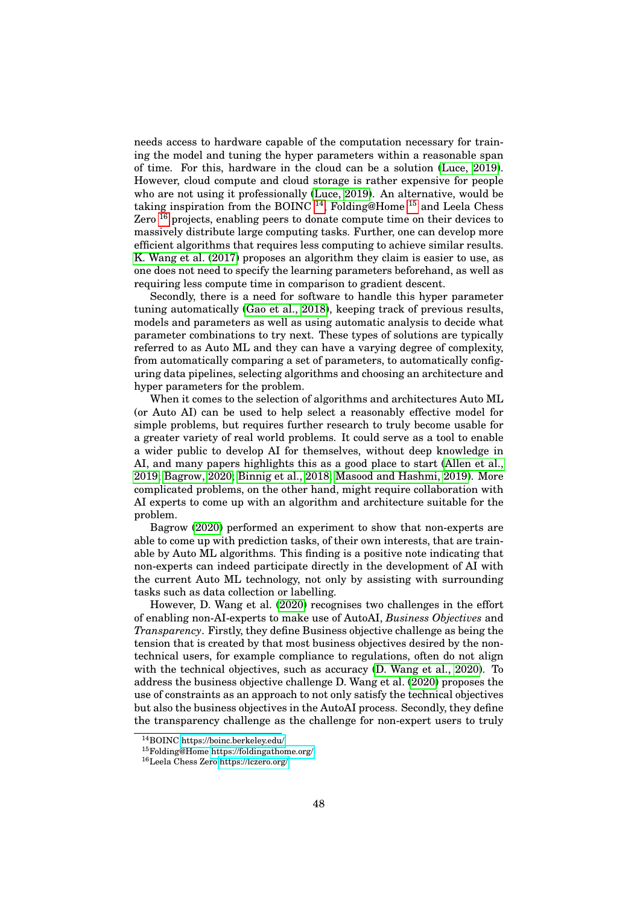needs access to hardware capable of the computation necessary for training the model and tuning the hyper parameters within a reasonable span of time. For this, hardware in the cloud can be a solution (Luce, 2019). However, cloud compute and cloud storage is rather expensive for people who are not using it professionally (Luce, 2019). An alternative, would be taking inspiration from the BOINC [14], Folding@Home [15] and Leela Chess Zero [16] projects, enabling peers to donate compute time on their devices to massively distribute large computing tasks. Further, one can develop more efficient algorithms that requires less computing to achieve similar results. K. Wang et al. (2017) proposes an algorithm they claim is easier to use, as one does not need to specify the learning parameters beforehand, as well as requiring less compute time in comparison to gradient descent.

Secondly, there is a need for software to handle this hyper parameter tuning automatically (Gao et al., 2018), keeping track of previous results, models and parameters as well as using automatic analysis to decide what parameter combinations to try next. These types of solutions are typically referred to as Auto ML and they can have a varying degree of complexity, from automatically comparing a set of parameters, to automatically configuring data pipelines, selecting algorithms and choosing an architecture and hyper parameters for the problem.

When it comes to the selection of algorithms and architectures Auto ML (or Auto AI) can be used to help select a reasonably effective model for simple problems, but requires further research to truly become usable for a greater variety of real world problems. It could serve as a tool to enable a wider public to develop AI for themselves, without deep knowledge in AI, and many papers highlights this as a good place to start (Allen et al., 2019; Bagrow, 2020; Binnig et al., 2018; Masood and Hashmi, 2019). More complicated problems, on the other hand, might require collaboration with AI experts to come up with an algorithm and architecture suitable for the problem.

Bagrow (2020) performed an experiment to show that non-experts are able to come up with prediction tasks, of their own interests, that are trainable by Auto ML algorithms. This finding is a positive note indicating that non-experts can indeed participate directly in the development of AI with the current Auto ML technology, not only by assisting with surrounding tasks such as data collection or labelling.

However, D. Wang et al. (2020) recognises two challenges in the effort of enabling non-AI-experts to make use of AutoAI, *Business Objectives* and *Transparency*. Firstly, they define Business objective challenge as being the tension that is created by that most business objectives desired by the non-technical users, for example compliance to regulations, often do not align with the technical objectives, such as accuracy (D. Wang et al., 2020). To address the business objective challenge D. Wang et al. (2020) proposes the use of constraints as an approach to not only satisfy the technical objectives but also the business objectives in the AutoAI process. Secondly, they define the transparency challenge as the challenge for non-expert users to truly

[14] BOINC https://boinc.berkeley.edu/

[15] Folding@Home https://foldingathome.org/

[16] Leela Chess Zero https://lczero.org/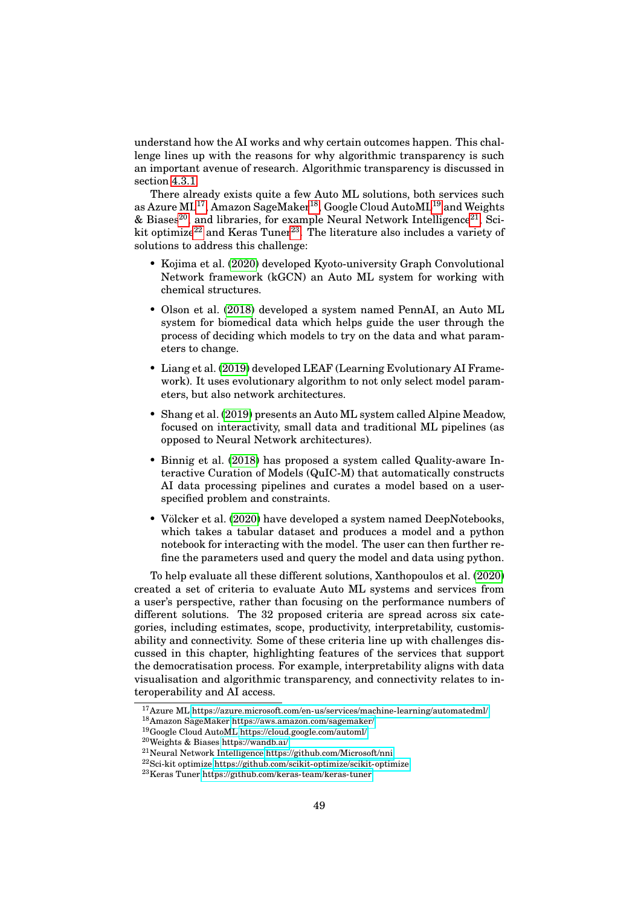understand how the AI works and why certain outcomes happen. This challenge lines up with the reasons for why algorithmic transparency is such an important avenue of research. Algorithmic transparency is discussed in section 4.3.1.

There already exists quite a few Auto ML solutions, both services such as Azure ML[17], Amazon SageMaker[18], Google Cloud AutoML[19] and Weights & Biases[20], and libraries, for example Neural Network Intelligence[21], Sci-kit optimize[22] and Keras Tuner[23]. The literature also includes a variety of solutions to address this challenge:

- Kojima et al. (2020) developed Kyoto-university Graph Convolutional Network framework (kGCN) an Auto ML system for working with chemical structures.
- Olson et al. (2018) developed a system named PennAI, an Auto ML system for biomedical data which helps guide the user through the process of deciding which models to try on the data and what parameters to change.
- Liang et al. (2019) developed LEAF (Learning Evolutionary AI Framework). It uses evolutionary algorithm to not only select model parameters, but also network architectures.
- Shang et al. (2019) presents an Auto ML system called Alpine Meadow, focused on interactivity, small data and traditional ML pipelines (as opposed to Neural Network architectures).
- Binnig et al. (2018) has proposed a system called Quality-aware Interactive Curation of Models (QuIC-M) that automatically constructs AI data processing pipelines and curates a model based on a user-specified problem and constraints.
- Völcker et al. (2020) have developed a system named DeepNotebooks, which takes a tabular dataset and produces a model and a python notebook for interacting with the model. The user can then further refine the parameters used and query the model and data using python.

To help evaluate all these different solutions, Xanthopoulos et al. (2020) created a set of criteria to evaluate Auto ML systems and services from a user's perspective, rather than focusing on the performance numbers of different solutions. The 32 proposed criteria are spread across six categories, including estimates, scope, productivity, interpretability, customisability and connectivity. Some of these criteria line up with challenges discussed in this chapter, highlighting features of the services that support the democratisation process. For example, interpretability aligns with data visualisation and algorithmic transparency, and connectivity relates to interoperability and AI access.

---

[17]Azure ML https://azure.microsoft.com/en-us/services/machine-learning/automatedml/
[18]Amazon SageMaker https://aws.amazon.com/sagemaker/
[19]Google Cloud AutoML https://cloud.google.com/automl/
[20]Weights & Biases https://wandb.ai/
[21]Neural Network Intelligence https://github.com/Microsoft/nni
[22]Sci-kit optimize https://github.com/scikit-optimize/scikit-optimize
[23]Keras Tuner https://github.com/keras-team/keras-tuner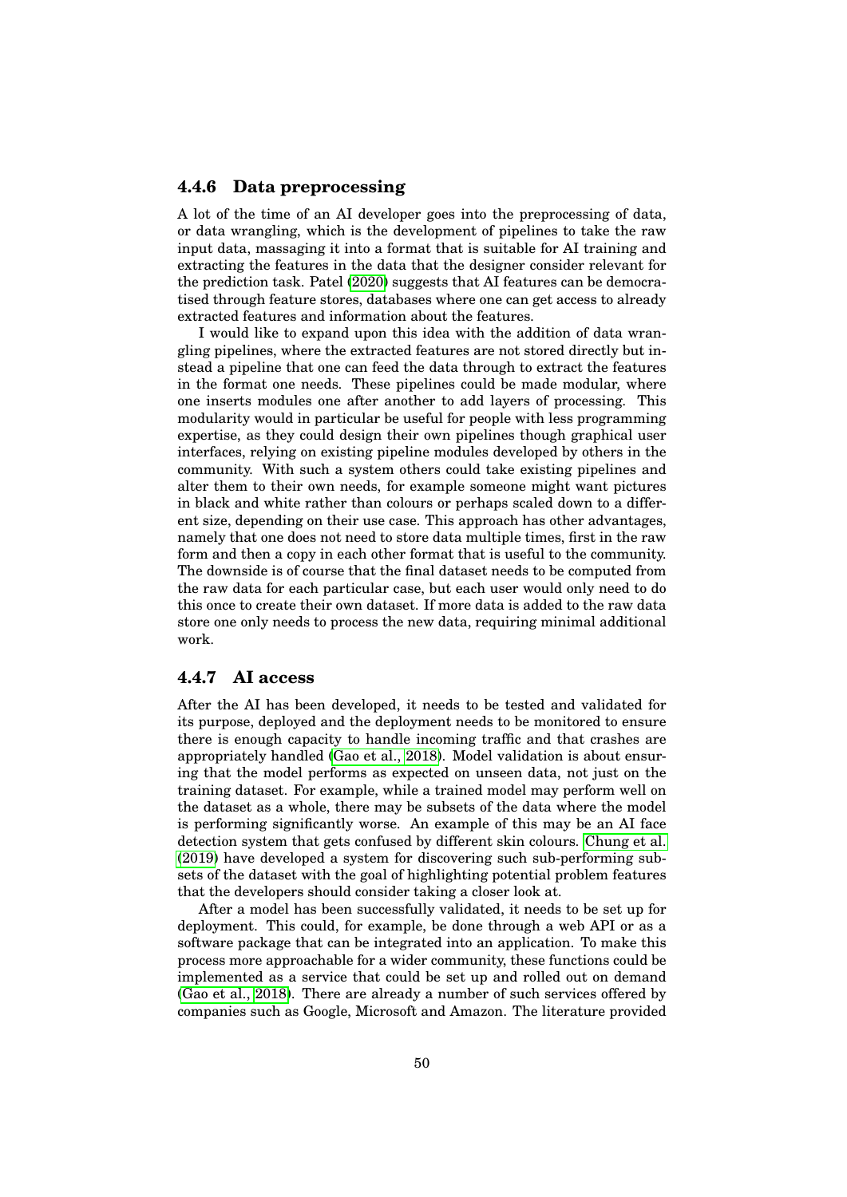### 4.4.6 Data preprocessing

A lot of the time of an AI developer goes into the preprocessing of data, or data wrangling, which is the development of pipelines to take the raw input data, massaging it into a format that is suitable for AI training and extracting the features in the data that the designer consider relevant for the prediction task. Patel (2020) suggests that AI features can be democratised through feature stores, databases where one can get access to already extracted features and information about the features.

I would like to expand upon this idea with the addition of data wrangling pipelines, where the extracted features are not stored directly but instead a pipeline that one can feed the data through to extract the features in the format one needs. These pipelines could be made modular, where one inserts modules one after another to add layers of processing. This modularity would in particular be useful for people with less programming expertise, as they could design their own pipelines though graphical user interfaces, relying on existing pipeline modules developed by others in the community. With such a system others could take existing pipelines and alter them to their own needs, for example someone might want pictures in black and white rather than colours or perhaps scaled down to a different size, depending on their use case. This approach has other advantages, namely that one does not need to store data multiple times, first in the raw form and then a copy in each other format that is useful to the community. The downside is of course that the final dataset needs to be computed from the raw data for each particular case, but each user would only need to do this once to create their own dataset. If more data is added to the raw data store one only needs to process the new data, requiring minimal additional work.

### 4.4.7 AI access

After the AI has been developed, it needs to be tested and validated for its purpose, deployed and the deployment needs to be monitored to ensure there is enough capacity to handle incoming traffic and that crashes are appropriately handled (Gao et al., 2018). Model validation is about ensuring that the model performs as expected on unseen data, not just on the training dataset. For example, while a trained model may perform well on the dataset as a whole, there may be subsets of the data where the model is performing significantly worse. An example of this may be an AI face detection system that gets confused by different skin colours. Chung et al. (2019) have developed a system for discovering such sub-performing subsets of the dataset with the goal of highlighting potential problem features that the developers should consider taking a closer look at.

After a model has been successfully validated, it needs to be set up for deployment. This could, for example, be done through a web API or as a software package that can be integrated into an application. To make this process more approachable for a wider community, these functions could be implemented as a service that could be set up and rolled out on demand (Gao et al., 2018). There are already a number of such services offered by companies such as Google, Microsoft and Amazon. The literature provided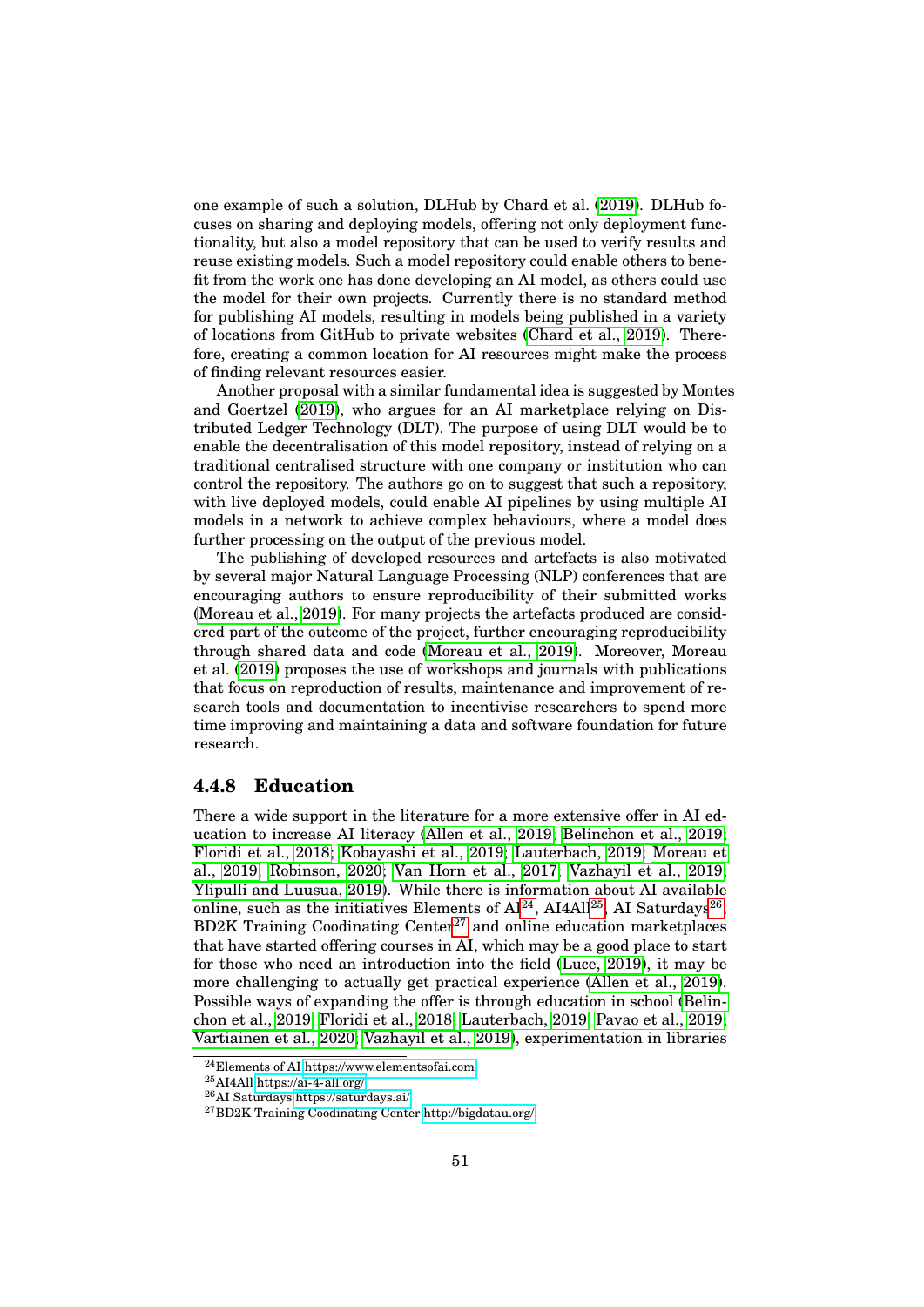one example of such a solution, DLHub by Chard et al. (2019). DLHub focuses on sharing and deploying models, offering not only deployment functionality, but also a model repository that can be used to verify results and reuse existing models. Such a model repository could enable others to benefit from the work one has done developing an AI model, as others could use the model for their own projects. Currently there is no standard method for publishing AI models, resulting in models being published in a variety of locations from GitHub to private websites (Chard et al., 2019). Therefore, creating a common location for AI resources might make the process of finding relevant resources easier.

Another proposal with a similar fundamental idea is suggested by Montes and Goertzel (2019), who argues for an AI marketplace relying on Distributed Ledger Technology (DLT). The purpose of using DLT would be to enable the decentralisation of this model repository, instead of relying on a traditional centralised structure with one company or institution who can control the repository. The authors go on to suggest that such a repository, with live deployed models, could enable AI pipelines by using multiple AI models in a network to achieve complex behaviours, where a model does further processing on the output of the previous model.

The publishing of developed resources and artefacts is also motivated by several major Natural Language Processing (NLP) conferences that are encouraging authors to ensure reproducibility of their submitted works (Moreau et al., 2019). For many projects the artefacts produced are considered part of the outcome of the project, further encouraging reproducibility through shared data and code (Moreau et al., 2019). Moreover, Moreau et al. (2019) proposes the use of workshops and journals with publications that focus on reproduction of results, maintenance and improvement of research tools and documentation to incentivise researchers to spend more time improving and maintaining a data and software foundation for future research.

### 4.4.8 Education

There a wide support in the literature for a more extensive offer in AI education to increase AI literacy (Allen et al., 2019; Belinchon et al., 2019; Floridi et al., 2018; Kobayashi et al., 2019; Lauterbach, 2019; Moreau et al., 2019; Robinson, 2020; Van Horn et al., 2017; Vazhayil et al., 2019; Ylipulli and Luusua, 2019). While there is information about AI available online, such as the initiatives Elements of AI[24], AI4All[25], AI Saturdays[26], BD2K Training Coodinating Center[27] and online education marketplaces that have started offering courses in AI, which may be a good place to start for those who need an introduction into the field (Luce, 2019), it may be more challenging to actually get practical experience (Allen et al., 2019). Possible ways of expanding the offer is through education in school (Belinchon et al., 2019; Floridi et al., 2018; Lauterbach, 2019; Pavao et al., 2019; Vartiainen et al., 2020; Vazhayil et al., 2019), experimentation in libraries

[24] Elements of AI https://www.elementsofai.com
[25] AI4All https://ai-4-all.org/
[26] AI Saturdays https://saturdays.ai/
[27] BD2K Training Coodinating Center http://bigdatau.org/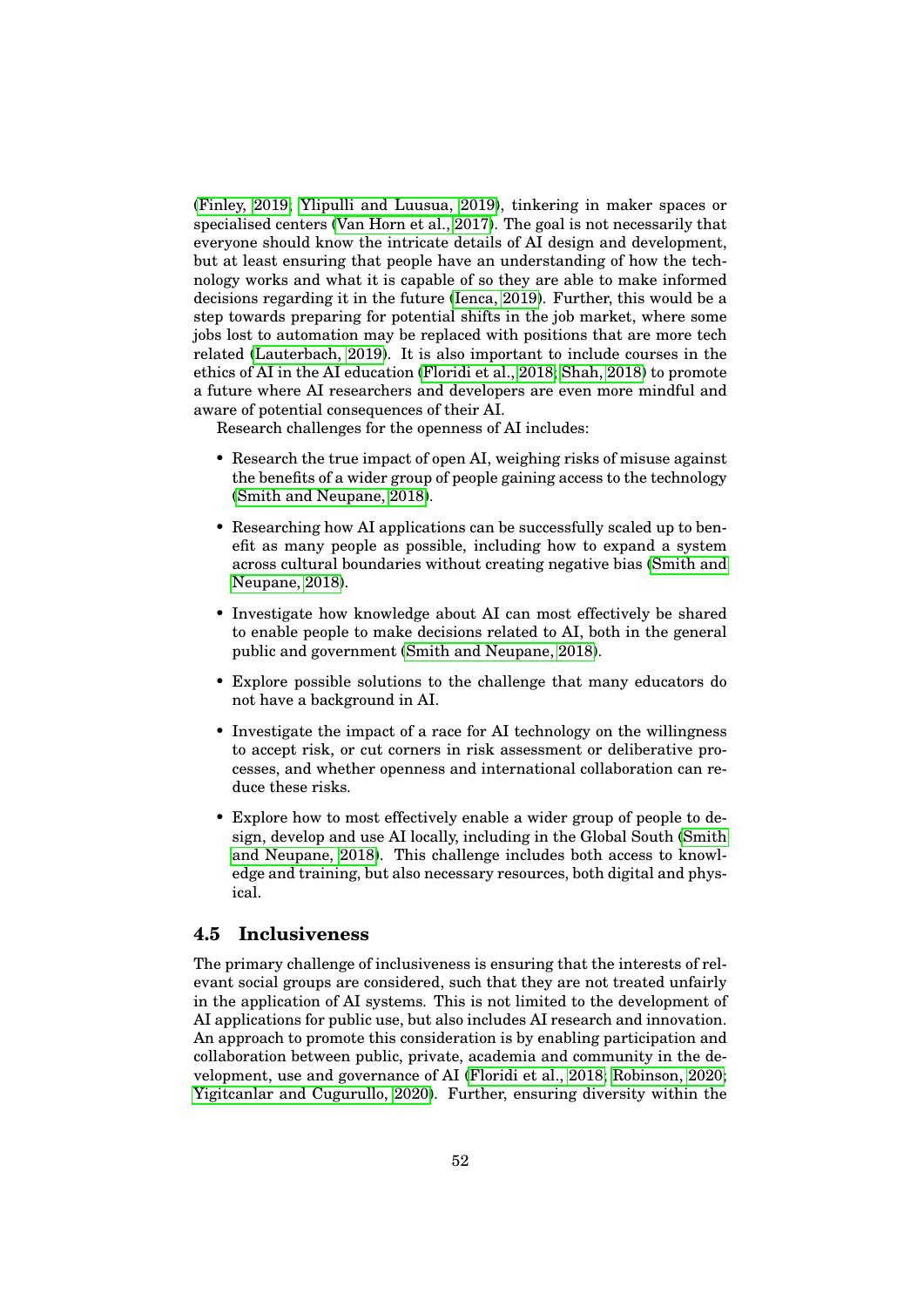(Finley, 2019; Ylipulli and Luusua, 2019), tinkering in maker spaces or specialised centers (Van Horn et al., 2017). The goal is not necessarily that everyone should know the intricate details of AI design and development, but at least ensuring that people have an understanding of how the technology works and what it is capable of so they are able to make informed decisions regarding it in the future (Ienca, 2019). Further, this would be a step towards preparing for potential shifts in the job market, where some jobs lost to automation may be replaced with positions that are more tech related (Lauterbach, 2019). It is also important to include courses in the ethics of AI in the AI education (Floridi et al., 2018; Shah, 2018) to promote a future where AI researchers and developers are even more mindful and aware of potential consequences of their AI.

Research challenges for the openness of AI includes:

- Research the true impact of open AI, weighing risks of misuse against the benefits of a wider group of people gaining access to the technology (Smith and Neupane, 2018).
- Researching how AI applications can be successfully scaled up to benefit as many people as possible, including how to expand a system across cultural boundaries without creating negative bias (Smith and Neupane, 2018).
- Investigate how knowledge about AI can most effectively be shared to enable people to make decisions related to AI, both in the general public and government (Smith and Neupane, 2018).
- Explore possible solutions to the challenge that many educators do not have a background in AI.
- Investigate the impact of a race for AI technology on the willingness to accept risk, or cut corners in risk assessment or deliberative processes, and whether openness and international collaboration can reduce these risks.
- Explore how to most effectively enable a wider group of people to design, develop and use AI locally, including in the Global South (Smith and Neupane, 2018). This challenge includes both access to knowledge and training, but also necessary resources, both digital and physical.

### 4.5 Inclusiveness

The primary challenge of inclusiveness is ensuring that the interests of relevant social groups are considered, such that they are not treated unfairly in the application of AI systems. This is not limited to the development of AI applications for public use, but also includes AI research and innovation. An approach to promote this consideration is by enabling participation and collaboration between public, private, academia and community in the development, use and governance of AI (Floridi et al., 2018; Robinson, 2020; Yigitcanlar and Cugurullo, 2020). Further, ensuring diversity within the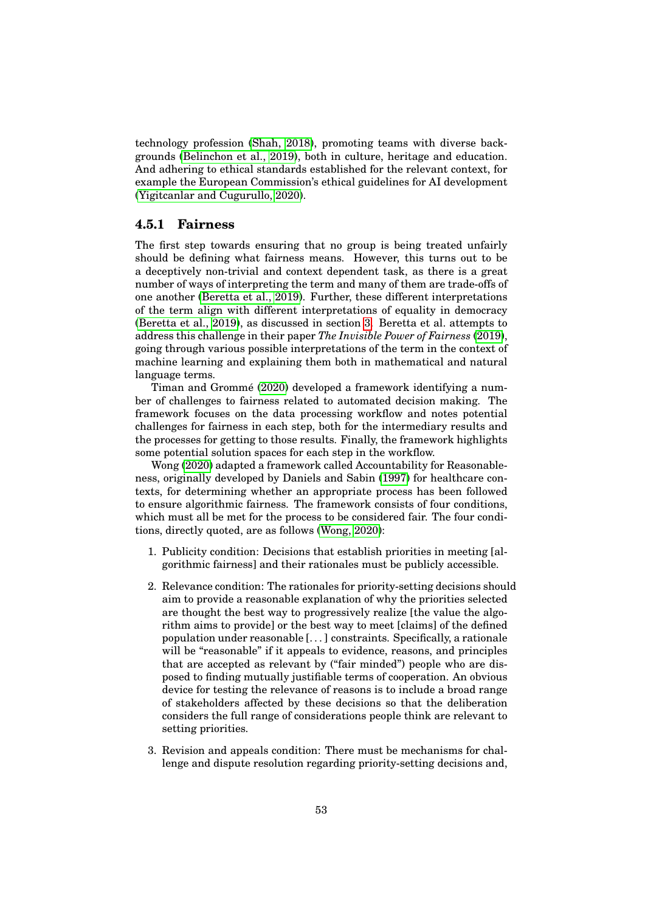technology profession (Shah, 2018), promoting teams with diverse backgrounds (Belinchon et al., 2019), both in culture, heritage and education. And adhering to ethical standards established for the relevant context, for example the European Commission's ethical guidelines for AI development (Yigitcanlar and Cugurullo, 2020).

### 4.5.1 Fairness

The first step towards ensuring that no group is being treated unfairly should be defining what fairness means. However, this turns out to be a deceptively non-trivial and context dependent task, as there is a great number of ways of interpreting the term and many of them are trade-offs of one another (Beretta et al., 2019). Further, these different interpretations of the term align with different interpretations of equality in democracy (Beretta et al., 2019), as discussed in section 3. Beretta et al. attempts to address this challenge in their paper *The Invisible Power of Fairness* (2019), going through various possible interpretations of the term in the context of machine learning and explaining them both in mathematical and natural language terms.

Timan and Grommé (2020) developed a framework identifying a number of challenges to fairness related to automated decision making. The framework focuses on the data processing workflow and notes potential challenges for fairness in each step, both for the intermediary results and the processes for getting to those results. Finally, the framework highlights some potential solution spaces for each step in the workflow.

Wong (2020) adapted a framework called Accountability for Reasonableness, originally developed by Daniels and Sabin (1997) for healthcare contexts, for determining whether an appropriate process has been followed to ensure algorithmic fairness. The framework consists of four conditions, which must all be met for the process to be considered fair. The four conditions, directly quoted, are as follows (Wong, 2020):

1. Publicity condition: Decisions that establish priorities in meeting [algorithmic fairness] and their rationales must be publicly accessible.
2. Relevance condition: The rationales for priority-setting decisions should aim to provide a reasonable explanation of why the priorities selected are thought the best way to progressively realize [the value the algorithm aims to provide] or the best way to meet [claims] of the defined population under reasonable [. . . ] constraints. Specifically, a rationale will be "reasonable" if it appeals to evidence, reasons, and principles that are accepted as relevant by ("fair minded") people who are disposed to finding mutually justifiable terms of cooperation. An obvious device for testing the relevance of reasons is to include a broad range of stakeholders affected by these decisions so that the deliberation considers the full range of considerations people think are relevant to setting priorities.
3. Revision and appeals condition: There must be mechanisms for challenge and dispute resolution regarding priority-setting decisions and,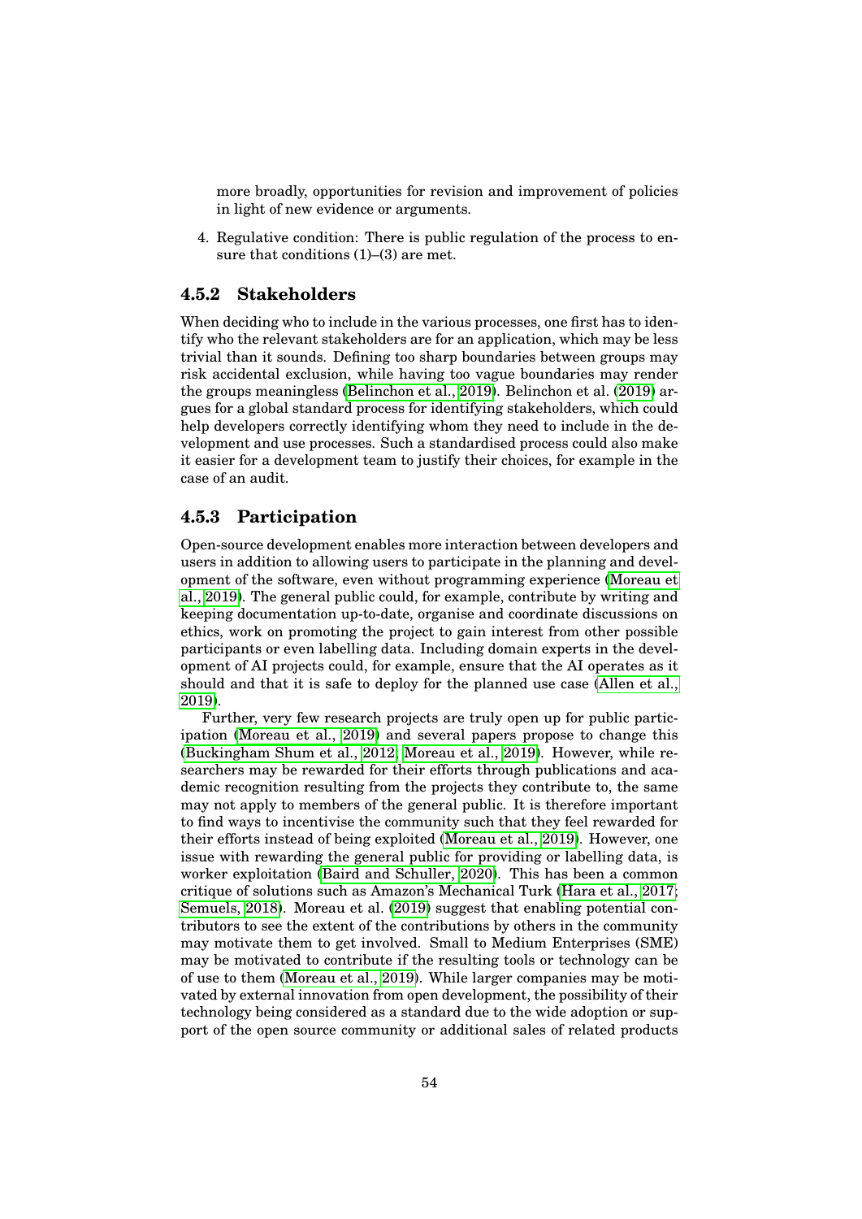more broadly, opportunities for revision and improvement of policies in light of new evidence or arguments.

4. Regulative condition: There is public regulation of the process to ensure that conditions (1)–(3) are met.

### 4.5.2 Stakeholders

When deciding who to include in the various processes, one first has to identify who the relevant stakeholders are for an application, which may be less trivial than it sounds. Defining too sharp boundaries between groups may risk accidental exclusion, while having too vague boundaries may render the groups meaningless (Belinchon et al., 2019). Belinchon et al. (2019) argues for a global standard process for identifying stakeholders, which could help developers correctly identifying whom they need to include in the development and use processes. Such a standardised process could also make it easier for a development team to justify their choices, for example in the case of an audit.

### 4.5.3 Participation

Open-source development enables more interaction between developers and users in addition to allowing users to participate in the planning and development of the software, even without programming experience (Moreau et al., 2019). The general public could, for example, contribute by writing and keeping documentation up-to-date, organise and coordinate discussions on ethics, work on promoting the project to gain interest from other possible participants or even labelling data. Including domain experts in the development of AI projects could, for example, ensure that the AI operates as it should and that it is safe to deploy for the planned use case (Allen et al., 2019).

Further, very few research projects are truly open up for public participation (Moreau et al., 2019) and several papers propose to change this (Buckingham Shum et al., 2012; Moreau et al., 2019). However, while researchers may be rewarded for their efforts through publications and academic recognition resulting from the projects they contribute to, the same may not apply to members of the general public. It is therefore important to find ways to incentivise the community such that they feel rewarded for their efforts instead of being exploited (Moreau et al., 2019). However, one issue with rewarding the general public for providing or labelling data, is worker exploitation (Baird and Schuller, 2020). This has been a common critique of solutions such as Amazon's Mechanical Turk (Hara et al., 2017; Semuels, 2018). Moreau et al. (2019) suggest that enabling potential contributors to see the extent of the contributions by others in the community may motivate them to get involved. Small to Medium Enterprises (SME) may be motivated to contribute if the resulting tools or technology can be of use to them (Moreau et al., 2019). While larger companies may be motivated by external innovation from open development, the possibility of their technology being considered as a standard due to the wide adoption or support of the open source community or additional sales of related products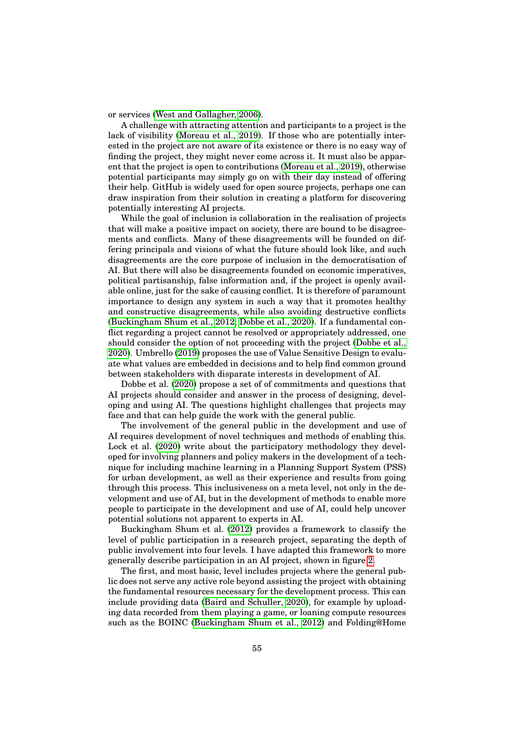or services (West and Gallagher, 2006).

A challenge with attracting attention and participants to a project is the lack of visibility (Moreau et al., 2019). If those who are potentially interested in the project are not aware of its existence or there is no easy way of finding the project, they might never come across it. It must also be apparent that the project is open to contributions (Moreau et al., 2019), otherwise potential participants may simply go on with their day instead of offering their help. GitHub is widely used for open source projects, perhaps one can draw inspiration from their solution in creating a platform for discovering potentially interesting AI projects.

While the goal of inclusion is collaboration in the realisation of projects that will make a positive impact on society, there are bound to be disagreements and conflicts. Many of these disagreements will be founded on differing principals and visions of what the future should look like, and such disagreements are the core purpose of inclusion in the democratisation of AI. But there will also be disagreements founded on economic imperatives, political partisanship, false information and, if the project is openly available online, just for the sake of causing conflict. It is therefore of paramount importance to design any system in such a way that it promotes healthy and constructive disagreements, while also avoiding destructive conflicts (Buckingham Shum et al., 2012; Dobbe et al., 2020). If a fundamental conflict regarding a project cannot be resolved or appropriately addressed, one should consider the option of not proceeding with the project (Dobbe et al., 2020). Umbrello (2019) proposes the use of Value Sensitive Design to evaluate what values are embedded in decisions and to help find common ground between stakeholders with disparate interests in development of AI.

Dobbe et al. (2020) propose a set of of commitments and questions that AI projects should consider and answer in the process of designing, developing and using AI. The questions highlight challenges that projects may face and that can help guide the work with the general public.

The involvement of the general public in the development and use of AI requires development of novel techniques and methods of enabling this. Lock et al. (2020) write about the participatory methodology they developed for involving planners and policy makers in the development of a technique for including machine learning in a Planning Support System (PSS) for urban development, as well as their experience and results from going through this process. This inclusiveness on a meta level, not only in the development and use of AI, but in the development of methods to enable more people to participate in the development and use of AI, could help uncover potential solutions not apparent to experts in AI.

Buckingham Shum et al. (2012) provides a framework to classify the level of public participation in a research project, separating the depth of public involvement into four levels. I have adapted this framework to more generally describe participation in an AI project, shown in figure 2.

The first, and most basic, level includes projects where the general public does not serve any active role beyond assisting the project with obtaining the fundamental resources necessary for the development process. This can include providing data (Baird and Schuller, 2020), for example by uploading data recorded from them playing a game, or loaning compute resources such as the BOINC (Buckingham Shum et al., 2012) and Folding@Home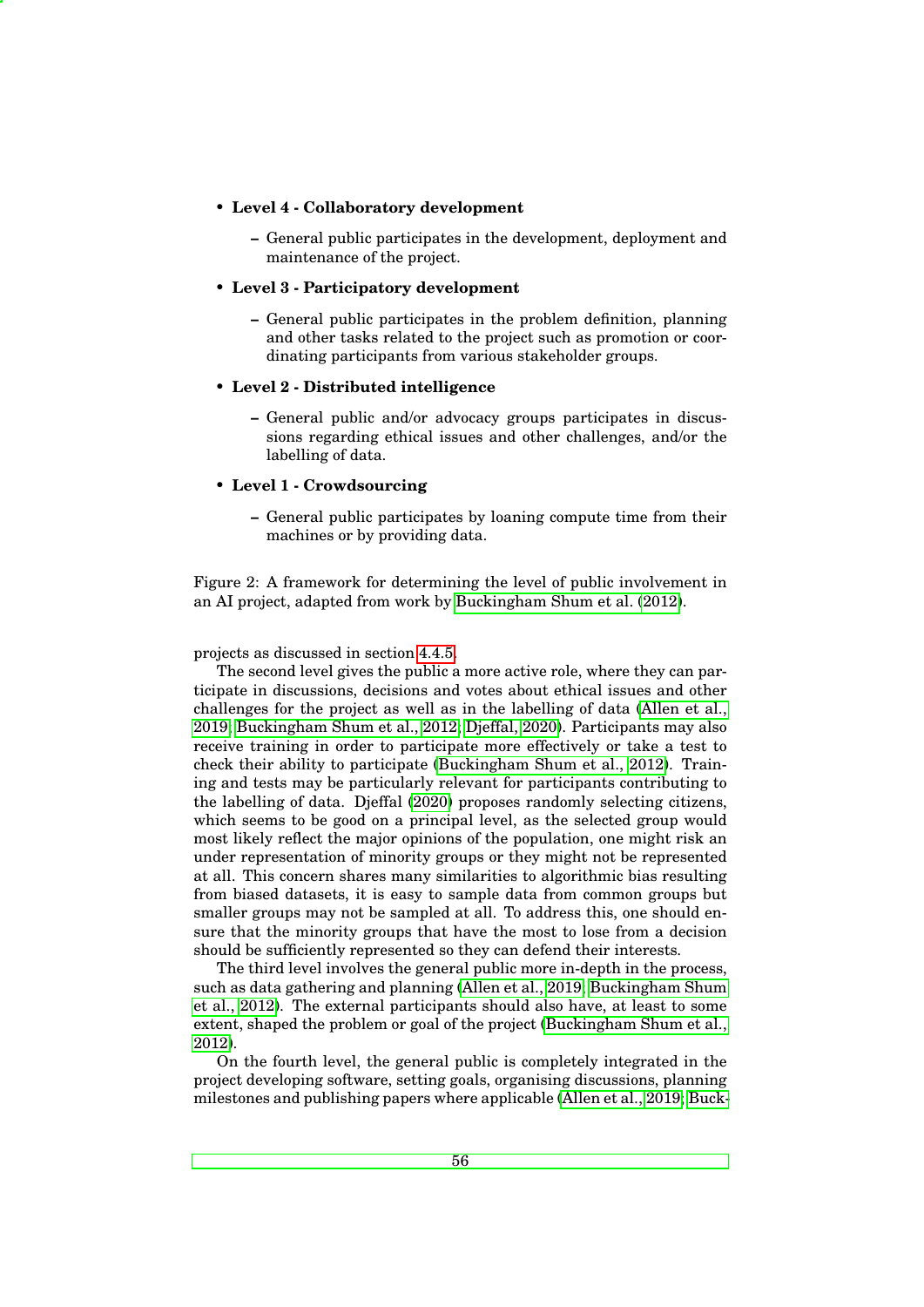- **Level 4 - Collaboratory development**
  - General public participates in the development, deployment and maintenance of the project.
- **Level 3 - Participatory development**
  - General public participates in the problem definition, planning and other tasks related to the project such as promotion or coordinating participants from various stakeholder groups.
- **Level 2 - Distributed intelligence**
  - General public and/or advocacy groups participates in discussions regarding ethical issues and other challenges, and/or the labelling of data.
- **Level 1 - Crowdsourcing**
  - General public participates by loaning compute time from their machines or by providing data.

Figure 2: A framework for determining the level of public involvement in an AI project, adapted from work by Buckingham Shum et al. (2012).

projects as discussed in section 4.4.5.

The second level gives the public a more active role, where they can participate in discussions, decisions and votes about ethical issues and other challenges for the project as well as in the labelling of data (Allen et al., 2019; Buckingham Shum et al., 2012; Djeffal, 2020). Participants may also receive training in order to participate more effectively or take a test to check their ability to participate (Buckingham Shum et al., 2012). Training and tests may be particularly relevant for participants contributing to the labelling of data. Djeffal (2020) proposes randomly selecting citizens, which seems to be good on a principal level, as the selected group would most likely reflect the major opinions of the population, one might risk an under representation of minority groups or they might not be represented at all. This concern shares many similarities to algorithmic bias resulting from biased datasets, it is easy to sample data from common groups but smaller groups may not be sampled at all. To address this, one should ensure that the minority groups that have the most to lose from a decision should be sufficiently represented so they can defend their interests.

The third level involves the general public more in-depth in the process, such as data gathering and planning (Allen et al., 2019; Buckingham Shum et al., 2012). The external participants should also have, at least to some extent, shaped the problem or goal of the project (Buckingham Shum et al., 2012).

On the fourth level, the general public is completely integrated in the project developing software, setting goals, organising discussions, planning milestones and publishing papers where applicable (Allen et al., 2019; Buck-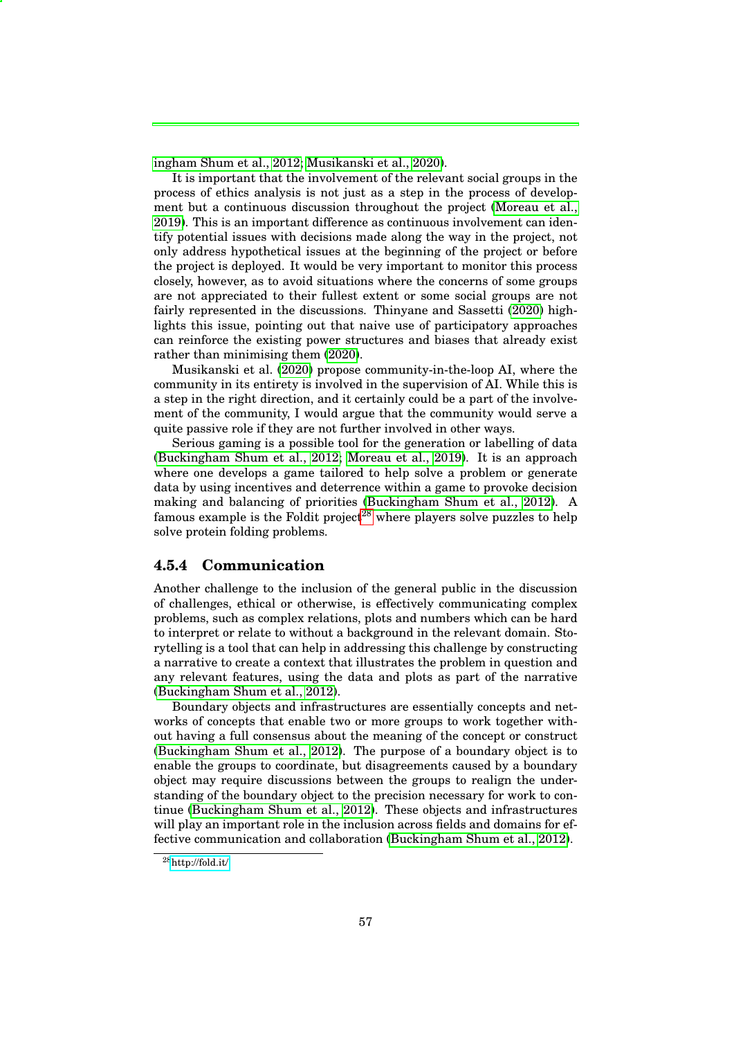ingham Shum et al., 2012; Musikanski et al., 2020).

It is important that the involvement of the relevant social groups in the process of ethics analysis is not just as a step in the process of development but a continuous discussion throughout the project (Moreau et al., 2019). This is an important difference as continuous involvement can identify potential issues with decisions made along the way in the project, not only address hypothetical issues at the beginning of the project or before the project is deployed. It would be very important to monitor this process closely, however, as to avoid situations where the concerns of some groups are not appreciated to their fullest extent or some social groups are not fairly represented in the discussions. Thinyane and Sassetti (2020) highlights this issue, pointing out that naive use of participatory approaches can reinforce the existing power structures and biases that already exist rather than minimising them (2020).

Musikanski et al. (2020) propose community-in-the-loop AI, where the community in its entirety is involved in the supervision of AI. While this is a step in the right direction, and it certainly could be a part of the involvement of the community, I would argue that the community would serve a quite passive role if they are not further involved in other ways.

Serious gaming is a possible tool for the generation or labelling of data (Buckingham Shum et al., 2012; Moreau et al., 2019). It is an approach where one develops a game tailored to help solve a problem or generate data by using incentives and deterrence within a game to provoke decision making and balancing of priorities (Buckingham Shum et al., 2012). A famous example is the Foldit project[28] where players solve puzzles to help solve protein folding problems.

### 4.5.4 Communication

Another challenge to the inclusion of the general public in the discussion of challenges, ethical or otherwise, is effectively communicating complex problems, such as complex relations, plots and numbers which can be hard to interpret or relate to without a background in the relevant domain. Storytelling is a tool that can help in addressing this challenge by constructing a narrative to create a context that illustrates the problem in question and any relevant features, using the data and plots as part of the narrative (Buckingham Shum et al., 2012).

Boundary objects and infrastructures are essentially concepts and networks of concepts that enable two or more groups to work together without having a full consensus about the meaning of the concept or construct (Buckingham Shum et al., 2012). The purpose of a boundary object is to enable the groups to coordinate, but disagreements caused by a boundary object may require discussions between the groups to realign the understanding of the boundary object to the precision necessary for work to continue (Buckingham Shum et al., 2012). These objects and infrastructures will play an important role in the inclusion across fields and domains for effective communication and collaboration (Buckingham Shum et al., 2012).

[28] http://fold.it/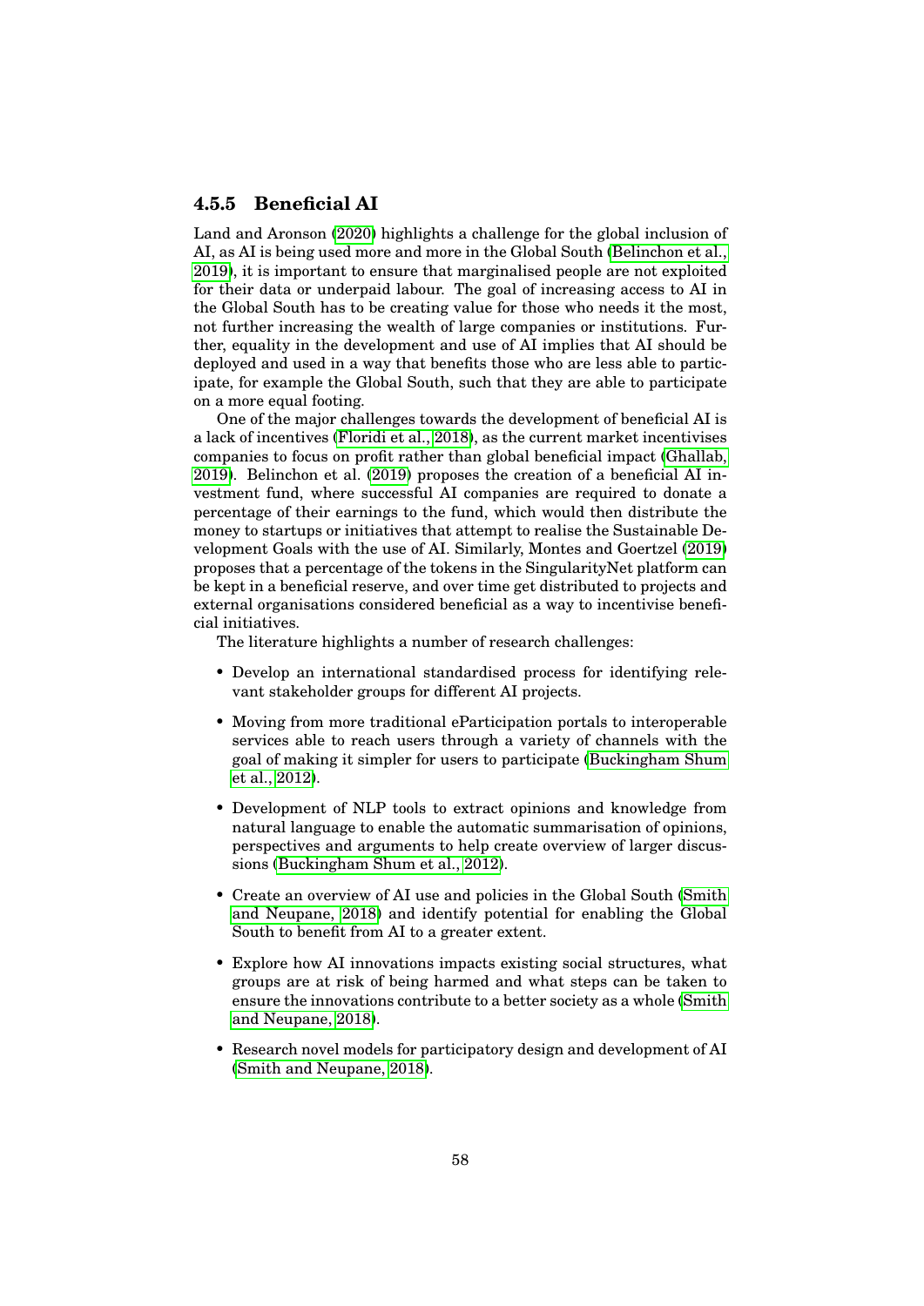### 4.5.5 Beneficial AI

Land and Aronson (2020) highlights a challenge for the global inclusion of AI, as AI is being used more and more in the Global South (Belinchon et al., 2019), it is important to ensure that marginalised people are not exploited for their data or underpaid labour. The goal of increasing access to AI in the Global South has to be creating value for those who needs it the most, not further increasing the wealth of large companies or institutions. Further, equality in the development and use of AI implies that AI should be deployed and used in a way that benefits those who are less able to participate, for example the Global South, such that they are able to participate on a more equal footing.

One of the major challenges towards the development of beneficial AI is a lack of incentives (Floridi et al., 2018), as the current market incentivises companies to focus on profit rather than global beneficial impact (Ghallab, 2019). Belinchon et al. (2019) proposes the creation of a beneficial AI investment fund, where successful AI companies are required to donate a percentage of their earnings to the fund, which would then distribute the money to startups or initiatives that attempt to realise the Sustainable Development Goals with the use of AI. Similarly, Montes and Goertzel (2019) proposes that a percentage of the tokens in the SingularityNet platform can be kept in a beneficial reserve, and over time get distributed to projects and external organisations considered beneficial as a way to incentivise beneficial initiatives.

The literature highlights a number of research challenges:

- Develop an international standardised process for identifying relevant stakeholder groups for different AI projects.
- Moving from more traditional eParticipation portals to interoperable services able to reach users through a variety of channels with the goal of making it simpler for users to participate (Buckingham Shum et al., 2012).
- Development of NLP tools to extract opinions and knowledge from natural language to enable the automatic summarisation of opinions, perspectives and arguments to help create overview of larger discussions (Buckingham Shum et al., 2012).
- Create an overview of AI use and policies in the Global South (Smith and Neupane, 2018) and identify potential for enabling the Global South to benefit from AI to a greater extent.
- Explore how AI innovations impacts existing social structures, what groups are at risk of being harmed and what steps can be taken to ensure the innovations contribute to a better society as a whole (Smith and Neupane, 2018).
- Research novel models for participatory design and development of AI (Smith and Neupane, 2018).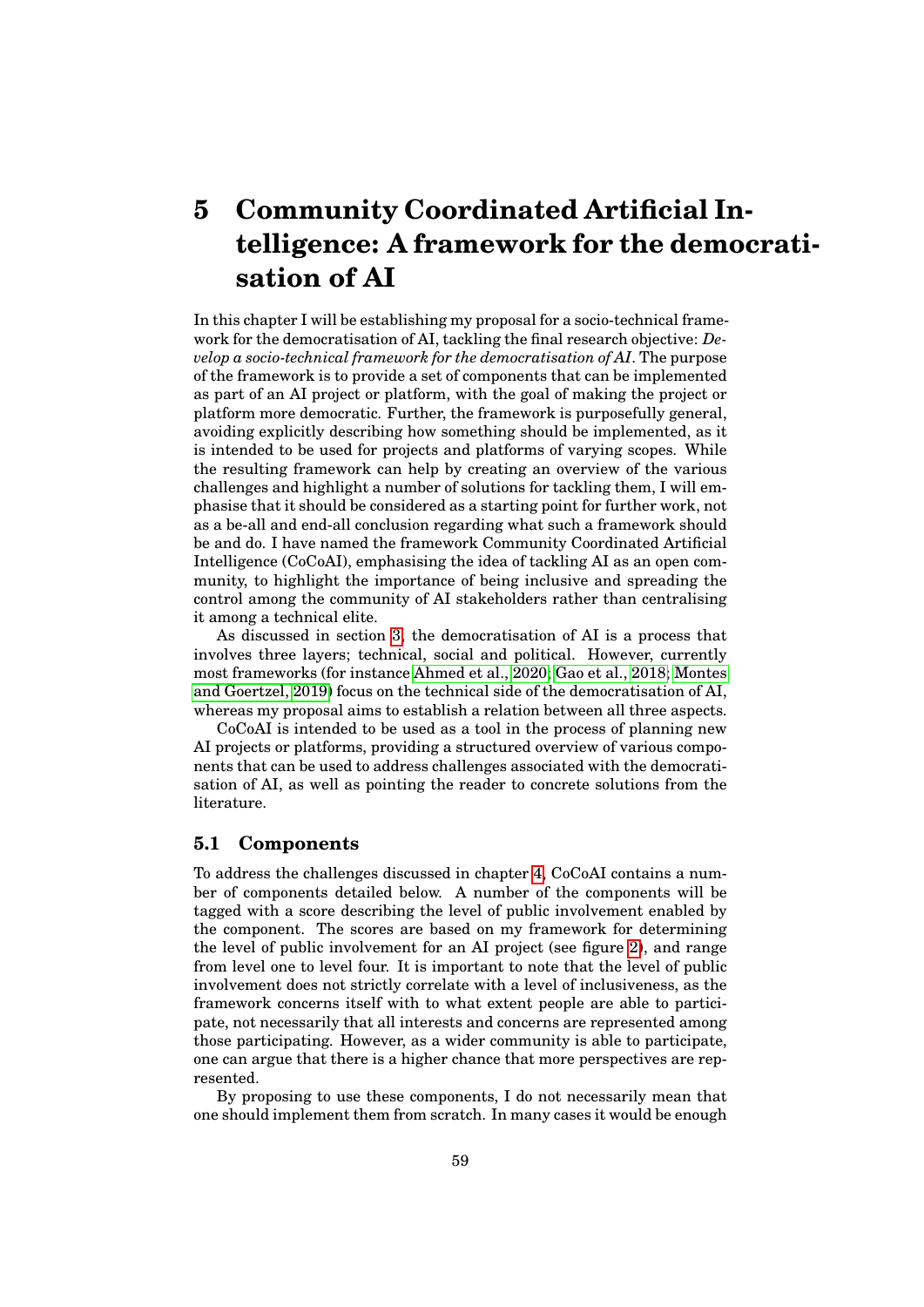# 5 Community Coordinated Artificial Intelligence: A framework for the democratisation of AI

In this chapter I will be establishing my proposal for a socio-technical framework for the democratisation of AI, tackling the final research objective: *Develop a socio-technical framework for the democratisation of AI*. The purpose of the framework is to provide a set of components that can be implemented as part of an AI project or platform, with the goal of making the project or platform more democratic. Further, the framework is purposefully general, avoiding explicitly describing how something should be implemented, as it is intended to be used for projects and platforms of varying scopes. While the resulting framework can help by creating an overview of the various challenges and highlight a number of solutions for tackling them, I will emphasise that it should be considered as a starting point for further work, not as a be-all and end-all conclusion regarding what such a framework should be and do. I have named the framework Community Coordinated Artificial Intelligence (CoCoAI), emphasising the idea of tackling AI as an open community, to highlight the importance of being inclusive and spreading the control among the community of AI stakeholders rather than centralising it among a technical elite.

As discussed in section 3, the democratisation of AI is a process that involves three layers; technical, social and political. However, currently most frameworks (for instance Ahmed et al., 2020; Gao et al., 2018; Montes and Goertzel, 2019) focus on the technical side of the democratisation of AI, whereas my proposal aims to establish a relation between all three aspects.

CoCoAI is intended to be used as a tool in the process of planning new AI projects or platforms, providing a structured overview of various components that can be used to address challenges associated with the democratisation of AI, as well as pointing the reader to concrete solutions from the literature.

## 5.1 Components

To address the challenges discussed in chapter 4, CoCoAI contains a number of components detailed below. A number of the components will be tagged with a score describing the level of public involvement enabled by the component. The scores are based on my framework for determining the level of public involvement for an AI project (see figure 2), and range from level one to level four. It is important to note that the level of public involvement does not strictly correlate with a level of inclusiveness, as the framework concerns itself with to what extent people are able to participate, not necessarily that all interests and concerns are represented among those participating. However, as a wider community is able to participate, one can argue that there is a higher chance that more perspectives are represented.

By proposing to use these components, I do not necessarily mean that one should implement them from scratch. In many cases it would be enough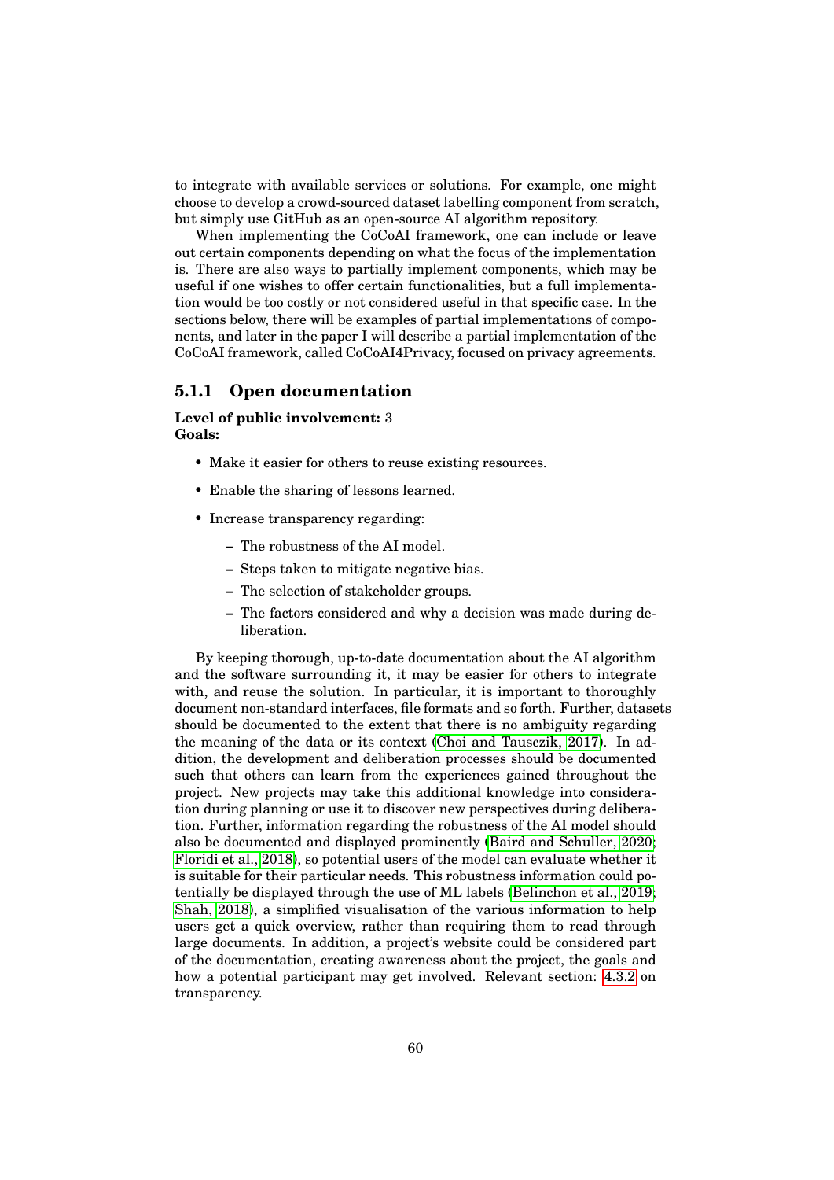to integrate with available services or solutions. For example, one might choose to develop a crowd-sourced dataset labelling component from scratch, but simply use GitHub as an open-source AI algorithm repository.

When implementing the CoCoAI framework, one can include or leave out certain components depending on what the focus of the implementation is. There are also ways to partially implement components, which may be useful if one wishes to offer certain functionalities, but a full implementation would be too costly or not considered useful in that specific case. In the sections below, there will be examples of partial implementations of components, and later in the paper I will describe a partial implementation of the CoCoAI framework, called CoCoAI4Privacy, focused on privacy agreements.

### 5.1.1 Open documentation

**Level of public involvement:** 3
**Goals:**

- Make it easier for others to reuse existing resources.
- Enable the sharing of lessons learned.
- Increase transparency regarding:
  - The robustness of the AI model.
  - Steps taken to mitigate negative bias.
  - The selection of stakeholder groups.
  - The factors considered and why a decision was made during deliberation.

By keeping thorough, up-to-date documentation about the AI algorithm and the software surrounding it, it may be easier for others to integrate with, and reuse the solution. In particular, it is important to thoroughly document non-standard interfaces, file formats and so forth. Further, datasets should be documented to the extent that there is no ambiguity regarding the meaning of the data or its context (Choi and Tausczik, 2017). In addition, the development and deliberation processes should be documented such that others can learn from the experiences gained throughout the project. New projects may take this additional knowledge into consideration during planning or use it to discover new perspectives during deliberation. Further, information regarding the robustness of the AI model should also be documented and displayed prominently (Baird and Schuller, 2020; Floridi et al., 2018), so potential users of the model can evaluate whether it is suitable for their particular needs. This robustness information could potentially be displayed through the use of ML labels (Belinchon et al., 2019; Shah, 2018), a simplified visualisation of the various information to help users get a quick overview, rather than requiring them to read through large documents. In addition, a project's website could be considered part of the documentation, creating awareness about the project, the goals and how a potential participant may get involved. Relevant section: 4.3.2 on transparency.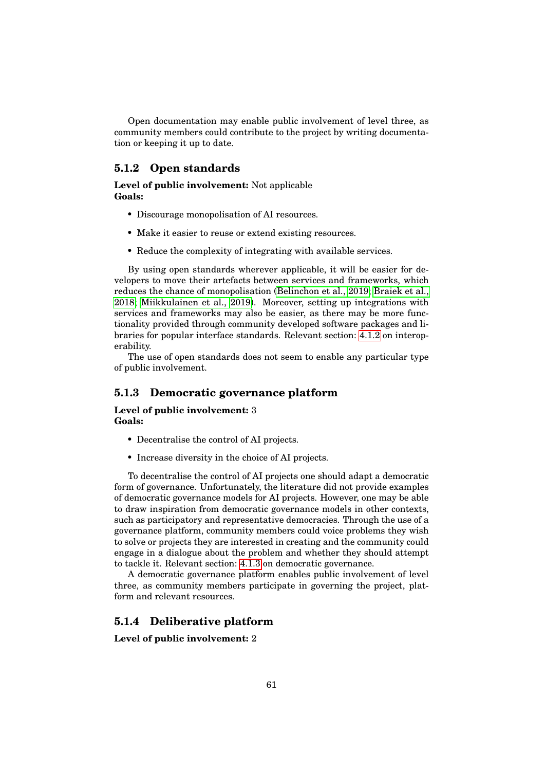Open documentation may enable public involvement of level three, as community members could contribute to the project by writing documentation or keeping it up to date.

### 5.1.2 Open standards

**Level of public involvement:** Not applicable
**Goals:**

- Discourage monopolisation of AI resources.
- Make it easier to reuse or extend existing resources.
- Reduce the complexity of integrating with available services.

By using open standards wherever applicable, it will be easier for developers to move their artefacts between services and frameworks, which reduces the chance of monopolisation (Belinchon et al., 2019; Braiek et al., 2018; Miikkulainen et al., 2019). Moreover, setting up integrations with services and frameworks may also be easier, as there may be more functionality provided through community developed software packages and libraries for popular interface standards. Relevant section: 4.1.2 on interoperability.

The use of open standards does not seem to enable any particular type of public involvement.

### 5.1.3 Democratic governance platform

**Level of public involvement:** 3
**Goals:**

- Decentralise the control of AI projects.
- Increase diversity in the choice of AI projects.

To decentralise the control of AI projects one should adapt a democratic form of governance. Unfortunately, the literature did not provide examples of democratic governance models for AI projects. However, one may be able to draw inspiration from democratic governance models in other contexts, such as participatory and representative democracies. Through the use of a governance platform, community members could voice problems they wish to solve or projects they are interested in creating and the community could engage in a dialogue about the problem and whether they should attempt to tackle it. Relevant section: 4.1.3 on democratic governance.

A democratic governance platform enables public involvement of level three, as community members participate in governing the project, platform and relevant resources.

### 5.1.4 Deliberative platform

**Level of public involvement:** 2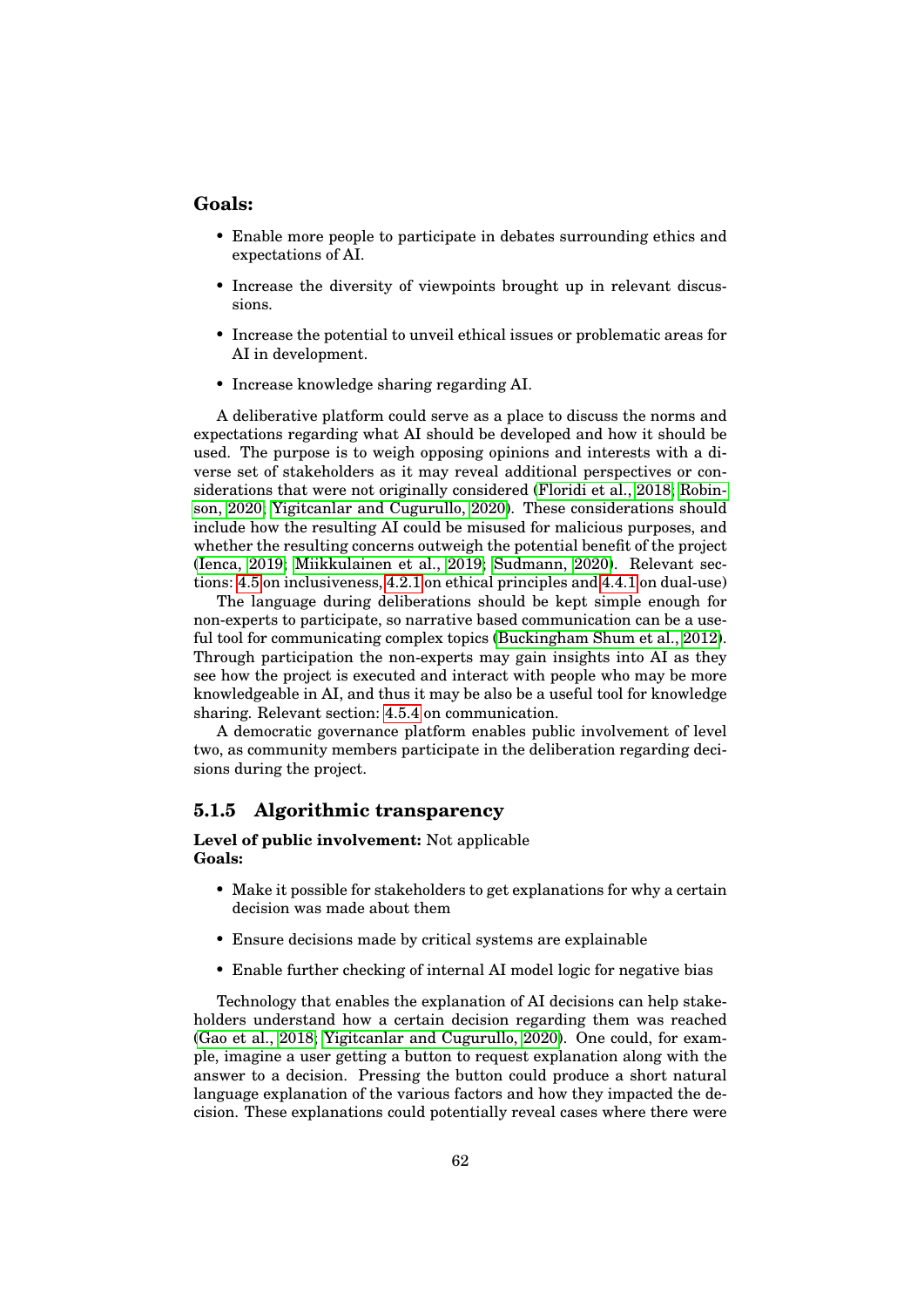**Goals:**

- Enable more people to participate in debates surrounding ethics and expectations of AI.
- Increase the diversity of viewpoints brought up in relevant discussions.
- Increase the potential to unveil ethical issues or problematic areas for AI in development.
- Increase knowledge sharing regarding AI.

A deliberative platform could serve as a place to discuss the norms and expectations regarding what AI should be developed and how it should be used. The purpose is to weigh opposing opinions and interests with a diverse set of stakeholders as it may reveal additional perspectives or considerations that were not originally considered (Floridi et al., 2018; Robinson, 2020; Yigitcanlar and Cugurullo, 2020). These considerations should include how the resulting AI could be misused for malicious purposes, and whether the resulting concerns outweigh the potential benefit of the project (Ienca, 2019; Miikkulainen et al., 2019; Sudmann, 2020). Relevant sections: 4.5 on inclusiveness, 4.2.1 on ethical principles and 4.4.1 on dual-use)

The language during deliberations should be kept simple enough for non-experts to participate, so narrative based communication can be a useful tool for communicating complex topics (Buckingham Shum et al., 2012). Through participation the non-experts may gain insights into AI as they see how the project is executed and interact with people who may be more knowledgeable in AI, and thus it may be also be a useful tool for knowledge sharing. Relevant section: 4.5.4 on communication.

A democratic governance platform enables public involvement of level two, as community members participate in the deliberation regarding decisions during the project.

### 5.1.5 Algorithmic transparency

**Level of public involvement:** Not applicable
**Goals:**

- Make it possible for stakeholders to get explanations for why a certain decision was made about them
- Ensure decisions made by critical systems are explainable
- Enable further checking of internal AI model logic for negative bias

Technology that enables the explanation of AI decisions can help stakeholders understand how a certain decision regarding them was reached (Gao et al., 2018; Yigitcanlar and Cugurullo, 2020). One could, for example, imagine a user getting a button to request explanation along with the answer to a decision. Pressing the button could produce a short natural language explanation of the various factors and how they impacted the decision. These explanations could potentially reveal cases where there were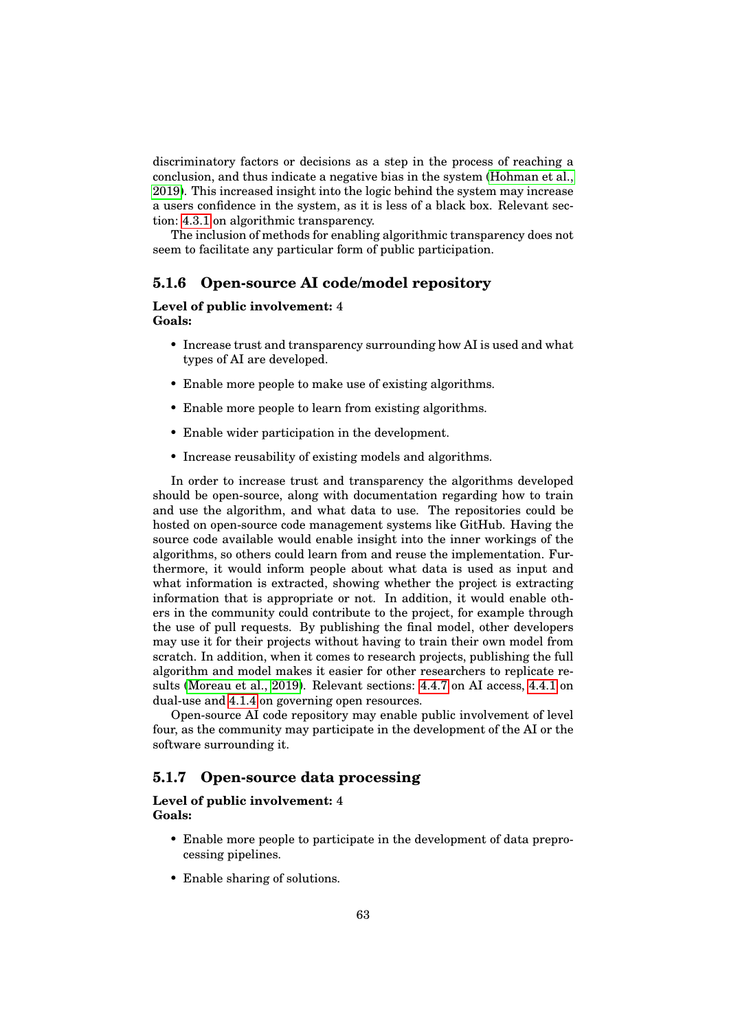discriminatory factors or decisions as a step in the process of reaching a conclusion, and thus indicate a negative bias in the system (Hohman et al., 2019). This increased insight into the logic behind the system may increase a users confidence in the system, as it is less of a black box. Relevant section: 4.3.1 on algorithmic transparency.

The inclusion of methods for enabling algorithmic transparency does not seem to facilitate any particular form of public participation.

### 5.1.6 Open-source AI code/model repository

**Level of public involvement:** 4
**Goals:**

- Increase trust and transparency surrounding how AI is used and what types of AI are developed.
- Enable more people to make use of existing algorithms.
- Enable more people to learn from existing algorithms.
- Enable wider participation in the development.
- Increase reusability of existing models and algorithms.

In order to increase trust and transparency the algorithms developed should be open-source, along with documentation regarding how to train and use the algorithm, and what data to use. The repositories could be hosted on open-source code management systems like GitHub. Having the source code available would enable insight into the inner workings of the algorithms, so others could learn from and reuse the implementation. Furthermore, it would inform people about what data is used as input and what information is extracted, showing whether the project is extracting information that is appropriate or not. In addition, it would enable others in the community could contribute to the project, for example through the use of pull requests. By publishing the final model, other developers may use it for their projects without having to train their own model from scratch. In addition, when it comes to research projects, publishing the full algorithm and model makes it easier for other researchers to replicate results (Moreau et al., 2019). Relevant sections: 4.4.7 on AI access, 4.4.1 on dual-use and 4.1.4 on governing open resources.

Open-source AI code repository may enable public involvement of level four, as the community may participate in the development of the AI or the software surrounding it.

### 5.1.7 Open-source data processing

**Level of public involvement:** 4
**Goals:**

- Enable more people to participate in the development of data preprocessing pipelines.
- Enable sharing of solutions.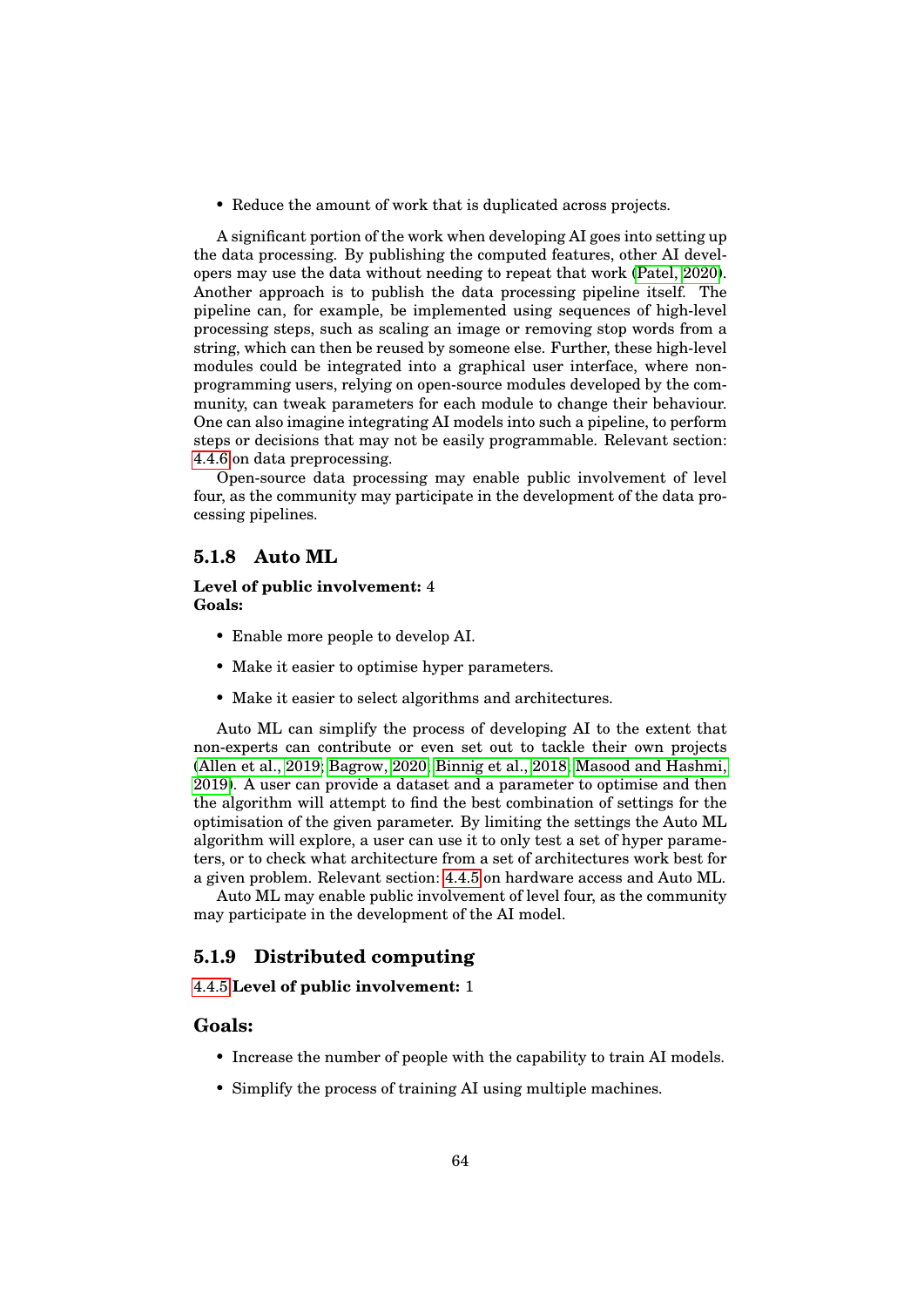- Reduce the amount of work that is duplicated across projects.

A significant portion of the work when developing AI goes into setting up the data processing. By publishing the computed features, other AI developers may use the data without needing to repeat that work (Patel, 2020). Another approach is to publish the data processing pipeline itself. The pipeline can, for example, be implemented using sequences of high-level processing steps, such as scaling an image or removing stop words from a string, which can then be reused by someone else. Further, these high-level modules could be integrated into a graphical user interface, where non-programming users, relying on open-source modules developed by the community, can tweak parameters for each module to change their behaviour. One can also imagine integrating AI models into such a pipeline, to perform steps or decisions that may not be easily programmable. Relevant section: 4.4.6 on data preprocessing.

Open-source data processing may enable public involvement of level four, as the community may participate in the development of the data processing pipelines.

### 5.1.8 Auto ML

**Level of public involvement:** 4
**Goals:**

- Enable more people to develop AI.
- Make it easier to optimise hyper parameters.
- Make it easier to select algorithms and architectures.

Auto ML can simplify the process of developing AI to the extent that non-experts can contribute or even set out to tackle their own projects (Allen et al., 2019; Bagrow, 2020; Binnig et al., 2018; Masood and Hashmi, 2019). A user can provide a dataset and a parameter to optimise and then the algorithm will attempt to find the best combination of settings for the optimisation of the given parameter. By limiting the settings the Auto ML algorithm will explore, a user can use it to only test a set of hyper parameters, or to check what architecture from a set of architectures work best for a given problem. Relevant section: 4.4.5 on hardware access and Auto ML.

Auto ML may enable public involvement of level four, as the community may participate in the development of the AI model.

### 5.1.9 Distributed computing

4.4.5 **Level of public involvement:** 1

### Goals:

- Increase the number of people with the capability to train AI models.
- Simplify the process of training AI using multiple machines.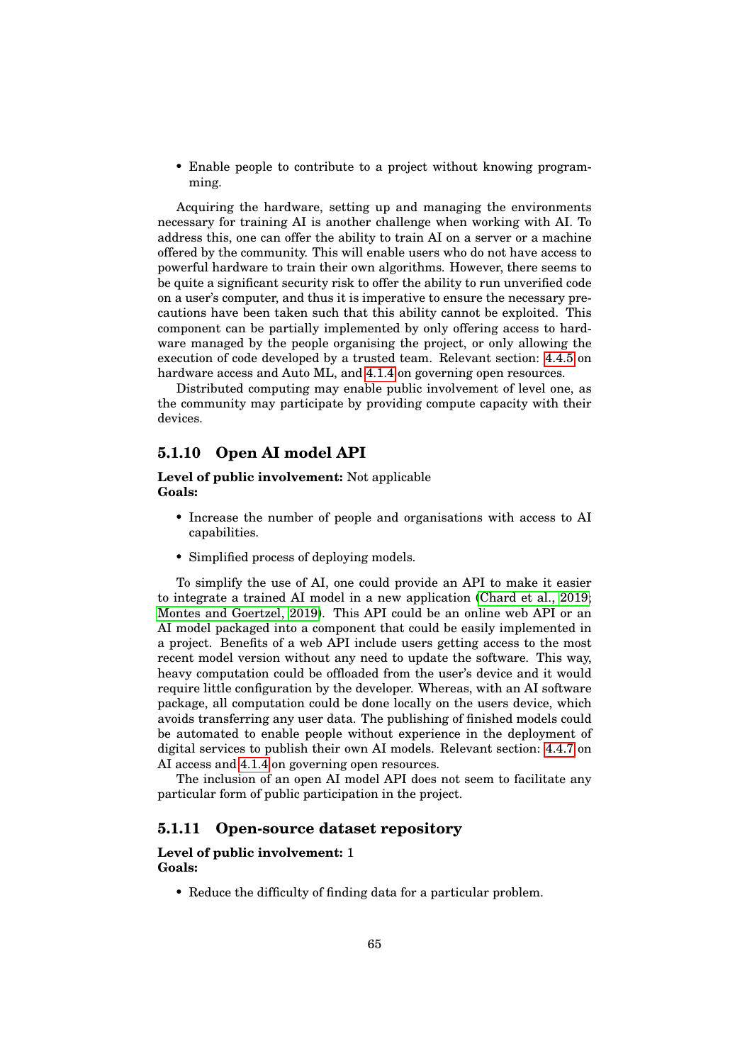- Enable people to contribute to a project without knowing programming.

Acquiring the hardware, setting up and managing the environments necessary for training AI is another challenge when working with AI. To address this, one can offer the ability to train AI on a server or a machine offered by the community. This will enable users who do not have access to powerful hardware to train their own algorithms. However, there seems to be quite a significant security risk to offer the ability to run unverified code on a user's computer, and thus it is imperative to ensure the necessary precautions have been taken such that this ability cannot be exploited. This component can be partially implemented by only offering access to hardware managed by the people organising the project, or only allowing the execution of code developed by a trusted team. Relevant section: 4.4.5 on hardware access and Auto ML, and 4.1.4 on governing open resources.

Distributed computing may enable public involvement of level one, as the community may participate by providing compute capacity with their devices.

### 5.1.10 Open AI model API

**Level of public involvement:** Not applicable
**Goals:**

- Increase the number of people and organisations with access to AI capabilities.
- Simplified process of deploying models.

To simplify the use of AI, one could provide an API to make it easier to integrate a trained AI model in a new application (Chard et al., 2019; Montes and Goertzel, 2019). This API could be an online web API or an AI model packaged into a component that could be easily implemented in a project. Benefits of a web API include users getting access to the most recent model version without any need to update the software. This way, heavy computation could be offloaded from the user's device and it would require little configuration by the developer. Whereas, with an AI software package, all computation could be done locally on the users device, which avoids transferring any user data. The publishing of finished models could be automated to enable people without experience in the deployment of digital services to publish their own AI models. Relevant section: 4.4.7 on AI access and 4.1.4 on governing open resources.

The inclusion of an open AI model API does not seem to facilitate any particular form of public participation in the project.

### 5.1.11 Open-source dataset repository

**Level of public involvement:** 1
**Goals:**

- Reduce the difficulty of finding data for a particular problem.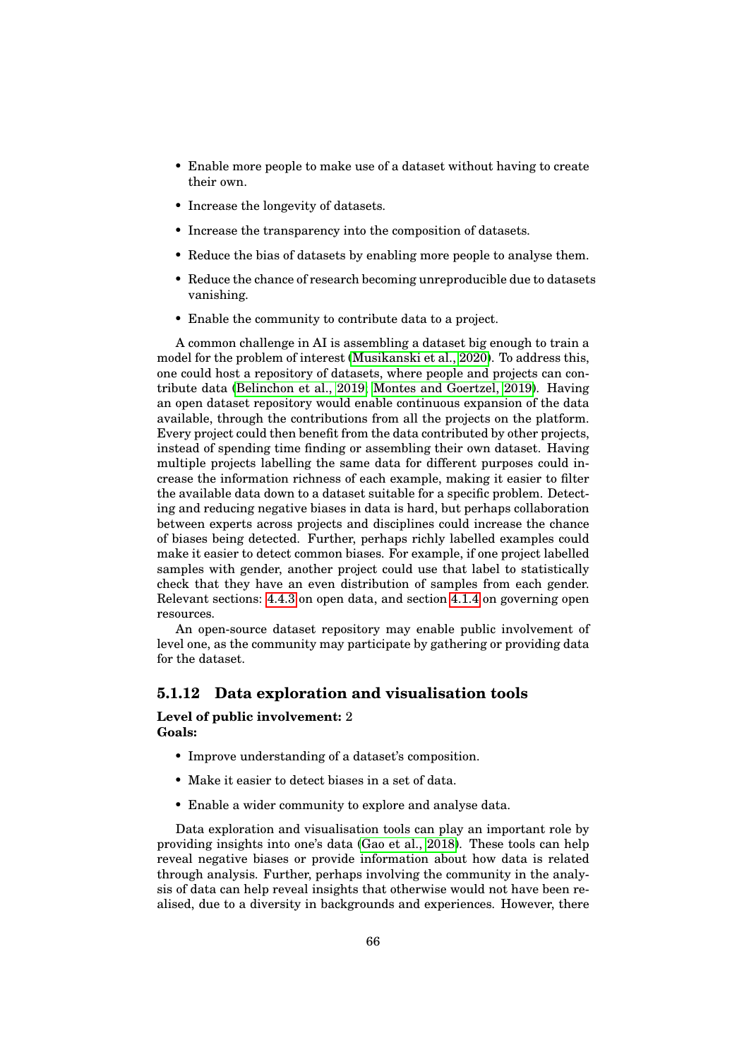- Enable more people to make use of a dataset without having to create their own.
- Increase the longevity of datasets.
- Increase the transparency into the composition of datasets.
- Reduce the bias of datasets by enabling more people to analyse them.
- Reduce the chance of research becoming unreproducible due to datasets vanishing.
- Enable the community to contribute data to a project.

A common challenge in AI is assembling a dataset big enough to train a model for the problem of interest (Musikanski et al., 2020). To address this, one could host a repository of datasets, where people and projects can contribute data (Belinchon et al., 2019; Montes and Goertzel, 2019). Having an open dataset repository would enable continuous expansion of the data available, through the contributions from all the projects on the platform. Every project could then benefit from the data contributed by other projects, instead of spending time finding or assembling their own dataset. Having multiple projects labelling the same data for different purposes could increase the information richness of each example, making it easier to filter the available data down to a dataset suitable for a specific problem. Detecting and reducing negative biases in data is hard, but perhaps collaboration between experts across projects and disciplines could increase the chance of biases being detected. Further, perhaps richly labelled examples could make it easier to detect common biases. For example, if one project labelled samples with gender, another project could use that label to statistically check that they have an even distribution of samples from each gender. Relevant sections: 4.4.3 on open data, and section 4.1.4 on governing open resources.

An open-source dataset repository may enable public involvement of level one, as the community may participate by gathering or providing data for the dataset.

### 5.1.12 Data exploration and visualisation tools

**Level of public involvement:** 2
**Goals:**

- Improve understanding of a dataset's composition.
- Make it easier to detect biases in a set of data.
- Enable a wider community to explore and analyse data.

Data exploration and visualisation tools can play an important role by providing insights into one's data (Gao et al., 2018). These tools can help reveal negative biases or provide information about how data is related through analysis. Further, perhaps involving the community in the analysis of data can help reveal insights that otherwise would not have been realised, due to a diversity in backgrounds and experiences. However, there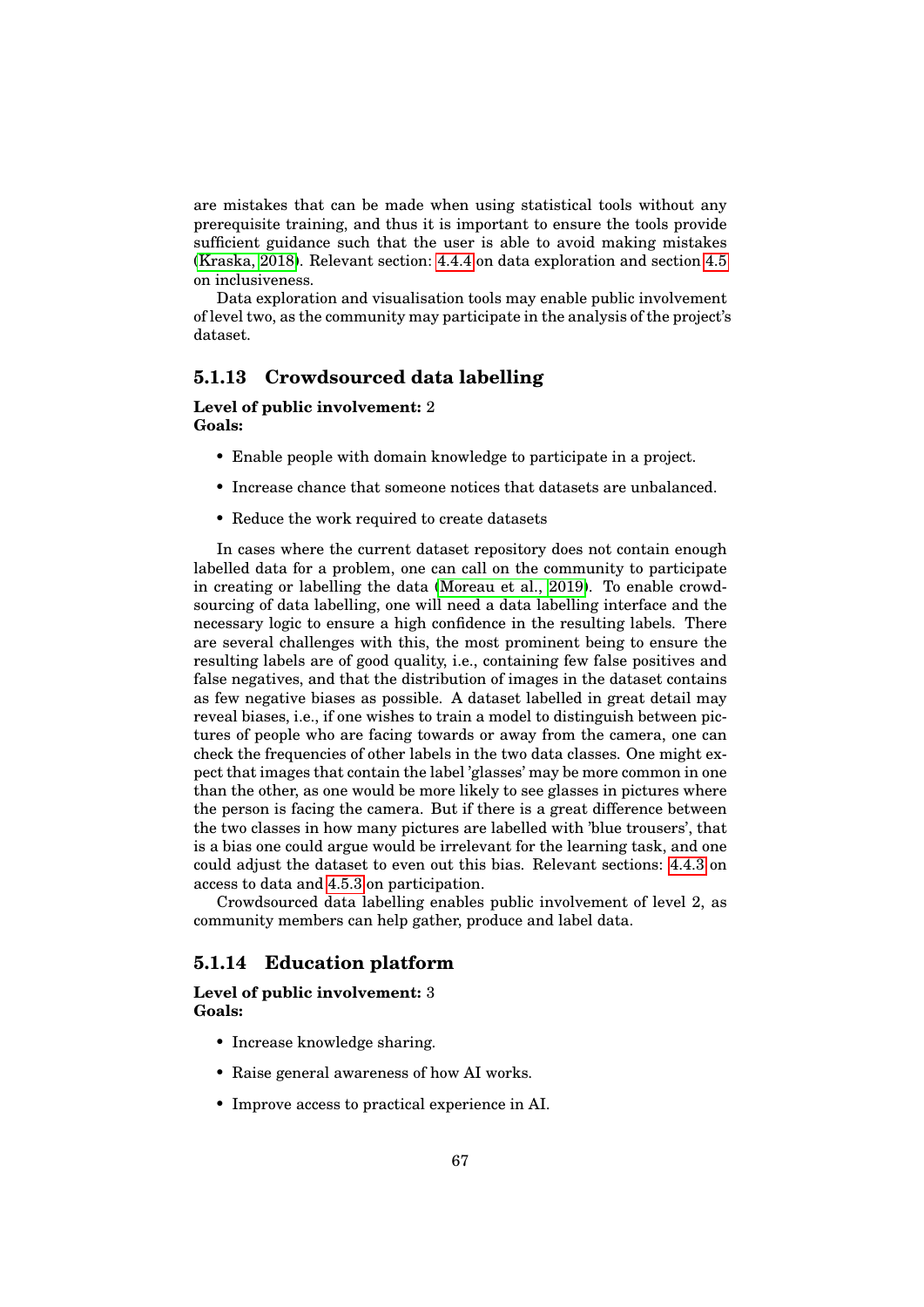are mistakes that can be made when using statistical tools without any prerequisite training, and thus it is important to ensure the tools provide sufficient guidance such that the user is able to avoid making mistakes (Kraska, 2018). Relevant section: 4.4.4 on data exploration and section 4.5 on inclusiveness.

Data exploration and visualisation tools may enable public involvement of level two, as the community may participate in the analysis of the project's dataset.

### 5.1.13 Crowdsourced data labelling

**Level of public involvement:** 2
**Goals:**

- Enable people with domain knowledge to participate in a project.
- Increase chance that someone notices that datasets are unbalanced.
- Reduce the work required to create datasets

In cases where the current dataset repository does not contain enough labelled data for a problem, one can call on the community to participate in creating or labelling the data (Moreau et al., 2019). To enable crowdsourcing of data labelling, one will need a data labelling interface and the necessary logic to ensure a high confidence in the resulting labels. There are several challenges with this, the most prominent being to ensure the resulting labels are of good quality, i.e., containing few false positives and false negatives, and that the distribution of images in the dataset contains as few negative biases as possible. A dataset labelled in great detail may reveal biases, i.e., if one wishes to train a model to distinguish between pictures of people who are facing towards or away from the camera, one can check the frequencies of other labels in the two data classes. One might expect that images that contain the label 'glasses' may be more common in one than the other, as one would be more likely to see glasses in pictures where the person is facing the camera. But if there is a great difference between the two classes in how many pictures are labelled with 'blue trousers', that is a bias one could argue would be irrelevant for the learning task, and one could adjust the dataset to even out this bias. Relevant sections: 4.4.3 on access to data and 4.5.3 on participation.

Crowdsourced data labelling enables public involvement of level 2, as community members can help gather, produce and label data.

### 5.1.14 Education platform

**Level of public involvement:** 3
**Goals:**

- Increase knowledge sharing.
- Raise general awareness of how AI works.
- Improve access to practical experience in AI.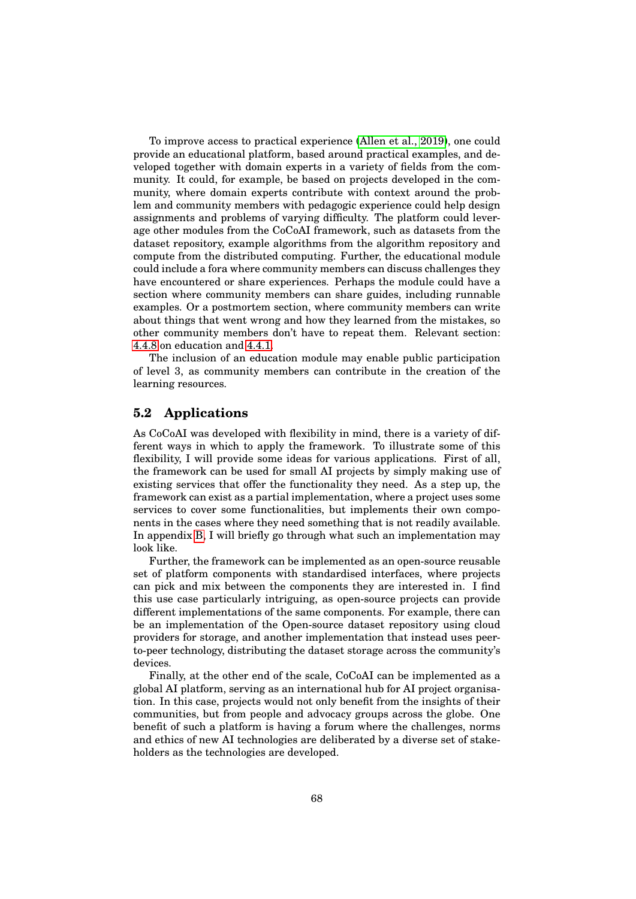To improve access to practical experience (Allen et al., 2019), one could provide an educational platform, based around practical examples, and developed together with domain experts in a variety of fields from the community. It could, for example, be based on projects developed in the community, where domain experts contribute with context around the problem and community members with pedagogic experience could help design assignments and problems of varying difficulty. The platform could leverage other modules from the CoCoAI framework, such as datasets from the dataset repository, example algorithms from the algorithm repository and compute from the distributed computing. Further, the educational module could include a fora where community members can discuss challenges they have encountered or share experiences. Perhaps the module could have a section where community members can share guides, including runnable examples. Or a postmortem section, where community members can write about things that went wrong and how they learned from the mistakes, so other community members don't have to repeat them. Relevant section: 4.4.8 on education and 4.4.1.

The inclusion of an education module may enable public participation of level 3, as community members can contribute in the creation of the learning resources.

## 5.2 Applications

As CoCoAI was developed with flexibility in mind, there is a variety of different ways in which to apply the framework. To illustrate some of this flexibility, I will provide some ideas for various applications. First of all, the framework can be used for small AI projects by simply making use of existing services that offer the functionality they need. As a step up, the framework can exist as a partial implementation, where a project uses some services to cover some functionalities, but implements their own components in the cases where they need something that is not readily available. In appendix B, I will briefly go through what such an implementation may look like.

Further, the framework can be implemented as an open-source reusable set of platform components with standardised interfaces, where projects can pick and mix between the components they are interested in. I find this use case particularly intriguing, as open-source projects can provide different implementations of the same components. For example, there can be an implementation of the Open-source dataset repository using cloud providers for storage, and another implementation that instead uses peer-to-peer technology, distributing the dataset storage across the community's devices.

Finally, at the other end of the scale, CoCoAI can be implemented as a global AI platform, serving as an international hub for AI project organisation. In this case, projects would not only benefit from the insights of their communities, but from people and advocacy groups across the globe. One benefit of such a platform is having a forum where the challenges, norms and ethics of new AI technologies are deliberated by a diverse set of stakeholders as the technologies are developed.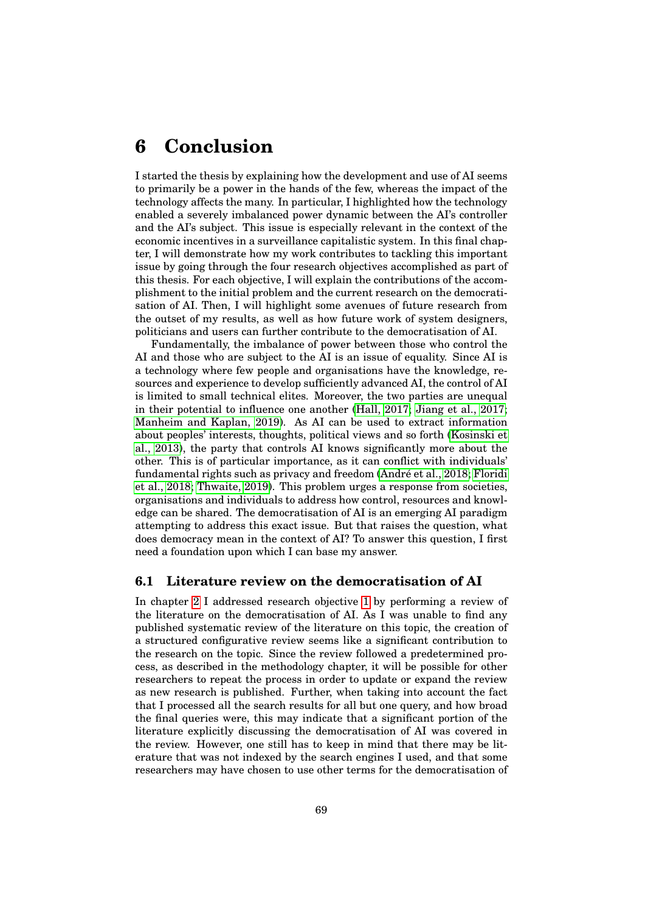# 6 Conclusion

I started the thesis by explaining how the development and use of AI seems to primarily be a power in the hands of the few, whereas the impact of the technology affects the many. In particular, I highlighted how the technology enabled a severely imbalanced power dynamic between the AI's controller and the AI's subject. This issue is especially relevant in the context of the economic incentives in a surveillance capitalistic system. In this final chapter, I will demonstrate how my work contributes to tackling this important issue by going through the four research objectives accomplished as part of this thesis. For each objective, I will explain the contributions of the accomplishment to the initial problem and the current research on the democratisation of AI. Then, I will highlight some avenues of future research from the outset of my results, as well as how future work of system designers, politicians and users can further contribute to the democratisation of AI.

Fundamentally, the imbalance of power between those who control the AI and those who are subject to the AI is an issue of equality. Since AI is a technology where few people and organisations have the knowledge, resources and experience to develop sufficiently advanced AI, the control of AI is limited to small technical elites. Moreover, the two parties are unequal in their potential to influence one another (Hall, 2017; Jiang et al., 2017; Manheim and Kaplan, 2019). As AI can be used to extract information about peoples' interests, thoughts, political views and so forth (Kosinski et al., 2013), the party that controls AI knows significantly more about the other. This is of particular importance, as it can conflict with individuals' fundamental rights such as privacy and freedom (André et al., 2018; Floridi et al., 2018; Thwaite, 2019). This problem urges a response from societies, organisations and individuals to address how control, resources and knowledge can be shared. The democratisation of AI is an emerging AI paradigm attempting to address this exact issue. But that raises the question, what does democracy mean in the context of AI? To answer this question, I first need a foundation upon which I can base my answer.

## 6.1 Literature review on the democratisation of AI

In chapter 2 I addressed research objective 1 by performing a review of the literature on the democratisation of AI. As I was unable to find any published systematic review of the literature on this topic, the creation of a structured configurative review seems like a significant contribution to the research on the topic. Since the review followed a predetermined process, as described in the methodology chapter, it will be possible for other researchers to repeat the process in order to update or expand the review as new research is published. Further, when taking into account the fact that I processed all the search results for all but one query, and how broad the final queries were, this may indicate that a significant portion of the literature explicitly discussing the democratisation of AI was covered in the review. However, one still has to keep in mind that there may be literature that was not indexed by the search engines I used, and that some researchers may have chosen to use other terms for the democratisation of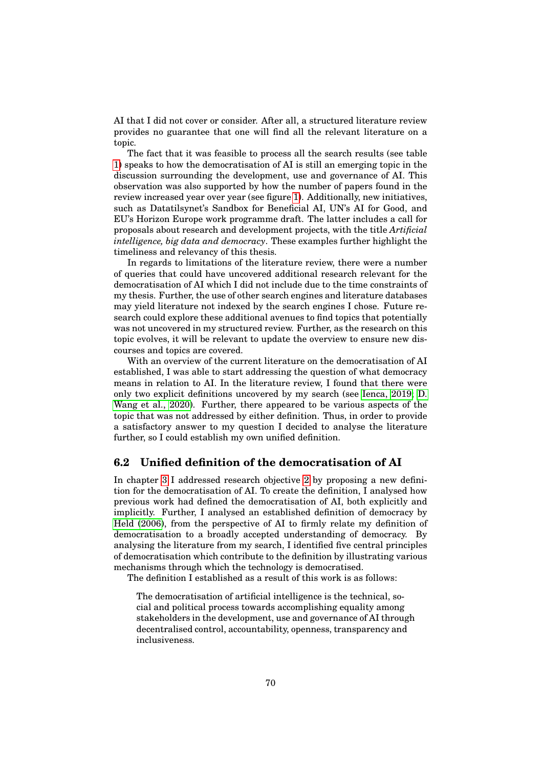AI that I did not cover or consider. After all, a structured literature review provides no guarantee that one will find all the relevant literature on a topic.

The fact that it was feasible to process all the search results (see table 1) speaks to how the democratisation of AI is still an emerging topic in the discussion surrounding the development, use and governance of AI. This observation was also supported by how the number of papers found in the review increased year over year (see figure 1). Additionally, new initiatives, such as Datatilsynet's Sandbox for Beneficial AI, UN's AI for Good, and EU's Horizon Europe work programme draft. The latter includes a call for proposals about research and development projects, with the title *Artificial intelligence, big data and democracy*. These examples further highlight the timeliness and relevancy of this thesis.

In regards to limitations of the literature review, there were a number of queries that could have uncovered additional research relevant for the democratisation of AI which I did not include due to the time constraints of my thesis. Further, the use of other search engines and literature databases may yield literature not indexed by the search engines I chose. Future research could explore these additional avenues to find topics that potentially was not uncovered in my structured review. Further, as the research on this topic evolves, it will be relevant to update the overview to ensure new discourses and topics are covered.

With an overview of the current literature on the democratisation of AI established, I was able to start addressing the question of what democracy means in relation to AI. In the literature review, I found that there were only two explicit definitions uncovered by my search (see Ienca, 2019; D. Wang et al., 2020). Further, there appeared to be various aspects of the topic that was not addressed by either definition. Thus, in order to provide a satisfactory answer to my question I decided to analyse the literature further, so I could establish my own unified definition.

## 6.2 Unified definition of the democratisation of AI

In chapter 3 I addressed research objective 2 by proposing a new definition for the democratisation of AI. To create the definition, I analysed how previous work had defined the democratisation of AI, both explicitly and implicitly. Further, I analysed an established definition of democracy by Held (2006), from the perspective of AI to firmly relate my definition of democratisation to a broadly accepted understanding of democracy. By analysing the literature from my search, I identified five central principles of democratisation which contribute to the definition by illustrating various mechanisms through which the technology is democratised.

The definition I established as a result of this work is as follows:

> The democratisation of artificial intelligence is the technical, social and political process towards accomplishing equality among stakeholders in the development, use and governance of AI through decentralised control, accountability, openness, transparency and inclusiveness.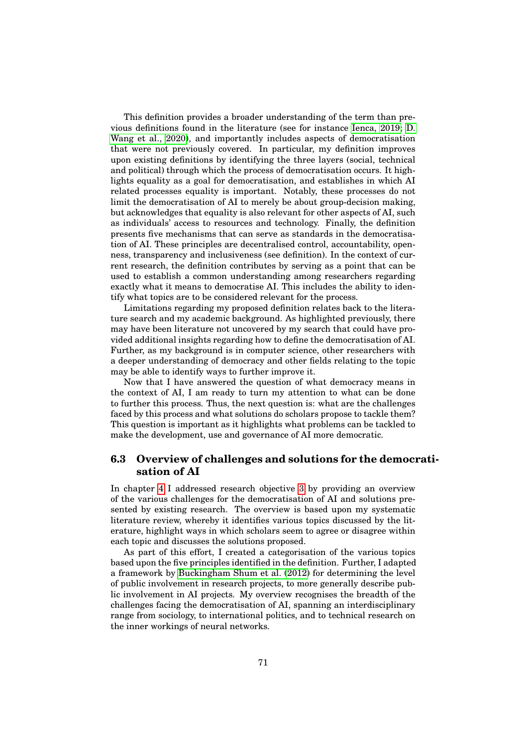This definition provides a broader understanding of the term than previous definitions found in the literature (see for instance Ienca, 2019; D. Wang et al., 2020), and importantly includes aspects of democratisation that were not previously covered. In particular, my definition improves upon existing definitions by identifying the three layers (social, technical and political) through which the process of democratisation occurs. It highlights equality as a goal for democratisation, and establishes in which AI related processes equality is important. Notably, these processes do not limit the democratisation of AI to merely be about group-decision making, but acknowledges that equality is also relevant for other aspects of AI, such as individuals' access to resources and technology. Finally, the definition presents five mechanisms that can serve as standards in the democratisation of AI. These principles are decentralised control, accountability, openness, transparency and inclusiveness (see definition). In the context of current research, the definition contributes by serving as a point that can be used to establish a common understanding among researchers regarding exactly what it means to democratise AI. This includes the ability to identify what topics are to be considered relevant for the process.

Limitations regarding my proposed definition relates back to the literature search and my academic background. As highlighted previously, there may have been literature not uncovered by my search that could have provided additional insights regarding how to define the democratisation of AI. Further, as my background is in computer science, other researchers with a deeper understanding of democracy and other fields relating to the topic may be able to identify ways to further improve it.

Now that I have answered the question of what democracy means in the context of AI, I am ready to turn my attention to what can be done to further this process. Thus, the next question is: what are the challenges faced by this process and what solutions do scholars propose to tackle them? This question is important as it highlights what problems can be tackled to make the development, use and governance of AI more democratic.

## 6.3 Overview of challenges and solutions for the democratisation of AI

In chapter 4 I addressed research objective 3 by providing an overview of the various challenges for the democratisation of AI and solutions presented by existing research. The overview is based upon my systematic literature review, whereby it identifies various topics discussed by the literature, highlight ways in which scholars seem to agree or disagree within each topic and discusses the solutions proposed.

As part of this effort, I created a categorisation of the various topics based upon the five principles identified in the definition. Further, I adapted a framework by Buckingham Shum et al. (2012) for determining the level of public involvement in research projects, to more generally describe public involvement in AI projects. My overview recognises the breadth of the challenges facing the democratisation of AI, spanning an interdisciplinary range from sociology, to international politics, and to technical research on the inner workings of neural networks.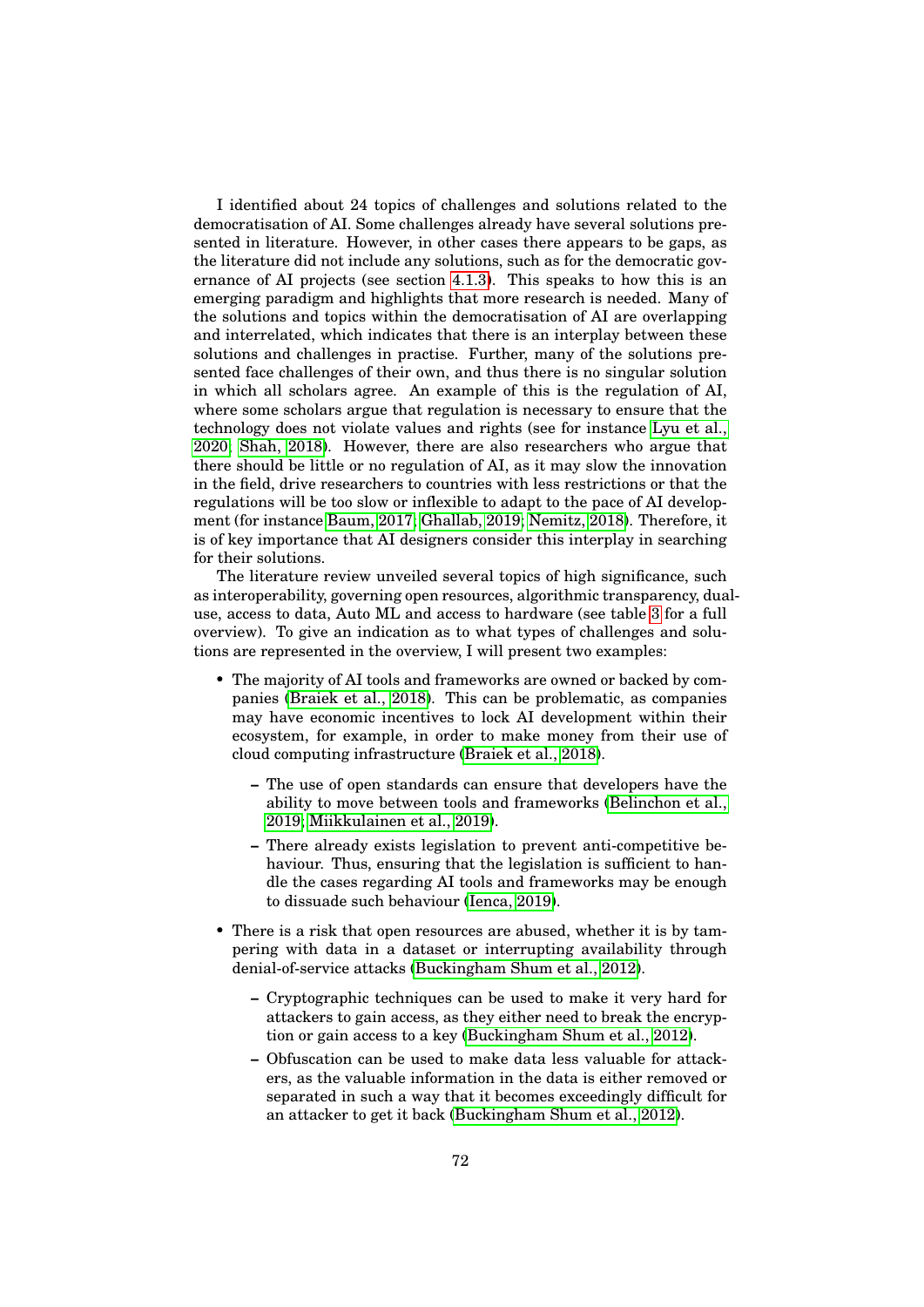I identified about 24 topics of challenges and solutions related to the democratisation of AI. Some challenges already have several solutions presented in literature. However, in other cases there appears to be gaps, as the literature did not include any solutions, such as for the democratic governance of AI projects (see section 4.1.3). This speaks to how this is an emerging paradigm and highlights that more research is needed. Many of the solutions and topics within the democratisation of AI are overlapping and interrelated, which indicates that there is an interplay between these solutions and challenges in practise. Further, many of the solutions presented face challenges of their own, and thus there is no singular solution in which all scholars agree. An example of this is the regulation of AI, where some scholars argue that regulation is necessary to ensure that the technology does not violate values and rights (see for instance Lyu et al., 2020; Shah, 2018). However, there are also researchers who argue that there should be little or no regulation of AI, as it may slow the innovation in the field, drive researchers to countries with less restrictions or that the regulations will be too slow or inflexible to adapt to the pace of AI development (for instance Baum, 2017; Ghallab, 2019; Nemitz, 2018). Therefore, it is of key importance that AI designers consider this interplay in searching for their solutions.

The literature review unveiled several topics of high significance, such as interoperability, governing open resources, algorithmic transparency, dual-use, access to data, Auto ML and access to hardware (see table 3 for a full overview). To give an indication as to what types of challenges and solutions are represented in the overview, I will present two examples:

- The majority of AI tools and frameworks are owned or backed by companies (Braiek et al., 2018). This can be problematic, as companies may have economic incentives to lock AI development within their ecosystem, for example, in order to make money from their use of cloud computing infrastructure (Braiek et al., 2018).
  - The use of open standards can ensure that developers have the ability to move between tools and frameworks (Belinchon et al., 2019; Miikkulainen et al., 2019).
  - There already exists legislation to prevent anti-competitive behaviour. Thus, ensuring that the legislation is sufficient to handle the cases regarding AI tools and frameworks may be enough to dissuade such behaviour (Ienca, 2019).
- There is a risk that open resources are abused, whether it is by tampering with data in a dataset or interrupting availability through denial-of-service attacks (Buckingham Shum et al., 2012).
  - Cryptographic techniques can be used to make it very hard for attackers to gain access, as they either need to break the encryption or gain access to a key (Buckingham Shum et al., 2012).
  - Obfuscation can be used to make data less valuable for attackers, as the valuable information in the data is either removed or separated in such a way that it becomes exceedingly difficult for an attacker to get it back (Buckingham Shum et al., 2012).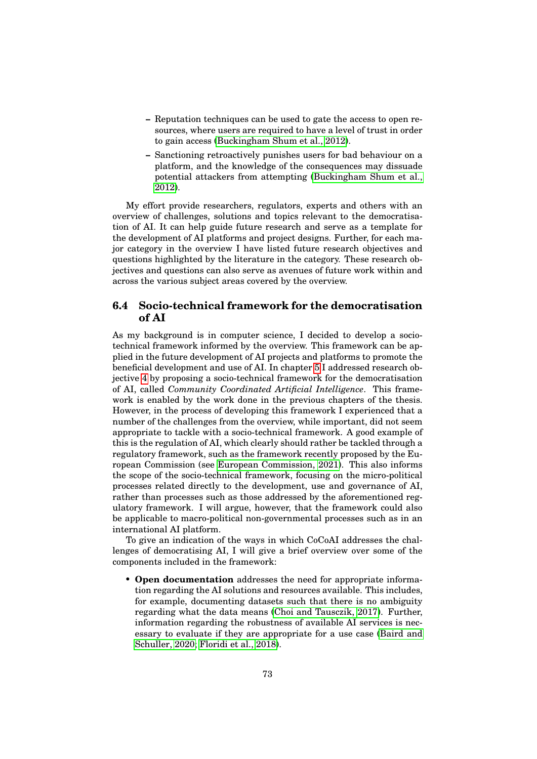- Reputation techniques can be used to gate the access to open resources, where users are required to have a level of trust in order to gain access (Buckingham Shum et al., 2012).
  - Sanctioning retroactively punishes users for bad behaviour on a platform, and the knowledge of the consequences may dissuade potential attackers from attempting (Buckingham Shum et al., 2012).

My effort provide researchers, regulators, experts and others with an overview of challenges, solutions and topics relevant to the democratisation of AI. It can help guide future research and serve as a template for the development of AI platforms and project designs. Further, for each major category in the overview I have listed future research objectives and questions highlighted by the literature in the category. These research objectives and questions can also serve as avenues of future work within and across the various subject areas covered by the overview.

## 6.4 Socio-technical framework for the democratisation of AI

As my background is in computer science, I decided to develop a socio-technical framework informed by the overview. This framework can be applied in the future development of AI projects and platforms to promote the beneficial development and use of AI. In chapter 5 I addressed research objective 4 by proposing a socio-technical framework for the democratisation of AI, called *Community Coordinated Artificial Intelligence*. This framework is enabled by the work done in the previous chapters of the thesis. However, in the process of developing this framework I experienced that a number of the challenges from the overview, while important, did not seem appropriate to tackle with a socio-technical framework. A good example of this is the regulation of AI, which clearly should rather be tackled through a regulatory framework, such as the framework recently proposed by the European Commission (see European Commission, 2021). This also informs the scope of the socio-technical framework, focusing on the micro-political processes related directly to the development, use and governance of AI, rather than processes such as those addressed by the aforementioned regulatory framework. I will argue, however, that the framework could also be applicable to macro-political non-governmental processes such as in an international AI platform.

To give an indication of the ways in which CoCoAI addresses the challenges of democratising AI, I will give a brief overview over some of the components included in the framework:

- **Open documentation** addresses the need for appropriate information regarding the AI solutions and resources available. This includes, for example, documenting datasets such that there is no ambiguity regarding what the data means (Choi and Tausczik, 2017). Further, information regarding the robustness of available AI services is necessary to evaluate if they are appropriate for a use case (Baird and Schuller, 2020; Floridi et al., 2018).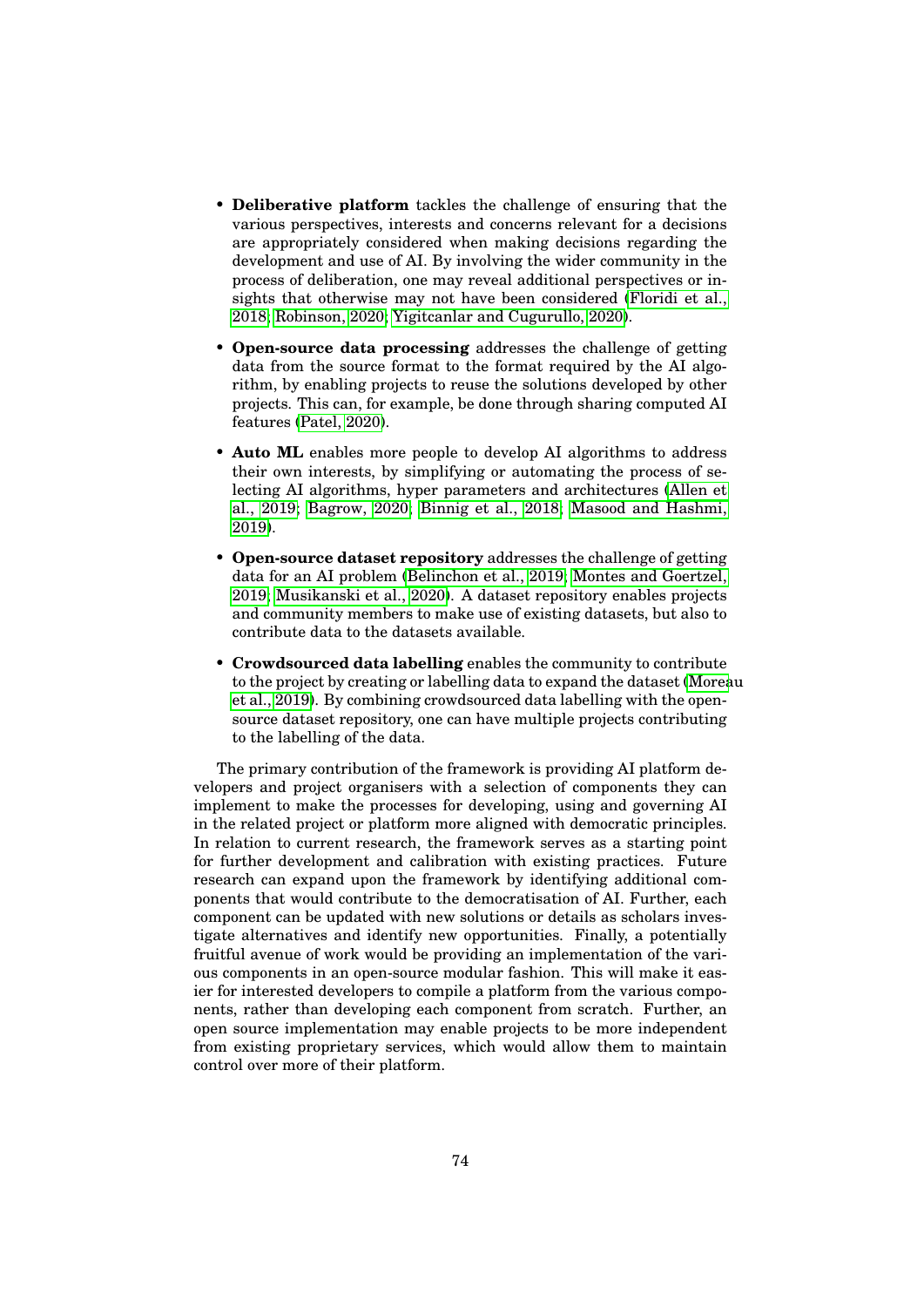- **Deliberative platform** tackles the challenge of ensuring that the various perspectives, interests and concerns relevant for a decisions are appropriately considered when making decisions regarding the development and use of AI. By involving the wider community in the process of deliberation, one may reveal additional perspectives or insights that otherwise may not have been considered (Floridi et al., 2018; Robinson, 2020; Yigitcanlar and Cugurullo, 2020).
- **Open-source data processing** addresses the challenge of getting data from the source format to the format required by the AI algorithm, by enabling projects to reuse the solutions developed by other projects. This can, for example, be done through sharing computed AI features (Patel, 2020).
- **Auto ML** enables more people to develop AI algorithms to address their own interests, by simplifying or automating the process of selecting AI algorithms, hyper parameters and architectures (Allen et al., 2019; Bagrow, 2020; Binnig et al., 2018; Masood and Hashmi, 2019).
- **Open-source dataset repository** addresses the challenge of getting data for an AI problem (Belinchon et al., 2019; Montes and Goertzel, 2019; Musikanski et al., 2020). A dataset repository enables projects and community members to make use of existing datasets, but also to contribute data to the datasets available.
- **Crowdsourced data labelling** enables the community to contribute to the project by creating or labelling data to expand the dataset (Moreau et al., 2019). By combining crowdsourced data labelling with the open-source dataset repository, one can have multiple projects contributing to the labelling of the data.

The primary contribution of the framework is providing AI platform developers and project organisers with a selection of components they can implement to make the processes for developing, using and governing AI in the related project or platform more aligned with democratic principles. In relation to current research, the framework serves as a starting point for further development and calibration with existing practices. Future research can expand upon the framework by identifying additional components that would contribute to the democratisation of AI. Further, each component can be updated with new solutions or details as scholars investigate alternatives and identify new opportunities. Finally, a potentially fruitful avenue of work would be providing an implementation of the various components in an open-source modular fashion. This will make it easier for interested developers to compile a platform from the various components, rather than developing each component from scratch. Further, an open source implementation may enable projects to be more independent from existing proprietary services, which would allow them to maintain control over more of their platform.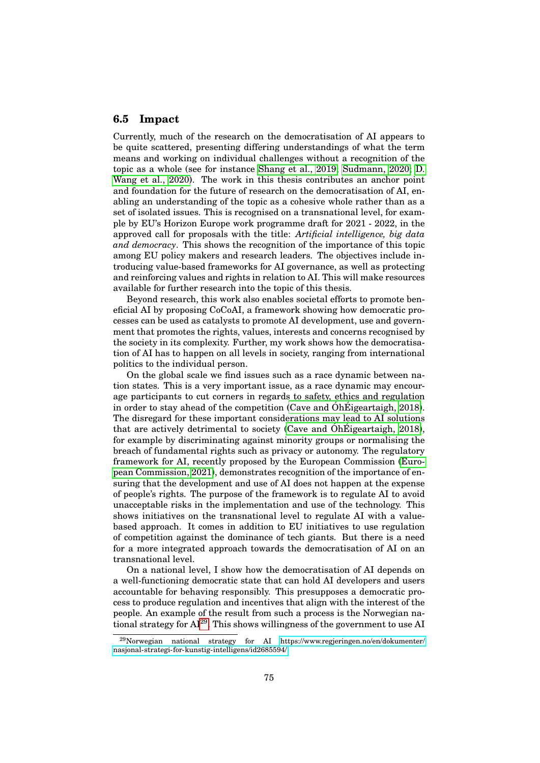## 6.5 Impact

Currently, much of the research on the democratisation of AI appears to be quite scattered, presenting differing understandings of what the term means and working on individual challenges without a recognition of the topic as a whole (see for instance Shang et al., 2019; Sudmann, 2020; D. Wang et al., 2020). The work in this thesis contributes an anchor point and foundation for the future of research on the democratisation of AI, enabling an understanding of the topic as a cohesive whole rather than as a set of isolated issues. This is recognised on a transnational level, for example by EU's Horizon Europe work programme draft for 2021 - 2022, in the approved call for proposals with the title: *Artificial intelligence, big data and democracy*. This shows the recognition of the importance of this topic among EU policy makers and research leaders. The objectives include introducing value-based frameworks for AI governance, as well as protecting and reinforcing values and rights in relation to AI. This will make resources available for further research into the topic of this thesis.

Beyond research, this work also enables societal efforts to promote beneficial AI by proposing CoCoAI, a framework showing how democratic processes can be used as catalysts to promote AI development, use and government that promotes the rights, values, interests and concerns recognised by the society in its complexity. Further, my work shows how the democratisation of AI has to happen on all levels in society, ranging from international politics to the individual person.

On the global scale we find issues such as a race dynamic between nation states. This is a very important issue, as a race dynamic may encourage participants to cut corners in regards to safety, ethics and regulation in order to stay ahead of the competition (Cave and ÓhÉigeartaigh, 2018). The disregard for these important considerations may lead to AI solutions that are actively detrimental to society (Cave and ÓhÉigeartaigh, 2018), for example by discriminating against minority groups or normalising the breach of fundamental rights such as privacy or autonomy. The regulatory framework for AI, recently proposed by the European Commission (European Commission, 2021), demonstrates recognition of the importance of ensuring that the development and use of AI does not happen at the expense of people's rights. The purpose of the framework is to regulate AI to avoid unacceptable risks in the implementation and use of the technology. This shows initiatives on the transnational level to regulate AI with a value-based approach. It comes in addition to EU initiatives to use regulation of competition against the dominance of tech giants. But there is a need for a more integrated approach towards the democratisation of AI on an transnational level.

On a national level, I show how the democratisation of AI depends on a well-functioning democratic state that can hold AI developers and users accountable for behaving responsibly. This presupposes a democratic process to produce regulation and incentives that align with the interest of the people. An example of the result from such a process is the Norwegian national strategy for AI[29]. This shows willingness of the government to use AI

[29] Norwegian national strategy for AI https://www.regjeringen.no/en/dokumenter/nasjonal-strategi-for-kunstig-intelligens/id2685594/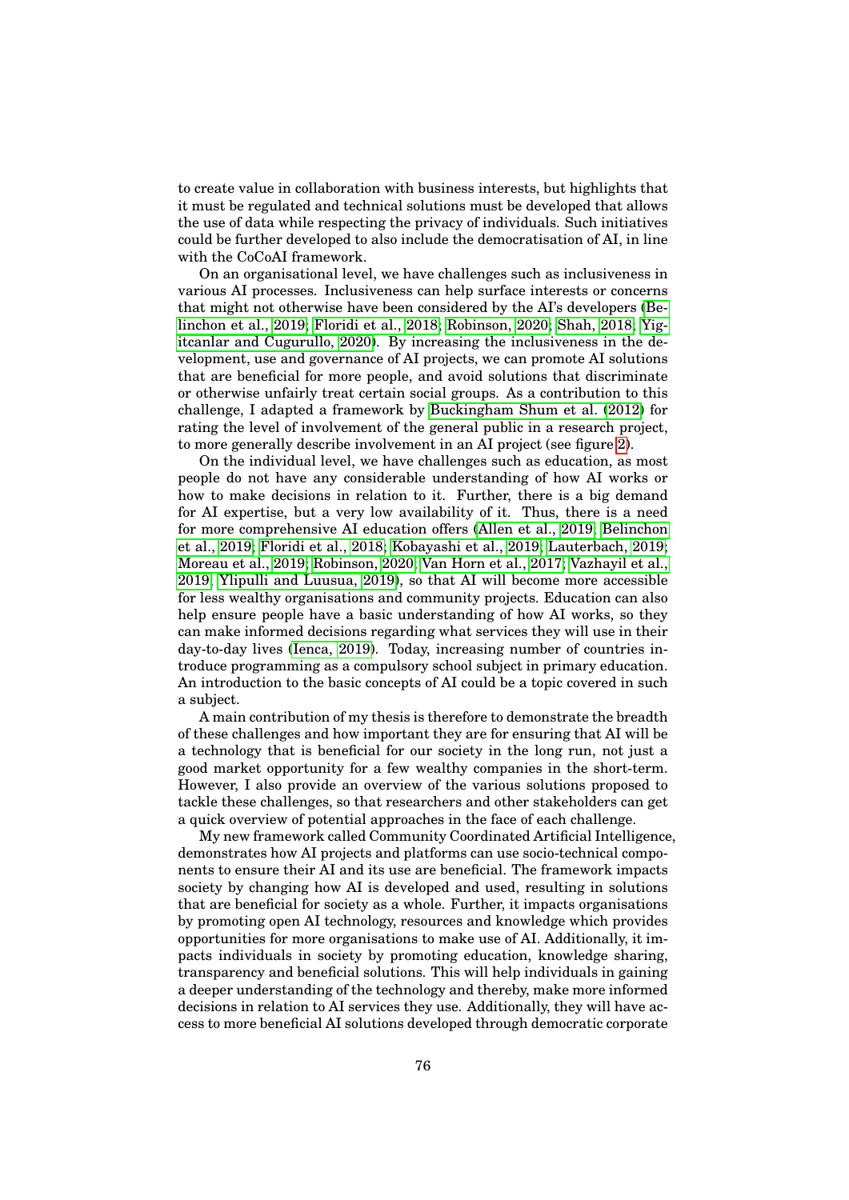to create value in collaboration with business interests, but highlights that it must be regulated and technical solutions must be developed that allows the use of data while respecting the privacy of individuals. Such initiatives could be further developed to also include the democratisation of AI, in line with the CoCoAI framework.

On an organisational level, we have challenges such as inclusiveness in various AI processes. Inclusiveness can help surface interests or concerns that might not otherwise have been considered by the AI's developers (Belinchon et al., 2019; Floridi et al., 2018; Robinson, 2020; Shah, 2018; Yigitcanlar and Cugurullo, 2020). By increasing the inclusiveness in the development, use and governance of AI projects, we can promote AI solutions that are beneficial for more people, and avoid solutions that discriminate or otherwise unfairly treat certain social groups. As a contribution to this challenge, I adapted a framework by Buckingham Shum et al. (2012) for rating the level of involvement of the general public in a research project, to more generally describe involvement in an AI project (see figure 2).

On the individual level, we have challenges such as education, as most people do not have any considerable understanding of how AI works or how to make decisions in relation to it. Further, there is a big demand for AI expertise, but a very low availability of it. Thus, there is a need for more comprehensive AI education offers (Allen et al., 2019; Belinchon et al., 2019; Floridi et al., 2018; Kobayashi et al., 2019; Lauterbach, 2019; Moreau et al., 2019; Robinson, 2020; Van Horn et al., 2017; Vazhayil et al., 2019; Ylipulli and Luusua, 2019), so that AI will become more accessible for less wealthy organisations and community projects. Education can also help ensure people have a basic understanding of how AI works, so they can make informed decisions regarding what services they will use in their day-to-day lives (Ienca, 2019). Today, increasing number of countries introduce programming as a compulsory school subject in primary education. An introduction to the basic concepts of AI could be a topic covered in such a subject.

A main contribution of my thesis is therefore to demonstrate the breadth of these challenges and how important they are for ensuring that AI will be a technology that is beneficial for our society in the long run, not just a good market opportunity for a few wealthy companies in the short-term. However, I also provide an overview of the various solutions proposed to tackle these challenges, so that researchers and other stakeholders can get a quick overview of potential approaches in the face of each challenge.

My new framework called Community Coordinated Artificial Intelligence, demonstrates how AI projects and platforms can use socio-technical components to ensure their AI and its use are beneficial. The framework impacts society by changing how AI is developed and used, resulting in solutions that are beneficial for society as a whole. Further, it impacts organisations by promoting open AI technology, resources and knowledge which provides opportunities for more organisations to make use of AI. Additionally, it impacts individuals in society by promoting education, knowledge sharing, transparency and beneficial solutions. This will help individuals in gaining a deeper understanding of the technology and thereby, make more informed decisions in relation to AI services they use. Additionally, they will have access to more beneficial AI solutions developed through democratic corporate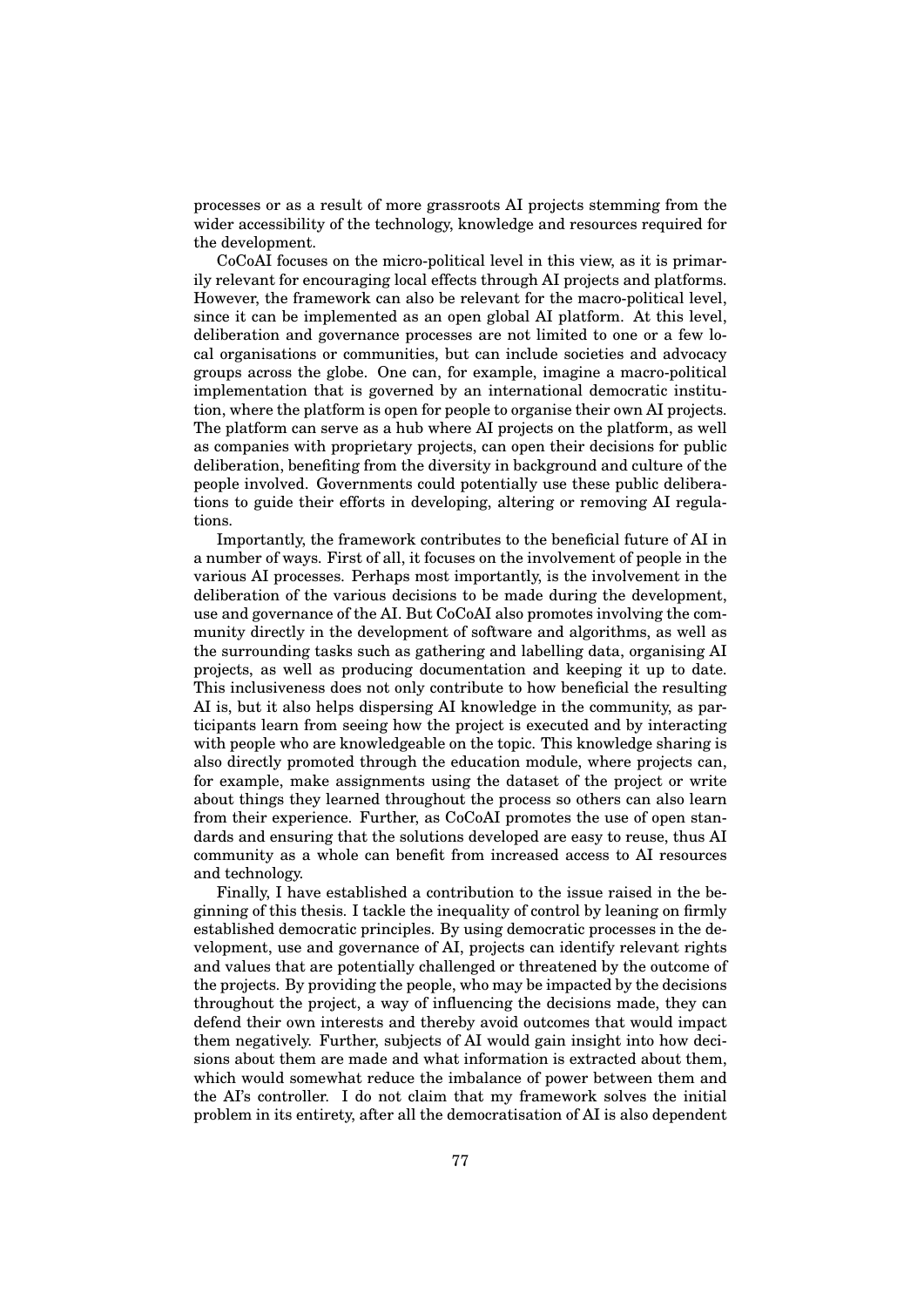processes or as a result of more grassroots AI projects stemming from the wider accessibility of the technology, knowledge and resources required for the development.

CoCoAI focuses on the micro-political level in this view, as it is primarily relevant for encouraging local effects through AI projects and platforms. However, the framework can also be relevant for the macro-political level, since it can be implemented as an open global AI platform. At this level, deliberation and governance processes are not limited to one or a few local organisations or communities, but can include societies and advocacy groups across the globe. One can, for example, imagine a macro-political implementation that is governed by an international democratic institution, where the platform is open for people to organise their own AI projects. The platform can serve as a hub where AI projects on the platform, as well as companies with proprietary projects, can open their decisions for public deliberation, benefiting from the diversity in background and culture of the people involved. Governments could potentially use these public deliberations to guide their efforts in developing, altering or removing AI regulations.

Importantly, the framework contributes to the beneficial future of AI in a number of ways. First of all, it focuses on the involvement of people in the various AI processes. Perhaps most importantly, is the involvement in the deliberation of the various decisions to be made during the development, use and governance of the AI. But CoCoAI also promotes involving the community directly in the development of software and algorithms, as well as the surrounding tasks such as gathering and labelling data, organising AI projects, as well as producing documentation and keeping it up to date. This inclusiveness does not only contribute to how beneficial the resulting AI is, but it also helps dispersing AI knowledge in the community, as participants learn from seeing how the project is executed and by interacting with people who are knowledgeable on the topic. This knowledge sharing is also directly promoted through the education module, where projects can, for example, make assignments using the dataset of the project or write about things they learned throughout the process so others can also learn from their experience. Further, as CoCoAI promotes the use of open standards and ensuring that the solutions developed are easy to reuse, thus AI community as a whole can benefit from increased access to AI resources and technology.

Finally, I have established a contribution to the issue raised in the beginning of this thesis. I tackle the inequality of control by leaning on firmly established democratic principles. By using democratic processes in the development, use and governance of AI, projects can identify relevant rights and values that are potentially challenged or threatened by the outcome of the projects. By providing the people, who may be impacted by the decisions throughout the project, a way of influencing the decisions made, they can defend their own interests and thereby avoid outcomes that would impact them negatively. Further, subjects of AI would gain insight into how decisions about them are made and what information is extracted about them, which would somewhat reduce the imbalance of power between them and the AI's controller. I do not claim that my framework solves the initial problem in its entirety, after all the democratisation of AI is also dependent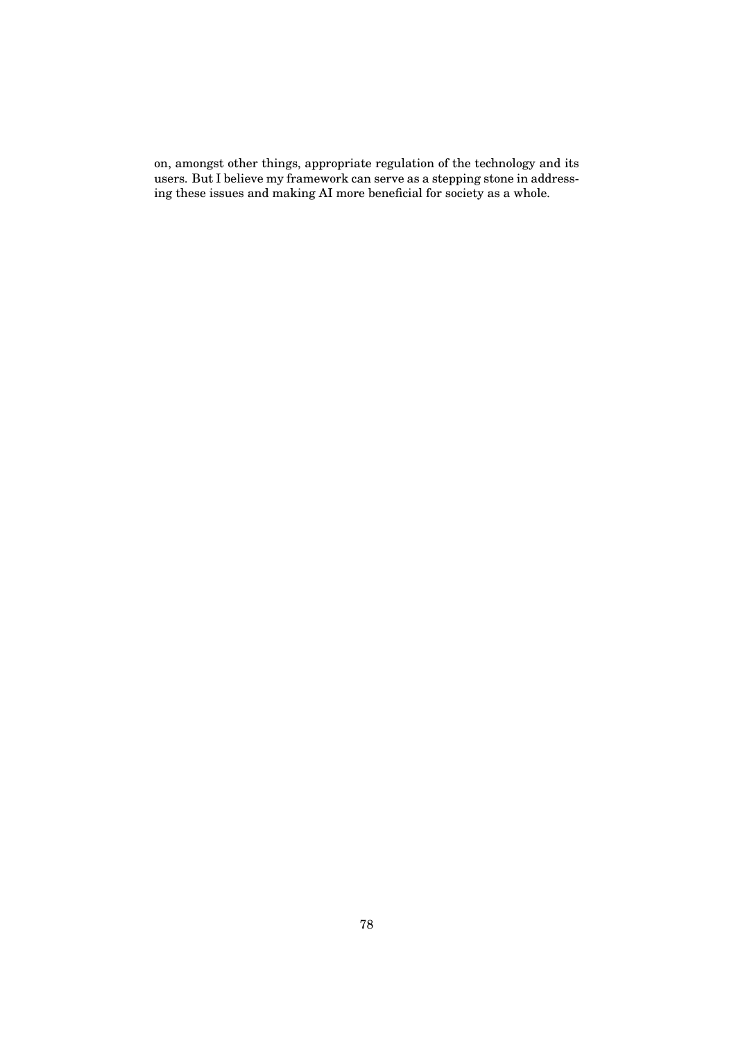on, amongst other things, appropriate regulation of the technology and its users. But I believe my framework can serve as a stepping stone in addressing these issues and making AI more beneficial for society as a whole.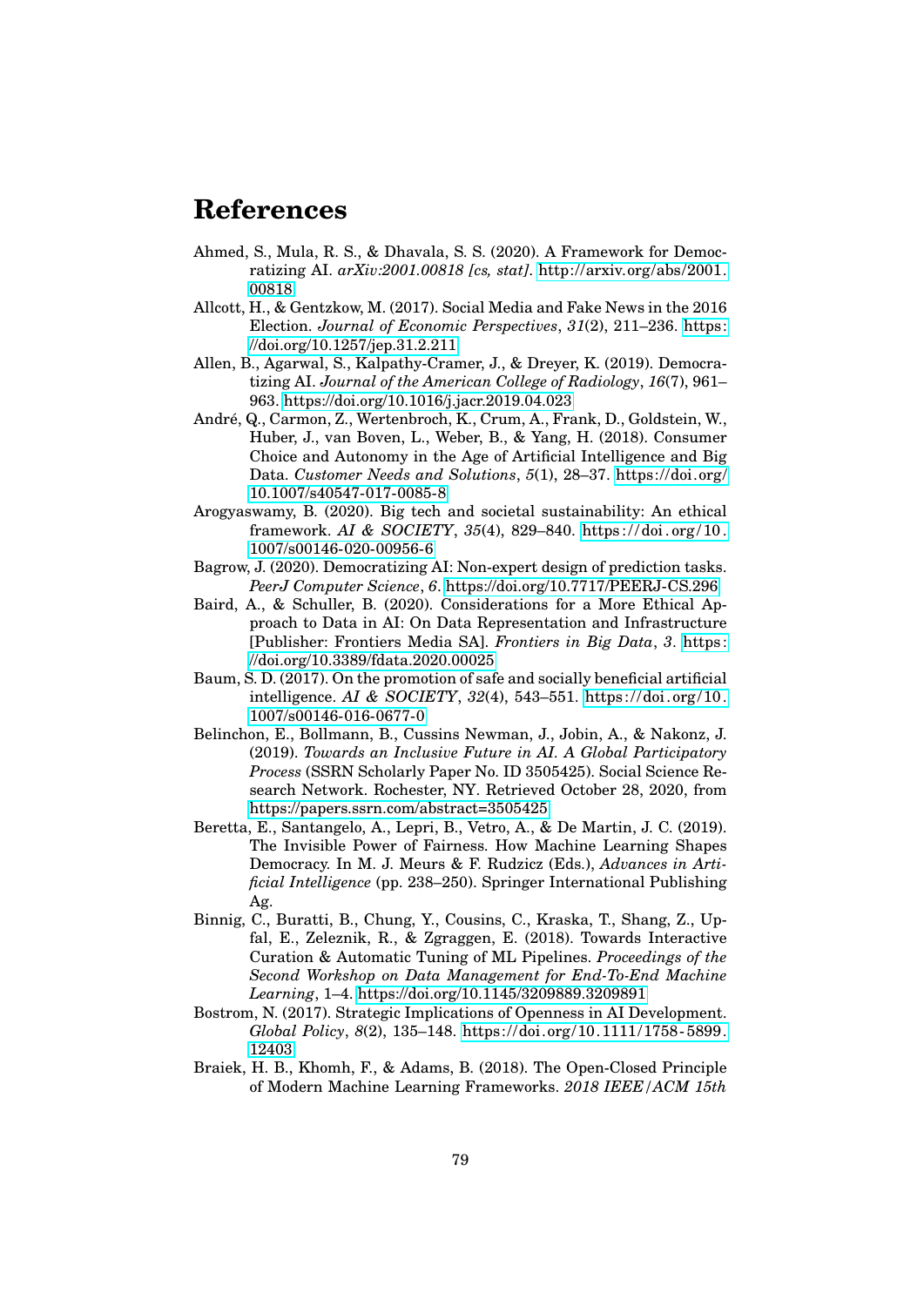# References

Ahmed, S., Mula, R. S., & Dhavala, S. S. (2020). A Framework for Democratizing AI. *arXiv:2001.00818 [cs, stat]*. http://arxiv.org/abs/2001.00818

Allcott, H., & Gentzkow, M. (2017). Social Media and Fake News in the 2016 Election. *Journal of Economic Perspectives*, *31*(2), 211–236. https://doi.org/10.1257/jep.31.2.211

Allen, B., Agarwal, S., Kalpathy-Cramer, J., & Dreyer, K. (2019). Democratizing AI. *Journal of the American College of Radiology*, *16*(7), 961–963. https://doi.org/10.1016/j.jacr.2019.04.023

André, Q., Carmon, Z., Wertenbroch, K., Crum, A., Frank, D., Goldstein, W., Huber, J., van Boven, L., Weber, B., & Yang, H. (2018). Consumer Choice and Autonomy in the Age of Artificial Intelligence and Big Data. *Customer Needs and Solutions*, *5*(1), 28–37. https://doi.org/10.1007/s40547-017-0085-8

Arogyaswamy, B. (2020). Big tech and societal sustainability: An ethical framework. *AI & SOCIETY*, *35*(4), 829–840. https://doi.org/10.1007/s00146-020-00956-6

Bagrow, J. (2020). Democratizing AI: Non-expert design of prediction tasks. *PeerJ Computer Science*, *6*. https://doi.org/10.7717/PEERJ-CS.296

Baird, A., & Schuller, B. (2020). Considerations for a More Ethical Approach to Data in AI: On Data Representation and Infrastructure [Publisher: Frontiers Media SA]. *Frontiers in Big Data*, *3*. https://doi.org/10.3389/fdata.2020.00025

Baum, S. D. (2017). On the promotion of safe and socially beneficial artificial intelligence. *AI & SOCIETY*, *32*(4), 543–551. https://doi.org/10.1007/s00146-016-0677-0

Belinchon, E., Bollmann, B., Cussins Newman, J., Jobin, A., & Nakonz, J. (2019). *Towards an Inclusive Future in AI. A Global Participatory Process* (SSRN Scholarly Paper No. ID 3505425). Social Science Research Network. Rochester, NY. Retrieved October 28, 2020, from https://papers.ssrn.com/abstract=3505425

Beretta, E., Santangelo, A., Lepri, B., Vetro, A., & De Martin, J. C. (2019). The Invisible Power of Fairness. How Machine Learning Shapes Democracy. In M. J. Meurs & F. Rudzicz (Eds.), *Advances in Artificial Intelligence* (pp. 238–250). Springer International Publishing Ag.

Binnig, C., Buratti, B., Chung, Y., Cousins, C., Kraska, T., Shang, Z., Upfal, E., Zeleznik, R., & Zgraggen, E. (2018). Towards Interactive Curation & Automatic Tuning of ML Pipelines. *Proceedings of the Second Workshop on Data Management for End-To-End Machine Learning*, 1–4. https://doi.org/10.1145/3209889.3209891

Bostrom, N. (2017). Strategic Implications of Openness in AI Development. *Global Policy*, *8*(2), 135–148. https://doi.org/10.1111/1758-5899.12403

Braiek, H. B., Khomh, F., & Adams, B. (2018). The Open-Closed Principle of Modern Machine Learning Frameworks. *2018 IEEE/ACM 15th*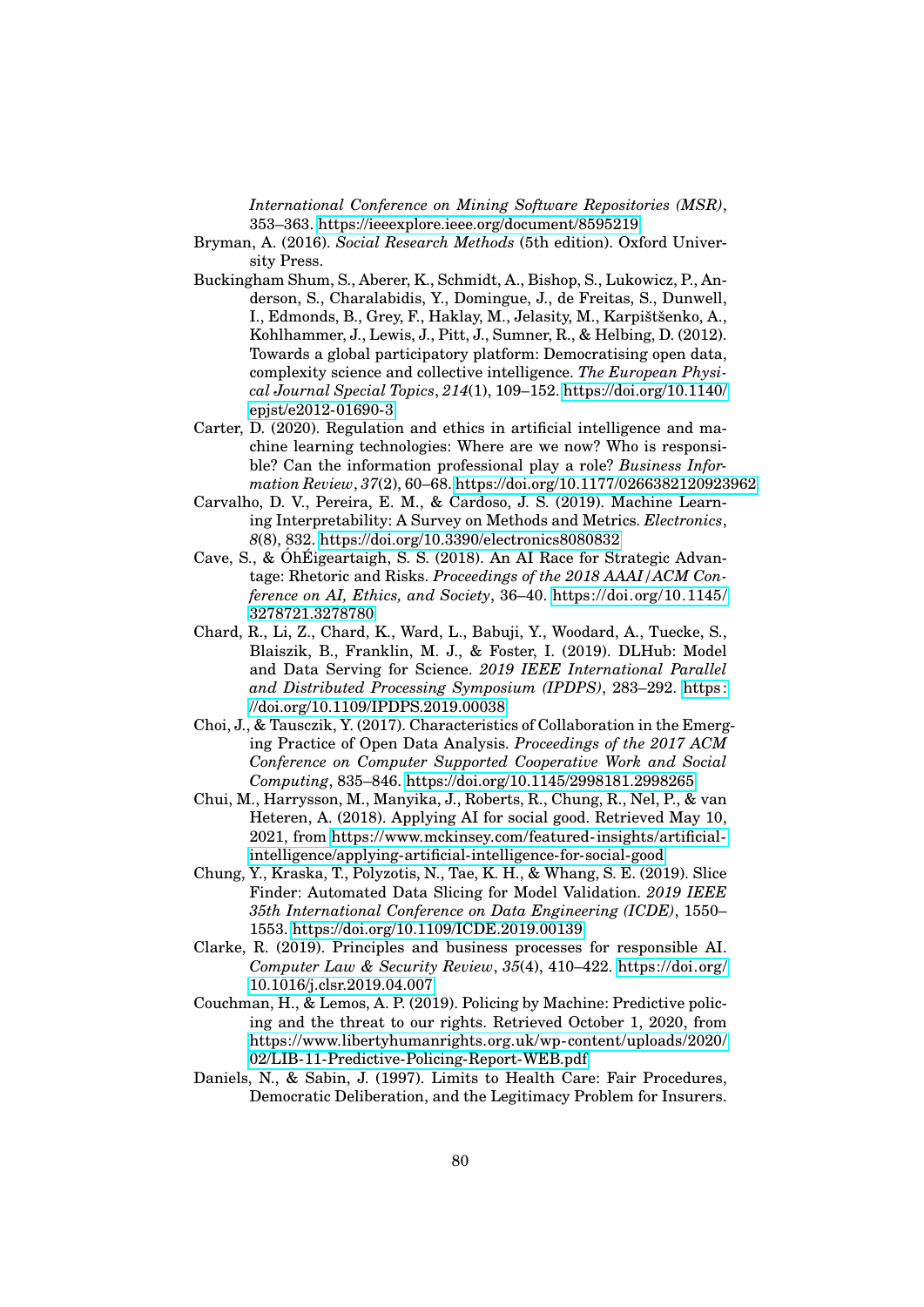International Conference on Mining Software Repositories (MSR)*, 353–363. https://ieeexplore.ieee.org/document/8595219

Bryman, A. (2016). *Social Research Methods* (5th edition). Oxford University Press.

Buckingham Shum, S., Aberer, K., Schmidt, A., Bishop, S., Lukowicz, P., Anderson, S., Charalabidis, Y., Domingue, J., de Freitas, S., Dunwell, I., Edmonds, B., Grey, F., Haklay, M., Jelasity, M., Karpištšenko, A., Kohlhammer, J., Lewis, J., Pitt, J., Sumner, R., & Helbing, D. (2012). Towards a global participatory platform: Democratising open data, complexity science and collective intelligence. *The European Physical Journal Special Topics*, *214*(1), 109–152. https://doi.org/10.1140/epjst/e2012-01690-3

Carter, D. (2020). Regulation and ethics in artificial intelligence and machine learning technologies: Where are we now? Who is responsible? Can the information professional play a role? *Business Information Review*, *37*(2), 60–68. https://doi.org/10.1177/0266382120923962

Carvalho, D. V., Pereira, E. M., & Cardoso, J. S. (2019). Machine Learning Interpretability: A Survey on Methods and Metrics. *Electronics*, *8*(8), 832. https://doi.org/10.3390/electronics8080832

Cave, S., & ÓhÉigeartaigh, S. S. (2018). An AI Race for Strategic Advantage: Rhetoric and Risks. *Proceedings of the 2018 AAAI/ACM Conference on AI, Ethics, and Society*, 36–40. https://doi.org/10.1145/3278721.3278780

Chard, R., Li, Z., Chard, K., Ward, L., Babuji, Y., Woodard, A., Tuecke, S., Blaiszik, B., Franklin, M. J., & Foster, I. (2019). DLHub: Model and Data Serving for Science. *2019 IEEE International Parallel and Distributed Processing Symposium (IPDPS)*, 283–292. https://doi.org/10.1109/IPDPS.2019.00038

Choi, J., & Tausczik, Y. (2017). Characteristics of Collaboration in the Emerging Practice of Open Data Analysis. *Proceedings of the 2017 ACM Conference on Computer Supported Cooperative Work and Social Computing*, 835–846. https://doi.org/10.1145/2998181.2998265

Chui, M., Harrysson, M., Manyika, J., Roberts, R., Chung, R., Nel, P., & van Heteren, A. (2018). Applying AI for social good. Retrieved May 10, 2021, from https://www.mckinsey.com/featured-insights/artificial-intelligence/applying-artificial-intelligence-for-social-good

Chung, Y., Kraska, T., Polyzotis, N., Tae, K. H., & Whang, S. E. (2019). Slice Finder: Automated Data Slicing for Model Validation. *2019 IEEE 35th International Conference on Data Engineering (ICDE)*, 1550–1553. https://doi.org/10.1109/ICDE.2019.00139

Clarke, R. (2019). Principles and business processes for responsible AI. *Computer Law & Security Review*, *35*(4), 410–422. https://doi.org/10.1016/j.clsr.2019.04.007

Couchman, H., & Lemos, A. P. (2019). Policing by Machine: Predictive policing and the threat to our rights. Retrieved October 1, 2020, from https://www.libertyhumanrights.org.uk/wp-content/uploads/2020/02/LIB-11-Predictive-Policing-Report-WEB.pdf

Daniels, N., & Sabin, J. (1997). Limits to Health Care: Fair Procedures, Democratic Deliberation, and the Legitimacy Problem for Insurers.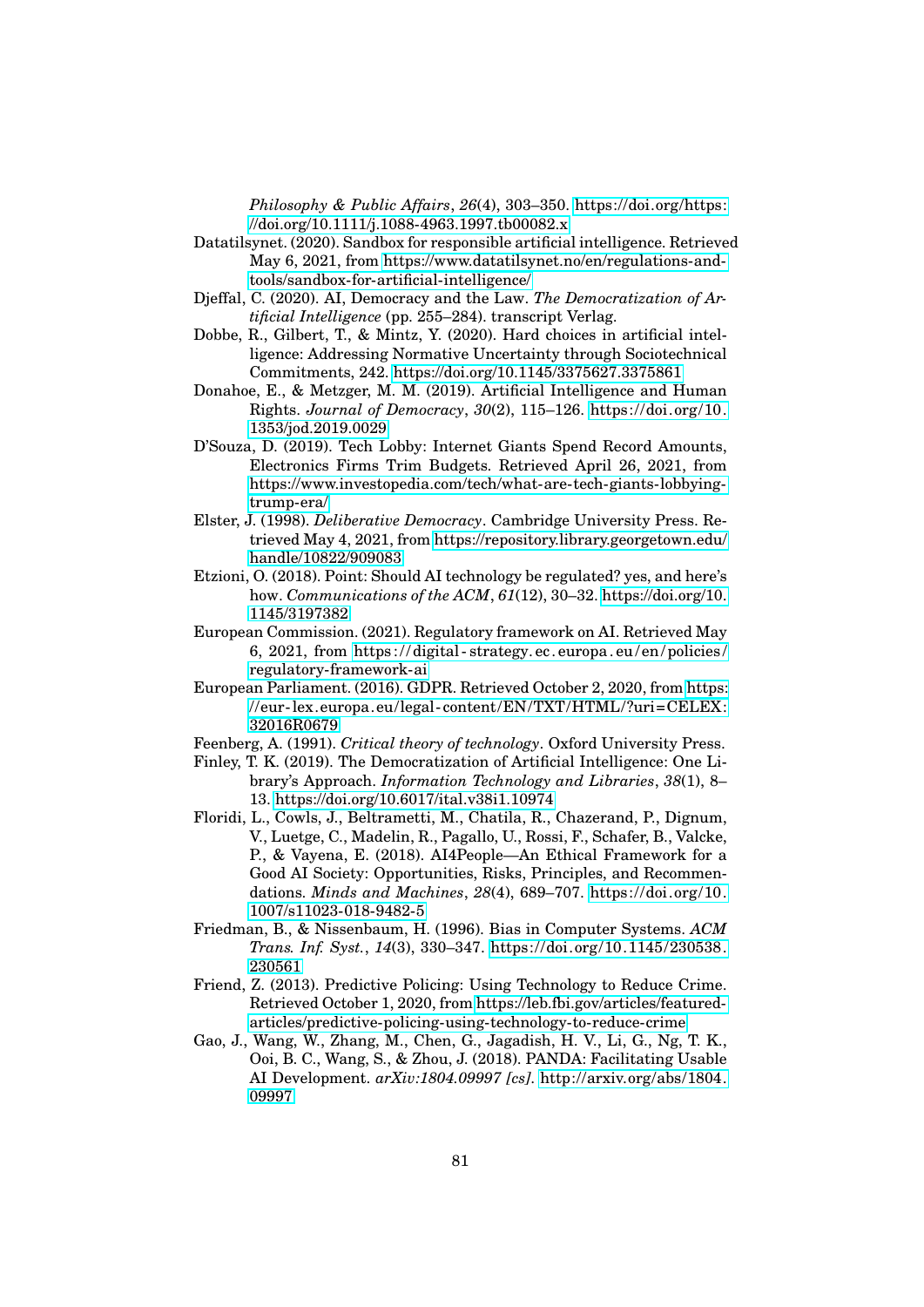*Philosophy & Public Affairs*, *26*(4), 303–350. https://doi.org/https://doi.org/10.1111/j.1088-4963.1997.tb00082.x

Datatilsynet. (2020). Sandbox for responsible artificial intelligence. Retrieved May 6, 2021, from https://www.datatilsynet.no/en/regulations-and-tools/sandbox-for-artificial-intelligence/

Djeffal, C. (2020). AI, Democracy and the Law. *The Democratization of Artificial Intelligence* (pp. 255–284). transcript Verlag.

Dobbe, R., Gilbert, T., & Mintz, Y. (2020). Hard choices in artificial intelligence: Addressing Normative Uncertainty through Sociotechnical Commitments, 242. https://doi.org/10.1145/3375627.3375861

Donahoe, E., & Metzger, M. M. (2019). Artificial Intelligence and Human Rights. *Journal of Democracy*, *30*(2), 115–126. https://doi.org/10.1353/jod.2019.0029

D'Souza, D. (2019). Tech Lobby: Internet Giants Spend Record Amounts, Electronics Firms Trim Budgets. Retrieved April 26, 2021, from https://www.investopedia.com/tech/what-are-tech-giants-lobbying-trump-era/

Elster, J. (1998). *Deliberative Democracy*. Cambridge University Press. Retrieved May 4, 2021, from https://repository.library.georgetown.edu/handle/10822/909083

Etzioni, O. (2018). Point: Should AI technology be regulated? yes, and here's how. *Communications of the ACM*, *61*(12), 30–32. https://doi.org/10.1145/3197382

European Commission. (2021). Regulatory framework on AI. Retrieved May 6, 2021, from https://digital-strategy.ec.europa.eu/en/policies/regulatory-framework-ai

European Parliament. (2016). GDPR. Retrieved October 2, 2020, from https://eur-lex.europa.eu/legal-content/EN/TXT/HTML/?uri=CELEX:32016R0679

Feenberg, A. (1991). *Critical theory of technology*. Oxford University Press.

Finley, T. K. (2019). The Democratization of Artificial Intelligence: One Library's Approach. *Information Technology and Libraries*, *38*(1), 8–13. https://doi.org/10.6017/ital.v38i1.10974

Floridi, L., Cowls, J., Beltrametti, M., Chatila, R., Chazerand, P., Dignum, V., Luetge, C., Madelin, R., Pagallo, U., Rossi, F., Schafer, B., Valcke, P., & Vayena, E. (2018). AI4People—An Ethical Framework for a Good AI Society: Opportunities, Risks, Principles, and Recommendations. *Minds and Machines*, *28*(4), 689–707. https://doi.org/10.1007/s11023-018-9482-5

Friedman, B., & Nissenbaum, H. (1996). Bias in Computer Systems. *ACM Trans. Inf. Syst.*, *14*(3), 330–347. https://doi.org/10.1145/230538.230561

Friend, Z. (2013). Predictive Policing: Using Technology to Reduce Crime. Retrieved October 1, 2020, from https://leb.fbi.gov/articles/featured-articles/predictive-policing-using-technology-to-reduce-crime

Gao, J., Wang, W., Zhang, M., Chen, G., Jagadish, H. V., Li, G., Ng, T. K., Ooi, B. C., Wang, S., & Zhou, J. (2018). PANDA: Facilitating Usable AI Development. *arXiv:1804.09997 [cs]*. http://arxiv.org/abs/1804.09997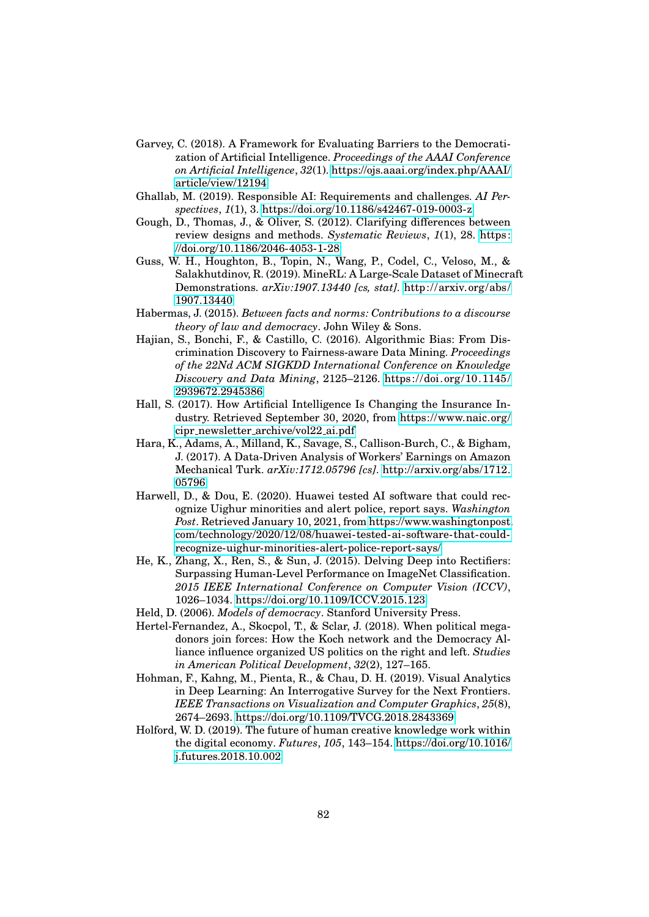Garvey, C. (2018). A Framework for Evaluating Barriers to the Democratization of Artificial Intelligence. *Proceedings of the AAAI Conference on Artificial Intelligence*, *32*(1). https://ojs.aaai.org/index.php/AAAI/article/view/12194

Ghallab, M. (2019). Responsible AI: Requirements and challenges. *AI Perspectives*, *1*(1), 3. https://doi.org/10.1186/s42467-019-0003-z

Gough, D., Thomas, J., & Oliver, S. (2012). Clarifying differences between review designs and methods. *Systematic Reviews*, *1*(1), 28. https://doi.org/10.1186/2046-4053-1-28

Guss, W. H., Houghton, B., Topin, N., Wang, P., Codel, C., Veloso, M., & Salakhutdinov, R. (2019). MineRL: A Large-Scale Dataset of Minecraft Demonstrations. *arXiv:1907.13440 [cs, stat]*. http://arxiv.org/abs/1907.13440

Habermas, J. (2015). *Between facts and norms: Contributions to a discourse theory of law and democracy*. John Wiley & Sons.

Hajian, S., Bonchi, F., & Castillo, C. (2016). Algorithmic Bias: From Discrimination Discovery to Fairness-aware Data Mining. *Proceedings of the 22Nd ACM SIGKDD International Conference on Knowledge Discovery and Data Mining*, 2125–2126. https://doi.org/10.1145/2939672.2945386

Hall, S. (2017). How Artificial Intelligence Is Changing the Insurance Industry. Retrieved September 30, 2020, from https://www.naic.org/cipr_newsletter_archive/vol22_ai.pdf

Hara, K., Adams, A., Milland, K., Savage, S., Callison-Burch, C., & Bigham, J. (2017). A Data-Driven Analysis of Workers' Earnings on Amazon Mechanical Turk. *arXiv:1712.05796 [cs]*. http://arxiv.org/abs/1712.05796

Harwell, D., & Dou, E. (2020). Huawei tested AI software that could recognize Uighur minorities and alert police, report says. *Washington Post*. Retrieved January 10, 2021, from https://www.washingtonpost.com/technology/2020/12/08/huawei-tested-ai-software-that-could-recognize-uighur-minorities-alert-police-report-says/

He, K., Zhang, X., Ren, S., & Sun, J. (2015). Delving Deep into Rectifiers: Surpassing Human-Level Performance on ImageNet Classification. *2015 IEEE International Conference on Computer Vision (ICCV)*, 1026–1034. https://doi.org/10.1109/ICCV.2015.123

Held, D. (2006). *Models of democracy*. Stanford University Press.

Hertel-Fernandez, A., Skocpol, T., & Sclar, J. (2018). When political megadonors join forces: How the Koch network and the Democracy Alliance influence organized US politics on the right and left. *Studies in American Political Development*, *32*(2), 127–165.

Hohman, F., Kahng, M., Pienta, R., & Chau, D. H. (2019). Visual Analytics in Deep Learning: An Interrogative Survey for the Next Frontiers. *IEEE Transactions on Visualization and Computer Graphics*, *25*(8), 2674–2693. https://doi.org/10.1109/TVCG.2018.2843369

Holford, W. D. (2019). The future of human creative knowledge work within the digital economy. *Futures*, *105*, 143–154. https://doi.org/10.1016/j.futures.2018.10.002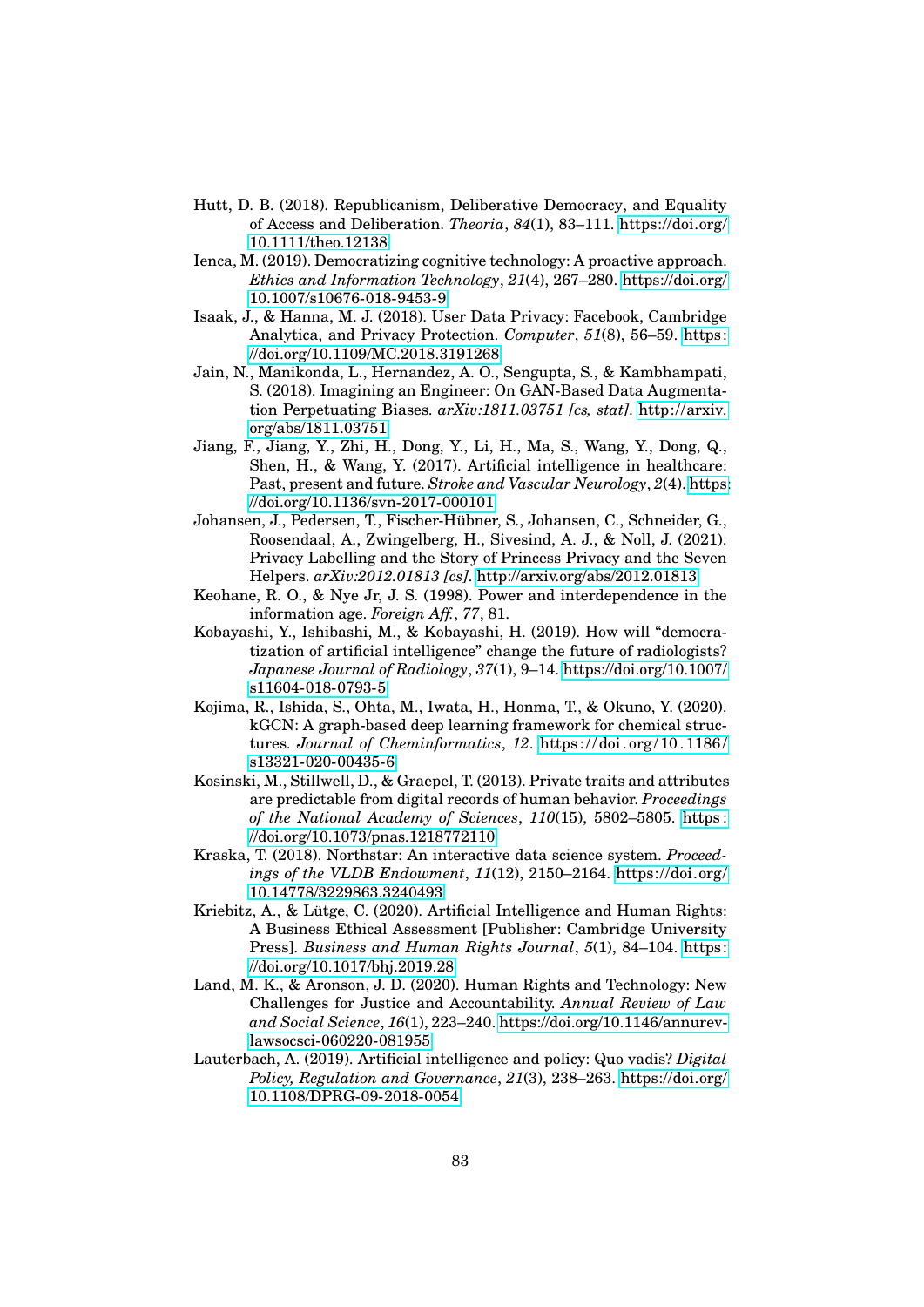Hutt, D. B. (2018). Republicanism, Deliberative Democracy, and Equality of Access and Deliberation. *Theoria*, *84*(1), 83–111. https://doi.org/10.1111/theo.12138

Ienca, M. (2019). Democratizing cognitive technology: A proactive approach. *Ethics and Information Technology*, *21*(4), 267–280. https://doi.org/10.1007/s10676-018-9453-9

Isaak, J., & Hanna, M. J. (2018). User Data Privacy: Facebook, Cambridge Analytica, and Privacy Protection. *Computer*, *51*(8), 56–59. https://doi.org/10.1109/MC.2018.3191268

Jain, N., Manikonda, L., Hernandez, A. O., Sengupta, S., & Kambhampati, S. (2018). Imagining an Engineer: On GAN-Based Data Augmentation Perpetuating Biases. *arXiv:1811.03751 [cs, stat]*. http://arxiv.org/abs/1811.03751

Jiang, F., Jiang, Y., Zhi, H., Dong, Y., Li, H., Ma, S., Wang, Y., Dong, Q., Shen, H., & Wang, Y. (2017). Artificial intelligence in healthcare: Past, present and future. *Stroke and Vascular Neurology*, *2*(4). https://doi.org/10.1136/svn-2017-000101

Johansen, J., Pedersen, T., Fischer-Hübner, S., Johansen, C., Schneider, G., Roosendaal, A., Zwingelberg, H., Sivesind, A. J., & Noll, J. (2021). Privacy Labelling and the Story of Princess Privacy and the Seven Helpers. *arXiv:2012.01813 [cs]*. http://arxiv.org/abs/2012.01813

Keohane, R. O., & Nye Jr, J. S. (1998). Power and interdependence in the information age. *Foreign Aff.*, *77*, 81.

Kobayashi, Y., Ishibashi, M., & Kobayashi, H. (2019). How will "democratization of artificial intelligence" change the future of radiologists? *Japanese Journal of Radiology*, *37*(1), 9–14. https://doi.org/10.1007/s11604-018-0793-5

Kojima, R., Ishida, S., Ohta, M., Iwata, H., Honma, T., & Okuno, Y. (2020). kGCN: A graph-based deep learning framework for chemical structures. *Journal of Cheminformatics*, *12*. https://doi.org/10.1186/s13321-020-00435-6

Kosinski, M., Stillwell, D., & Graepel, T. (2013). Private traits and attributes are predictable from digital records of human behavior. *Proceedings of the National Academy of Sciences*, *110*(15), 5802–5805. https://doi.org/10.1073/pnas.1218772110

Kraska, T. (2018). Northstar: An interactive data science system. *Proceedings of the VLDB Endowment*, *11*(12), 2150–2164. https://doi.org/10.14778/3229863.3240493

Kriebitz, A., & Lütge, C. (2020). Artificial Intelligence and Human Rights: A Business Ethical Assessment [Publisher: Cambridge University Press]. *Business and Human Rights Journal*, *5*(1), 84–104. https://doi.org/10.1017/bhj.2019.28

Land, M. K., & Aronson, J. D. (2020). Human Rights and Technology: New Challenges for Justice and Accountability. *Annual Review of Law and Social Science*, *16*(1), 223–240. https://doi.org/10.1146/annurev-lawsocsci-060220-081955

Lauterbach, A. (2019). Artificial intelligence and policy: Quo vadis? *Digital Policy, Regulation and Governance*, *21*(3), 238–263. https://doi.org/10.1108/DPRG-09-2018-0054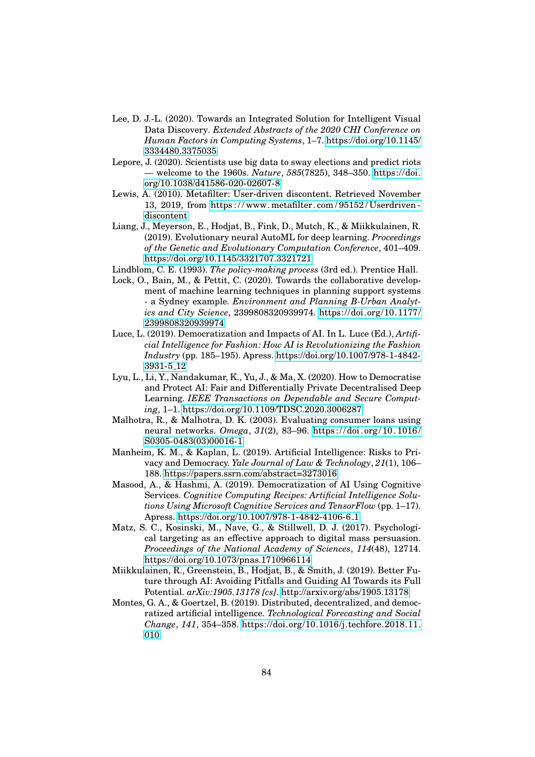Lee, D. J.-L. (2020). Towards an Integrated Solution for Intelligent Visual Data Discovery. *Extended Abstracts of the 2020 CHI Conference on Human Factors in Computing Systems*, 1–7. https://doi.org/10.1145/3334480.3375035

Lepore, J. (2020). Scientists use big data to sway elections and predict riots — welcome to the 1960s. *Nature*, *585*(7825), 348–350. https://doi.org/10.1038/d41586-020-02607-8

Lewis, A. (2010). Metafilter: User-driven discontent. Retrieved November 13, 2019, from https://www.metafilter.com/95152/Userdriven-discontent

Liang, J., Meyerson, E., Hodjat, B., Fink, D., Mutch, K., & Miikkulainen, R. (2019). Evolutionary neural AutoML for deep learning. *Proceedings of the Genetic and Evolutionary Computation Conference*, 401–409. https://doi.org/10.1145/3321707.3321721

Lindblom, C. E. (1993). *The policy-making process* (3rd ed.). Prentice Hall.

Lock, O., Bain, M., & Pettit, C. (2020). Towards the collaborative development of machine learning techniques in planning support systems - a Sydney example. *Environment and Planning B-Urban Analytics and City Science*, 2399808320939974. https://doi.org/10.1177/2399808320939974

Luce, L. (2019). Democratization and Impacts of AI. In L. Luce (Ed.), *Artificial Intelligence for Fashion: How AI is Revolutionizing the Fashion Industry* (pp. 185–195). Apress. https://doi.org/10.1007/978-1-4842-3931-5_12

Lyu, L., Li, Y., Nandakumar, K., Yu, J., & Ma, X. (2020). How to Democratise and Protect AI: Fair and Differentially Private Decentralised Deep Learning. *IEEE Transactions on Dependable and Secure Computing*, 1–1. https://doi.org/10.1109/TDSC.2020.3006287

Malhotra, R., & Malhotra, D. K. (2003). Evaluating consumer loans using neural networks. *Omega*, *31*(2), 83–96. https://doi.org/10.1016/S0305-0483(03)00016-1

Manheim, K. M., & Kaplan, L. (2019). Artificial Intelligence: Risks to Privacy and Democracy. *Yale Journal of Law & Technology*, *21*(1), 106–188. https://papers.ssrn.com/abstract=3273016

Masood, A., & Hashmi, A. (2019). Democratization of AI Using Cognitive Services. *Cognitive Computing Recipes: Artificial Intelligence Solutions Using Microsoft Cognitive Services and TensorFlow* (pp. 1–17). Apress. https://doi.org/10.1007/978-1-4842-4106-6_1

Matz, S. C., Kosinski, M., Nave, G., & Stillwell, D. J. (2017). Psychological targeting as an effective approach to digital mass persuasion. *Proceedings of the National Academy of Sciences*, *114*(48), 12714. https://doi.org/10.1073/pnas.1710966114

Miikkulainen, R., Greenstein, B., Hodjat, B., & Smith, J. (2019). Better Future through AI: Avoiding Pitfalls and Guiding AI Towards its Full Potential. *arXiv:1905.13178 [cs]*. http://arxiv.org/abs/1905.13178

Montes, G. A., & Goertzel, B. (2019). Distributed, decentralized, and democratized artificial intelligence. *Technological Forecasting and Social Change*, *141*, 354–358. https://doi.org/10.1016/j.techfore.2018.11.010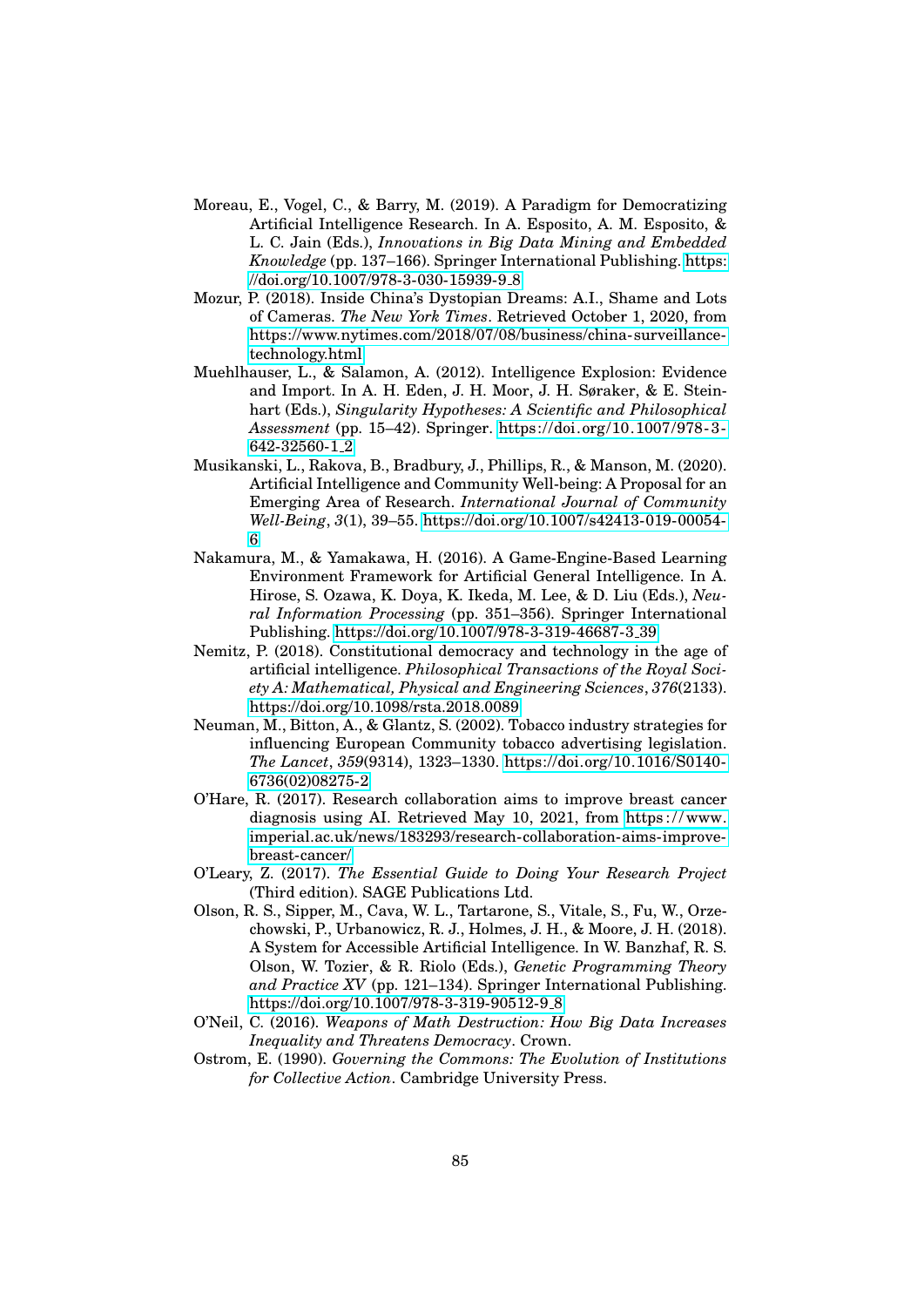Moreau, E., Vogel, C., & Barry, M. (2019). A Paradigm for Democratizing Artificial Intelligence Research. In A. Esposito, A. M. Esposito, & L. C. Jain (Eds.), *Innovations in Big Data Mining and Embedded Knowledge* (pp. 137–166). Springer International Publishing. https://doi.org/10.1007/978-3-030-15939-9_8

Mozur, P. (2018). Inside China's Dystopian Dreams: A.I., Shame and Lots of Cameras. *The New York Times*. Retrieved October 1, 2020, from https://www.nytimes.com/2018/07/08/business/china-surveillance-technology.html

Muehlhauser, L., & Salamon, A. (2012). Intelligence Explosion: Evidence and Import. In A. H. Eden, J. H. Moor, J. H. Søraker, & E. Steinhart (Eds.), *Singularity Hypotheses: A Scientific and Philosophical Assessment* (pp. 15–42). Springer. https://doi.org/10.1007/978-3-642-32560-1_2

Musikanski, L., Rakova, B., Bradbury, J., Phillips, R., & Manson, M. (2020). Artificial Intelligence and Community Well-being: A Proposal for an Emerging Area of Research. *International Journal of Community Well-Being*, *3*(1), 39–55. https://doi.org/10.1007/s42413-019-00054-6

Nakamura, M., & Yamakawa, H. (2016). A Game-Engine-Based Learning Environment Framework for Artificial General Intelligence. In A. Hirose, S. Ozawa, K. Doya, K. Ikeda, M. Lee, & D. Liu (Eds.), *Neural Information Processing* (pp. 351–356). Springer International Publishing. https://doi.org/10.1007/978-3-319-46687-3_39

Nemitz, P. (2018). Constitutional democracy and technology in the age of artificial intelligence. *Philosophical Transactions of the Royal Society A: Mathematical, Physical and Engineering Sciences*, *376*(2133). https://doi.org/10.1098/rsta.2018.0089

Neuman, M., Bitton, A., & Glantz, S. (2002). Tobacco industry strategies for influencing European Community tobacco advertising legislation. *The Lancet*, *359*(9314), 1323–1330. https://doi.org/10.1016/S0140-6736(02)08275-2

O'Hare, R. (2017). Research collaboration aims to improve breast cancer diagnosis using AI. Retrieved May 10, 2021, from https://www.imperial.ac.uk/news/183293/research-collaboration-aims-improve-breast-cancer/

O'Leary, Z. (2017). *The Essential Guide to Doing Your Research Project* (Third edition). SAGE Publications Ltd.

Olson, R. S., Sipper, M., Cava, W. L., Tartarone, S., Vitale, S., Fu, W., Orzechowski, P., Urbanowicz, R. J., Holmes, J. H., & Moore, J. H. (2018). A System for Accessible Artificial Intelligence. In W. Banzhaf, R. S. Olson, W. Tozier, & R. Riolo (Eds.), *Genetic Programming Theory and Practice XV* (pp. 121–134). Springer International Publishing. https://doi.org/10.1007/978-3-319-90512-9_8

O'Neil, C. (2016). *Weapons of Math Destruction: How Big Data Increases Inequality and Threatens Democracy*. Crown.

Ostrom, E. (1990). *Governing the Commons: The Evolution of Institutions for Collective Action*. Cambridge University Press.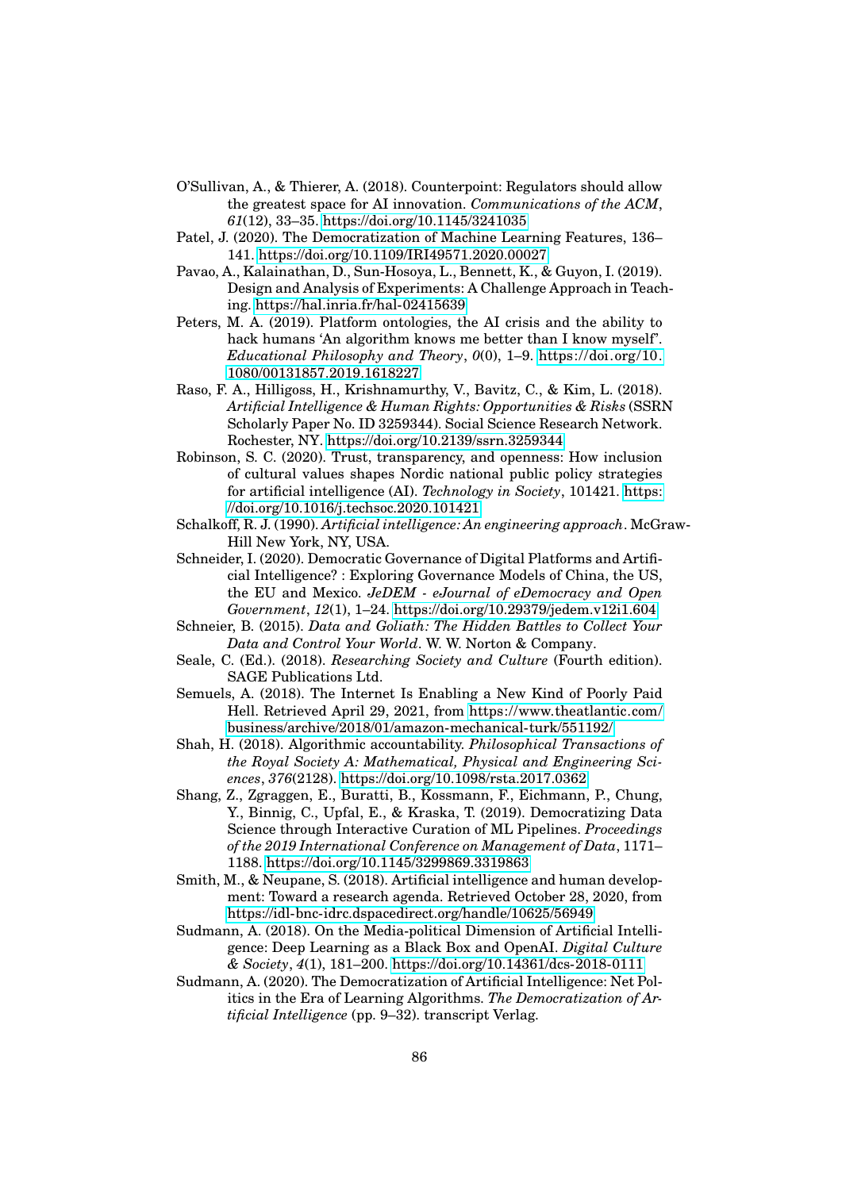O'Sullivan, A., & Thierer, A. (2018). Counterpoint: Regulators should allow the greatest space for AI innovation. *Communications of the ACM*, *61*(12), 33–35. https://doi.org/10.1145/3241035

Patel, J. (2020). The Democratization of Machine Learning Features, 136–141. https://doi.org/10.1109/IRI49571.2020.00027

Pavao, A., Kalainathan, D., Sun-Hosoya, L., Bennett, K., & Guyon, I. (2019). Design and Analysis of Experiments: A Challenge Approach in Teaching. https://hal.inria.fr/hal-02415639

Peters, M. A. (2019). Platform ontologies, the AI crisis and the ability to hack humans 'An algorithm knows me better than I know myself'. *Educational Philosophy and Theory*, *0*(0), 1–9. https://doi.org/10.1080/00131857.2019.1618227

Raso, F. A., Hilligoss, H., Krishnamurthy, V., Bavitz, C., & Kim, L. (2018). *Artificial Intelligence & Human Rights: Opportunities & Risks* (SSRN Scholarly Paper No. ID 3259344). Social Science Research Network. Rochester, NY. https://doi.org/10.2139/ssrn.3259344

Robinson, S. C. (2020). Trust, transparency, and openness: How inclusion of cultural values shapes Nordic national public policy strategies for artificial intelligence (AI). *Technology in Society*, 101421. https://doi.org/10.1016/j.techsoc.2020.101421

Schalkoff, R. J. (1990). *Artificial intelligence: An engineering approach*. McGraw-Hill New York, NY, USA.

Schneider, I. (2020). Democratic Governance of Digital Platforms and Artificial Intelligence? : Exploring Governance Models of China, the US, the EU and Mexico. *JeDEM - eJournal of eDemocracy and Open Government*, *12*(1), 1–24. https://doi.org/10.29379/jedem.v12i1.604

Schneier, B. (2015). *Data and Goliath: The Hidden Battles to Collect Your Data and Control Your World*. W. W. Norton & Company.

Seale, C. (Ed.). (2018). *Researching Society and Culture* (Fourth edition). SAGE Publications Ltd.

Semuels, A. (2018). The Internet Is Enabling a New Kind of Poorly Paid Hell. Retrieved April 29, 2021, from https://www.theatlantic.com/business/archive/2018/01/amazon-mechanical-turk/551192/

Shah, H. (2018). Algorithmic accountability. *Philosophical Transactions of the Royal Society A: Mathematical, Physical and Engineering Sciences*, *376*(2128). https://doi.org/10.1098/rsta.2017.0362

Shang, Z., Zgraggen, E., Buratti, B., Kossmann, F., Eichmann, P., Chung, Y., Binnig, C., Upfal, E., & Kraska, T. (2019). Democratizing Data Science through Interactive Curation of ML Pipelines. *Proceedings of the 2019 International Conference on Management of Data*, 1171–1188. https://doi.org/10.1145/3299869.3319863

Smith, M., & Neupane, S. (2018). Artificial intelligence and human development: Toward a research agenda. Retrieved October 28, 2020, from https://idl-bnc-idrc.dspacedirect.org/handle/10625/56949

Sudmann, A. (2018). On the Media-political Dimension of Artificial Intelligence: Deep Learning as a Black Box and OpenAI. *Digital Culture & Society*, *4*(1), 181–200. https://doi.org/10.14361/dcs-2018-0111

Sudmann, A. (2020). The Democratization of Artificial Intelligence: Net Politics in the Era of Learning Algorithms. *The Democratization of Artificial Intelligence* (pp. 9–32). transcript Verlag.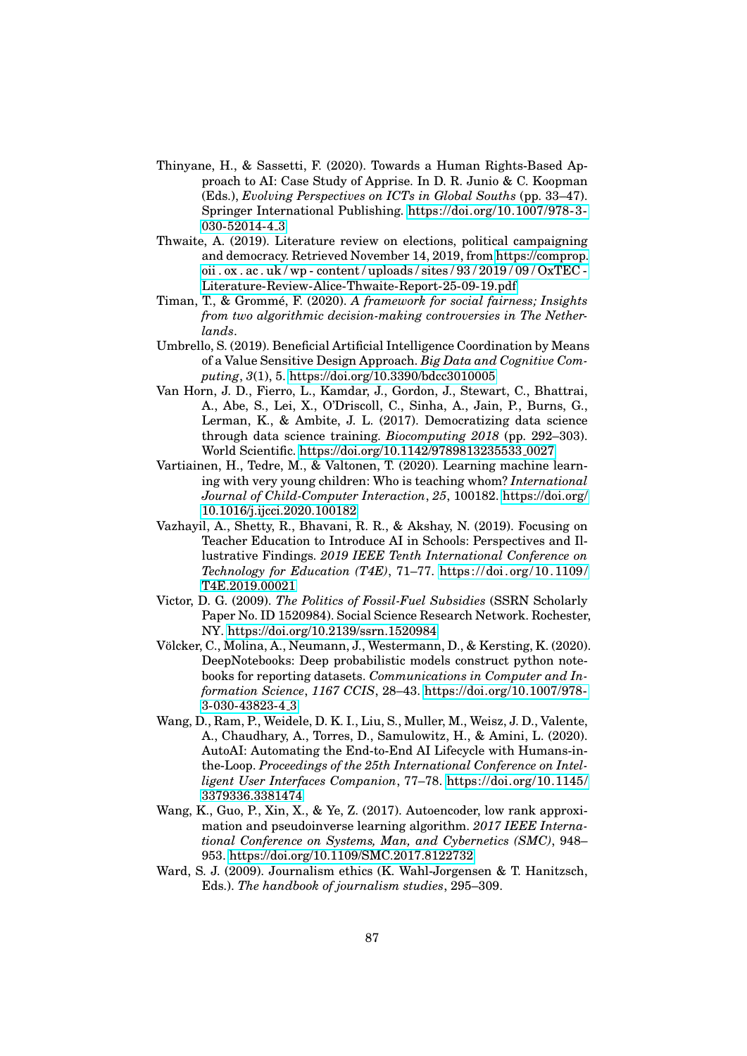Thinyane, H., & Sassetti, F. (2020). Towards a Human Rights-Based Approach to AI: Case Study of Apprise. In D. R. Junio & C. Koopman (Eds.), *Evolving Perspectives on ICTs in Global Souths* (pp. 33–47). Springer International Publishing. https://doi.org/10.1007/978-3-030-52014-4_3

Thwaite, A. (2019). Literature review on elections, political campaigning and democracy. Retrieved November 14, 2019, from https://comprop.oii.ox.ac.uk/wp-content/uploads/sites/93/2019/09/OxTEC-Literature-Review-Alice-Thwaite-Report-25-09-19.pdf

Timan, T., & Grommé, F. (2020). *A framework for social fairness; Insights from two algorithmic decision-making controversies in The Netherlands*.

Umbrello, S. (2019). Beneficial Artificial Intelligence Coordination by Means of a Value Sensitive Design Approach. *Big Data and Cognitive Computing*, *3*(1), 5. https://doi.org/10.3390/bdcc3010005

Van Horn, J. D., Fierro, L., Kamdar, J., Gordon, J., Stewart, C., Bhattrai, A., Abe, S., Lei, X., O'Driscoll, C., Sinha, A., Jain, P., Burns, G., Lerman, K., & Ambite, J. L. (2017). Democratizing data science through data science training. *Biocomputing 2018* (pp. 292–303). World Scientific. https://doi.org/10.1142/9789813235533_0027

Vartiainen, H., Tedre, M., & Valtonen, T. (2020). Learning machine learning with very young children: Who is teaching whom? *International Journal of Child-Computer Interaction*, *25*, 100182. https://doi.org/10.1016/j.ijcci.2020.100182

Vazhayil, A., Shetty, R., Bhavani, R. R., & Akshay, N. (2019). Focusing on Teacher Education to Introduce AI in Schools: Perspectives and Illustrative Findings. *2019 IEEE Tenth International Conference on Technology for Education (T4E)*, 71–77. https://doi.org/10.1109/T4E.2019.00021

Victor, D. G. (2009). *The Politics of Fossil-Fuel Subsidies* (SSRN Scholarly Paper No. ID 1520984). Social Science Research Network. Rochester, NY. https://doi.org/10.2139/ssrn.1520984

Völcker, C., Molina, A., Neumann, J., Westermann, D., & Kersting, K. (2020). DeepNotebooks: Deep probabilistic models construct python notebooks for reporting datasets. *Communications in Computer and Information Science*, *1167 CCIS*, 28–43. https://doi.org/10.1007/978-3-030-43823-4_3

Wang, D., Ram, P., Weidele, D. K. I., Liu, S., Muller, M., Weisz, J. D., Valente, A., Chaudhary, A., Torres, D., Samulowitz, H., & Amini, L. (2020). AutoAI: Automating the End-to-End AI Lifecycle with Humans-in-the-Loop. *Proceedings of the 25th International Conference on Intelligent User Interfaces Companion*, 77–78. https://doi.org/10.1145/3379336.3381474

Wang, K., Guo, P., Xin, X., & Ye, Z. (2017). Autoencoder, low rank approximation and pseudoinverse learning algorithm. *2017 IEEE International Conference on Systems, Man, and Cybernetics (SMC)*, 948–953. https://doi.org/10.1109/SMC.2017.8122732

Ward, S. J. (2009). Journalism ethics (K. Wahl-Jorgensen & T. Hanitzsch, Eds.). *The handbook of journalism studies*, 295–309.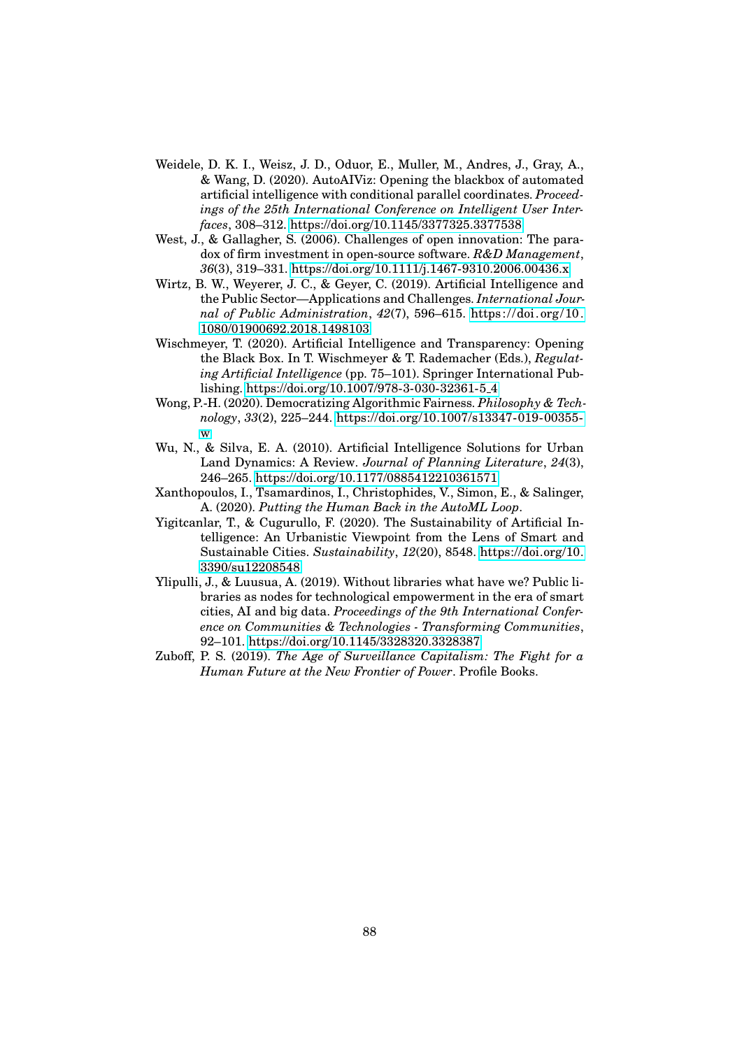Weidele, D. K. I., Weisz, J. D., Oduor, E., Muller, M., Andres, J., Gray, A., & Wang, D. (2020). AutoAIViz: Opening the blackbox of automated artificial intelligence with conditional parallel coordinates. *Proceedings of the 25th International Conference on Intelligent User Interfaces*, 308–312. https://doi.org/10.1145/3377325.3377538

West, J., & Gallagher, S. (2006). Challenges of open innovation: The paradox of firm investment in open-source software. *R&D Management*, *36*(3), 319–331. https://doi.org/10.1111/j.1467-9310.2006.00436.x

Wirtz, B. W., Weyerer, J. C., & Geyer, C. (2019). Artificial Intelligence and the Public Sector—Applications and Challenges. *International Journal of Public Administration*, *42*(7), 596–615. https://doi.org/10.1080/01900692.2018.1498103

Wischmeyer, T. (2020). Artificial Intelligence and Transparency: Opening the Black Box. In T. Wischmeyer & T. Rademacher (Eds.), *Regulating Artificial Intelligence* (pp. 75–101). Springer International Publishing. https://doi.org/10.1007/978-3-030-32361-5_4

Wong, P.-H. (2020). Democratizing Algorithmic Fairness. *Philosophy & Technology*, *33*(2), 225–244. https://doi.org/10.1007/s13347-019-00355-w

Wu, N., & Silva, E. A. (2010). Artificial Intelligence Solutions for Urban Land Dynamics: A Review. *Journal of Planning Literature*, *24*(3), 246–265. https://doi.org/10.1177/0885412210361571

Xanthopoulos, I., Tsamardinos, I., Christophides, V., Simon, E., & Salinger, A. (2020). *Putting the Human Back in the AutoML Loop*.

Yigitcanlar, T., & Cugurullo, F. (2020). The Sustainability of Artificial Intelligence: An Urbanistic Viewpoint from the Lens of Smart and Sustainable Cities. *Sustainability*, *12*(20), 8548. https://doi.org/10.3390/su12208548

Ylipulli, J., & Luusua, A. (2019). Without libraries what have we? Public libraries as nodes for technological empowerment in the era of smart cities, AI and big data. *Proceedings of the 9th International Conference on Communities & Technologies - Transforming Communities*, 92–101. https://doi.org/10.1145/3328320.3328387

Zuboff, P. S. (2019). *The Age of Surveillance Capitalism: The Fight for a Human Future at the New Frontier of Power*. Profile Books.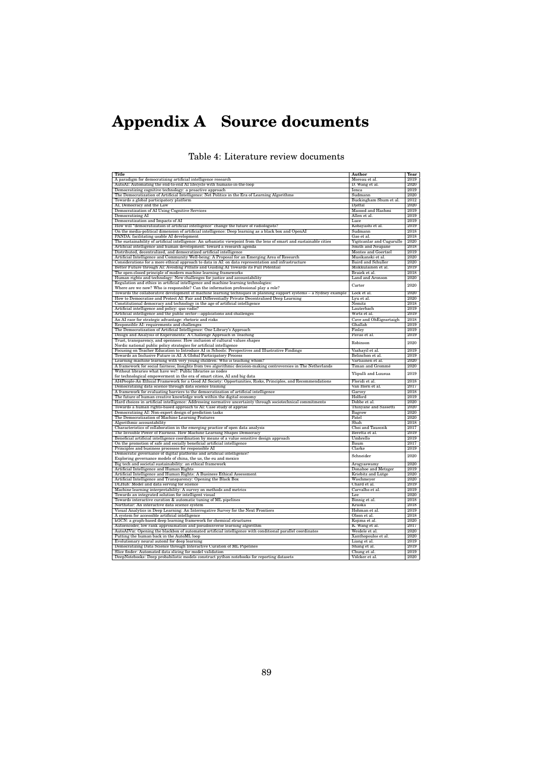# Appendix A Source documents

Table 4: Literature review documents

| Title | Author | Year |
|---|---|---|
| A paradigm for democratizing artificial intelligence research | Moreau et al. | 2019 |
| AutoAI: Automating the end-to-end AI lifecycle with humans-in-the-loop | D. Wang et al. | 2020 |
| Democratizing cognitive technology: a proactive approach | Ienca | 2019 |
| The Democratization of Artificial Intelligence: Net Politics in the Era of Learning Algorithms | Sudmann | 2020 |
| Towards a global participatory platform | Buckingham Shum et al. | 2012 |
| AI, Democracy and the Law | Djeffal | 2020 |
| Democratization of AI Using Cognitive Services | Masood and Hashmi | 2019 |
| Democratizing AI | Allen et al. | 2019 |
| Democratization and Impacts of AI | Luce | 2019 |
| How will "democratization of artificial intelligence" change the future of radiologists? | Kobayashi et al. | 2019 |
| On the media-political dimension of artificial intelligence: Deep learning as a black box and OpenAI | Sudmann | 2018 |
| PANDA: facilitating usable AI development | Gao et al. | 2018 |
| The sustainability of artificial intelligence: An urbanistic viewpoint from the lens of smart and sustainable cities | Yigitcanlar and Cugurullo | 2020 |
| Artificial intelligence and human development: toward a research agenda | Smith and Neupane | 2018 |
| Distributed, decentralized, and democratized artificial intelligence | Montes and Goertzel | 2019 |
| Artificial Intelligence and Community Well-being: A Proposal for an Emerging Area of Research | Musikanski et al. | 2020 |
| Considerations for a more ethical approach to data in AI: on data representation and infrastructure | Baird and Schuller | 2020 |
| Better Future through AI: Avoiding Pitfalls and Guiding AI Towards its Full Potential | Miikkulainen et al. | 2019 |
| The open-closed principle of modern machine learning frameworks | Braiek et al. | 2018 |
| Human rights and technology: New challenges for justice and accountability | Land and Aronson | 2020 |
| Regulation and ethics in artificial intelligence and machine learning technologies: Where are we now? Who is responsible? Can the information professional play a role? | Carter | 2020 |
| Towards the collaborative development of machine learning techniques in planning support systems – a Sydney example | Lock et al. | 2020 |
| How to Democratise and Protect AI: Fair and Differentially Private Decentralised Deep Learning | Lyu et al. | 2020 |
| Constitutional democracy and technology in the age of artificial intelligence | Nemitz | 2018 |
| Artificial intelligence and policy: quo vadis? | Lauterbach | 2019 |
| Artificial intelligence and the public sector—applications and challenges | Wirtz et al. | 2019 |
| An AI race for strategic advantage: rhetoric and risks | Cave and OhEigeartaigh | 2018 |
| Responsible AI: requirements and challenges | Ghallab | 2019 |
| The Democratization of Artificial Intelligence: One Library's Approach | Finley | 2019 |
| Design and Analysis of Experiments: A Challenge Approach in Teaching | Pavao et al. | 2019 |
| Trust, transparency, and openness: How inclusion of cultural values shapes Nordic national public policy strategies for artificial intelligence | Robinson | 2020 |
| Focusing on Teacher Education to Introduce AI in Schools: Perspectives and Illustrative Findings | Vazhayil et al. | 2019 |
| Towards an Inclusive Future in AI: A Global Participatory Process | Belinchon et al. | 2019 |
| Learning machine learning with very young children: Who is teaching whom? | Vartiainen et al. | 2020 |
| A framework for social fairness; Insights from two algorithmic decision-making controversies in The Netherlands | Timan and Grommé | 2020 |
| Without libraries what have we?: Public libraries as nodes for technological empowerment in the era of smart cities, AI and big data | Ylipulli and Luusua | 2019 |
| AI4People-An Ethical Framework for a Good AI Society: Opportunities, Risks, Principles, and Recommendations | Floridi et al. | 2018 |
| Democratizing data science through data science training | Van Horn et al. | 2017 |
| A framework for evaluating barriers to the democratization of artificial intelligence | Garvey | 2018 |
| The future of human creative knowledge work within the digital economy | Holford | 2019 |
| Hard choices in artificial intelligence: Addressing normative uncertainty through sociotechnical commitments | Dobbe et al. | 2020 |
| Towards a human rights-based approach to AI: Case study of apprise | Thinyane and Sassetti | 2020 |
| Democratizing AI: Non-expert design of prediction tasks | Bagrow | 2020 |
| The Democratization of Machine Learning Features | Patel | 2020 |
| Algorithmic accountability | Shah | 2018 |
| Characteristics of collaboration in the emerging practice of open data analysis | Choi and Tausczik | 2017 |
| The Invisible Power of Fairness. How Machine Learning Shapes Democracy | Beretta et al. | 2019 |
| Beneficial artificial intelligence coordination by means of a value sensitive design approach | Umbrello | 2019 |
| On the promotion of safe and socially beneficial artificial intelligence | Baum | 2017 |
| Principles and business processes for responsible AI | Clarke | 2019 |
| Democratic governance of digital platforms and artificial intelligence? Exploring governance models of china, the us, the eu and mexico | Schneider | 2020 |
| Big tech and societal sustainability: an ethical framework | Arogyaswamy | 2020 |
| Artificial Intelligence and Human Rights | Donahoe and Metzger | 2019 |
| Artificial Intelligence and Human Rights: A Business Ethical Assessment | Kriebitz and Lutge | 2020 |
| Artificial Intelligence and Transparency: Opening the Black Box | Wischmeyer | 2020 |
| DLHub: Model and data serving for science | Chard et al. | 2019 |
| Machine learning interpretability: A survey on methods and metrics | Carvalho et al. | 2019 |
| Towards an integrated solution for intelligent visual | Lee | 2020 |
| Towards interactive curation & automatic tuning of ML pipelines | Binnig et al. | 2018 |
| Northstar: An interactive data science system | Kraska | 2018 |
| Visual Analytics in Deep Learning: An Interrogative Survey for the Next Frontiers | Hohman et al. | 2019 |
| A system for accessible artificial intelligence | Olson et al. | 2018 |
| kGCN: a graph-based deep learning framework for chemical structures | Kojima et al. | 2020 |
| Autoencoder, low rank approximation and pseudoinverse learning algorithm | K. Wang et al. | 2017 |
| AutoAIViz: Opening the blackbox of automated artificial intelligence with conditional parallel coordinates | Weidele et al. | 2020 |
| Putting the human back in the AutoML loop | Xanthopoulos et al. | 2020 |
| Evolutionary neural automl for deep learning | Liang et al. | 2019 |
| Democratizing Data Science through Interactive Curation of ML Pipelines | Shang et al. | 2019 |
| Slice finder: Automated data slicing for model validation | Chung et al. | 2019 |
| DeepNotebooks: Deep probabilistic models construct python notebooks for reporting datasets | Völcker et al. | 2020 |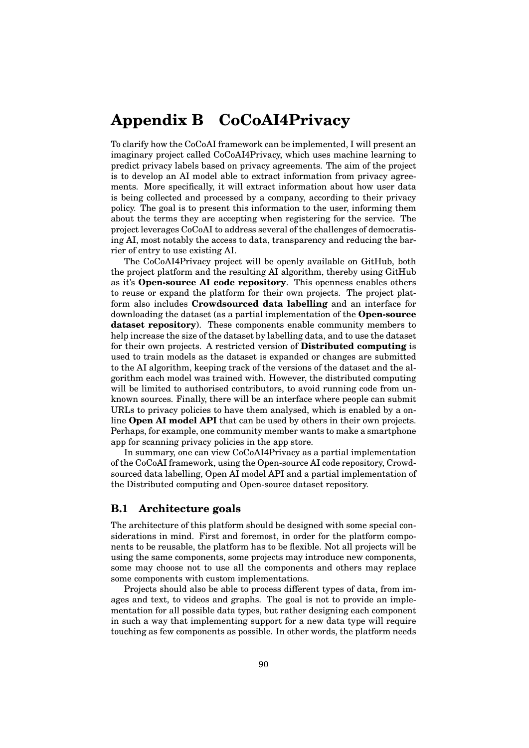# Appendix B CoCoAI4Privacy

To clarify how the CoCoAI framework can be implemented, I will present an imaginary project called CoCoAI4Privacy, which uses machine learning to predict privacy labels based on privacy agreements. The aim of the project is to develop an AI model able to extract information from privacy agreements. More specifically, it will extract information about how user data is being collected and processed by a company, according to their privacy policy. The goal is to present this information to the user, informing them about the terms they are accepting when registering for the service. The project leverages CoCoAI to address several of the challenges of democratising AI, most notably the access to data, transparency and reducing the barrier of entry to use existing AI.

The CoCoAI4Privacy project will be openly available on GitHub, both the project platform and the resulting AI algorithm, thereby using GitHub as it's **Open-source AI code repository**. This openness enables others to reuse or expand the platform for their own projects. The project platform also includes **Crowdsourced data labelling** and an interface for downloading the dataset (as a partial implementation of the **Open-source dataset repository**). These components enable community members to help increase the size of the dataset by labelling data, and to use the dataset for their own projects. A restricted version of **Distributed computing** is used to train models as the dataset is expanded or changes are submitted to the AI algorithm, keeping track of the versions of the dataset and the algorithm each model was trained with. However, the distributed computing will be limited to authorised contributors, to avoid running code from unknown sources. Finally, there will be an interface where people can submit URLs to privacy policies to have them analysed, which is enabled by a online **Open AI model API** that can be used by others in their own projects. Perhaps, for example, one community member wants to make a smartphone app for scanning privacy policies in the app store.

In summary, one can view CoCoAI4Privacy as a partial implementation of the CoCoAI framework, using the Open-source AI code repository, Crowdsourced data labelling, Open AI model API and a partial implementation of the Distributed computing and Open-source dataset repository.

## B.1 Architecture goals

The architecture of this platform should be designed with some special considerations in mind. First and foremost, in order for the platform components to be reusable, the platform has to be flexible. Not all projects will be using the same components, some projects may introduce new components, some may choose not to use all the components and others may replace some components with custom implementations.

Projects should also be able to process different types of data, from images and text, to videos and graphs. The goal is not to provide an implementation for all possible data types, but rather designing each component in such a way that implementing support for a new data type will require touching as few components as possible. In other words, the platform needs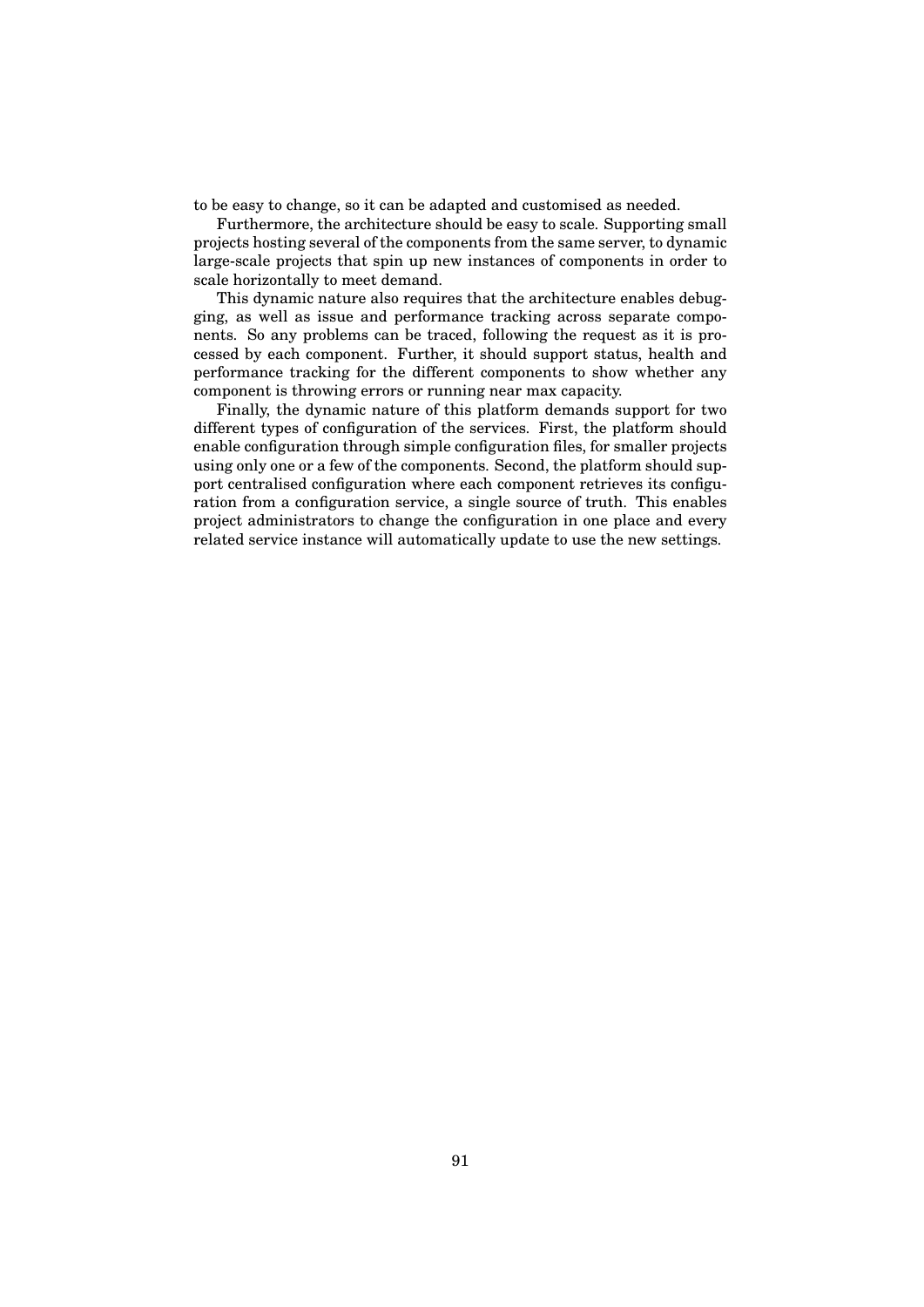to be easy to change, so it can be adapted and customised as needed.

Furthermore, the architecture should be easy to scale. Supporting small projects hosting several of the components from the same server, to dynamic large-scale projects that spin up new instances of components in order to scale horizontally to meet demand.

This dynamic nature also requires that the architecture enables debugging, as well as issue and performance tracking across separate components. So any problems can be traced, following the request as it is processed by each component. Further, it should support status, health and performance tracking for the different components to show whether any component is throwing errors or running near max capacity.

Finally, the dynamic nature of this platform demands support for two different types of configuration of the services. First, the platform should enable configuration through simple configuration files, for smaller projects using only one or a few of the components. Second, the platform should support centralised configuration where each component retrieves its configuration from a configuration service, a single source of truth. This enables project administrators to change the configuration in one place and every related service instance will automatically update to use the new settings.